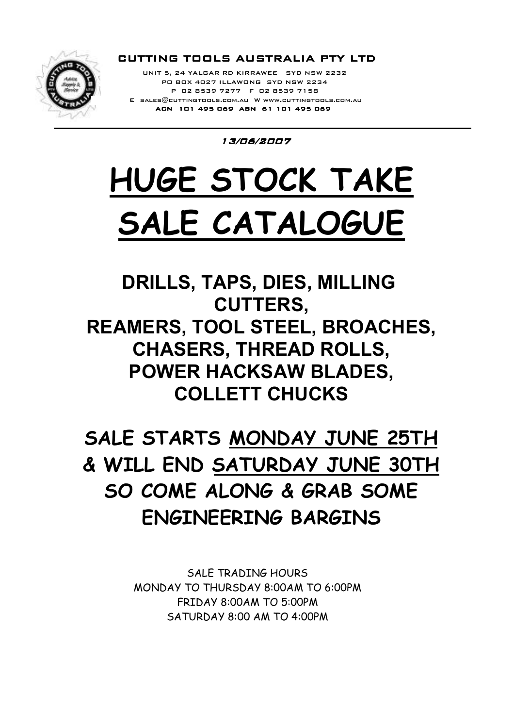**CUTTING TOOLS AUSTRALIA PTY LTD**

UNIT 5, 24 YALGAR RD KIRRAWEE SYD NSW 2232
PO BOX 4027 ILLAWONG SYD NSW 2234
P 02 8539 7277 F 02 8539 7158
E sales@cuttingtools.com.au W www.cuttingtools.com.au
**ACN 101 495 069 ABN 61 101 495 069**

*13/06/2007*

# HUGE STOCK TAKE SALE CATALOGUE

## DRILLS, TAPS, DIES, MILLING CUTTERS, REAMERS, TOOL STEEL, BROACHES, CHASERS, THREAD ROLLS, POWER HACKSAW BLADES, COLLETT CHUCKS

## SALE STARTS MONDAY JUNE 25TH & WILL END SATURDAY JUNE 30TH SO COME ALONG & GRAB SOME ENGINEERING BARGINS

SALE TRADING HOURS
MONDAY TO THURSDAY 8:00AM TO 6:00PM
FRIDAY 8:00AM TO 5:00PM
SATURDAY 8:00 AM TO 4:00PM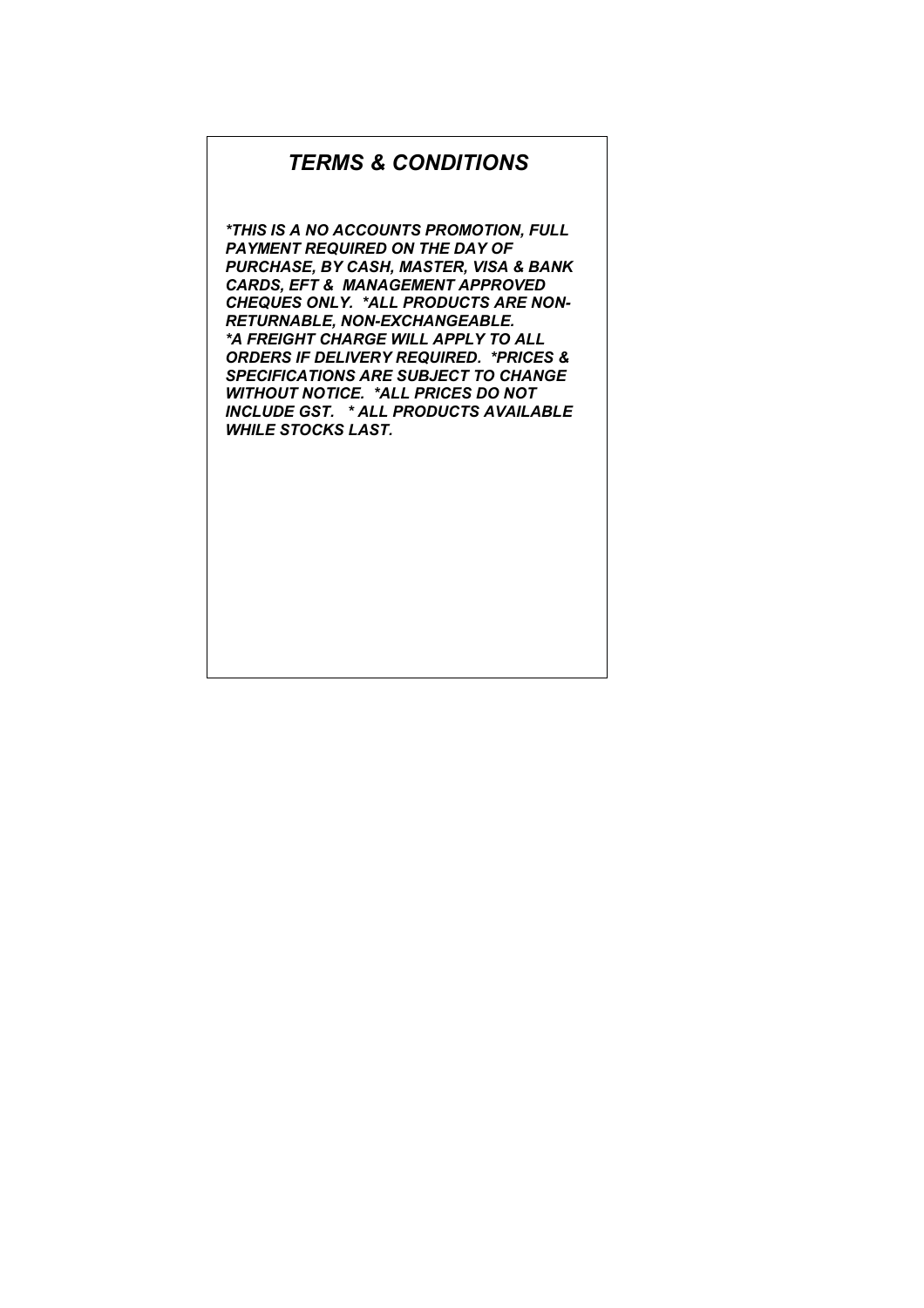# *TERMS & CONDITIONS*

***THIS IS A NO ACCOUNTS PROMOTION, FULL PAYMENT REQUIRED ON THE DAY OF PURCHASE, BY CASH, MASTER, VISA & BANK CARDS, EFT & MANAGEMENT APPROVED CHEQUES ONLY. *ALL PRODUCTS ARE NON-RETURNABLE, NON-EXCHANGEABLE. *A FREIGHT CHARGE WILL APPLY TO ALL ORDERS IF DELIVERY REQUIRED. *PRICES & SPECIFICATIONS ARE SUBJECT TO CHANGE WITHOUT NOTICE. *ALL PRICES DO NOT INCLUDE GST. * ALL PRODUCTS AVAILABLE WHILE STOCKS LAST.***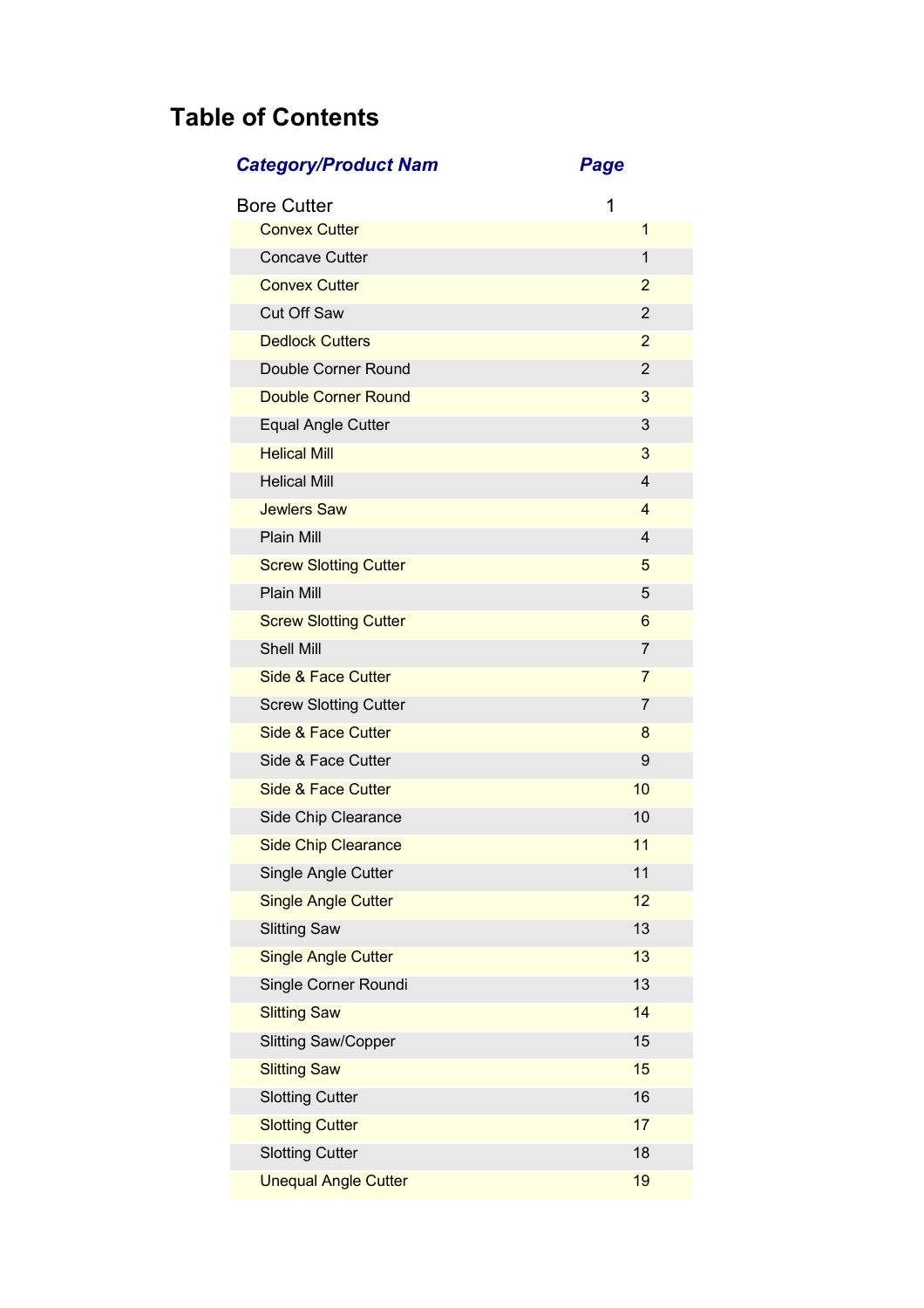# Table of Contents

| *Category/Product Nam* | *Page* |
| --- | --- |
| Bore Cutter | 1 |
| Convex Cutter | 1 |
| Concave Cutter | 1 |
| Convex Cutter | 2 |
| Cut Off Saw | 2 |
| Dedlock Cutters | 2 |
| Double Corner Round | 2 |
| Double Corner Round | 3 |
| Equal Angle Cutter | 3 |
| Helical Mill | 3 |
| Helical Mill | 4 |
| Jewlers Saw | 4 |
| Plain Mill | 4 |
| Screw Slotting Cutter | 5 |
| Plain Mill | 5 |
| Screw Slotting Cutter | 6 |
| Shell Mill | 7 |
| Side & Face Cutter | 7 |
| Screw Slotting Cutter | 7 |
| Side & Face Cutter | 8 |
| Side & Face Cutter | 9 |
| Side & Face Cutter | 10 |
| Side Chip Clearance | 10 |
| Side Chip Clearance | 11 |
| Single Angle Cutter | 11 |
| Single Angle Cutter | 12 |
| Slitting Saw | 13 |
| Single Angle Cutter | 13 |
| Single Corner Roundi | 13 |
| Slitting Saw | 14 |
| Slitting Saw/Copper | 15 |
| Slitting Saw | 15 |
| Slotting Cutter | 16 |
| Slotting Cutter | 17 |
| Slotting Cutter | 18 |
| Unequal Angle Cutter | 19 |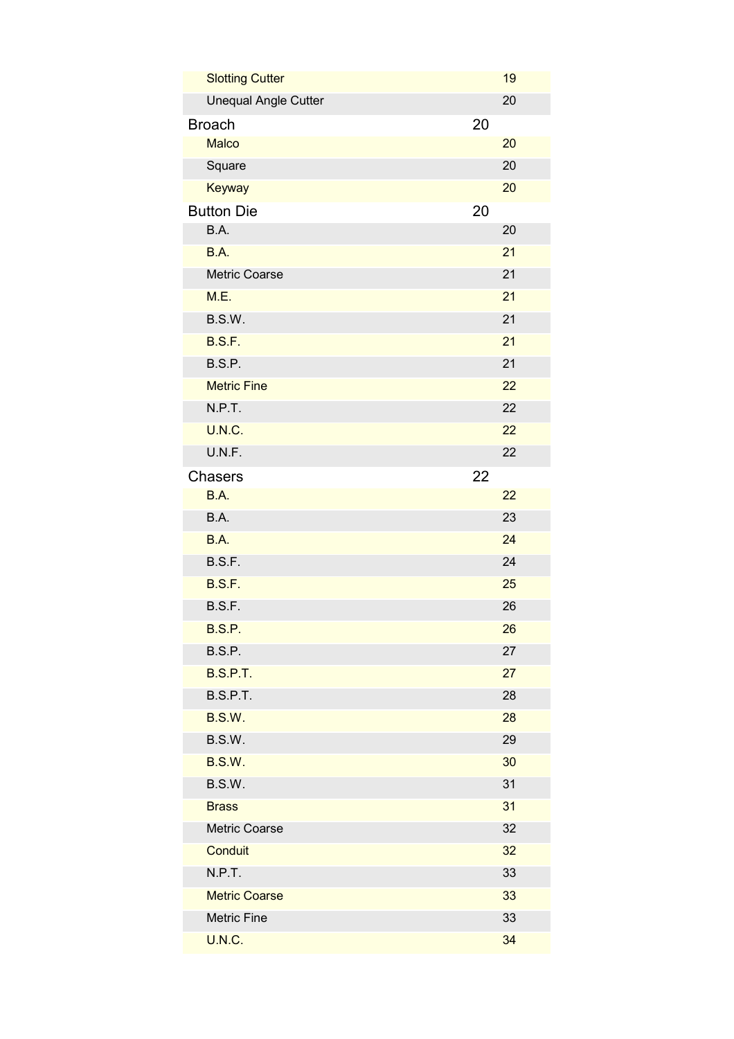| | |
|---|---|
| Slotting Cutter | 19 |
| Unequal Angle Cutter | 20 |

| Broach | 20 |
|---|---|
| Malco | 20 |
| Square | 20 |
| Keyway | 20 |

| Button Die | 20 |
|---|---|
| B.A. | 20 |
| B.A. | 21 |
| Metric Coarse | 21 |
| M.E. | 21 |
| B.S.W. | 21 |
| B.S.F. | 21 |
| B.S.P. | 21 |
| Metric Fine | 22 |
| N.P.T. | 22 |
| U.N.C. | 22 |
| U.N.F. | 22 |

| Chasers | 22 |
|---|---|
| B.A. | 22 |
| B.A. | 23 |
| B.A. | 24 |
| B.S.F. | 24 |
| B.S.F. | 25 |
| B.S.F. | 26 |
| B.S.P. | 26 |
| B.S.P. | 27 |
| B.S.P.T. | 27 |
| B.S.P.T. | 28 |
| B.S.W. | 28 |
| B.S.W. | 29 |
| B.S.W. | 30 |
| B.S.W. | 31 |
| Brass | 31 |
| Metric Coarse | 32 |
| Conduit | 32 |
| N.P.T. | 33 |
| Metric Coarse | 33 |
| Metric Fine | 33 |
| U.N.C. | 34 |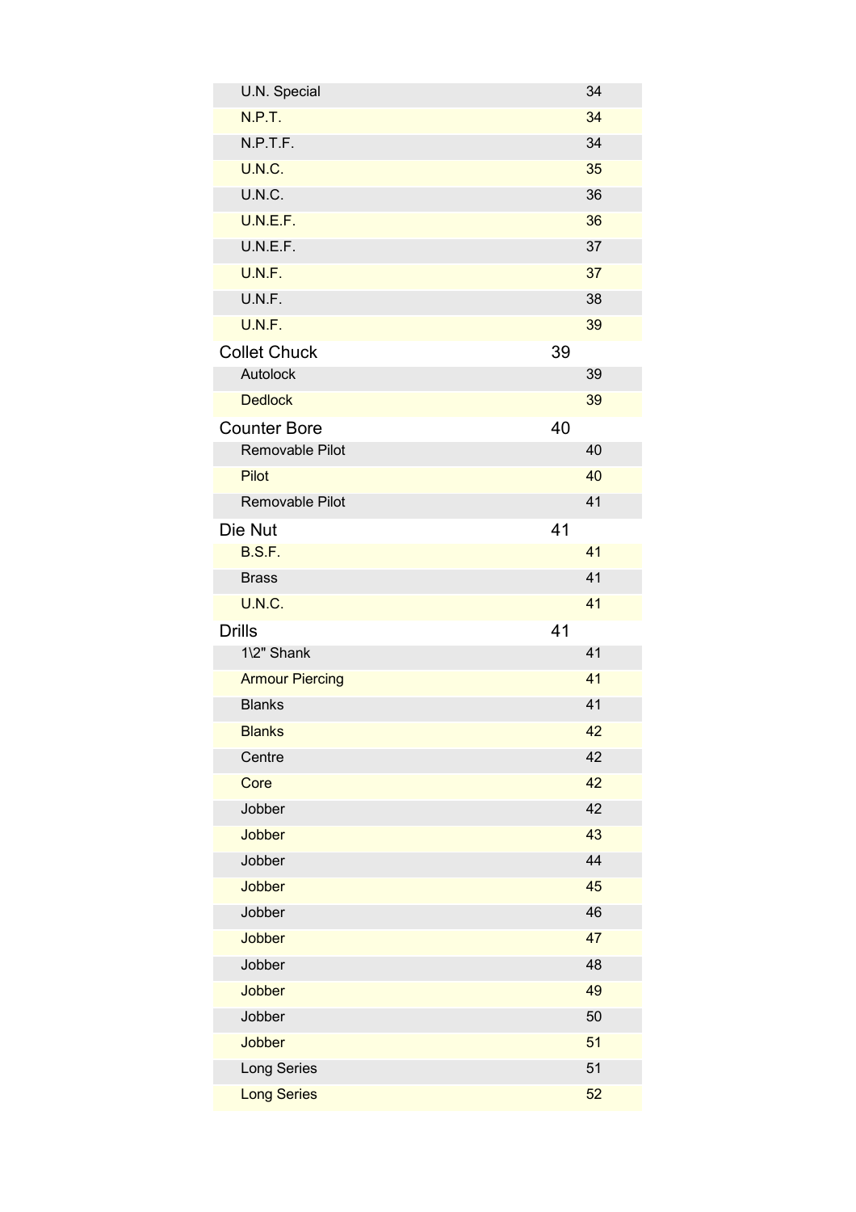| | | |
|---|---|---|
| U.N. Special | | 34 |
| N.P.T. | | 34 |
| N.P.T.F. | | 34 |
| U.N.C. | | 35 |
| U.N.C. | | 36 |
| U.N.E.F. | | 36 |
| U.N.E.F. | | 37 |
| U.N.F. | | 37 |
| U.N.F. | | 38 |
| U.N.F. | | 39 |

## Collet Chuck — 39

| | |
|---|---|
| Autolock | 39 |
| Dedlock | 39 |

## Counter Bore — 40

| | |
|---|---|
| Removable Pilot | 40 |
| Pilot | 40 |
| Removable Pilot | 41 |

## Die Nut — 41

| | |
|---|---|
| B.S.F. | 41 |
| Brass | 41 |
| U.N.C. | 41 |

## Drills — 41

| | |
|---|---|
| 1\2" Shank | 41 |
| Armour Piercing | 41 |
| Blanks | 41 |
| Blanks | 42 |
| Centre | 42 |
| Core | 42 |
| Jobber | 42 |
| Jobber | 43 |
| Jobber | 44 |
| Jobber | 45 |
| Jobber | 46 |
| Jobber | 47 |
| Jobber | 48 |
| Jobber | 49 |
| Jobber | 50 |
| Jobber | 51 |
| Long Series | 51 |
| Long Series | 52 |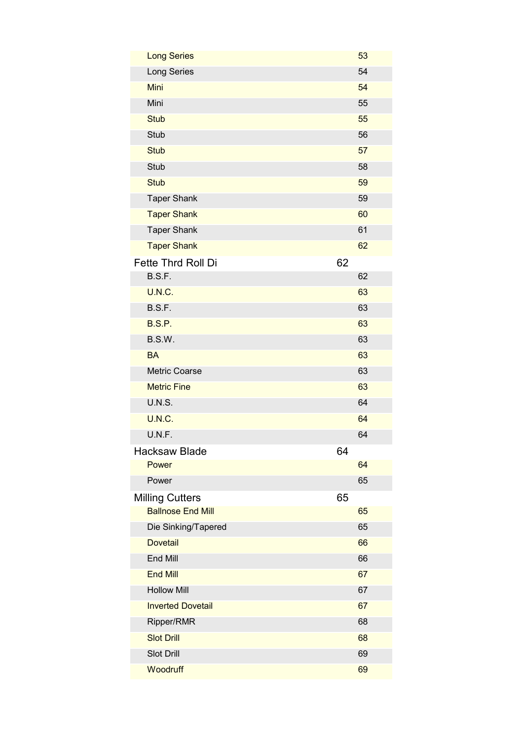| | |
|---|---|
| Long Series | 53 |
| Long Series | 54 |
| Mini | 54 |
| Mini | 55 |
| Stub | 55 |
| Stub | 56 |
| Stub | 57 |
| Stub | 58 |
| Stub | 59 |
| Taper Shank | 59 |
| Taper Shank | 60 |
| Taper Shank | 61 |
| Taper Shank | 62 |

## Fette Thrd Roll Di 62

| | |
|---|---|
| B.S.F. | 62 |
| U.N.C. | 63 |
| B.S.F. | 63 |
| B.S.P. | 63 |
| B.S.W. | 63 |
| BA | 63 |
| Metric Coarse | 63 |
| Metric Fine | 63 |
| U.N.S. | 64 |
| U.N.C. | 64 |
| U.N.F. | 64 |

## Hacksaw Blade 64

| | |
|---|---|
| Power | 64 |
| Power | 65 |

## Milling Cutters 65

| | |
|---|---|
| Ballnose End Mill | 65 |
| Die Sinking/Tapered | 65 |
| Dovetail | 66 |
| End Mill | 66 |
| End Mill | 67 |
| Hollow Mill | 67 |
| Inverted Dovetail | 67 |
| Ripper/RMR | 68 |
| Slot Drill | 68 |
| Slot Drill | 69 |
| Woodruff | 69 |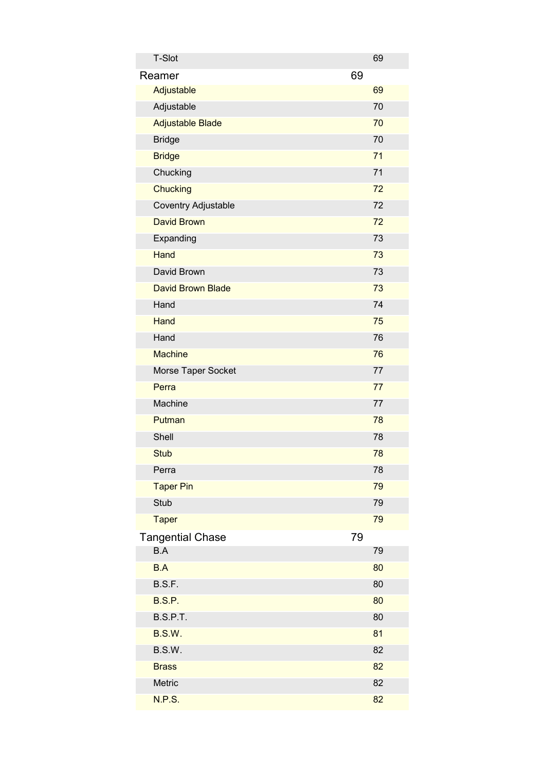| | |
|---|---|
| T-Slot | 69 |

| Reamer | 69 |
|---|---|
| Adjustable | 69 |
| Adjustable | 70 |
| Adjustable Blade | 70 |
| Bridge | 70 |
| Bridge | 71 |
| Chucking | 71 |
| Chucking | 72 |
| Coventry Adjustable | 72 |
| David Brown | 72 |
| Expanding | 73 |
| Hand | 73 |
| David Brown | 73 |
| David Brown Blade | 73 |
| Hand | 74 |
| Hand | 75 |
| Hand | 76 |
| Machine | 76 |
| Morse Taper Socket | 77 |
| Perra | 77 |
| Machine | 77 |
| Putman | 78 |
| Shell | 78 |
| Stub | 78 |
| Perra | 78 |
| Taper Pin | 79 |
| Stub | 79 |
| Taper | 79 |

| Tangential Chase | 79 |
|---|---|
| B.A | 79 |
| B.A | 80 |
| B.S.F. | 80 |
| B.S.P. | 80 |
| B.S.P.T. | 80 |
| B.S.W. | 81 |
| B.S.W. | 82 |
| Brass | 82 |
| Metric | 82 |
| N.P.S. | 82 |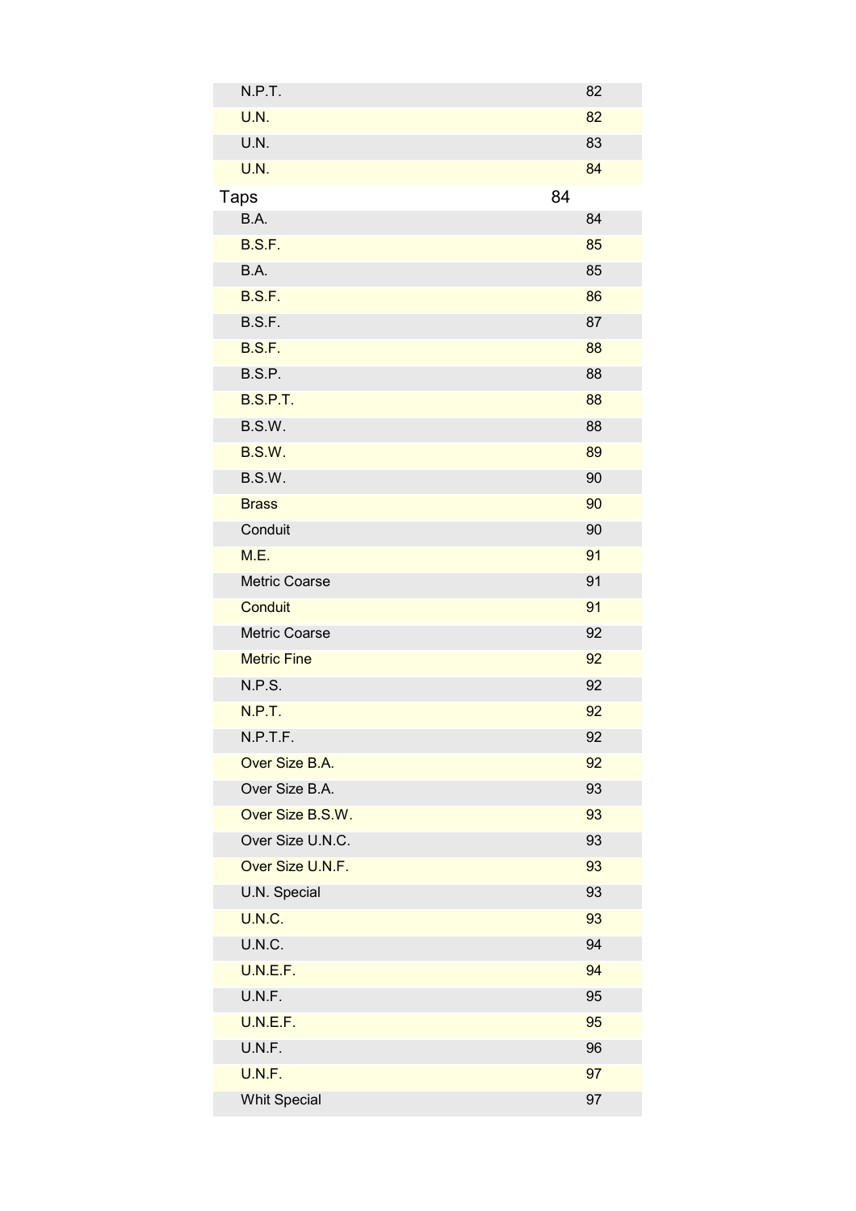| | |
|---|---|
| N.P.T. | 82 |
| U.N. | 82 |
| U.N. | 83 |
| U.N. | 84 |

## Taps 84

| | |
|---|---|
| B.A. | 84 |
| B.S.F. | 85 |
| B.A. | 85 |
| B.S.F. | 86 |
| B.S.F. | 87 |
| B.S.F. | 88 |
| B.S.P. | 88 |
| B.S.P.T. | 88 |
| B.S.W. | 88 |
| B.S.W. | 89 |
| B.S.W. | 90 |
| Brass | 90 |
| Conduit | 90 |
| M.E. | 91 |
| Metric Coarse | 91 |
| Conduit | 91 |
| Metric Coarse | 92 |
| Metric Fine | 92 |
| N.P.S. | 92 |
| N.P.T. | 92 |
| N.P.T.F. | 92 |
| Over Size B.A. | 92 |
| Over Size B.A. | 93 |
| Over Size B.S.W. | 93 |
| Over Size U.N.C. | 93 |
| Over Size U.N.F. | 93 |
| U.N. Special | 93 |
| U.N.C. | 93 |
| U.N.C. | 94 |
| U.N.E.F. | 94 |
| U.N.F. | 95 |
| U.N.E.F. | 95 |
| U.N.F. | 96 |
| U.N.F. | 97 |
| Whit Special | 97 |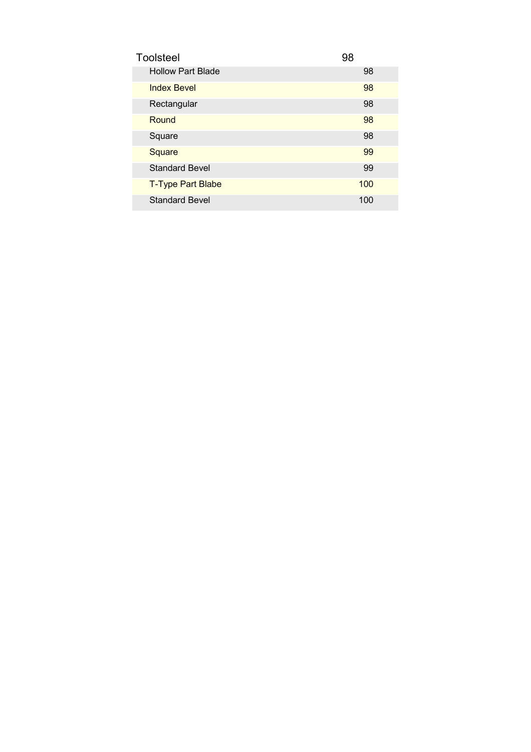| Toolsteel | 98 |
| --- | --- |
| Hollow Part Blade | 98 |
| Index Bevel | 98 |
| Rectangular | 98 |
| Round | 98 |
| Square | 98 |
| Square | 99 |
| Standard Bevel | 99 |
| T-Type Part Blabe | 100 |
| Standard Bevel | 100 |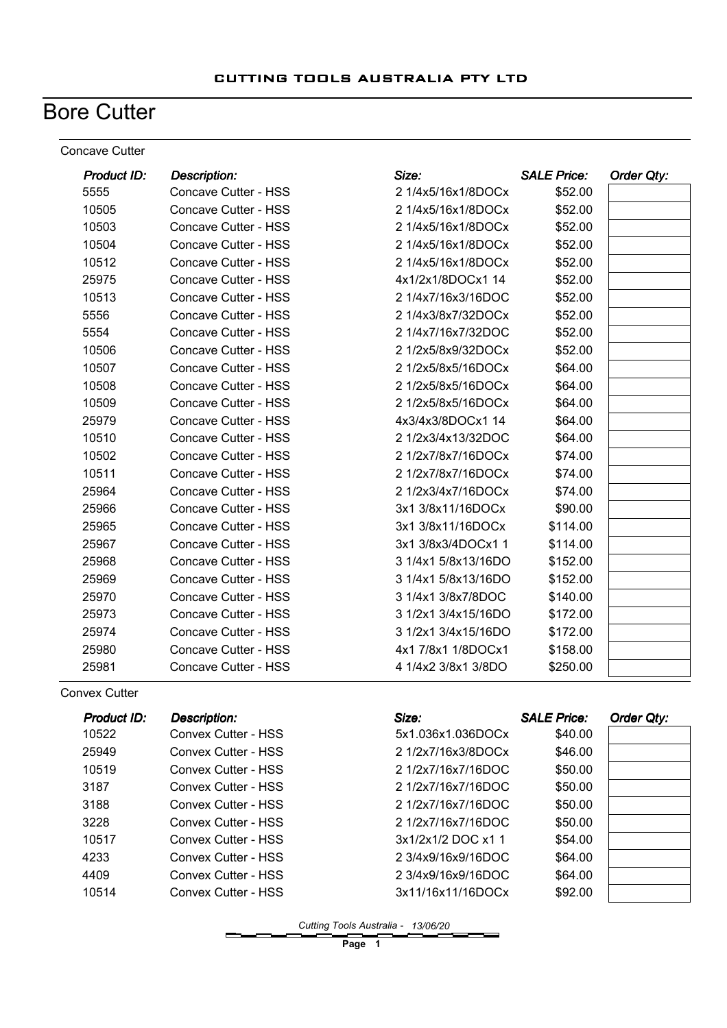CUTTING TOOLS AUSTRALIA PTY LTD

# Bore Cutter

## Concave Cutter

| *Product ID:* | *Description:* | *Size:* | *SALE Price:* | *Order Qty:* |
|---|---|---|---|---|
| 5555 | Concave Cutter - HSS | 2 1/4x5/16x1/8DOCx | $52.00 | |
| 10505 | Concave Cutter - HSS | 2 1/4x5/16x1/8DOCx | $52.00 | |
| 10503 | Concave Cutter - HSS | 2 1/4x5/16x1/8DOCx | $52.00 | |
| 10504 | Concave Cutter - HSS | 2 1/4x5/16x1/8DOCx | $52.00 | |
| 10512 | Concave Cutter - HSS | 2 1/4x5/16x1/8DOCx | $52.00 | |
| 25975 | Concave Cutter - HSS | 4x1/2x1/8DOCx1 14 | $52.00 | |
| 10513 | Concave Cutter - HSS | 2 1/4x7/16x3/16DOC | $52.00 | |
| 5556 | Concave Cutter - HSS | 2 1/4x3/8x7/32DOCx | $52.00 | |
| 5554 | Concave Cutter - HSS | 2 1/4x7/16x7/32DOC | $52.00 | |
| 10506 | Concave Cutter - HSS | 2 1/2x5/8x9/32DOCx | $52.00 | |
| 10507 | Concave Cutter - HSS | 2 1/2x5/8x5/16DOCx | $64.00 | |
| 10508 | Concave Cutter - HSS | 2 1/2x5/8x5/16DOCx | $64.00 | |
| 10509 | Concave Cutter - HSS | 2 1/2x5/8x5/16DOCx | $64.00 | |
| 25979 | Concave Cutter - HSS | 4x3/4x3/8DOCx1 14 | $64.00 | |
| 10510 | Concave Cutter - HSS | 2 1/2x3/4x13/32DOC | $64.00 | |
| 10502 | Concave Cutter - HSS | 2 1/2x7/8x7/16DOCx | $74.00 | |
| 10511 | Concave Cutter - HSS | 2 1/2x7/8x7/16DOCx | $74.00 | |
| 25964 | Concave Cutter - HSS | 2 1/2x3/4x7/16DOCx | $74.00 | |
| 25966 | Concave Cutter - HSS | 3x1 3/8x11/16DOCx | $90.00 | |
| 25965 | Concave Cutter - HSS | 3x1 3/8x11/16DOCx | $114.00 | |
| 25967 | Concave Cutter - HSS | 3x1 3/8x3/4DOCx1 1 | $114.00 | |
| 25968 | Concave Cutter - HSS | 3 1/4x1 5/8x13/16DO | $152.00 | |
| 25969 | Concave Cutter - HSS | 3 1/4x1 5/8x13/16DO | $152.00 | |
| 25970 | Concave Cutter - HSS | 3 1/4x1 3/8x7/8DOC | $140.00 | |
| 25973 | Concave Cutter - HSS | 3 1/2x1 3/4x15/16DO | $172.00 | |
| 25974 | Concave Cutter - HSS | 3 1/2x1 3/4x15/16DO | $172.00 | |
| 25980 | Concave Cutter - HSS | 4x1 7/8x1 1/8DOCx1 | $158.00 | |
| 25981 | Concave Cutter - HSS | 4 1/4x2 3/8x1 3/8DO | $250.00 | |

## Convex Cutter

| *Product ID:* | *Description:* | *Size:* | *SALE Price:* | *Order Qty:* |
|---|---|---|---|---|
| 10522 | Convex Cutter - HSS | 5x1.036x1.036DOCx | $40.00 | |
| 25949 | Convex Cutter - HSS | 2 1/2x7/16x3/8DOCx | $46.00 | |
| 10519 | Convex Cutter - HSS | 2 1/2x7/16x7/16DOC | $50.00 | |
| 3187 | Convex Cutter - HSS | 2 1/2x7/16x7/16DOC | $50.00 | |
| 3188 | Convex Cutter - HSS | 2 1/2x7/16x7/16DOC | $50.00 | |
| 3228 | Convex Cutter - HSS | 2 1/2x7/16x7/16DOC | $50.00 | |
| 10517 | Convex Cutter - HSS | 3x1/2x1/2 DOC x1 1 | $54.00 | |
| 4233 | Convex Cutter - HSS | 2 3/4x9/16x9/16DOC | $64.00 | |
| 4409 | Convex Cutter - HSS | 2 3/4x9/16x9/16DOC | $64.00 | |
| 10514 | Convex Cutter - HSS | 3x11/16x11/16DOCx | $92.00 | |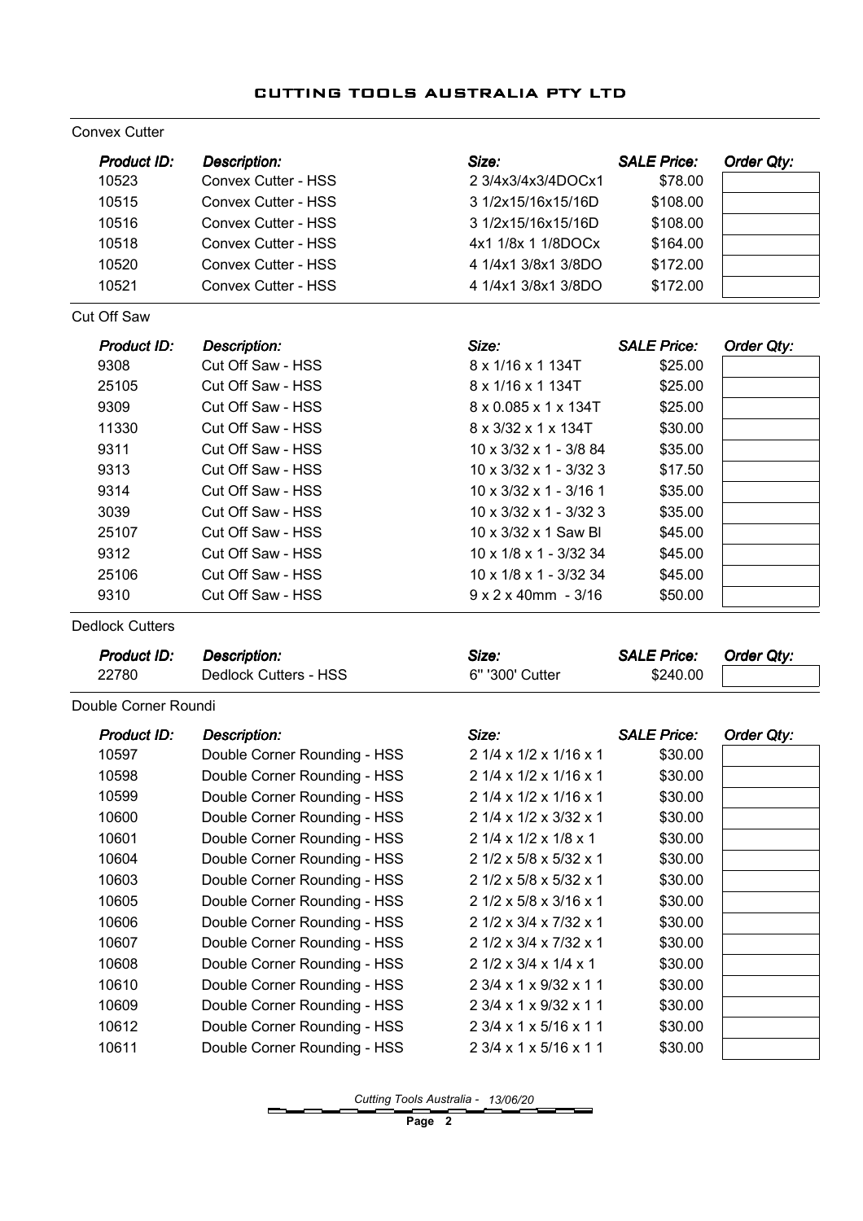# CUTTING TOOLS AUSTRALIA PTY LTD

## Convex Cutter

| *Product ID:* | *Description:* | *Size:* | *SALE Price:* | *Order Qty:* |
|---|---|---|---|---|
| 10523 | Convex Cutter - HSS | 2 3/4x3/4x3/4DOCx1 | $78.00 | |
| 10515 | Convex Cutter - HSS | 3 1/2x15/16x15/16D | $108.00 | |
| 10516 | Convex Cutter - HSS | 3 1/2x15/16x15/16D | $108.00 | |
| 10518 | Convex Cutter - HSS | 4x1 1/8x 1 1/8DOCx | $164.00 | |
| 10520 | Convex Cutter - HSS | 4 1/4x1 3/8x1 3/8DO | $172.00 | |
| 10521 | Convex Cutter - HSS | 4 1/4x1 3/8x1 3/8DO | $172.00 | |

## Cut Off Saw

| *Product ID:* | *Description:* | *Size:* | *SALE Price:* | *Order Qty:* |
|---|---|---|---|---|
| 9308 | Cut Off Saw - HSS | 8 x 1/16 x 1 134T | $25.00 | |
| 25105 | Cut Off Saw - HSS | 8 x 1/16 x 1 134T | $25.00 | |
| 9309 | Cut Off Saw - HSS | 8 x 0.085 x 1 x 134T | $25.00 | |
| 11330 | Cut Off Saw - HSS | 8 x 3/32 x 1 x 134T | $30.00 | |
| 9311 | Cut Off Saw - HSS | 10 x 3/32 x 1 - 3/8 84 | $35.00 | |
| 9313 | Cut Off Saw - HSS | 10 x 3/32 x 1 - 3/32 3 | $17.50 | |
| 9314 | Cut Off Saw - HSS | 10 x 3/32 x 1 - 3/16 1 | $35.00 | |
| 3039 | Cut Off Saw - HSS | 10 x 3/32 x 1 - 3/32 3 | $35.00 | |
| 25107 | Cut Off Saw - HSS | 10 x 3/32 x 1 Saw Bl | $45.00 | |
| 9312 | Cut Off Saw - HSS | 10 x 1/8 x 1 - 3/32 34 | $45.00 | |
| 25106 | Cut Off Saw - HSS | 10 x 1/8 x 1 - 3/32 34 | $45.00 | |
| 9310 | Cut Off Saw - HSS | 9 x 2 x 40mm - 3/16 | $50.00 | |

## Dedlock Cutters

| *Product ID:* | *Description:* | *Size:* | *SALE Price:* | *Order Qty:* |
|---|---|---|---|---|
| 22780 | Dedlock Cutters - HSS | 6" '300' Cutter | $240.00 | |

## Double Corner Roundi

| *Product ID:* | *Description:* | *Size:* | *SALE Price:* | *Order Qty:* |
|---|---|---|---|---|
| 10597 | Double Corner Rounding - HSS | 2 1/4 x 1/2 x 1/16 x 1 | $30.00 | |
| 10598 | Double Corner Rounding - HSS | 2 1/4 x 1/2 x 1/16 x 1 | $30.00 | |
| 10599 | Double Corner Rounding - HSS | 2 1/4 x 1/2 x 1/16 x 1 | $30.00 | |
| 10600 | Double Corner Rounding - HSS | 2 1/4 x 1/2 x 3/32 x 1 | $30.00 | |
| 10601 | Double Corner Rounding - HSS | 2 1/4 x 1/2 x 1/8 x 1 | $30.00 | |
| 10604 | Double Corner Rounding - HSS | 2 1/2 x 5/8 x 5/32 x 1 | $30.00 | |
| 10603 | Double Corner Rounding - HSS | 2 1/2 x 5/8 x 5/32 x 1 | $30.00 | |
| 10605 | Double Corner Rounding - HSS | 2 1/2 x 5/8 x 3/16 x 1 | $30.00 | |
| 10606 | Double Corner Rounding - HSS | 2 1/2 x 3/4 x 7/32 x 1 | $30.00 | |
| 10607 | Double Corner Rounding - HSS | 2 1/2 x 3/4 x 7/32 x 1 | $30.00 | |
| 10608 | Double Corner Rounding - HSS | 2 1/2 x 3/4 x 1/4 x 1 | $30.00 | |
| 10610 | Double Corner Rounding - HSS | 2 3/4 x 1 x 9/32 x 1 1 | $30.00 | |
| 10609 | Double Corner Rounding - HSS | 2 3/4 x 1 x 9/32 x 1 1 | $30.00 | |
| 10612 | Double Corner Rounding - HSS | 2 3/4 x 1 x 5/16 x 1 1 | $30.00 | |
| 10611 | Double Corner Rounding - HSS | 2 3/4 x 1 x 5/16 x 1 1 | $30.00 | |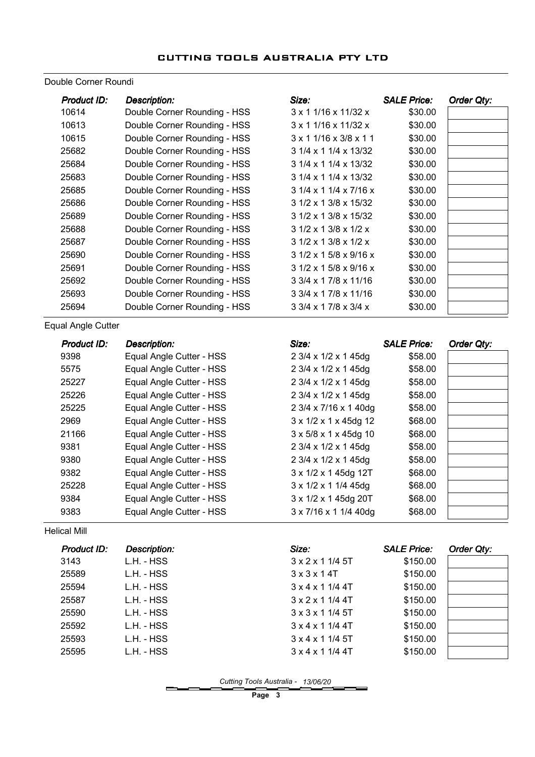## CUTTING TOOLS AUSTRALIA PTY LTD

### Double Corner Roundi

| *Product ID:* | *Description:* | *Size:* | *SALE Price:* | *Order Qty:* |
|---|---|---|---|---|
| 10614 | Double Corner Rounding - HSS | 3 x 1 1/16 x 11/32 x | $30.00 | |
| 10613 | Double Corner Rounding - HSS | 3 x 1 1/16 x 11/32 x | $30.00 | |
| 10615 | Double Corner Rounding - HSS | 3 x 1 1/16 x 3/8 x 1 1 | $30.00 | |
| 25682 | Double Corner Rounding - HSS | 3 1/4 x 1 1/4 x 13/32 | $30.00 | |
| 25684 | Double Corner Rounding - HSS | 3 1/4 x 1 1/4 x 13/32 | $30.00 | |
| 25683 | Double Corner Rounding - HSS | 3 1/4 x 1 1/4 x 13/32 | $30.00 | |
| 25685 | Double Corner Rounding - HSS | 3 1/4 x 1 1/4 x 7/16 x | $30.00 | |
| 25686 | Double Corner Rounding - HSS | 3 1/2 x 1 3/8 x 15/32 | $30.00 | |
| 25689 | Double Corner Rounding - HSS | 3 1/2 x 1 3/8 x 15/32 | $30.00 | |
| 25688 | Double Corner Rounding - HSS | 3 1/2 x 1 3/8 x 1/2 x | $30.00 | |
| 25687 | Double Corner Rounding - HSS | 3 1/2 x 1 3/8 x 1/2 x | $30.00 | |
| 25690 | Double Corner Rounding - HSS | 3 1/2 x 1 5/8 x 9/16 x | $30.00 | |
| 25691 | Double Corner Rounding - HSS | 3 1/2 x 1 5/8 x 9/16 x | $30.00 | |
| 25692 | Double Corner Rounding - HSS | 3 3/4 x 1 7/8 x 11/16 | $30.00 | |
| 25693 | Double Corner Rounding - HSS | 3 3/4 x 1 7/8 x 11/16 | $30.00 | |
| 25694 | Double Corner Rounding - HSS | 3 3/4 x 1 7/8 x 3/4 x | $30.00 | |

### Equal Angle Cutter

| *Product ID:* | *Description:* | *Size:* | *SALE Price:* | *Order Qty:* |
|---|---|---|---|---|
| 9398 | Equal Angle Cutter - HSS | 2 3/4 x 1/2 x 1 45dg | $58.00 | |
| 5575 | Equal Angle Cutter - HSS | 2 3/4 x 1/2 x 1 45dg | $58.00 | |
| 25227 | Equal Angle Cutter - HSS | 2 3/4 x 1/2 x 1 45dg | $58.00 | |
| 25226 | Equal Angle Cutter - HSS | 2 3/4 x 1/2 x 1 45dg | $58.00 | |
| 25225 | Equal Angle Cutter - HSS | 2 3/4 x 7/16 x 1 40dg | $58.00 | |
| 2969 | Equal Angle Cutter - HSS | 3 x 1/2 x 1 x 45dg 12 | $68.00 | |
| 21166 | Equal Angle Cutter - HSS | 3 x 5/8 x 1 x 45dg 10 | $68.00 | |
| 9381 | Equal Angle Cutter - HSS | 2 3/4 x 1/2 x 1 45dg | $58.00 | |
| 9380 | Equal Angle Cutter - HSS | 2 3/4 x 1/2 x 1 45dg | $58.00 | |
| 9382 | Equal Angle Cutter - HSS | 3 x 1/2 x 1 45dg 12T | $68.00 | |
| 25228 | Equal Angle Cutter - HSS | 3 x 1/2 x 1 1/4 45dg | $68.00 | |
| 9384 | Equal Angle Cutter - HSS | 3 x 1/2 x 1 45dg 20T | $68.00 | |
| 9383 | Equal Angle Cutter - HSS | 3 x 7/16 x 1 1/4 40dg | $68.00 | |

### Helical Mill

| *Product ID:* | *Description:* | *Size:* | *SALE Price:* | *Order Qty:* |
|---|---|---|---|---|
| 3143 | L.H. - HSS | 3 x 2 x 1 1/4 5T | $150.00 | |
| 25589 | L.H. - HSS | 3 x 3 x 1 4T | $150.00 | |
| 25594 | L.H. - HSS | 3 x 4 x 1 1/4 4T | $150.00 | |
| 25587 | L.H. - HSS | 3 x 2 x 1 1/4 4T | $150.00 | |
| 25590 | L.H. - HSS | 3 x 3 x 1 1/4 5T | $150.00 | |
| 25592 | L.H. - HSS | 3 x 4 x 1 1/4 4T | $150.00 | |
| 25593 | L.H. - HSS | 3 x 4 x 1 1/4 5T | $150.00 | |
| 25595 | L.H. - HSS | 3 x 4 x 1 1/4 4T | $150.00 | |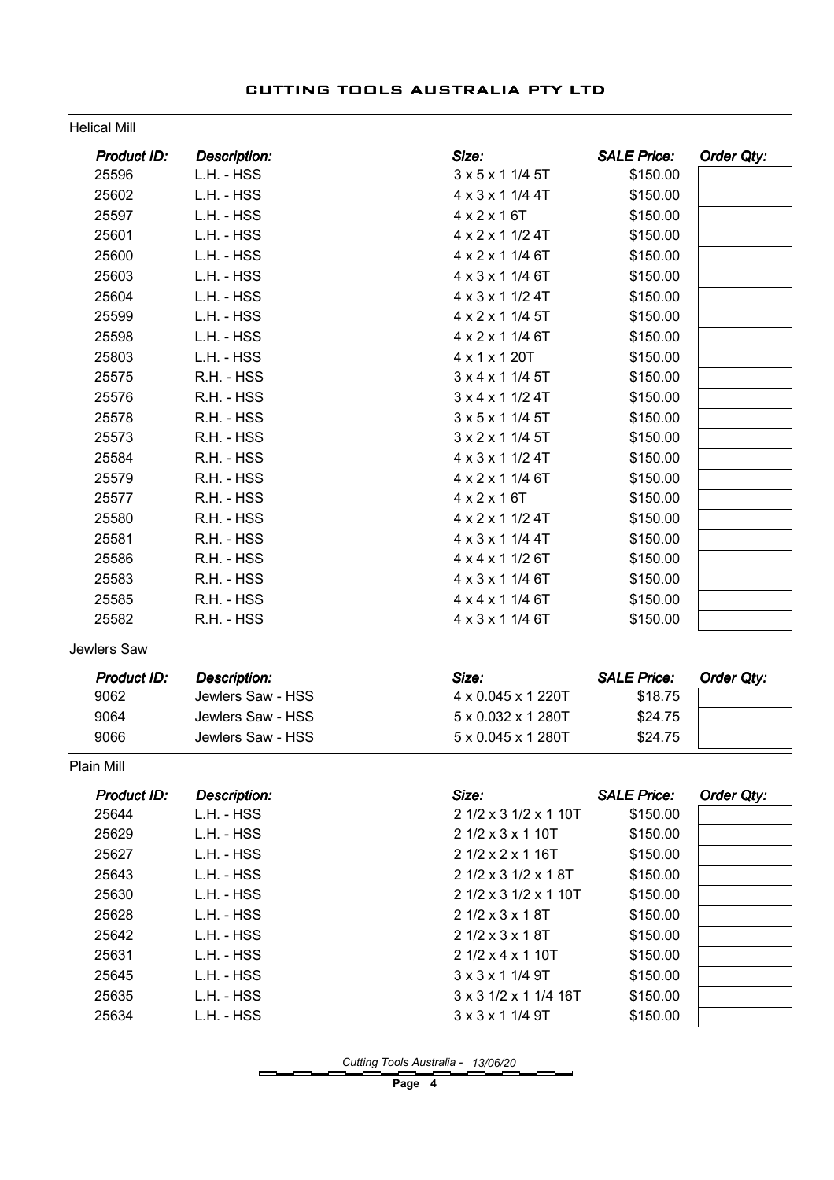# CUTTING TOOLS AUSTRALIA PTY LTD

## Helical Mill

| *Product ID:* | *Description:* | *Size:* | *SALE Price:* | *Order Qty:* |
|---|---|---|---|---|
| 25596 | L.H. - HSS | 3 x 5 x 1 1/4 5T | $150.00 | |
| 25602 | L.H. - HSS | 4 x 3 x 1 1/4 4T | $150.00 | |
| 25597 | L.H. - HSS | 4 x 2 x 1 6T | $150.00 | |
| 25601 | L.H. - HSS | 4 x 2 x 1 1/2 4T | $150.00 | |
| 25600 | L.H. - HSS | 4 x 2 x 1 1/4 6T | $150.00 | |
| 25603 | L.H. - HSS | 4 x 3 x 1 1/4 6T | $150.00 | |
| 25604 | L.H. - HSS | 4 x 3 x 1 1/2 4T | $150.00 | |
| 25599 | L.H. - HSS | 4 x 2 x 1 1/4 5T | $150.00 | |
| 25598 | L.H. - HSS | 4 x 2 x 1 1/4 6T | $150.00 | |
| 25803 | L.H. - HSS | 4 x 1 x 1 20T | $150.00 | |
| 25575 | R.H. - HSS | 3 x 4 x 1 1/4 5T | $150.00 | |
| 25576 | R.H. - HSS | 3 x 4 x 1 1/2 4T | $150.00 | |
| 25578 | R.H. - HSS | 3 x 5 x 1 1/4 5T | $150.00 | |
| 25573 | R.H. - HSS | 3 x 2 x 1 1/4 5T | $150.00 | |
| 25584 | R.H. - HSS | 4 x 3 x 1 1/2 4T | $150.00 | |
| 25579 | R.H. - HSS | 4 x 2 x 1 1/4 6T | $150.00 | |
| 25577 | R.H. - HSS | 4 x 2 x 1 6T | $150.00 | |
| 25580 | R.H. - HSS | 4 x 2 x 1 1/2 4T | $150.00 | |
| 25581 | R.H. - HSS | 4 x 3 x 1 1/4 4T | $150.00 | |
| 25586 | R.H. - HSS | 4 x 4 x 1 1/2 6T | $150.00 | |
| 25583 | R.H. - HSS | 4 x 3 x 1 1/4 6T | $150.00 | |
| 25585 | R.H. - HSS | 4 x 4 x 1 1/4 6T | $150.00 | |
| 25582 | R.H. - HSS | 4 x 3 x 1 1/4 6T | $150.00 | |

## Jewlers Saw

| *Product ID:* | *Description:* | *Size:* | *SALE Price:* | *Order Qty:* |
|---|---|---|---|---|
| 9062 | Jewlers Saw - HSS | 4 x 0.045 x 1 220T | $18.75 | |
| 9064 | Jewlers Saw - HSS | 5 x 0.032 x 1 280T | $24.75 | |
| 9066 | Jewlers Saw - HSS | 5 x 0.045 x 1 280T | $24.75 | |

## Plain Mill

| *Product ID:* | *Description:* | *Size:* | *SALE Price:* | *Order Qty:* |
|---|---|---|---|---|
| 25644 | L.H. - HSS | 2 1/2 x 3 1/2 x 1 10T | $150.00 | |
| 25629 | L.H. - HSS | 2 1/2 x 3 x 1 10T | $150.00 | |
| 25627 | L.H. - HSS | 2 1/2 x 2 x 1 16T | $150.00 | |
| 25643 | L.H. - HSS | 2 1/2 x 3 1/2 x 1 8T | $150.00 | |
| 25630 | L.H. - HSS | 2 1/2 x 3 1/2 x 1 10T | $150.00 | |
| 25628 | L.H. - HSS | 2 1/2 x 3 x 1 8T | $150.00 | |
| 25642 | L.H. - HSS | 2 1/2 x 3 x 1 8T | $150.00 | |
| 25631 | L.H. - HSS | 2 1/2 x 4 x 1 10T | $150.00 | |
| 25645 | L.H. - HSS | 3 x 3 x 1 1/4 9T | $150.00 | |
| 25635 | L.H. - HSS | 3 x 3 1/2 x 1 1/4 16T | $150.00 | |
| 25634 | L.H. - HSS | 3 x 3 x 1 1/4 9T | $150.00 | |

*Cutting Tools Australia - 13/06/20*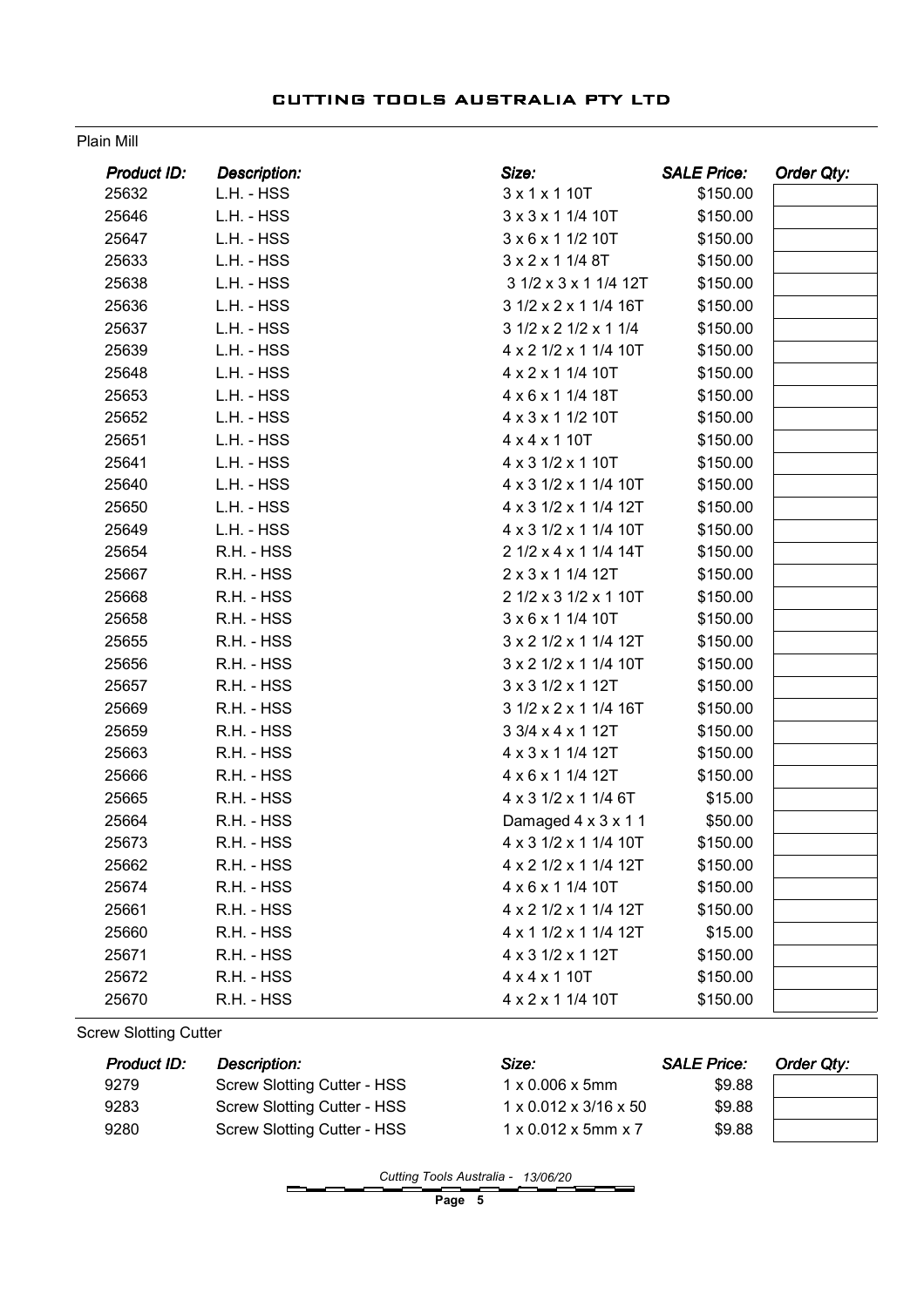Plain Mill

| Product ID: | Description: | Size: | SALE Price: | Order Qty: |
|---|---|---|---|---|
| 25632 | L.H. - HSS | 3 x 1 x 1 10T | $150.00 | |
| 25646 | L.H. - HSS | 3 x 3 x 1 1/4 10T | $150.00 | |
| 25647 | L.H. - HSS | 3 x 6 x 1 1/2 10T | $150.00 | |
| 25633 | L.H. - HSS | 3 x 2 x 1 1/4 8T | $150.00 | |
| 25638 | L.H. - HSS | 3 1/2 x 3 x 1 1/4 12T | $150.00 | |
| 25636 | L.H. - HSS | 3 1/2 x 2 x 1 1/4 16T | $150.00 | |
| 25637 | L.H. - HSS | 3 1/2 x 2 1/2 x 1 1/4 | $150.00 | |
| 25639 | L.H. - HSS | 4 x 2 1/2 x 1 1/4 10T | $150.00 | |
| 25648 | L.H. - HSS | 4 x 2 x 1 1/4 10T | $150.00 | |
| 25653 | L.H. - HSS | 4 x 6 x 1 1/4 18T | $150.00 | |
| 25652 | L.H. - HSS | 4 x 3 x 1 1/2 10T | $150.00 | |
| 25651 | L.H. - HSS | 4 x 4 x 1 10T | $150.00 | |
| 25641 | L.H. - HSS | 4 x 3 1/2 x 1 10T | $150.00 | |
| 25640 | L.H. - HSS | 4 x 3 1/2 x 1 1/4 10T | $150.00 | |
| 25650 | L.H. - HSS | 4 x 3 1/2 x 1 1/4 12T | $150.00 | |
| 25649 | L.H. - HSS | 4 x 3 1/2 x 1 1/4 10T | $150.00 | |
| 25654 | R.H. - HSS | 2 1/2 x 4 x 1 1/4 14T | $150.00 | |
| 25667 | R.H. - HSS | 2 x 3 x 1 1/4 12T | $150.00 | |
| 25668 | R.H. - HSS | 2 1/2 x 3 1/2 x 1 10T | $150.00 | |
| 25658 | R.H. - HSS | 3 x 6 x 1 1/4 10T | $150.00 | |
| 25655 | R.H. - HSS | 3 x 2 1/2 x 1 1/4 12T | $150.00 | |
| 25656 | R.H. - HSS | 3 x 2 1/2 x 1 1/4 10T | $150.00 | |
| 25657 | R.H. - HSS | 3 x 3 1/2 x 1 12T | $150.00 | |
| 25669 | R.H. - HSS | 3 1/2 x 2 x 1 1/4 16T | $150.00 | |
| 25659 | R.H. - HSS | 3 3/4 x 4 x 1 12T | $150.00 | |
| 25663 | R.H. - HSS | 4 x 3 x 1 1/4 12T | $150.00 | |
| 25666 | R.H. - HSS | 4 x 6 x 1 1/4 12T | $150.00 | |
| 25665 | R.H. - HSS | 4 x 3 1/2 x 1 1/4 6T | $15.00 | |
| 25664 | R.H. - HSS | Damaged 4 x 3 x 1 1 | $50.00 | |
| 25673 | R.H. - HSS | 4 x 3 1/2 x 1 1/4 10T | $150.00 | |
| 25662 | R.H. - HSS | 4 x 2 1/2 x 1 1/4 12T | $150.00 | |
| 25674 | R.H. - HSS | 4 x 6 x 1 1/4 10T | $150.00 | |
| 25661 | R.H. - HSS | 4 x 2 1/2 x 1 1/4 12T | $150.00 | |
| 25660 | R.H. - HSS | 4 x 1 1/2 x 1 1/4 12T | $15.00 | |
| 25671 | R.H. - HSS | 4 x 3 1/2 x 1 12T | $150.00 | |
| 25672 | R.H. - HSS | 4 x 4 x 1 10T | $150.00 | |
| 25670 | R.H. - HSS | 4 x 2 x 1 1/4 10T | $150.00 | |

Screw Slotting Cutter

| Product ID: | Description: | Size: | SALE Price: | Order Qty: |
|---|---|---|---|---|
| 9279 | Screw Slotting Cutter - HSS | 1 x 0.006 x 5mm | $9.88 | |
| 9283 | Screw Slotting Cutter - HSS | 1 x 0.012 x 3/16 x 50 | $9.88 | |
| 9280 | Screw Slotting Cutter - HSS | 1 x 0.012 x 5mm x 7 | $9.88 | |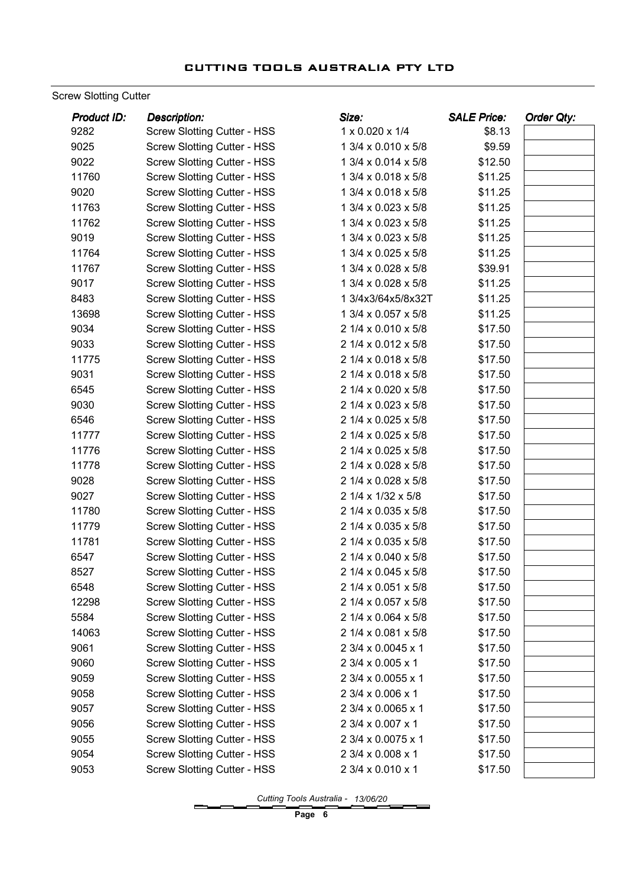# CUTTING TOOLS AUSTRALIA PTY LTD

Screw Slotting Cutter

| *Product ID:* | *Description:* | *Size:* | *SALE Price:* | *Order Qty:* |
|---|---|---|---|---|
| 9282 | Screw Slotting Cutter - HSS | 1 x 0.020 x 1/4 | $8.13 | |
| 9025 | Screw Slotting Cutter - HSS | 1 3/4 x 0.010 x 5/8 | $9.59 | |
| 9022 | Screw Slotting Cutter - HSS | 1 3/4 x 0.014 x 5/8 | $12.50 | |
| 11760 | Screw Slotting Cutter - HSS | 1 3/4 x 0.018 x 5/8 | $11.25 | |
| 9020 | Screw Slotting Cutter - HSS | 1 3/4 x 0.018 x 5/8 | $11.25 | |
| 11763 | Screw Slotting Cutter - HSS | 1 3/4 x 0.023 x 5/8 | $11.25 | |
| 11762 | Screw Slotting Cutter - HSS | 1 3/4 x 0.023 x 5/8 | $11.25 | |
| 9019 | Screw Slotting Cutter - HSS | 1 3/4 x 0.023 x 5/8 | $11.25 | |
| 11764 | Screw Slotting Cutter - HSS | 1 3/4 x 0.025 x 5/8 | $11.25 | |
| 11767 | Screw Slotting Cutter - HSS | 1 3/4 x 0.028 x 5/8 | $39.91 | |
| 9017 | Screw Slotting Cutter - HSS | 1 3/4 x 0.028 x 5/8 | $11.25 | |
| 8483 | Screw Slotting Cutter - HSS | 1 3/4x3/64x5/8x32T | $11.25 | |
| 13698 | Screw Slotting Cutter - HSS | 1 3/4 x 0.057 x 5/8 | $11.25 | |
| 9034 | Screw Slotting Cutter - HSS | 2 1/4 x 0.010 x 5/8 | $17.50 | |
| 9033 | Screw Slotting Cutter - HSS | 2 1/4 x 0.012 x 5/8 | $17.50 | |
| 11775 | Screw Slotting Cutter - HSS | 2 1/4 x 0.018 x 5/8 | $17.50 | |
| 9031 | Screw Slotting Cutter - HSS | 2 1/4 x 0.018 x 5/8 | $17.50 | |
| 6545 | Screw Slotting Cutter - HSS | 2 1/4 x 0.020 x 5/8 | $17.50 | |
| 9030 | Screw Slotting Cutter - HSS | 2 1/4 x 0.023 x 5/8 | $17.50 | |
| 6546 | Screw Slotting Cutter - HSS | 2 1/4 x 0.025 x 5/8 | $17.50 | |
| 11777 | Screw Slotting Cutter - HSS | 2 1/4 x 0.025 x 5/8 | $17.50 | |
| 11776 | Screw Slotting Cutter - HSS | 2 1/4 x 0.025 x 5/8 | $17.50 | |
| 11778 | Screw Slotting Cutter - HSS | 2 1/4 x 0.028 x 5/8 | $17.50 | |
| 9028 | Screw Slotting Cutter - HSS | 2 1/4 x 0.028 x 5/8 | $17.50 | |
| 9027 | Screw Slotting Cutter - HSS | 2 1/4 x 1/32 x 5/8 | $17.50 | |
| 11780 | Screw Slotting Cutter - HSS | 2 1/4 x 0.035 x 5/8 | $17.50 | |
| 11779 | Screw Slotting Cutter - HSS | 2 1/4 x 0.035 x 5/8 | $17.50 | |
| 11781 | Screw Slotting Cutter - HSS | 2 1/4 x 0.035 x 5/8 | $17.50 | |
| 6547 | Screw Slotting Cutter - HSS | 2 1/4 x 0.040 x 5/8 | $17.50 | |
| 8527 | Screw Slotting Cutter - HSS | 2 1/4 x 0.045 x 5/8 | $17.50 | |
| 6548 | Screw Slotting Cutter - HSS | 2 1/4 x 0.051 x 5/8 | $17.50 | |
| 12298 | Screw Slotting Cutter - HSS | 2 1/4 x 0.057 x 5/8 | $17.50 | |
| 5584 | Screw Slotting Cutter - HSS | 2 1/4 x 0.064 x 5/8 | $17.50 | |
| 14063 | Screw Slotting Cutter - HSS | 2 1/4 x 0.081 x 5/8 | $17.50 | |
| 9061 | Screw Slotting Cutter - HSS | 2 3/4 x 0.0045 x 1 | $17.50 | |
| 9060 | Screw Slotting Cutter - HSS | 2 3/4 x 0.005 x 1 | $17.50 | |
| 9059 | Screw Slotting Cutter - HSS | 2 3/4 x 0.0055 x 1 | $17.50 | |
| 9058 | Screw Slotting Cutter - HSS | 2 3/4 x 0.006 x 1 | $17.50 | |
| 9057 | Screw Slotting Cutter - HSS | 2 3/4 x 0.0065 x 1 | $17.50 | |
| 9056 | Screw Slotting Cutter - HSS | 2 3/4 x 0.007 x 1 | $17.50 | |
| 9055 | Screw Slotting Cutter - HSS | 2 3/4 x 0.0075 x 1 | $17.50 | |
| 9054 | Screw Slotting Cutter - HSS | 2 3/4 x 0.008 x 1 | $17.50 | |
| 9053 | Screw Slotting Cutter - HSS | 2 3/4 x 0.010 x 1 | $17.50 | |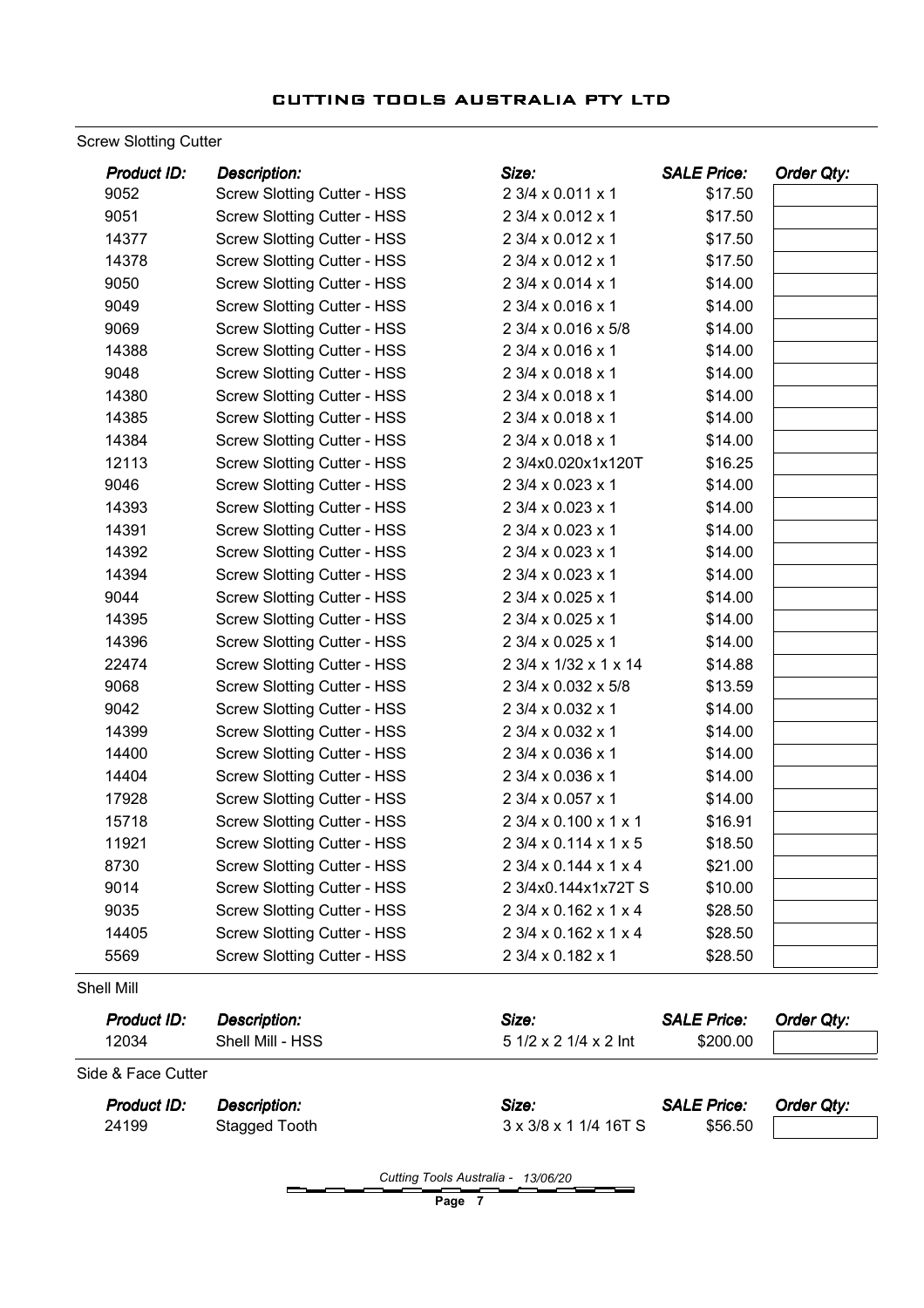## Screw Slotting Cutter

| Product ID: | Description: | Size: | SALE Price: | Order Qty: |
|---|---|---|---|---|
| 9052 | Screw Slotting Cutter - HSS | 2 3/4 x 0.011 x 1 | $17.50 | |
| 9051 | Screw Slotting Cutter - HSS | 2 3/4 x 0.012 x 1 | $17.50 | |
| 14377 | Screw Slotting Cutter - HSS | 2 3/4 x 0.012 x 1 | $17.50 | |
| 14378 | Screw Slotting Cutter - HSS | 2 3/4 x 0.012 x 1 | $17.50 | |
| 9050 | Screw Slotting Cutter - HSS | 2 3/4 x 0.014 x 1 | $14.00 | |
| 9049 | Screw Slotting Cutter - HSS | 2 3/4 x 0.016 x 1 | $14.00 | |
| 9069 | Screw Slotting Cutter - HSS | 2 3/4 x 0.016 x 5/8 | $14.00 | |
| 14388 | Screw Slotting Cutter - HSS | 2 3/4 x 0.016 x 1 | $14.00 | |
| 9048 | Screw Slotting Cutter - HSS | 2 3/4 x 0.018 x 1 | $14.00 | |
| 14380 | Screw Slotting Cutter - HSS | 2 3/4 x 0.018 x 1 | $14.00 | |
| 14385 | Screw Slotting Cutter - HSS | 2 3/4 x 0.018 x 1 | $14.00 | |
| 14384 | Screw Slotting Cutter - HSS | 2 3/4 x 0.018 x 1 | $14.00 | |
| 12113 | Screw Slotting Cutter - HSS | 2 3/4x0.020x1x120T | $16.25 | |
| 9046 | Screw Slotting Cutter - HSS | 2 3/4 x 0.023 x 1 | $14.00 | |
| 14393 | Screw Slotting Cutter - HSS | 2 3/4 x 0.023 x 1 | $14.00 | |
| 14391 | Screw Slotting Cutter - HSS | 2 3/4 x 0.023 x 1 | $14.00 | |
| 14392 | Screw Slotting Cutter - HSS | 2 3/4 x 0.023 x 1 | $14.00 | |
| 14394 | Screw Slotting Cutter - HSS | 2 3/4 x 0.023 x 1 | $14.00 | |
| 9044 | Screw Slotting Cutter - HSS | 2 3/4 x 0.025 x 1 | $14.00 | |
| 14395 | Screw Slotting Cutter - HSS | 2 3/4 x 0.025 x 1 | $14.00 | |
| 14396 | Screw Slotting Cutter - HSS | 2 3/4 x 0.025 x 1 | $14.00 | |
| 22474 | Screw Slotting Cutter - HSS | 2 3/4 x 1/32 x 1 x 14 | $14.88 | |
| 9068 | Screw Slotting Cutter - HSS | 2 3/4 x 0.032 x 5/8 | $13.59 | |
| 9042 | Screw Slotting Cutter - HSS | 2 3/4 x 0.032 x 1 | $14.00 | |
| 14399 | Screw Slotting Cutter - HSS | 2 3/4 x 0.032 x 1 | $14.00 | |
| 14400 | Screw Slotting Cutter - HSS | 2 3/4 x 0.036 x 1 | $14.00 | |
| 14404 | Screw Slotting Cutter - HSS | 2 3/4 x 0.036 x 1 | $14.00 | |
| 17928 | Screw Slotting Cutter - HSS | 2 3/4 x 0.057 x 1 | $14.00 | |
| 15718 | Screw Slotting Cutter - HSS | 2 3/4 x 0.100 x 1 x 1 | $16.91 | |
| 11921 | Screw Slotting Cutter - HSS | 2 3/4 x 0.114 x 1 x 5 | $18.50 | |
| 8730 | Screw Slotting Cutter - HSS | 2 3/4 x 0.144 x 1 x 4 | $21.00 | |
| 9014 | Screw Slotting Cutter - HSS | 2 3/4x0.144x1x72T S | $10.00 | |
| 9035 | Screw Slotting Cutter - HSS | 2 3/4 x 0.162 x 1 x 4 | $28.50 | |
| 14405 | Screw Slotting Cutter - HSS | 2 3/4 x 0.162 x 1 x 4 | $28.50 | |
| 5569 | Screw Slotting Cutter - HSS | 2 3/4 x 0.182 x 1 | $28.50 | |

## Shell Mill

| Product ID: | Description: | Size: | SALE Price: | Order Qty: |
|---|---|---|---|---|
| 12034 | Shell Mill - HSS | 5 1/2 x 2 1/4 x 2 Int | $200.00 | |

## Side & Face Cutter

| Product ID: | Description: | Size: | SALE Price: | Order Qty: |
|---|---|---|---|---|
| 24199 | Stagged Tooth | 3 x 3/8 x 1 1/4 16T S | $56.50 | |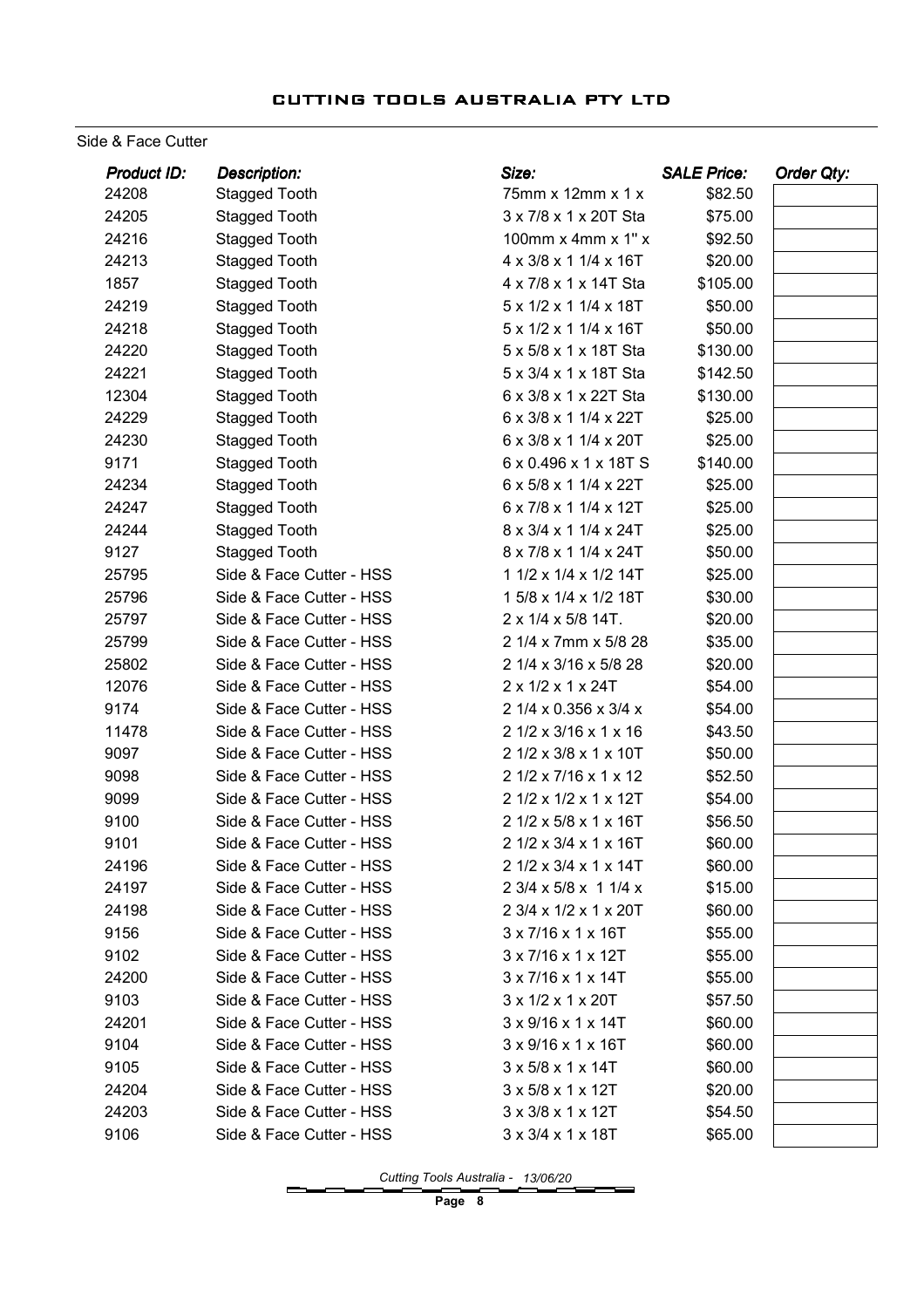# CUTTING TOOLS AUSTRALIA PTY LTD

Side & Face Cutter

| *Product ID:* | *Description:* | *Size:* | *SALE Price:* | *Order Qty:* |
|---|---|---|---|---|
| 24208 | Stagged Tooth | 75mm x 12mm x 1 x | $82.50 | |
| 24205 | Stagged Tooth | 3 x 7/8 x 1 x 20T Sta | $75.00 | |
| 24216 | Stagged Tooth | 100mm x 4mm x 1" x | $92.50 | |
| 24213 | Stagged Tooth | 4 x 3/8 x 1 1/4 x 16T | $20.00 | |
| 1857 | Stagged Tooth | 4 x 7/8 x 1 x 14T Sta | $105.00 | |
| 24219 | Stagged Tooth | 5 x 1/2 x 1 1/4 x 18T | $50.00 | |
| 24218 | Stagged Tooth | 5 x 1/2 x 1 1/4 x 16T | $50.00 | |
| 24220 | Stagged Tooth | 5 x 5/8 x 1 x 18T Sta | $130.00 | |
| 24221 | Stagged Tooth | 5 x 3/4 x 1 x 18T Sta | $142.50 | |
| 12304 | Stagged Tooth | 6 x 3/8 x 1 x 22T Sta | $130.00 | |
| 24229 | Stagged Tooth | 6 x 3/8 x 1 1/4 x 22T | $25.00 | |
| 24230 | Stagged Tooth | 6 x 3/8 x 1 1/4 x 20T | $25.00 | |
| 9171 | Stagged Tooth | 6 x 0.496 x 1 x 18T S | $140.00 | |
| 24234 | Stagged Tooth | 6 x 5/8 x 1 1/4 x 22T | $25.00 | |
| 24247 | Stagged Tooth | 6 x 7/8 x 1 1/4 x 12T | $25.00 | |
| 24244 | Stagged Tooth | 8 x 3/4 x 1 1/4 x 24T | $25.00 | |
| 9127 | Stagged Tooth | 8 x 7/8 x 1 1/4 x 24T | $50.00 | |
| 25795 | Side & Face Cutter - HSS | 1 1/2 x 1/4 x 1/2 14T | $25.00 | |
| 25796 | Side & Face Cutter - HSS | 1 5/8 x 1/4 x 1/2 18T | $30.00 | |
| 25797 | Side & Face Cutter - HSS | 2 x 1/4 x 5/8 14T. | $20.00 | |
| 25799 | Side & Face Cutter - HSS | 2 1/4 x 7mm x 5/8 28 | $35.00 | |
| 25802 | Side & Face Cutter - HSS | 2 1/4 x 3/16 x 5/8 28 | $20.00 | |
| 12076 | Side & Face Cutter - HSS | 2 x 1/2 x 1 x 24T | $54.00 | |
| 9174 | Side & Face Cutter - HSS | 2 1/4 x 0.356 x 3/4 x | $54.00 | |
| 11478 | Side & Face Cutter - HSS | 2 1/2 x 3/16 x 1 x 16 | $43.50 | |
| 9097 | Side & Face Cutter - HSS | 2 1/2 x 3/8 x 1 x 10T | $50.00 | |
| 9098 | Side & Face Cutter - HSS | 2 1/2 x 7/16 x 1 x 12 | $52.50 | |
| 9099 | Side & Face Cutter - HSS | 2 1/2 x 1/2 x 1 x 12T | $54.00 | |
| 9100 | Side & Face Cutter - HSS | 2 1/2 x 5/8 x 1 x 16T | $56.50 | |
| 9101 | Side & Face Cutter - HSS | 2 1/2 x 3/4 x 1 x 16T | $60.00 | |
| 24196 | Side & Face Cutter - HSS | 2 1/2 x 3/4 x 1 x 14T | $60.00 | |
| 24197 | Side & Face Cutter - HSS | 2 3/4 x 5/8 x 1 1/4 x | $15.00 | |
| 24198 | Side & Face Cutter - HSS | 2 3/4 x 1/2 x 1 x 20T | $60.00 | |
| 9156 | Side & Face Cutter - HSS | 3 x 7/16 x 1 x 16T | $55.00 | |
| 9102 | Side & Face Cutter - HSS | 3 x 7/16 x 1 x 12T | $55.00 | |
| 24200 | Side & Face Cutter - HSS | 3 x 7/16 x 1 x 14T | $55.00 | |
| 9103 | Side & Face Cutter - HSS | 3 x 1/2 x 1 x 20T | $57.50 | |
| 24201 | Side & Face Cutter - HSS | 3 x 9/16 x 1 x 14T | $60.00 | |
| 9104 | Side & Face Cutter - HSS | 3 x 9/16 x 1 x 16T | $60.00 | |
| 9105 | Side & Face Cutter - HSS | 3 x 5/8 x 1 x 14T | $60.00 | |
| 24204 | Side & Face Cutter - HSS | 3 x 5/8 x 1 x 12T | $20.00 | |
| 24203 | Side & Face Cutter - HSS | 3 x 3/8 x 1 x 12T | $54.50 | |
| 9106 | Side & Face Cutter - HSS | 3 x 3/4 x 1 x 18T | $65.00 | |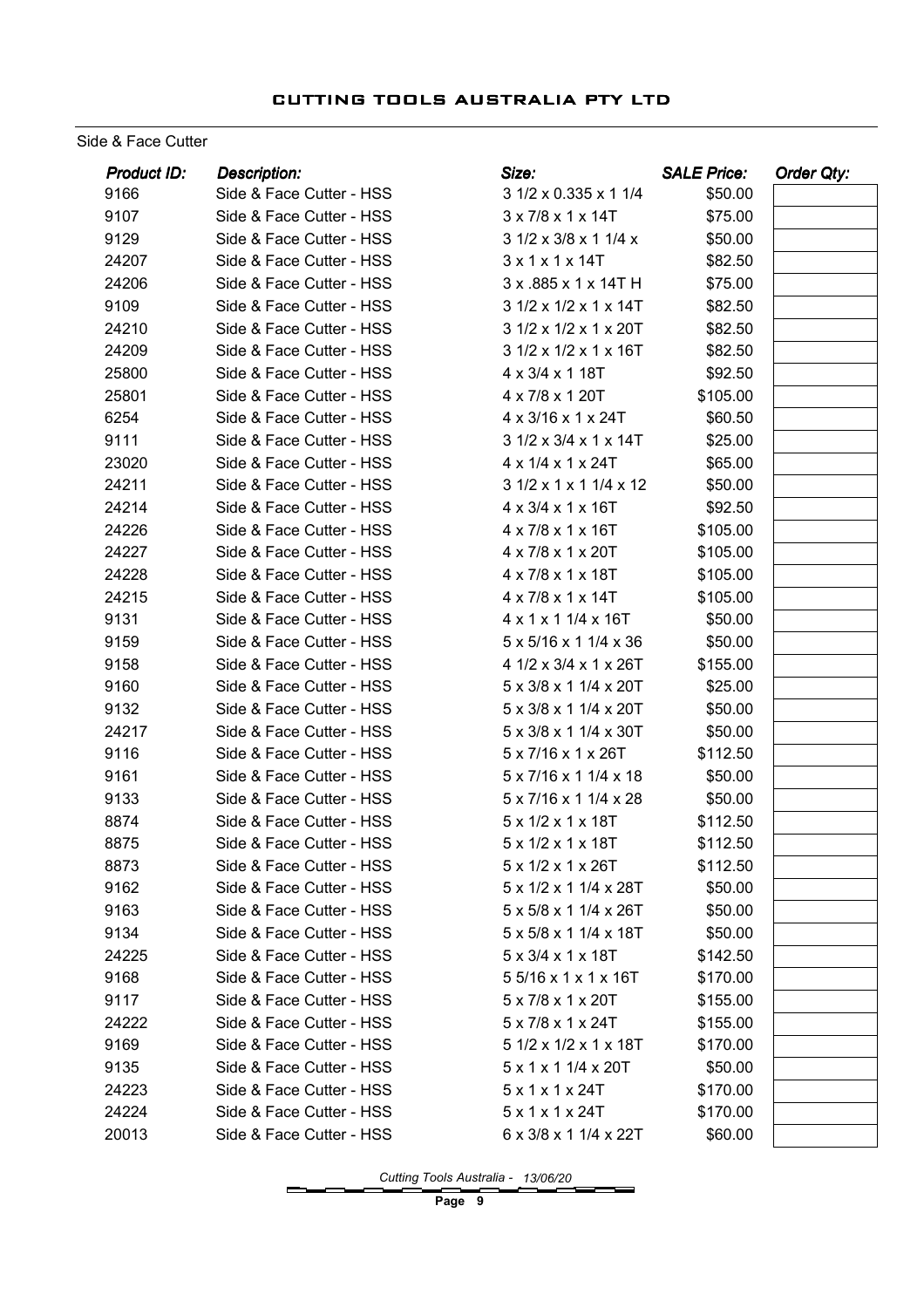# CUTTING TOOLS AUSTRALIA PTY LTD

Side & Face Cutter

| *Product ID:* | *Description:* | *Size:* | *SALE Price:* | *Order Qty:* |
|---|---|---|---|---|
| 9166 | Side & Face Cutter - HSS | 3 1/2 x 0.335 x 1 1/4 | $50.00 | |
| 9107 | Side & Face Cutter - HSS | 3 x 7/8 x 1 x 14T | $75.00 | |
| 9129 | Side & Face Cutter - HSS | 3 1/2 x 3/8 x 1 1/4 x | $50.00 | |
| 24207 | Side & Face Cutter - HSS | 3 x 1 x 1 x 14T | $82.50 | |
| 24206 | Side & Face Cutter - HSS | 3 x .885 x 1 x 14T H | $75.00 | |
| 9109 | Side & Face Cutter - HSS | 3 1/2 x 1/2 x 1 x 14T | $82.50 | |
| 24210 | Side & Face Cutter - HSS | 3 1/2 x 1/2 x 1 x 20T | $82.50 | |
| 24209 | Side & Face Cutter - HSS | 3 1/2 x 1/2 x 1 x 16T | $82.50 | |
| 25800 | Side & Face Cutter - HSS | 4 x 3/4 x 1 18T | $92.50 | |
| 25801 | Side & Face Cutter - HSS | 4 x 7/8 x 1 20T | $105.00 | |
| 6254 | Side & Face Cutter - HSS | 4 x 3/16 x 1 x 24T | $60.50 | |
| 9111 | Side & Face Cutter - HSS | 3 1/2 x 3/4 x 1 x 14T | $25.00 | |
| 23020 | Side & Face Cutter - HSS | 4 x 1/4 x 1 x 24T | $65.00 | |
| 24211 | Side & Face Cutter - HSS | 3 1/2 x 1 x 1 1/4 x 12 | $50.00 | |
| 24214 | Side & Face Cutter - HSS | 4 x 3/4 x 1 x 16T | $92.50 | |
| 24226 | Side & Face Cutter - HSS | 4 x 7/8 x 1 x 16T | $105.00 | |
| 24227 | Side & Face Cutter - HSS | 4 x 7/8 x 1 x 20T | $105.00 | |
| 24228 | Side & Face Cutter - HSS | 4 x 7/8 x 1 x 18T | $105.00 | |
| 24215 | Side & Face Cutter - HSS | 4 x 7/8 x 1 x 14T | $105.00 | |
| 9131 | Side & Face Cutter - HSS | 4 x 1 x 1 1/4 x 16T | $50.00 | |
| 9159 | Side & Face Cutter - HSS | 5 x 5/16 x 1 1/4 x 36 | $50.00 | |
| 9158 | Side & Face Cutter - HSS | 4 1/2 x 3/4 x 1 x 26T | $155.00 | |
| 9160 | Side & Face Cutter - HSS | 5 x 3/8 x 1 1/4 x 20T | $25.00 | |
| 9132 | Side & Face Cutter - HSS | 5 x 3/8 x 1 1/4 x 20T | $50.00 | |
| 24217 | Side & Face Cutter - HSS | 5 x 3/8 x 1 1/4 x 30T | $50.00 | |
| 9116 | Side & Face Cutter - HSS | 5 x 7/16 x 1 x 26T | $112.50 | |
| 9161 | Side & Face Cutter - HSS | 5 x 7/16 x 1 1/4 x 18 | $50.00 | |
| 9133 | Side & Face Cutter - HSS | 5 x 7/16 x 1 1/4 x 28 | $50.00 | |
| 8874 | Side & Face Cutter - HSS | 5 x 1/2 x 1 x 18T | $112.50 | |
| 8875 | Side & Face Cutter - HSS | 5 x 1/2 x 1 x 18T | $112.50 | |
| 8873 | Side & Face Cutter - HSS | 5 x 1/2 x 1 x 26T | $112.50 | |
| 9162 | Side & Face Cutter - HSS | 5 x 1/2 x 1 1/4 x 28T | $50.00 | |
| 9163 | Side & Face Cutter - HSS | 5 x 5/8 x 1 1/4 x 26T | $50.00 | |
| 9134 | Side & Face Cutter - HSS | 5 x 5/8 x 1 1/4 x 18T | $50.00 | |
| 24225 | Side & Face Cutter - HSS | 5 x 3/4 x 1 x 18T | $142.50 | |
| 9168 | Side & Face Cutter - HSS | 5 5/16 x 1 x 1 x 16T | $170.00 | |
| 9117 | Side & Face Cutter - HSS | 5 x 7/8 x 1 x 20T | $155.00 | |
| 24222 | Side & Face Cutter - HSS | 5 x 7/8 x 1 x 24T | $155.00 | |
| 9169 | Side & Face Cutter - HSS | 5 1/2 x 1/2 x 1 x 18T | $170.00 | |
| 9135 | Side & Face Cutter - HSS | 5 x 1 x 1 1/4 x 20T | $50.00 | |
| 24223 | Side & Face Cutter - HSS | 5 x 1 x 1 x 24T | $170.00 | |
| 24224 | Side & Face Cutter - HSS | 5 x 1 x 1 x 24T | $170.00 | |
| 20013 | Side & Face Cutter - HSS | 6 x 3/8 x 1 1/4 x 22T | $60.00 | |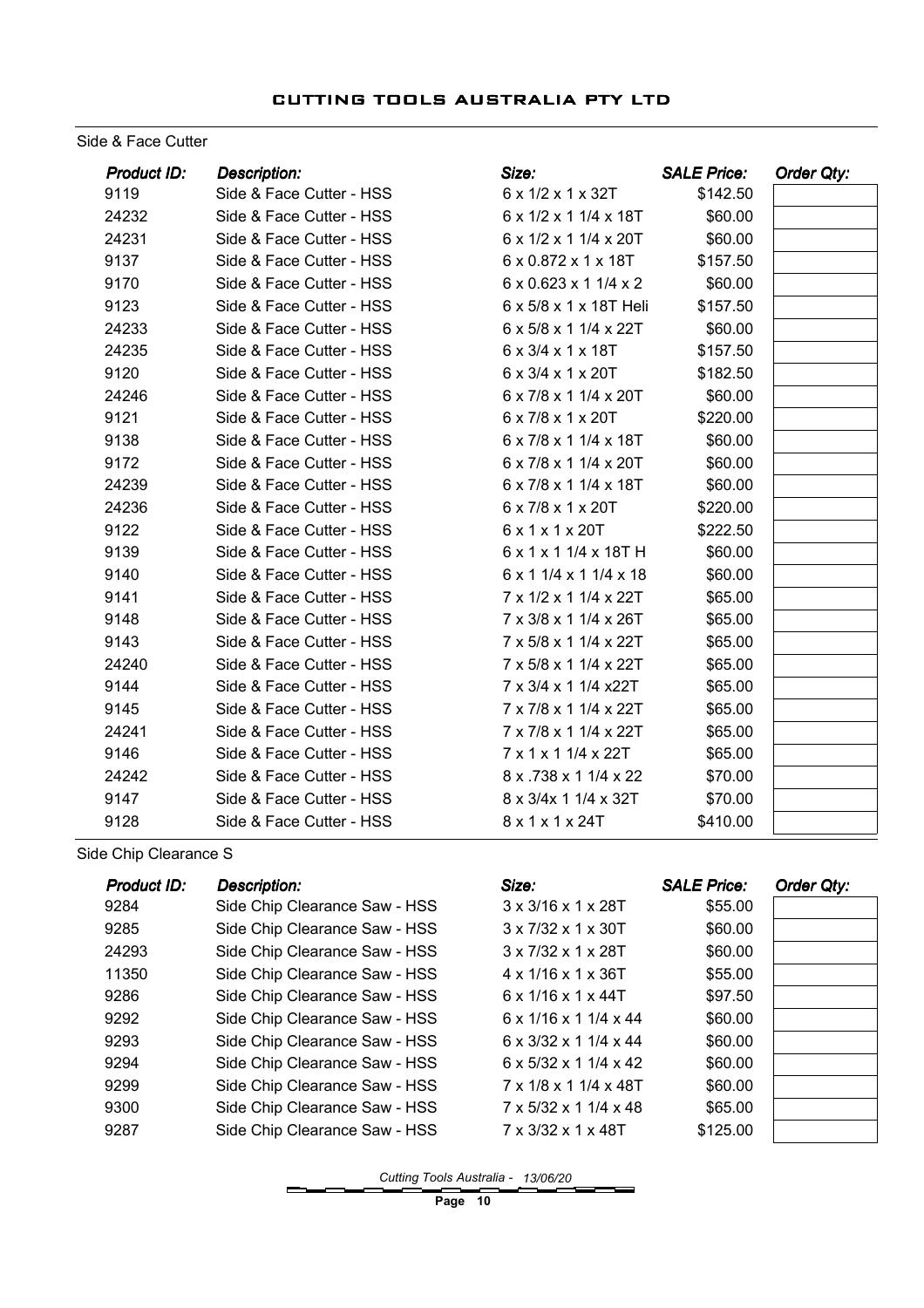## Side & Face Cutter

| Product ID: | Description: | Size: | SALE Price: | Order Qty: |
|---|---|---|---|---|
| 9119 | Side & Face Cutter - HSS | 6 x 1/2 x 1 x 32T | $142.50 | |
| 24232 | Side & Face Cutter - HSS | 6 x 1/2 x 1 1/4 x 18T | $60.00 | |
| 24231 | Side & Face Cutter - HSS | 6 x 1/2 x 1 1/4 x 20T | $60.00 | |
| 9137 | Side & Face Cutter - HSS | 6 x 0.872 x 1 x 18T | $157.50 | |
| 9170 | Side & Face Cutter - HSS | 6 x 0.623 x 1 1/4 x 2 | $60.00 | |
| 9123 | Side & Face Cutter - HSS | 6 x 5/8 x 1 x 18T Heli | $157.50 | |
| 24233 | Side & Face Cutter - HSS | 6 x 5/8 x 1 1/4 x 22T | $60.00 | |
| 24235 | Side & Face Cutter - HSS | 6 x 3/4 x 1 x 18T | $157.50 | |
| 9120 | Side & Face Cutter - HSS | 6 x 3/4 x 1 x 20T | $182.50 | |
| 24246 | Side & Face Cutter - HSS | 6 x 7/8 x 1 1/4 x 20T | $60.00 | |
| 9121 | Side & Face Cutter - HSS | 6 x 7/8 x 1 x 20T | $220.00 | |
| 9138 | Side & Face Cutter - HSS | 6 x 7/8 x 1 1/4 x 18T | $60.00 | |
| 9172 | Side & Face Cutter - HSS | 6 x 7/8 x 1 1/4 x 20T | $60.00 | |
| 24239 | Side & Face Cutter - HSS | 6 x 7/8 x 1 1/4 x 18T | $60.00 | |
| 24236 | Side & Face Cutter - HSS | 6 x 7/8 x 1 x 20T | $220.00 | |
| 9122 | Side & Face Cutter - HSS | 6 x 1 x 1 x 20T | $222.50 | |
| 9139 | Side & Face Cutter - HSS | 6 x 1 x 1 1/4 x 18T H | $60.00 | |
| 9140 | Side & Face Cutter - HSS | 6 x 1 1/4 x 1 1/4 x 18 | $60.00 | |
| 9141 | Side & Face Cutter - HSS | 7 x 1/2 x 1 1/4 x 22T | $65.00 | |
| 9148 | Side & Face Cutter - HSS | 7 x 3/8 x 1 1/4 x 26T | $65.00 | |
| 9143 | Side & Face Cutter - HSS | 7 x 5/8 x 1 1/4 x 22T | $65.00 | |
| 24240 | Side & Face Cutter - HSS | 7 x 5/8 x 1 1/4 x 22T | $65.00 | |
| 9144 | Side & Face Cutter - HSS | 7 x 3/4 x 1 1/4 x22T | $65.00 | |
| 9145 | Side & Face Cutter - HSS | 7 x 7/8 x 1 1/4 x 22T | $65.00 | |
| 24241 | Side & Face Cutter - HSS | 7 x 7/8 x 1 1/4 x 22T | $65.00 | |
| 9146 | Side & Face Cutter - HSS | 7 x 1 x 1 1/4 x 22T | $65.00 | |
| 24242 | Side & Face Cutter - HSS | 8 x .738 x 1 1/4 x 22 | $70.00 | |
| 9147 | Side & Face Cutter - HSS | 8 x 3/4x 1 1/4 x 32T | $70.00 | |
| 9128 | Side & Face Cutter - HSS | 8 x 1 x 1 x 24T | $410.00 | |

## Side Chip Clearance S

| Product ID: | Description: | Size: | SALE Price: | Order Qty: |
|---|---|---|---|---|
| 9284 | Side Chip Clearance Saw - HSS | 3 x 3/16 x 1 x 28T | $55.00 | |
| 9285 | Side Chip Clearance Saw - HSS | 3 x 7/32 x 1 x 30T | $60.00 | |
| 24293 | Side Chip Clearance Saw - HSS | 3 x 7/32 x 1 x 28T | $60.00 | |
| 11350 | Side Chip Clearance Saw - HSS | 4 x 1/16 x 1 x 36T | $55.00 | |
| 9286 | Side Chip Clearance Saw - HSS | 6 x 1/16 x 1 x 44T | $97.50 | |
| 9292 | Side Chip Clearance Saw - HSS | 6 x 1/16 x 1 1/4 x 44 | $60.00 | |
| 9293 | Side Chip Clearance Saw - HSS | 6 x 3/32 x 1 1/4 x 44 | $60.00 | |
| 9294 | Side Chip Clearance Saw - HSS | 6 x 5/32 x 1 1/4 x 42 | $60.00 | |
| 9299 | Side Chip Clearance Saw - HSS | 7 x 1/8 x 1 1/4 x 48T | $60.00 | |
| 9300 | Side Chip Clearance Saw - HSS | 7 x 5/32 x 1 1/4 x 48 | $65.00 | |
| 9287 | Side Chip Clearance Saw - HSS | 7 x 3/32 x 1 x 48T | $125.00 | |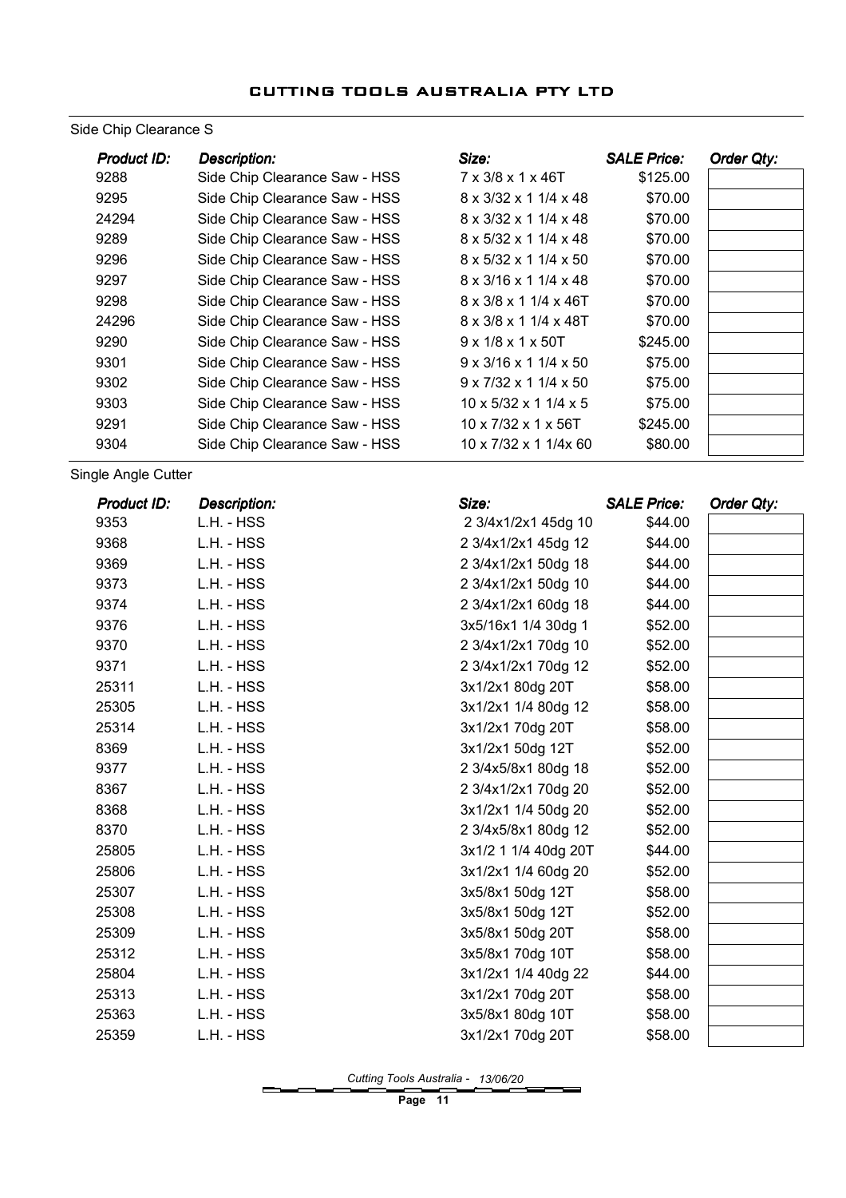## Side Chip Clearance S

| Product ID: | Description: | Size: | SALE Price: | Order Qty: |
|---|---|---|---|---|
| 9288 | Side Chip Clearance Saw - HSS | 7 x 3/8 x 1 x 46T | $125.00 | |
| 9295 | Side Chip Clearance Saw - HSS | 8 x 3/32 x 1 1/4 x 48 | $70.00 | |
| 24294 | Side Chip Clearance Saw - HSS | 8 x 3/32 x 1 1/4 x 48 | $70.00 | |
| 9289 | Side Chip Clearance Saw - HSS | 8 x 5/32 x 1 1/4 x 48 | $70.00 | |
| 9296 | Side Chip Clearance Saw - HSS | 8 x 5/32 x 1 1/4 x 50 | $70.00 | |
| 9297 | Side Chip Clearance Saw - HSS | 8 x 3/16 x 1 1/4 x 48 | $70.00 | |
| 9298 | Side Chip Clearance Saw - HSS | 8 x 3/8 x 1 1/4 x 46T | $70.00 | |
| 24296 | Side Chip Clearance Saw - HSS | 8 x 3/8 x 1 1/4 x 48T | $70.00 | |
| 9290 | Side Chip Clearance Saw - HSS | 9 x 1/8 x 1 x 50T | $245.00 | |
| 9301 | Side Chip Clearance Saw - HSS | 9 x 3/16 x 1 1/4 x 50 | $75.00 | |
| 9302 | Side Chip Clearance Saw - HSS | 9 x 7/32 x 1 1/4 x 50 | $75.00 | |
| 9303 | Side Chip Clearance Saw - HSS | 10 x 5/32 x 1 1/4 x 5 | $75.00 | |
| 9291 | Side Chip Clearance Saw - HSS | 10 x 7/32 x 1 x 56T | $245.00 | |
| 9304 | Side Chip Clearance Saw - HSS | 10 x 7/32 x 1 1/4x 60 | $80.00 | |

## Single Angle Cutter

| Product ID: | Description: | Size: | SALE Price: | Order Qty: |
|---|---|---|---|---|
| 9353 | L.H. - HSS | 2 3/4x1/2x1 45dg 10 | $44.00 | |
| 9368 | L.H. - HSS | 2 3/4x1/2x1 45dg 12 | $44.00 | |
| 9369 | L.H. - HSS | 2 3/4x1/2x1 50dg 18 | $44.00 | |
| 9373 | L.H. - HSS | 2 3/4x1/2x1 50dg 10 | $44.00 | |
| 9374 | L.H. - HSS | 2 3/4x1/2x1 60dg 18 | $44.00 | |
| 9376 | L.H. - HSS | 3x5/16x1 1/4 30dg 1 | $52.00 | |
| 9370 | L.H. - HSS | 2 3/4x1/2x1 70dg 10 | $52.00 | |
| 9371 | L.H. - HSS | 2 3/4x1/2x1 70dg 12 | $52.00 | |
| 25311 | L.H. - HSS | 3x1/2x1 80dg 20T | $58.00 | |
| 25305 | L.H. - HSS | 3x1/2x1 1/4 80dg 12 | $58.00 | |
| 25314 | L.H. - HSS | 3x1/2x1 70dg 20T | $58.00 | |
| 8369 | L.H. - HSS | 3x1/2x1 50dg 12T | $52.00 | |
| 9377 | L.H. - HSS | 2 3/4x5/8x1 80dg 18 | $52.00 | |
| 8367 | L.H. - HSS | 2 3/4x1/2x1 70dg 20 | $52.00 | |
| 8368 | L.H. - HSS | 3x1/2x1 1/4 50dg 20 | $52.00 | |
| 8370 | L.H. - HSS | 2 3/4x5/8x1 80dg 12 | $52.00 | |
| 25805 | L.H. - HSS | 3x1/2 1 1/4 40dg 20T | $44.00 | |
| 25806 | L.H. - HSS | 3x1/2x1 1/4 60dg 20 | $52.00 | |
| 25307 | L.H. - HSS | 3x5/8x1 50dg 12T | $58.00 | |
| 25308 | L.H. - HSS | 3x5/8x1 50dg 12T | $52.00 | |
| 25309 | L.H. - HSS | 3x5/8x1 50dg 20T | $58.00 | |
| 25312 | L.H. - HSS | 3x5/8x1 70dg 10T | $58.00 | |
| 25804 | L.H. - HSS | 3x1/2x1 1/4 40dg 22 | $44.00 | |
| 25313 | L.H. - HSS | 3x1/2x1 70dg 20T | $58.00 | |
| 25363 | L.H. - HSS | 3x5/8x1 80dg 10T | $58.00 | |
| 25359 | L.H. - HSS | 3x1/2x1 70dg 20T | $58.00 | |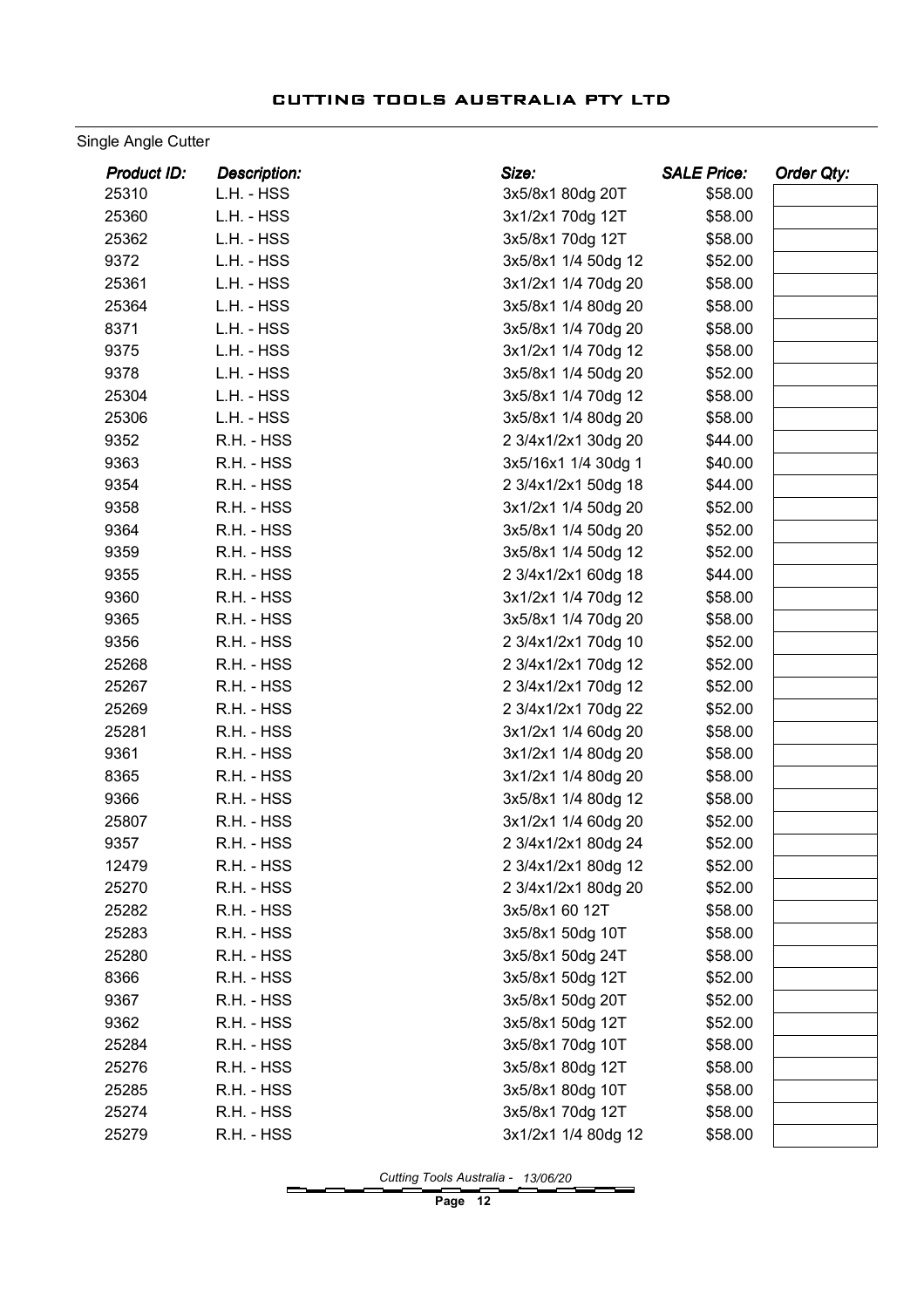## Single Angle Cutter

| Product ID: | Description: | Size: | SALE Price: | Order Qty: |
|---|---|---|---|---|
| 25310 | L.H. - HSS | 3x5/8x1 80dg 20T | $58.00 | |
| 25360 | L.H. - HSS | 3x1/2x1 70dg 12T | $58.00 | |
| 25362 | L.H. - HSS | 3x5/8x1 70dg 12T | $58.00 | |
| 9372 | L.H. - HSS | 3x5/8x1 1/4 50dg 12 | $52.00 | |
| 25361 | L.H. - HSS | 3x1/2x1 1/4 70dg 20 | $58.00 | |
| 25364 | L.H. - HSS | 3x5/8x1 1/4 80dg 20 | $58.00 | |
| 8371 | L.H. - HSS | 3x5/8x1 1/4 70dg 20 | $58.00 | |
| 9375 | L.H. - HSS | 3x1/2x1 1/4 70dg 12 | $58.00 | |
| 9378 | L.H. - HSS | 3x5/8x1 1/4 50dg 20 | $52.00 | |
| 25304 | L.H. - HSS | 3x5/8x1 1/4 70dg 12 | $58.00 | |
| 25306 | L.H. - HSS | 3x5/8x1 1/4 80dg 20 | $58.00 | |
| 9352 | R.H. - HSS | 2 3/4x1/2x1 30dg 20 | $44.00 | |
| 9363 | R.H. - HSS | 3x5/16x1 1/4 30dg 1 | $40.00 | |
| 9354 | R.H. - HSS | 2 3/4x1/2x1 50dg 18 | $44.00 | |
| 9358 | R.H. - HSS | 3x1/2x1 1/4 50dg 20 | $52.00 | |
| 9364 | R.H. - HSS | 3x5/8x1 1/4 50dg 20 | $52.00 | |
| 9359 | R.H. - HSS | 3x5/8x1 1/4 50dg 12 | $52.00 | |
| 9355 | R.H. - HSS | 2 3/4x1/2x1 60dg 18 | $44.00 | |
| 9360 | R.H. - HSS | 3x1/2x1 1/4 70dg 12 | $58.00 | |
| 9365 | R.H. - HSS | 3x5/8x1 1/4 70dg 20 | $58.00 | |
| 9356 | R.H. - HSS | 2 3/4x1/2x1 70dg 10 | $52.00 | |
| 25268 | R.H. - HSS | 2 3/4x1/2x1 70dg 12 | $52.00 | |
| 25267 | R.H. - HSS | 2 3/4x1/2x1 70dg 12 | $52.00 | |
| 25269 | R.H. - HSS | 2 3/4x1/2x1 70dg 22 | $52.00 | |
| 25281 | R.H. - HSS | 3x1/2x1 1/4 60dg 20 | $58.00 | |
| 9361 | R.H. - HSS | 3x1/2x1 1/4 80dg 20 | $58.00 | |
| 8365 | R.H. - HSS | 3x1/2x1 1/4 80dg 20 | $58.00 | |
| 9366 | R.H. - HSS | 3x5/8x1 1/4 80dg 12 | $58.00 | |
| 25807 | R.H. - HSS | 3x1/2x1 1/4 60dg 20 | $52.00 | |
| 9357 | R.H. - HSS | 2 3/4x1/2x1 80dg 24 | $52.00 | |
| 12479 | R.H. - HSS | 2 3/4x1/2x1 80dg 12 | $52.00 | |
| 25270 | R.H. - HSS | 2 3/4x1/2x1 80dg 20 | $52.00 | |
| 25282 | R.H. - HSS | 3x5/8x1 60 12T | $58.00 | |
| 25283 | R.H. - HSS | 3x5/8x1 50dg 10T | $58.00 | |
| 25280 | R.H. - HSS | 3x5/8x1 50dg 24T | $58.00 | |
| 8366 | R.H. - HSS | 3x5/8x1 50dg 12T | $52.00 | |
| 9367 | R.H. - HSS | 3x5/8x1 50dg 20T | $52.00 | |
| 9362 | R.H. - HSS | 3x5/8x1 50dg 12T | $52.00 | |
| 25284 | R.H. - HSS | 3x5/8x1 70dg 10T | $58.00 | |
| 25276 | R.H. - HSS | 3x5/8x1 80dg 12T | $58.00 | |
| 25285 | R.H. - HSS | 3x5/8x1 80dg 10T | $58.00 | |
| 25274 | R.H. - HSS | 3x5/8x1 70dg 12T | $58.00 | |
| 25279 | R.H. - HSS | 3x1/2x1 1/4 80dg 12 | $58.00 | |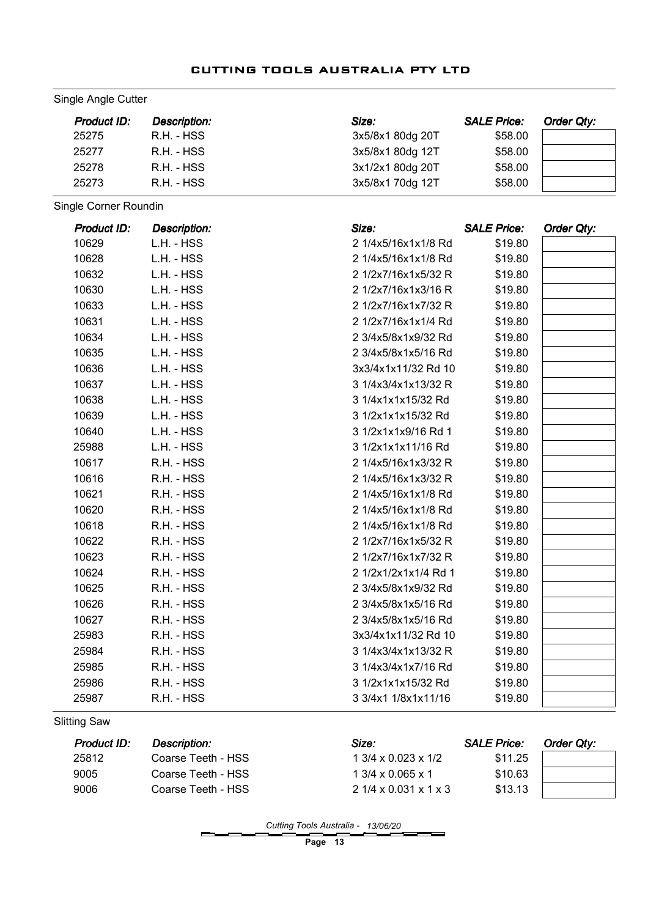## Single Angle Cutter

| Product ID: | Description: | Size: | SALE Price: | Order Qty: |
|---|---|---|---|---|
| 25275 | R.H. - HSS | 3x5/8x1 80dg 20T | $58.00 | |
| 25277 | R.H. - HSS | 3x5/8x1 80dg 12T | $58.00 | |
| 25278 | R.H. - HSS | 3x1/2x1 80dg 20T | $58.00 | |
| 25273 | R.H. - HSS | 3x5/8x1 70dg 12T | $58.00 | |

## Single Corner Roundin

| Product ID: | Description: | Size: | SALE Price: | Order Qty: |
|---|---|---|---|---|
| 10629 | L.H. - HSS | 2 1/4x5/16x1x1/8 Rd | $19.80 | |
| 10628 | L.H. - HSS | 2 1/4x5/16x1x1/8 Rd | $19.80 | |
| 10632 | L.H. - HSS | 2 1/2x7/16x1x5/32 R | $19.80 | |
| 10630 | L.H. - HSS | 2 1/2x7/16x1x3/16 R | $19.80 | |
| 10633 | L.H. - HSS | 2 1/2x7/16x1x7/32 R | $19.80 | |
| 10631 | L.H. - HSS | 2 1/2x7/16x1x1/4 Rd | $19.80 | |
| 10634 | L.H. - HSS | 2 3/4x5/8x1x9/32 Rd | $19.80 | |
| 10635 | L.H. - HSS | 2 3/4x5/8x1x5/16 Rd | $19.80 | |
| 10636 | L.H. - HSS | 3x3/4x1x11/32 Rd 10 | $19.80 | |
| 10637 | L.H. - HSS | 3 1/4x3/4x1x13/32 R | $19.80 | |
| 10638 | L.H. - HSS | 3 1/4x1x1x15/32 Rd | $19.80 | |
| 10639 | L.H. - HSS | 3 1/2x1x1x15/32 Rd | $19.80 | |
| 10640 | L.H. - HSS | 3 1/2x1x1x9/16 Rd 1 | $19.80 | |
| 25988 | L.H. - HSS | 3 1/2x1x1x11/16 Rd | $19.80 | |
| 10617 | R.H. - HSS | 2 1/4x5/16x1x3/32 R | $19.80 | |
| 10616 | R.H. - HSS | 2 1/4x5/16x1x3/32 R | $19.80 | |
| 10621 | R.H. - HSS | 2 1/4x5/16x1x1/8 Rd | $19.80 | |
| 10620 | R.H. - HSS | 2 1/4x5/16x1x1/8 Rd | $19.80 | |
| 10618 | R.H. - HSS | 2 1/4x5/16x1x1/8 Rd | $19.80 | |
| 10622 | R.H. - HSS | 2 1/2x7/16x1x5/32 R | $19.80 | |
| 10623 | R.H. - HSS | 2 1/2x7/16x1x7/32 R | $19.80 | |
| 10624 | R.H. - HSS | 2 1/2x1/2x1x1/4 Rd 1 | $19.80 | |
| 10625 | R.H. - HSS | 2 3/4x5/8x1x9/32 Rd | $19.80 | |
| 10626 | R.H. - HSS | 2 3/4x5/8x1x5/16 Rd | $19.80 | |
| 10627 | R.H. - HSS | 2 3/4x5/8x1x5/16 Rd | $19.80 | |
| 25983 | R.H. - HSS | 3x3/4x1x11/32 Rd 10 | $19.80 | |
| 25984 | R.H. - HSS | 3 1/4x3/4x1x13/32 R | $19.80 | |
| 25985 | R.H. - HSS | 3 1/4x3/4x1x7/16 Rd | $19.80 | |
| 25986 | R.H. - HSS | 3 1/2x1x1x15/32 Rd | $19.80 | |
| 25987 | R.H. - HSS | 3 3/4x1 1/8x1x11/16 | $19.80 | |

## Slitting Saw

| Product ID: | Description: | Size: | SALE Price: | Order Qty: |
|---|---|---|---|---|
| 25812 | Coarse Teeth - HSS | 1 3/4 x 0.023 x 1/2 | $11.25 | |
| 9005 | Coarse Teeth - HSS | 1 3/4 x 0.065 x 1 | $10.63 | |
| 9006 | Coarse Teeth - HSS | 2 1/4 x 0.031 x 1 x 3 | $13.13 | |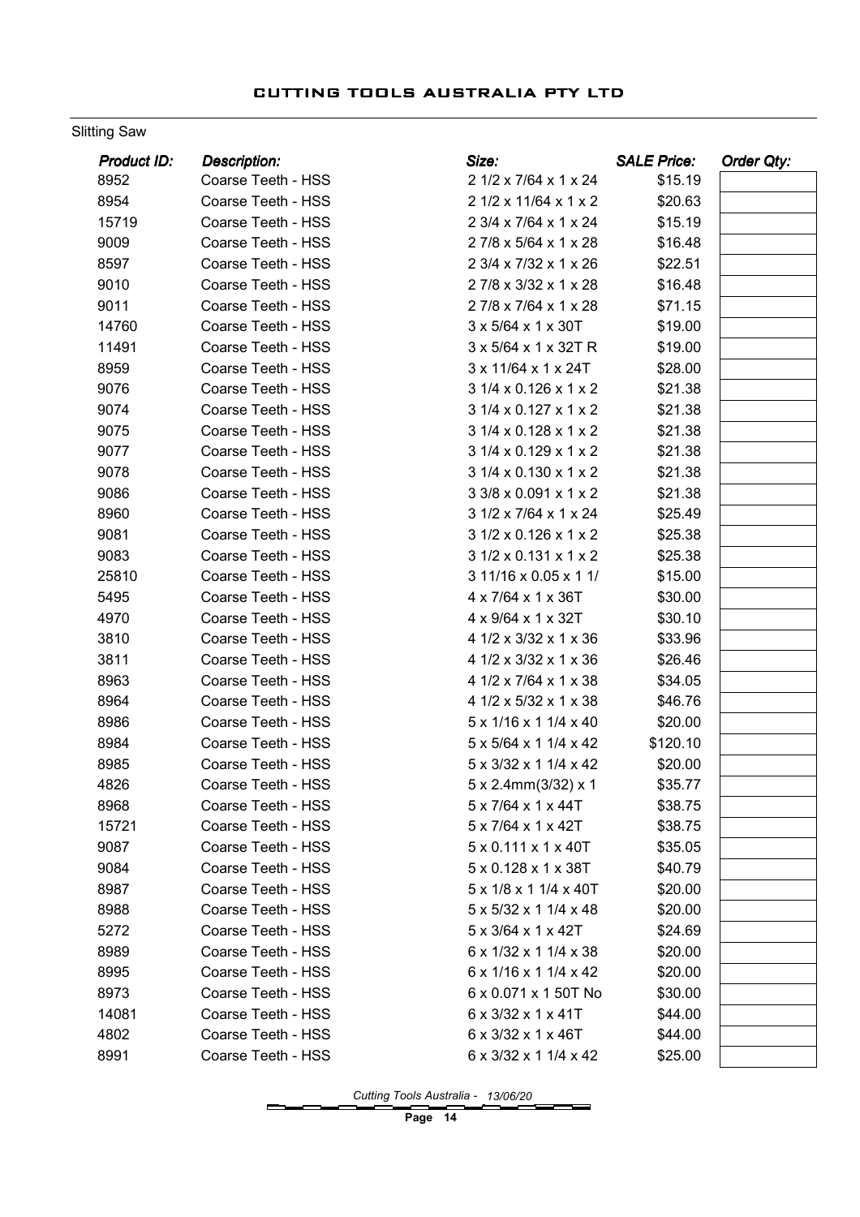Slitting Saw

| Product ID: | Description: | Size: | SALE Price: | Order Qty: |
|---|---|---|---|---|
| 8952 | Coarse Teeth - HSS | 2 1/2 x 7/64 x 1 x 24 | $15.19 | |
| 8954 | Coarse Teeth - HSS | 2 1/2 x 11/64 x 1 x 2 | $20.63 | |
| 15719 | Coarse Teeth - HSS | 2 3/4 x 7/64 x 1 x 24 | $15.19 | |
| 9009 | Coarse Teeth - HSS | 2 7/8 x 5/64 x 1 x 28 | $16.48 | |
| 8597 | Coarse Teeth - HSS | 2 3/4 x 7/32 x 1 x 26 | $22.51 | |
| 9010 | Coarse Teeth - HSS | 2 7/8 x 3/32 x 1 x 28 | $16.48 | |
| 9011 | Coarse Teeth - HSS | 2 7/8 x 7/64 x 1 x 28 | $71.15 | |
| 14760 | Coarse Teeth - HSS | 3 x 5/64 x 1 x 30T | $19.00 | |
| 11491 | Coarse Teeth - HSS | 3 x 5/64 x 1 x 32T R | $19.00 | |
| 8959 | Coarse Teeth - HSS | 3 x 11/64 x 1 x 24T | $28.00 | |
| 9076 | Coarse Teeth - HSS | 3 1/4 x 0.126 x 1 x 2 | $21.38 | |
| 9074 | Coarse Teeth - HSS | 3 1/4 x 0.127 x 1 x 2 | $21.38 | |
| 9075 | Coarse Teeth - HSS | 3 1/4 x 0.128 x 1 x 2 | $21.38 | |
| 9077 | Coarse Teeth - HSS | 3 1/4 x 0.129 x 1 x 2 | $21.38 | |
| 9078 | Coarse Teeth - HSS | 3 1/4 x 0.130 x 1 x 2 | $21.38 | |
| 9086 | Coarse Teeth - HSS | 3 3/8 x 0.091 x 1 x 2 | $21.38 | |
| 8960 | Coarse Teeth - HSS | 3 1/2 x 7/64 x 1 x 24 | $25.49 | |
| 9081 | Coarse Teeth - HSS | 3 1/2 x 0.126 x 1 x 2 | $25.38 | |
| 9083 | Coarse Teeth - HSS | 3 1/2 x 0.131 x 1 x 2 | $25.38 | |
| 25810 | Coarse Teeth - HSS | 3 11/16 x 0.05 x 1 1/ | $15.00 | |
| 5495 | Coarse Teeth - HSS | 4 x 7/64 x 1 x 36T | $30.00 | |
| 4970 | Coarse Teeth - HSS | 4 x 9/64 x 1 x 32T | $30.10 | |
| 3810 | Coarse Teeth - HSS | 4 1/2 x 3/32 x 1 x 36 | $33.96 | |
| 3811 | Coarse Teeth - HSS | 4 1/2 x 3/32 x 1 x 36 | $26.46 | |
| 8963 | Coarse Teeth - HSS | 4 1/2 x 7/64 x 1 x 38 | $34.05 | |
| 8964 | Coarse Teeth - HSS | 4 1/2 x 5/32 x 1 x 38 | $46.76 | |
| 8986 | Coarse Teeth - HSS | 5 x 1/16 x 1 1/4 x 40 | $20.00 | |
| 8984 | Coarse Teeth - HSS | 5 x 5/64 x 1 1/4 x 42 | $120.10 | |
| 8985 | Coarse Teeth - HSS | 5 x 3/32 x 1 1/4 x 42 | $20.00 | |
| 4826 | Coarse Teeth - HSS | 5 x 2.4mm(3/32) x 1 | $35.77 | |
| 8968 | Coarse Teeth - HSS | 5 x 7/64 x 1 x 44T | $38.75 | |
| 15721 | Coarse Teeth - HSS | 5 x 7/64 x 1 x 42T | $38.75 | |
| 9087 | Coarse Teeth - HSS | 5 x 0.111 x 1 x 40T | $35.05 | |
| 9084 | Coarse Teeth - HSS | 5 x 0.128 x 1 x 38T | $40.79 | |
| 8987 | Coarse Teeth - HSS | 5 x 1/8 x 1 1/4 x 40T | $20.00 | |
| 8988 | Coarse Teeth - HSS | 5 x 5/32 x 1 1/4 x 48 | $20.00 | |
| 5272 | Coarse Teeth - HSS | 5 x 3/64 x 1 x 42T | $24.69 | |
| 8989 | Coarse Teeth - HSS | 6 x 1/32 x 1 1/4 x 38 | $20.00 | |
| 8995 | Coarse Teeth - HSS | 6 x 1/16 x 1 1/4 x 42 | $20.00 | |
| 8973 | Coarse Teeth - HSS | 6 x 0.071 x 1 50T No | $30.00 | |
| 14081 | Coarse Teeth - HSS | 6 x 3/32 x 1 x 41T | $44.00 | |
| 4802 | Coarse Teeth - HSS | 6 x 3/32 x 1 x 46T | $44.00 | |
| 8991 | Coarse Teeth - HSS | 6 x 3/32 x 1 1/4 x 42 | $25.00 | |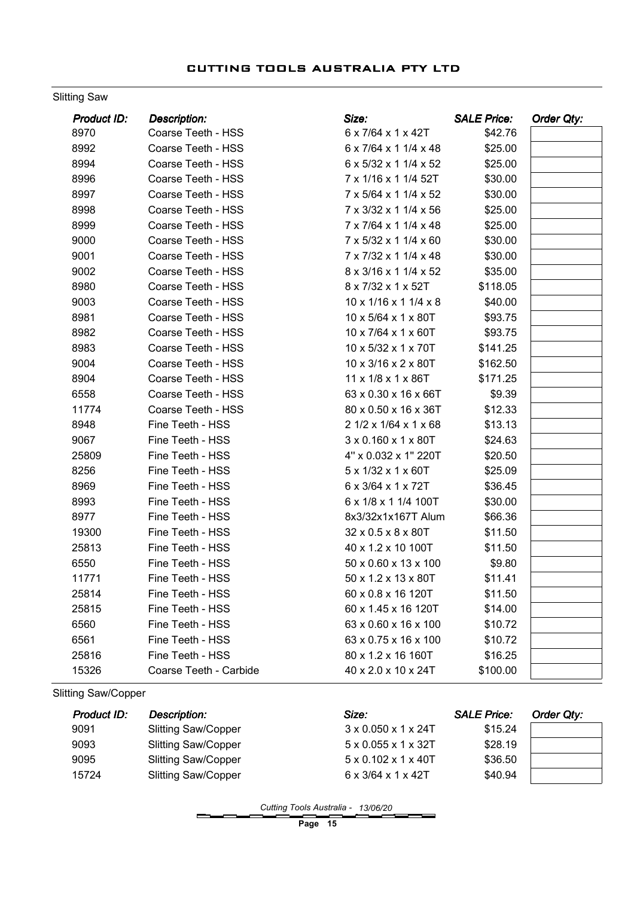## Slitting Saw

| Product ID: | Description: | Size: | SALE Price: | Order Qty: |
|---|---|---|---|---|
| 8970 | Coarse Teeth - HSS | 6 x 7/64 x 1 x 42T | $42.76 | |
| 8992 | Coarse Teeth - HSS | 6 x 7/64 x 1 1/4 x 48 | $25.00 | |
| 8994 | Coarse Teeth - HSS | 6 x 5/32 x 1 1/4 x 52 | $25.00 | |
| 8996 | Coarse Teeth - HSS | 7 x 1/16 x 1 1/4 52T | $30.00 | |
| 8997 | Coarse Teeth - HSS | 7 x 5/64 x 1 1/4 x 52 | $30.00 | |
| 8998 | Coarse Teeth - HSS | 7 x 3/32 x 1 1/4 x 56 | $25.00 | |
| 8999 | Coarse Teeth - HSS | 7 x 7/64 x 1 1/4 x 48 | $25.00 | |
| 9000 | Coarse Teeth - HSS | 7 x 5/32 x 1 1/4 x 60 | $30.00 | |
| 9001 | Coarse Teeth - HSS | 7 x 7/32 x 1 1/4 x 48 | $30.00 | |
| 9002 | Coarse Teeth - HSS | 8 x 3/16 x 1 1/4 x 52 | $35.00 | |
| 8980 | Coarse Teeth - HSS | 8 x 7/32 x 1 x 52T | $118.05 | |
| 9003 | Coarse Teeth - HSS | 10 x 1/16 x 1 1/4 x 8 | $40.00 | |
| 8981 | Coarse Teeth - HSS | 10 x 5/64 x 1 x 80T | $93.75 | |
| 8982 | Coarse Teeth - HSS | 10 x 7/64 x 1 x 60T | $93.75 | |
| 8983 | Coarse Teeth - HSS | 10 x 5/32 x 1 x 70T | $141.25 | |
| 9004 | Coarse Teeth - HSS | 10 x 3/16 x 2 x 80T | $162.50 | |
| 8904 | Coarse Teeth - HSS | 11 x 1/8 x 1 x 86T | $171.25 | |
| 6558 | Coarse Teeth - HSS | 63 x 0.30 x 16 x 66T | $9.39 | |
| 11774 | Coarse Teeth - HSS | 80 x 0.50 x 16 x 36T | $12.33 | |
| 8948 | Fine Teeth - HSS | 2 1/2 x 1/64 x 1 x 68 | $13.13 | |
| 9067 | Fine Teeth - HSS | 3 x 0.160 x 1 x 80T | $24.63 | |
| 25809 | Fine Teeth - HSS | 4" x 0.032 x 1" 220T | $20.50 | |
| 8256 | Fine Teeth - HSS | 5 x 1/32 x 1 x 60T | $25.09 | |
| 8969 | Fine Teeth - HSS | 6 x 3/64 x 1 x 72T | $36.45 | |
| 8993 | Fine Teeth - HSS | 6 x 1/8 x 1 1/4 100T | $30.00 | |
| 8977 | Fine Teeth - HSS | 8x3/32x1x167T Alum | $66.36 | |
| 19300 | Fine Teeth - HSS | 32 x 0.5 x 8 x 80T | $11.50 | |
| 25813 | Fine Teeth - HSS | 40 x 1.2 x 10 100T | $11.50 | |
| 6550 | Fine Teeth - HSS | 50 x 0.60 x 13 x 100 | $9.80 | |
| 11771 | Fine Teeth - HSS | 50 x 1.2 x 13 x 80T | $11.41 | |
| 25814 | Fine Teeth - HSS | 60 x 0.8 x 16 120T | $11.50 | |
| 25815 | Fine Teeth - HSS | 60 x 1.45 x 16 120T | $14.00 | |
| 6560 | Fine Teeth - HSS | 63 x 0.60 x 16 x 100 | $10.72 | |
| 6561 | Fine Teeth - HSS | 63 x 0.75 x 16 x 100 | $10.72 | |
| 25816 | Fine Teeth - HSS | 80 x 1.2 x 16 160T | $16.25 | |
| 15326 | Coarse Teeth - Carbide | 40 x 2.0 x 10 x 24T | $100.00 | |

## Slitting Saw/Copper

| Product ID: | Description: | Size: | SALE Price: | Order Qty: |
|---|---|---|---|---|
| 9091 | Slitting Saw/Copper | 3 x 0.050 x 1 x 24T | $15.24 | |
| 9093 | Slitting Saw/Copper | 5 x 0.055 x 1 x 32T | $28.19 | |
| 9095 | Slitting Saw/Copper | 5 x 0.102 x 1 x 40T | $36.50 | |
| 15724 | Slitting Saw/Copper | 6 x 3/64 x 1 x 42T | $40.94 | |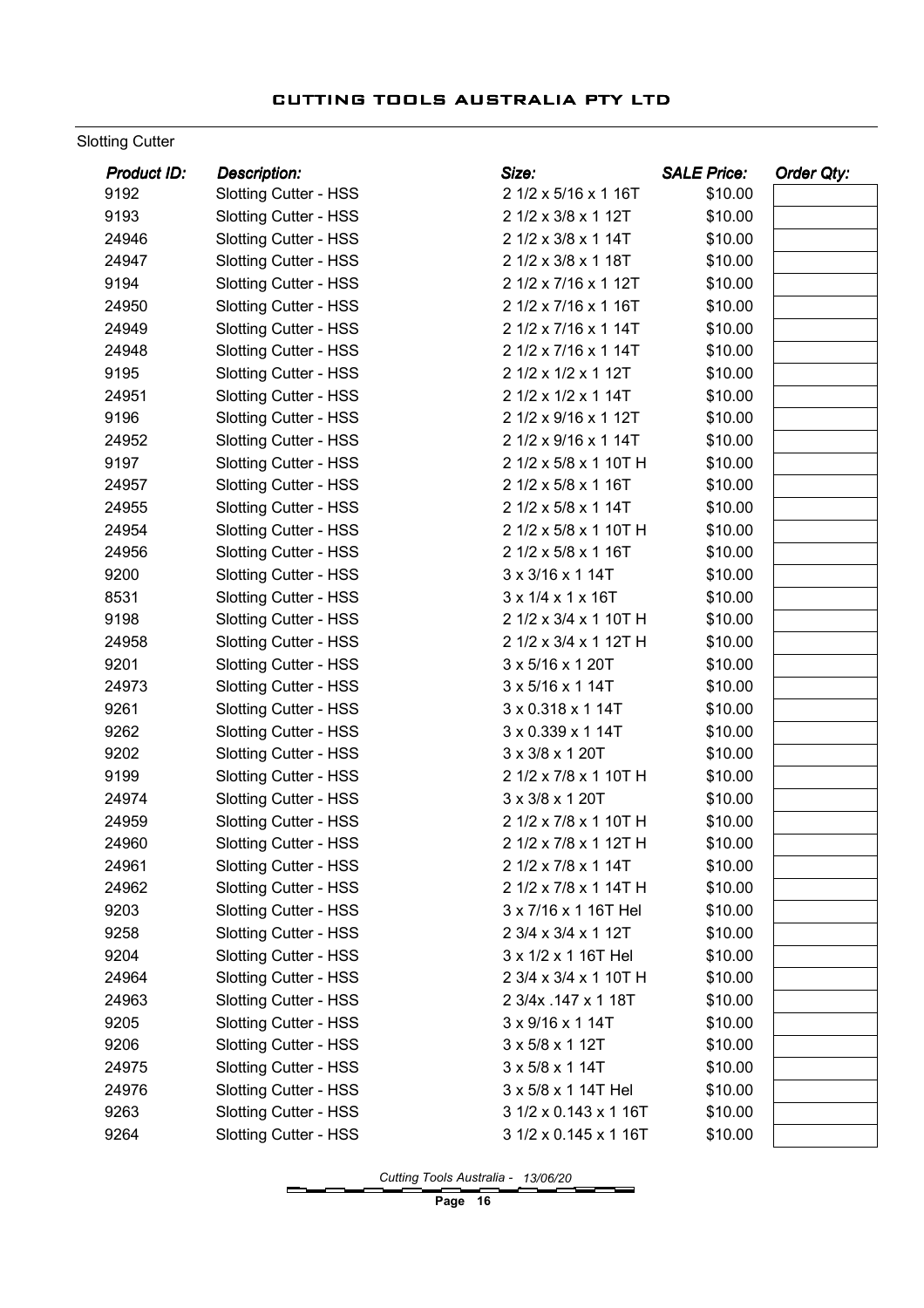Slotting Cutter

| Product ID: | Description: | Size: | SALE Price: | Order Qty: |
|---|---|---|---|---|
| 9192 | Slotting Cutter - HSS | 2 1/2 x 5/16 x 1 16T | $10.00 | |
| 9193 | Slotting Cutter - HSS | 2 1/2 x 3/8 x 1 12T | $10.00 | |
| 24946 | Slotting Cutter - HSS | 2 1/2 x 3/8 x 1 14T | $10.00 | |
| 24947 | Slotting Cutter - HSS | 2 1/2 x 3/8 x 1 18T | $10.00 | |
| 9194 | Slotting Cutter - HSS | 2 1/2 x 7/16 x 1 12T | $10.00 | |
| 24950 | Slotting Cutter - HSS | 2 1/2 x 7/16 x 1 16T | $10.00 | |
| 24949 | Slotting Cutter - HSS | 2 1/2 x 7/16 x 1 14T | $10.00 | |
| 24948 | Slotting Cutter - HSS | 2 1/2 x 7/16 x 1 14T | $10.00 | |
| 9195 | Slotting Cutter - HSS | 2 1/2 x 1/2 x 1 12T | $10.00 | |
| 24951 | Slotting Cutter - HSS | 2 1/2 x 1/2 x 1 14T | $10.00 | |
| 9196 | Slotting Cutter - HSS | 2 1/2 x 9/16 x 1 12T | $10.00 | |
| 24952 | Slotting Cutter - HSS | 2 1/2 x 9/16 x 1 14T | $10.00 | |
| 9197 | Slotting Cutter - HSS | 2 1/2 x 5/8 x 1 10T H | $10.00 | |
| 24957 | Slotting Cutter - HSS | 2 1/2 x 5/8 x 1 16T | $10.00 | |
| 24955 | Slotting Cutter - HSS | 2 1/2 x 5/8 x 1 14T | $10.00 | |
| 24954 | Slotting Cutter - HSS | 2 1/2 x 5/8 x 1 10T H | $10.00 | |
| 24956 | Slotting Cutter - HSS | 2 1/2 x 5/8 x 1 16T | $10.00 | |
| 9200 | Slotting Cutter - HSS | 3 x 3/16 x 1 14T | $10.00 | |
| 8531 | Slotting Cutter - HSS | 3 x 1/4 x 1 x 16T | $10.00 | |
| 9198 | Slotting Cutter - HSS | 2 1/2 x 3/4 x 1 10T H | $10.00 | |
| 24958 | Slotting Cutter - HSS | 2 1/2 x 3/4 x 1 12T H | $10.00 | |
| 9201 | Slotting Cutter - HSS | 3 x 5/16 x 1 20T | $10.00 | |
| 24973 | Slotting Cutter - HSS | 3 x 5/16 x 1 14T | $10.00 | |
| 9261 | Slotting Cutter - HSS | 3 x 0.318 x 1 14T | $10.00 | |
| 9262 | Slotting Cutter - HSS | 3 x 0.339 x 1 14T | $10.00 | |
| 9202 | Slotting Cutter - HSS | 3 x 3/8 x 1 20T | $10.00 | |
| 9199 | Slotting Cutter - HSS | 2 1/2 x 7/8 x 1 10T H | $10.00 | |
| 24974 | Slotting Cutter - HSS | 3 x 3/8 x 1 20T | $10.00 | |
| 24959 | Slotting Cutter - HSS | 2 1/2 x 7/8 x 1 10T H | $10.00 | |
| 24960 | Slotting Cutter - HSS | 2 1/2 x 7/8 x 1 12T H | $10.00 | |
| 24961 | Slotting Cutter - HSS | 2 1/2 x 7/8 x 1 14T | $10.00 | |
| 24962 | Slotting Cutter - HSS | 2 1/2 x 7/8 x 1 14T H | $10.00 | |
| 9203 | Slotting Cutter - HSS | 3 x 7/16 x 1 16T Hel | $10.00 | |
| 9258 | Slotting Cutter - HSS | 2 3/4 x 3/4 x 1 12T | $10.00 | |
| 9204 | Slotting Cutter - HSS | 3 x 1/2 x 1 16T Hel | $10.00 | |
| 24964 | Slotting Cutter - HSS | 2 3/4 x 3/4 x 1 10T H | $10.00 | |
| 24963 | Slotting Cutter - HSS | 2 3/4x .147 x 1 18T | $10.00 | |
| 9205 | Slotting Cutter - HSS | 3 x 9/16 x 1 14T | $10.00 | |
| 9206 | Slotting Cutter - HSS | 3 x 5/8 x 1 12T | $10.00 | |
| 24975 | Slotting Cutter - HSS | 3 x 5/8 x 1 14T | $10.00 | |
| 24976 | Slotting Cutter - HSS | 3 x 5/8 x 1 14T Hel | $10.00 | |
| 9263 | Slotting Cutter - HSS | 3 1/2 x 0.143 x 1 16T | $10.00 | |
| 9264 | Slotting Cutter - HSS | 3 1/2 x 0.145 x 1 16T | $10.00 | |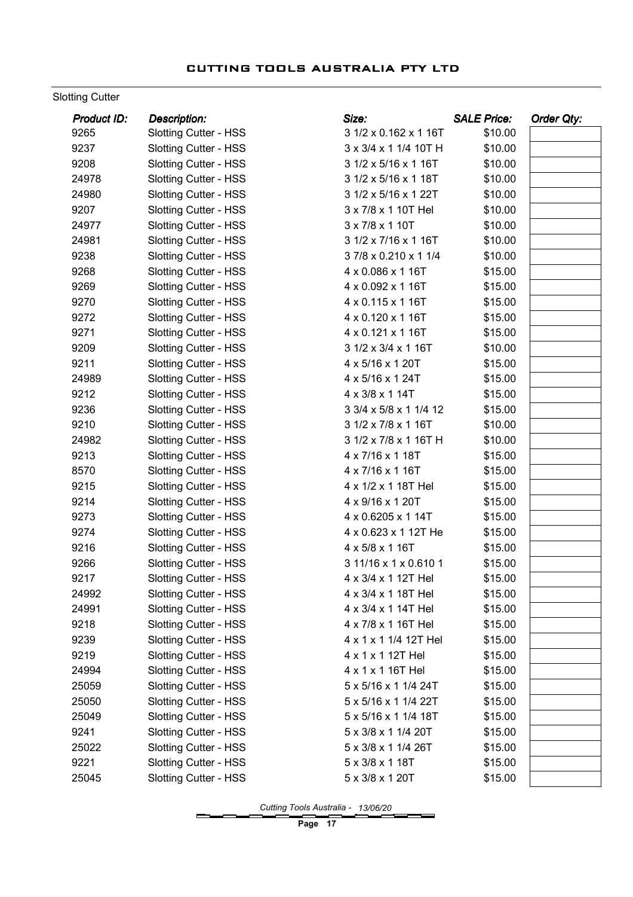Slotting Cutter

| Product ID: | Description: | Size: | SALE Price: | Order Qty: |
|---|---|---|---|---|
| 9265 | Slotting Cutter - HSS | 3 1/2 x 0.162 x 1 16T | $10.00 | |
| 9237 | Slotting Cutter - HSS | 3 x 3/4 x 1 1/4 10T H | $10.00 | |
| 9208 | Slotting Cutter - HSS | 3 1/2 x 5/16 x 1 16T | $10.00 | |
| 24978 | Slotting Cutter - HSS | 3 1/2 x 5/16 x 1 18T | $10.00 | |
| 24980 | Slotting Cutter - HSS | 3 1/2 x 5/16 x 1 22T | $10.00 | |
| 9207 | Slotting Cutter - HSS | 3 x 7/8 x 1 10T Hel | $10.00 | |
| 24977 | Slotting Cutter - HSS | 3 x 7/8 x 1 10T | $10.00 | |
| 24981 | Slotting Cutter - HSS | 3 1/2 x 7/16 x 1 16T | $10.00 | |
| 9238 | Slotting Cutter - HSS | 3 7/8 x 0.210 x 1 1/4 | $10.00 | |
| 9268 | Slotting Cutter - HSS | 4 x 0.086 x 1 16T | $15.00 | |
| 9269 | Slotting Cutter - HSS | 4 x 0.092 x 1 16T | $15.00 | |
| 9270 | Slotting Cutter - HSS | 4 x 0.115 x 1 16T | $15.00 | |
| 9272 | Slotting Cutter - HSS | 4 x 0.120 x 1 16T | $15.00 | |
| 9271 | Slotting Cutter - HSS | 4 x 0.121 x 1 16T | $15.00 | |
| 9209 | Slotting Cutter - HSS | 3 1/2 x 3/4 x 1 16T | $10.00 | |
| 9211 | Slotting Cutter - HSS | 4 x 5/16 x 1 20T | $15.00 | |
| 24989 | Slotting Cutter - HSS | 4 x 5/16 x 1 24T | $15.00 | |
| 9212 | Slotting Cutter - HSS | 4 x 3/8 x 1 14T | $15.00 | |
| 9236 | Slotting Cutter - HSS | 3 3/4 x 5/8 x 1 1/4 12 | $15.00 | |
| 9210 | Slotting Cutter - HSS | 3 1/2 x 7/8 x 1 16T | $10.00 | |
| 24982 | Slotting Cutter - HSS | 3 1/2 x 7/8 x 1 16T H | $10.00 | |
| 9213 | Slotting Cutter - HSS | 4 x 7/16 x 1 18T | $15.00 | |
| 8570 | Slotting Cutter - HSS | 4 x 7/16 x 1 16T | $15.00 | |
| 9215 | Slotting Cutter - HSS | 4 x 1/2 x 1 18T Hel | $15.00 | |
| 9214 | Slotting Cutter - HSS | 4 x 9/16 x 1 20T | $15.00 | |
| 9273 | Slotting Cutter - HSS | 4 x 0.6205 x 1 14T | $15.00 | |
| 9274 | Slotting Cutter - HSS | 4 x 0.623 x 1 12T He | $15.00 | |
| 9216 | Slotting Cutter - HSS | 4 x 5/8 x 1 16T | $15.00 | |
| 9266 | Slotting Cutter - HSS | 3 11/16 x 1 x 0.610 1 | $15.00 | |
| 9217 | Slotting Cutter - HSS | 4 x 3/4 x 1 12T Hel | $15.00 | |
| 24992 | Slotting Cutter - HSS | 4 x 3/4 x 1 18T Hel | $15.00 | |
| 24991 | Slotting Cutter - HSS | 4 x 3/4 x 1 14T Hel | $15.00 | |
| 9218 | Slotting Cutter - HSS | 4 x 7/8 x 1 16T Hel | $15.00 | |
| 9239 | Slotting Cutter - HSS | 4 x 1 x 1 1/4 12T Hel | $15.00 | |
| 9219 | Slotting Cutter - HSS | 4 x 1 x 1 12T Hel | $15.00 | |
| 24994 | Slotting Cutter - HSS | 4 x 1 x 1 16T Hel | $15.00 | |
| 25059 | Slotting Cutter - HSS | 5 x 5/16 x 1 1/4 24T | $15.00 | |
| 25050 | Slotting Cutter - HSS | 5 x 5/16 x 1 1/4 22T | $15.00 | |
| 25049 | Slotting Cutter - HSS | 5 x 5/16 x 1 1/4 18T | $15.00 | |
| 9241 | Slotting Cutter - HSS | 5 x 3/8 x 1 1/4 20T | $15.00 | |
| 25022 | Slotting Cutter - HSS | 5 x 3/8 x 1 1/4 26T | $15.00 | |
| 9221 | Slotting Cutter - HSS | 5 x 3/8 x 1 18T | $15.00 | |
| 25045 | Slotting Cutter - HSS | 5 x 3/8 x 1 20T | $15.00 | |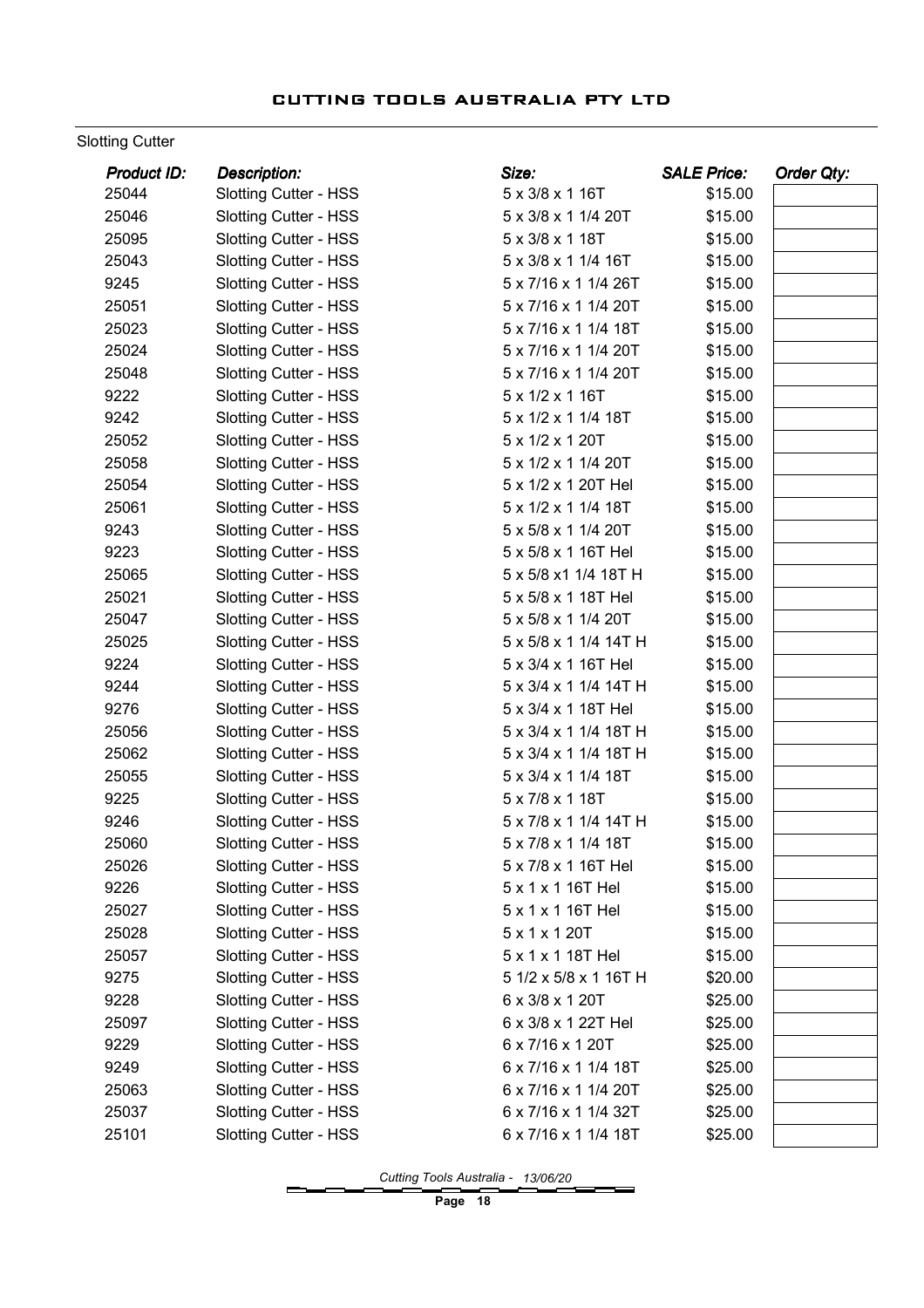# CUTTING TOOLS AUSTRALIA PTY LTD

Slotting Cutter

| *Product ID:* | *Description:* | *Size:* | *SALE Price:* | *Order Qty:* |
|---|---|---|---|---|
| 25044 | Slotting Cutter - HSS | 5 x 3/8 x 1 16T | $15.00 | |
| 25046 | Slotting Cutter - HSS | 5 x 3/8 x 1 1/4 20T | $15.00 | |
| 25095 | Slotting Cutter - HSS | 5 x 3/8 x 1 18T | $15.00 | |
| 25043 | Slotting Cutter - HSS | 5 x 3/8 x 1 1/4 16T | $15.00 | |
| 9245 | Slotting Cutter - HSS | 5 x 7/16 x 1 1/4 26T | $15.00 | |
| 25051 | Slotting Cutter - HSS | 5 x 7/16 x 1 1/4 20T | $15.00 | |
| 25023 | Slotting Cutter - HSS | 5 x 7/16 x 1 1/4 18T | $15.00 | |
| 25024 | Slotting Cutter - HSS | 5 x 7/16 x 1 1/4 20T | $15.00 | |
| 25048 | Slotting Cutter - HSS | 5 x 7/16 x 1 1/4 20T | $15.00 | |
| 9222 | Slotting Cutter - HSS | 5 x 1/2 x 1 16T | $15.00 | |
| 9242 | Slotting Cutter - HSS | 5 x 1/2 x 1 1/4 18T | $15.00 | |
| 25052 | Slotting Cutter - HSS | 5 x 1/2 x 1 20T | $15.00 | |
| 25058 | Slotting Cutter - HSS | 5 x 1/2 x 1 1/4 20T | $15.00 | |
| 25054 | Slotting Cutter - HSS | 5 x 1/2 x 1 20T Hel | $15.00 | |
| 25061 | Slotting Cutter - HSS | 5 x 1/2 x 1 1/4 18T | $15.00 | |
| 9243 | Slotting Cutter - HSS | 5 x 5/8 x 1 1/4 20T | $15.00 | |
| 9223 | Slotting Cutter - HSS | 5 x 5/8 x 1 16T Hel | $15.00 | |
| 25065 | Slotting Cutter - HSS | 5 x 5/8 x1 1/4 18T H | $15.00 | |
| 25021 | Slotting Cutter - HSS | 5 x 5/8 x 1 18T Hel | $15.00 | |
| 25047 | Slotting Cutter - HSS | 5 x 5/8 x 1 1/4 20T | $15.00 | |
| 25025 | Slotting Cutter - HSS | 5 x 5/8 x 1 1/4 14T H | $15.00 | |
| 9224 | Slotting Cutter - HSS | 5 x 3/4 x 1 16T Hel | $15.00 | |
| 9244 | Slotting Cutter - HSS | 5 x 3/4 x 1 1/4 14T H | $15.00 | |
| 9276 | Slotting Cutter - HSS | 5 x 3/4 x 1 18T Hel | $15.00 | |
| 25056 | Slotting Cutter - HSS | 5 x 3/4 x 1 1/4 18T H | $15.00 | |
| 25062 | Slotting Cutter - HSS | 5 x 3/4 x 1 1/4 18T H | $15.00 | |
| 25055 | Slotting Cutter - HSS | 5 x 3/4 x 1 1/4 18T | $15.00 | |
| 9225 | Slotting Cutter - HSS | 5 x 7/8 x 1 18T | $15.00 | |
| 9246 | Slotting Cutter - HSS | 5 x 7/8 x 1 1/4 14T H | $15.00 | |
| 25060 | Slotting Cutter - HSS | 5 x 7/8 x 1 1/4 18T | $15.00 | |
| 25026 | Slotting Cutter - HSS | 5 x 7/8 x 1 16T Hel | $15.00 | |
| 9226 | Slotting Cutter - HSS | 5 x 1 x 1 16T Hel | $15.00 | |
| 25027 | Slotting Cutter - HSS | 5 x 1 x 1 16T Hel | $15.00 | |
| 25028 | Slotting Cutter - HSS | 5 x 1 x 1 20T | $15.00 | |
| 25057 | Slotting Cutter - HSS | 5 x 1 x 1 18T Hel | $15.00 | |
| 9275 | Slotting Cutter - HSS | 5 1/2 x 5/8 x 1 16T H | $20.00 | |
| 9228 | Slotting Cutter - HSS | 6 x 3/8 x 1 20T | $25.00 | |
| 25097 | Slotting Cutter - HSS | 6 x 3/8 x 1 22T Hel | $25.00 | |
| 9229 | Slotting Cutter - HSS | 6 x 7/16 x 1 20T | $25.00 | |
| 9249 | Slotting Cutter - HSS | 6 x 7/16 x 1 1/4 18T | $25.00 | |
| 25063 | Slotting Cutter - HSS | 6 x 7/16 x 1 1/4 20T | $25.00 | |
| 25037 | Slotting Cutter - HSS | 6 x 7/16 x 1 1/4 32T | $25.00 | |
| 25101 | Slotting Cutter - HSS | 6 x 7/16 x 1 1/4 18T | $25.00 | |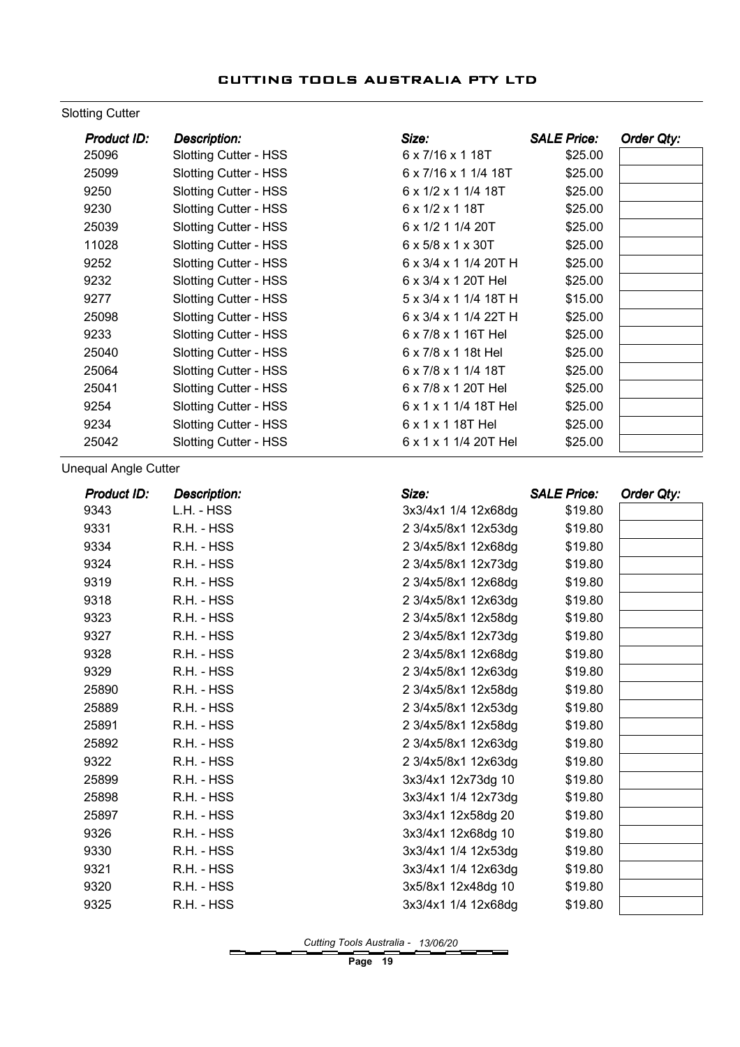## Slotting Cutter

| Product ID: | Description: | Size: | SALE Price: | Order Qty: |
|---|---|---|---|---|
| 25096 | Slotting Cutter - HSS | 6 x 7/16 x 1 18T | $25.00 | |
| 25099 | Slotting Cutter - HSS | 6 x 7/16 x 1 1/4 18T | $25.00 | |
| 9250 | Slotting Cutter - HSS | 6 x 1/2 x 1 1/4 18T | $25.00 | |
| 9230 | Slotting Cutter - HSS | 6 x 1/2 x 1 18T | $25.00 | |
| 25039 | Slotting Cutter - HSS | 6 x 1/2 1 1/4 20T | $25.00 | |
| 11028 | Slotting Cutter - HSS | 6 x 5/8 x 1 x 30T | $25.00 | |
| 9252 | Slotting Cutter - HSS | 6 x 3/4 x 1 1/4 20T H | $25.00 | |
| 9232 | Slotting Cutter - HSS | 6 x 3/4 x 1 20T Hel | $25.00 | |
| 9277 | Slotting Cutter - HSS | 5 x 3/4 x 1 1/4 18T H | $15.00 | |
| 25098 | Slotting Cutter - HSS | 6 x 3/4 x 1 1/4 22T H | $25.00 | |
| 9233 | Slotting Cutter - HSS | 6 x 7/8 x 1 16T Hel | $25.00 | |
| 25040 | Slotting Cutter - HSS | 6 x 7/8 x 1 18t Hel | $25.00 | |
| 25064 | Slotting Cutter - HSS | 6 x 7/8 x 1 1/4 18T | $25.00 | |
| 25041 | Slotting Cutter - HSS | 6 x 7/8 x 1 20T Hel | $25.00 | |
| 9254 | Slotting Cutter - HSS | 6 x 1 x 1 1/4 18T Hel | $25.00 | |
| 9234 | Slotting Cutter - HSS | 6 x 1 x 1 18T Hel | $25.00 | |
| 25042 | Slotting Cutter - HSS | 6 x 1 x 1 1/4 20T Hel | $25.00 | |

## Unequal Angle Cutter

| Product ID: | Description: | Size: | SALE Price: | Order Qty: |
|---|---|---|---|---|
| 9343 | L.H. - HSS | 3x3/4x1 1/4 12x68dg | $19.80 | |
| 9331 | R.H. - HSS | 2 3/4x5/8x1 12x53dg | $19.80 | |
| 9334 | R.H. - HSS | 2 3/4x5/8x1 12x68dg | $19.80 | |
| 9324 | R.H. - HSS | 2 3/4x5/8x1 12x73dg | $19.80 | |
| 9319 | R.H. - HSS | 2 3/4x5/8x1 12x68dg | $19.80 | |
| 9318 | R.H. - HSS | 2 3/4x5/8x1 12x63dg | $19.80 | |
| 9323 | R.H. - HSS | 2 3/4x5/8x1 12x58dg | $19.80 | |
| 9327 | R.H. - HSS | 2 3/4x5/8x1 12x73dg | $19.80 | |
| 9328 | R.H. - HSS | 2 3/4x5/8x1 12x68dg | $19.80 | |
| 9329 | R.H. - HSS | 2 3/4x5/8x1 12x63dg | $19.80 | |
| 25890 | R.H. - HSS | 2 3/4x5/8x1 12x58dg | $19.80 | |
| 25889 | R.H. - HSS | 2 3/4x5/8x1 12x53dg | $19.80 | |
| 25891 | R.H. - HSS | 2 3/4x5/8x1 12x58dg | $19.80 | |
| 25892 | R.H. - HSS | 2 3/4x5/8x1 12x63dg | $19.80 | |
| 9322 | R.H. - HSS | 2 3/4x5/8x1 12x63dg | $19.80 | |
| 25899 | R.H. - HSS | 3x3/4x1 12x73dg 10 | $19.80 | |
| 25898 | R.H. - HSS | 3x3/4x1 1/4 12x73dg | $19.80 | |
| 25897 | R.H. - HSS | 3x3/4x1 12x58dg 20 | $19.80 | |
| 9326 | R.H. - HSS | 3x3/4x1 12x68dg 10 | $19.80 | |
| 9330 | R.H. - HSS | 3x3/4x1 1/4 12x53dg | $19.80 | |
| 9321 | R.H. - HSS | 3x3/4x1 1/4 12x63dg | $19.80 | |
| 9320 | R.H. - HSS | 3x5/8x1 12x48dg 10 | $19.80 | |
| 9325 | R.H. - HSS | 3x3/4x1 1/4 12x68dg | $19.80 | |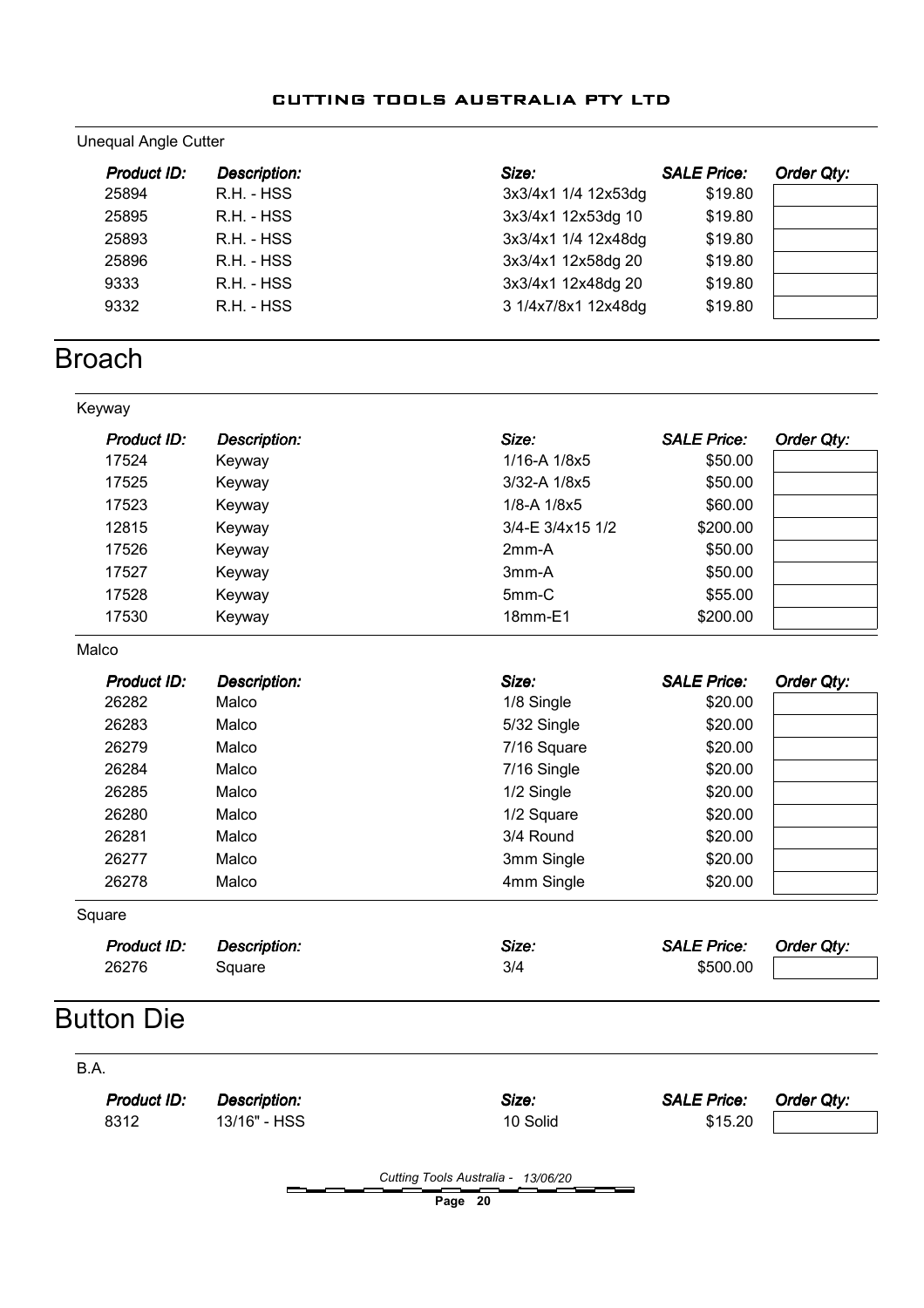Unequal Angle Cutter

| Product ID: | Description: | Size: | SALE Price: | Order Qty: |
|---|---|---|---|---|
| 25894 | R.H. - HSS | 3x3/4x1 1/4 12x53dg | $19.80 | |
| 25895 | R.H. - HSS | 3x3/4x1 12x53dg 10 | $19.80 | |
| 25893 | R.H. - HSS | 3x3/4x1 1/4 12x48dg | $19.80 | |
| 25896 | R.H. - HSS | 3x3/4x1 12x58dg 20 | $19.80 | |
| 9333 | R.H. - HSS | 3x3/4x1 12x48dg 20 | $19.80 | |
| 9332 | R.H. - HSS | 3 1/4x7/8x1 12x48dg | $19.80 | |

# Broach

Keyway

| Product ID: | Description: | Size: | SALE Price: | Order Qty: |
|---|---|---|---|---|
| 17524 | Keyway | 1/16-A 1/8x5 | $50.00 | |
| 17525 | Keyway | 3/32-A 1/8x5 | $50.00 | |
| 17523 | Keyway | 1/8-A 1/8x5 | $60.00 | |
| 12815 | Keyway | 3/4-E 3/4x15 1/2 | $200.00 | |
| 17526 | Keyway | 2mm-A | $50.00 | |
| 17527 | Keyway | 3mm-A | $50.00 | |
| 17528 | Keyway | 5mm-C | $55.00 | |
| 17530 | Keyway | 18mm-E1 | $200.00 | |

Malco

| Product ID: | Description: | Size: | SALE Price: | Order Qty: |
|---|---|---|---|---|
| 26282 | Malco | 1/8 Single | $20.00 | |
| 26283 | Malco | 5/32 Single | $20.00 | |
| 26279 | Malco | 7/16 Square | $20.00 | |
| 26284 | Malco | 7/16 Single | $20.00 | |
| 26285 | Malco | 1/2 Single | $20.00 | |
| 26280 | Malco | 1/2 Square | $20.00 | |
| 26281 | Malco | 3/4 Round | $20.00 | |
| 26277 | Malco | 3mm Single | $20.00 | |
| 26278 | Malco | 4mm Single | $20.00 | |

Square

| Product ID: | Description: | Size: | SALE Price: | Order Qty: |
|---|---|---|---|---|
| 26276 | Square | 3/4 | $500.00 | |

# Button Die

B.A.

| Product ID: | Description: | Size: | SALE Price: | Order Qty: |
|---|---|---|---|---|
| 8312 | 13/16" - HSS | 10 Solid | $15.20 | |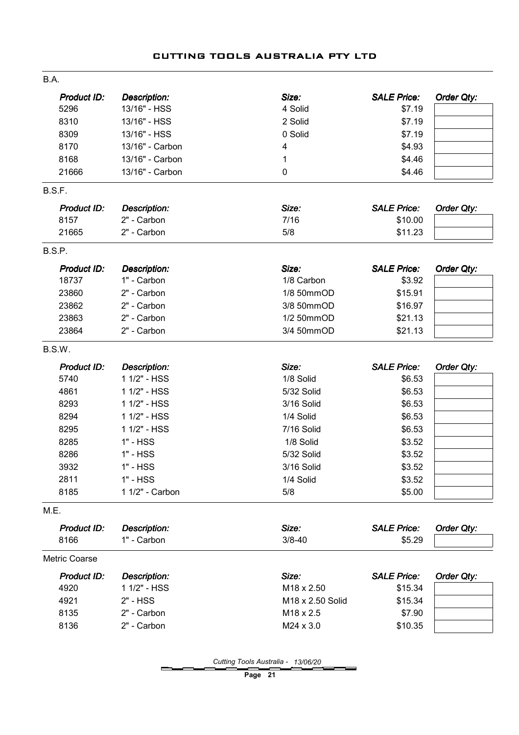# CUTTING TOOLS AUSTRALIA PTY LTD

## B.A.

| *Product ID:* | *Description:* | *Size:* | *SALE Price:* | *Order Qty:* |
|---|---|---|---|---|
| 5296 | 13/16" - HSS | 4 Solid | $7.19 | |
| 8310 | 13/16" - HSS | 2 Solid | $7.19 | |
| 8309 | 13/16" - HSS | 0 Solid | $7.19 | |
| 8170 | 13/16" - Carbon | 4 | $4.93 | |
| 8168 | 13/16" - Carbon | 1 | $4.46 | |
| 21666 | 13/16" - Carbon | 0 | $4.46 | |

## B.S.F.

| *Product ID:* | *Description:* | *Size:* | *SALE Price:* | *Order Qty:* |
|---|---|---|---|---|
| 8157 | 2" - Carbon | 7/16 | $10.00 | |
| 21665 | 2" - Carbon | 5/8 | $11.23 | |

## B.S.P.

| *Product ID:* | *Description:* | *Size:* | *SALE Price:* | *Order Qty:* |
|---|---|---|---|---|
| 18737 | 1" - Carbon | 1/8 Carbon | $3.92 | |
| 23860 | 2" - Carbon | 1/8 50mmOD | $15.91 | |
| 23862 | 2" - Carbon | 3/8 50mmOD | $16.97 | |
| 23863 | 2" - Carbon | 1/2 50mmOD | $21.13 | |
| 23864 | 2" - Carbon | 3/4 50mmOD | $21.13 | |

## B.S.W.

| *Product ID:* | *Description:* | *Size:* | *SALE Price:* | *Order Qty:* |
|---|---|---|---|---|
| 5740 | 1 1/2" - HSS | 1/8 Solid | $6.53 | |
| 4861 | 1 1/2" - HSS | 5/32 Solid | $6.53 | |
| 8293 | 1 1/2" - HSS | 3/16 Solid | $6.53 | |
| 8294 | 1 1/2" - HSS | 1/4 Solid | $6.53 | |
| 8295 | 1 1/2" - HSS | 7/16 Solid | $6.53 | |
| 8285 | 1" - HSS | 1/8 Solid | $3.52 | |
| 8286 | 1" - HSS | 5/32 Solid | $3.52 | |
| 3932 | 1" - HSS | 3/16 Solid | $3.52 | |
| 2811 | 1" - HSS | 1/4 Solid | $3.52 | |
| 8185 | 1 1/2" - Carbon | 5/8 | $5.00 | |

## M.E.

| *Product ID:* | *Description:* | *Size:* | *SALE Price:* | *Order Qty:* |
|---|---|---|---|---|
| 8166 | 1" - Carbon | 3/8-40 | $5.29 | |

## Metric Coarse

| *Product ID:* | *Description:* | *Size:* | *SALE Price:* | *Order Qty:* |
|---|---|---|---|---|
| 4920 | 1 1/2" - HSS | M18 x 2.50 | $15.34 | |
| 4921 | 2" - HSS | M18 x 2.50 Solid | $15.34 | |
| 8135 | 2" - Carbon | M18 x 2.5 | $7.90 | |
| 8136 | 2" - Carbon | M24 x 3.0 | $10.35 | |

*Cutting Tools Australia - 13/06/20*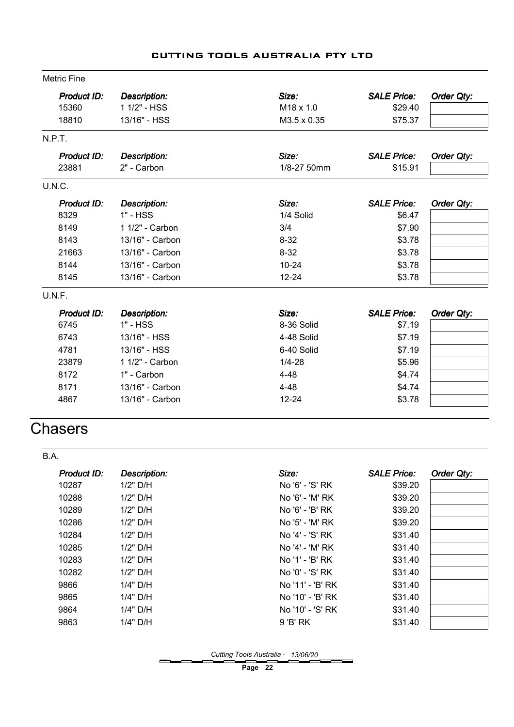### Metric Fine

| *Product ID:* | *Description:* | *Size:* | *SALE Price:* | *Order Qty:* |
|---|---|---|---|---|
| 15360 | 1 1/2" - HSS | M18 x 1.0 | $29.40 | |
| 18810 | 13/16" - HSS | M3.5 x 0.35 | $75.37 | |

### N.P.T.

| *Product ID:* | *Description:* | *Size:* | *SALE Price:* | *Order Qty:* |
|---|---|---|---|---|
| 23881 | 2" - Carbon | 1/8-27 50mm | $15.91 | |

### U.N.C.

| *Product ID:* | *Description:* | *Size:* | *SALE Price:* | *Order Qty:* |
|---|---|---|---|---|
| 8329 | 1" - HSS | 1/4 Solid | $6.47 | |
| 8149 | 1 1/2" - Carbon | 3/4 | $7.90 | |
| 8143 | 13/16" - Carbon | 8-32 | $3.78 | |
| 21663 | 13/16" - Carbon | 8-32 | $3.78 | |
| 8144 | 13/16" - Carbon | 10-24 | $3.78 | |
| 8145 | 13/16" - Carbon | 12-24 | $3.78 | |

### U.N.F.

| *Product ID:* | *Description:* | *Size:* | *SALE Price:* | *Order Qty:* |
|---|---|---|---|---|
| 6745 | 1" - HSS | 8-36 Solid | $7.19 | |
| 6743 | 13/16" - HSS | 4-48 Solid | $7.19 | |
| 4781 | 13/16" - HSS | 6-40 Solid | $7.19 | |
| 23879 | 1 1/2" - Carbon | 1/4-28 | $5.96 | |
| 8172 | 1" - Carbon | 4-48 | $4.74 | |
| 8171 | 13/16" - Carbon | 4-48 | $4.74 | |
| 4867 | 13/16" - Carbon | 12-24 | $3.78 | |

# Chasers

### B.A.

| *Product ID:* | *Description:* | *Size:* | *SALE Price:* | *Order Qty:* |
|---|---|---|---|---|
| 10287 | 1/2" D/H | No '6' - 'S' RK | $39.20 | |
| 10288 | 1/2" D/H | No '6' - 'M' RK | $39.20 | |
| 10289 | 1/2" D/H | No '6' - 'B' RK | $39.20 | |
| 10286 | 1/2" D/H | No '5' - 'M' RK | $39.20 | |
| 10284 | 1/2" D/H | No '4' - 'S' RK | $31.40 | |
| 10285 | 1/2" D/H | No '4' - 'M' RK | $31.40 | |
| 10283 | 1/2" D/H | No '1' - 'B' RK | $31.40 | |
| 10282 | 1/2" D/H | No '0' - 'S' RK | $31.40 | |
| 9866 | 1/4" D/H | No '11' - 'B' RK | $31.40 | |
| 9865 | 1/4" D/H | No '10' - 'B' RK | $31.40 | |
| 9864 | 1/4" D/H | No '10' - 'S' RK | $31.40 | |
| 9863 | 1/4" D/H | 9 'B' RK | $31.40 | |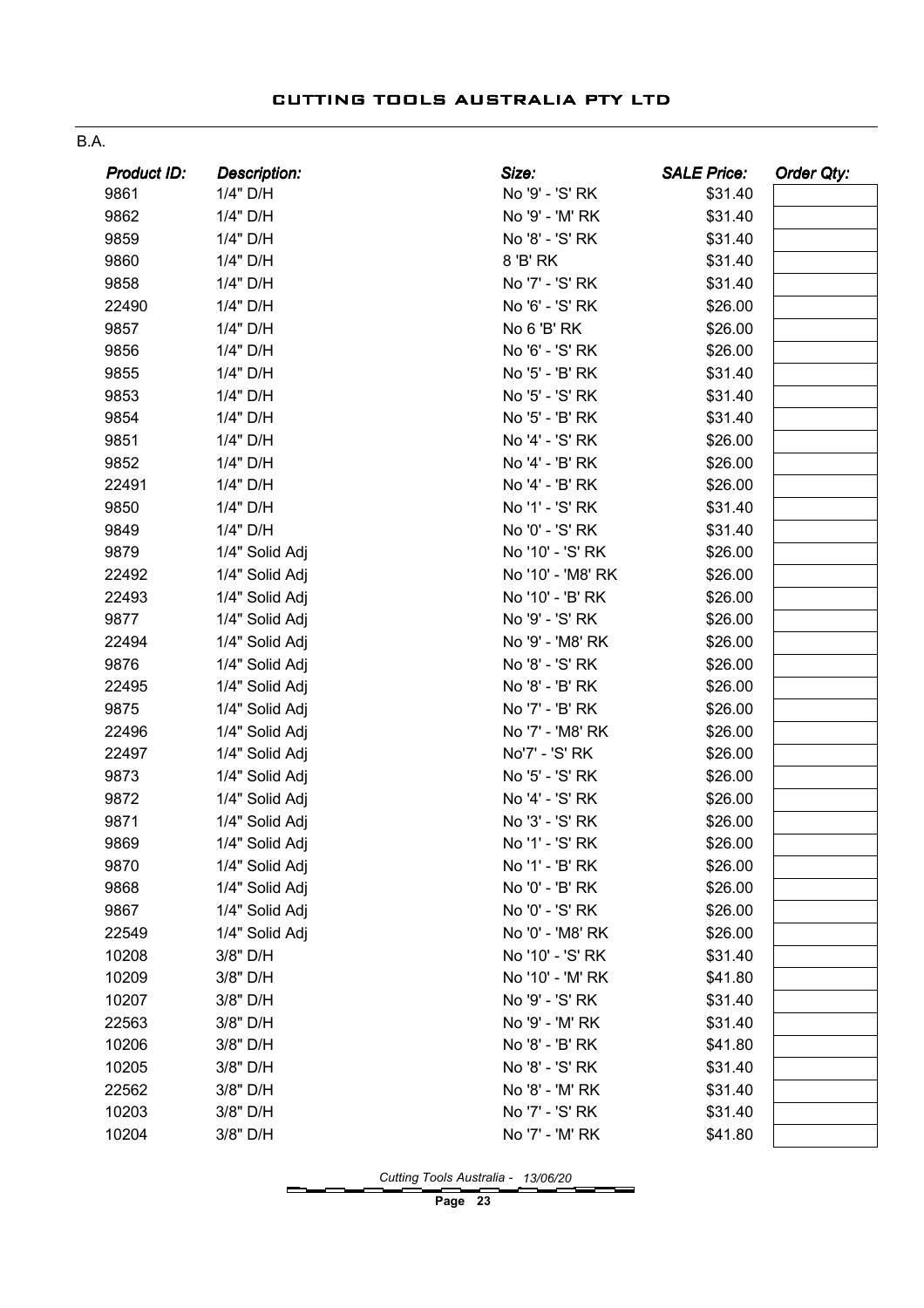# CUTTING TOOLS AUSTRALIA PTY LTD

B.A.

| *Product ID:* | *Description:* | *Size:* | *SALE Price:* | *Order Qty:* |
|---|---|---|---|---|
| 9861 | 1/4" D/H | No '9' - 'S' RK | $31.40 | |
| 9862 | 1/4" D/H | No '9' - 'M' RK | $31.40 | |
| 9859 | 1/4" D/H | No '8' - 'S' RK | $31.40 | |
| 9860 | 1/4" D/H | 8 'B' RK | $31.40 | |
| 9858 | 1/4" D/H | No '7' - 'S' RK | $31.40 | |
| 22490 | 1/4" D/H | No '6' - 'S' RK | $26.00 | |
| 9857 | 1/4" D/H | No 6 'B' RK | $26.00 | |
| 9856 | 1/4" D/H | No '6' - 'S' RK | $26.00 | |
| 9855 | 1/4" D/H | No '5' - 'B' RK | $31.40 | |
| 9853 | 1/4" D/H | No '5' - 'S' RK | $31.40 | |
| 9854 | 1/4" D/H | No '5' - 'B' RK | $31.40 | |
| 9851 | 1/4" D/H | No '4' - 'S' RK | $26.00 | |
| 9852 | 1/4" D/H | No '4' - 'B' RK | $26.00 | |
| 22491 | 1/4" D/H | No '4' - 'B' RK | $26.00 | |
| 9850 | 1/4" D/H | No '1' - 'S' RK | $31.40 | |
| 9849 | 1/4" D/H | No '0' - 'S' RK | $31.40 | |
| 9879 | 1/4" Solid Adj | No '10' - 'S' RK | $26.00 | |
| 22492 | 1/4" Solid Adj | No '10' - 'M8' RK | $26.00 | |
| 22493 | 1/4" Solid Adj | No '10' - 'B' RK | $26.00 | |
| 9877 | 1/4" Solid Adj | No '9' - 'S' RK | $26.00 | |
| 22494 | 1/4" Solid Adj | No '9' - 'M8' RK | $26.00 | |
| 9876 | 1/4" Solid Adj | No '8' - 'S' RK | $26.00 | |
| 22495 | 1/4" Solid Adj | No '8' - 'B' RK | $26.00 | |
| 9875 | 1/4" Solid Adj | No '7' - 'B' RK | $26.00 | |
| 22496 | 1/4" Solid Adj | No '7' - 'M8' RK | $26.00 | |
| 22497 | 1/4" Solid Adj | No'7' - 'S' RK | $26.00 | |
| 9873 | 1/4" Solid Adj | No '5' - 'S' RK | $26.00 | |
| 9872 | 1/4" Solid Adj | No '4' - 'S' RK | $26.00 | |
| 9871 | 1/4" Solid Adj | No '3' - 'S' RK | $26.00 | |
| 9869 | 1/4" Solid Adj | No '1' - 'S' RK | $26.00 | |
| 9870 | 1/4" Solid Adj | No '1' - 'B' RK | $26.00 | |
| 9868 | 1/4" Solid Adj | No '0' - 'B' RK | $26.00 | |
| 9867 | 1/4" Solid Adj | No '0' - 'S' RK | $26.00 | |
| 22549 | 1/4" Solid Adj | No '0' - 'M8' RK | $26.00 | |
| 10208 | 3/8" D/H | No '10' - 'S' RK | $31.40 | |
| 10209 | 3/8" D/H | No '10' - 'M' RK | $41.80 | |
| 10207 | 3/8" D/H | No '9' - 'S' RK | $31.40 | |
| 22563 | 3/8" D/H | No '9' - 'M' RK | $31.40 | |
| 10206 | 3/8" D/H | No '8' - 'B' RK | $41.80 | |
| 10205 | 3/8" D/H | No '8' - 'S' RK | $31.40 | |
| 22562 | 3/8" D/H | No '8' - 'M' RK | $31.40 | |
| 10203 | 3/8" D/H | No '7' - 'S' RK | $31.40 | |
| 10204 | 3/8" D/H | No '7' - 'M' RK | $41.80 | |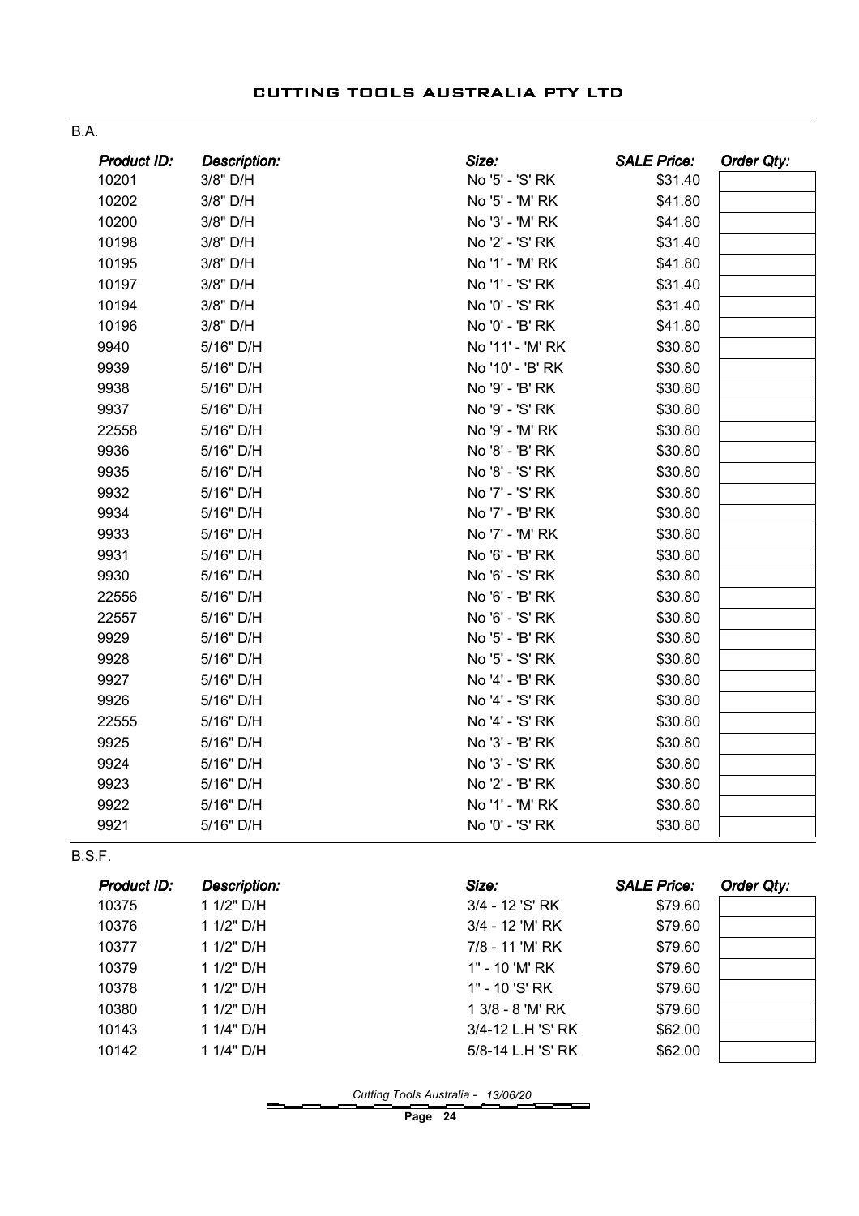## B.A.

| Product ID: | Description: | Size: | SALE Price: | Order Qty: |
|---|---|---|---|---|
| 10201 | 3/8" D/H | No '5' - 'S' RK | $31.40 | |
| 10202 | 3/8" D/H | No '5' - 'M' RK | $41.80 | |
| 10200 | 3/8" D/H | No '3' - 'M' RK | $41.80 | |
| 10198 | 3/8" D/H | No '2' - 'S' RK | $31.40 | |
| 10195 | 3/8" D/H | No '1' - 'M' RK | $41.80 | |
| 10197 | 3/8" D/H | No '1' - 'S' RK | $31.40 | |
| 10194 | 3/8" D/H | No '0' - 'S' RK | $31.40 | |
| 10196 | 3/8" D/H | No '0' - 'B' RK | $41.80 | |
| 9940 | 5/16" D/H | No '11' - 'M' RK | $30.80 | |
| 9939 | 5/16" D/H | No '10' - 'B' RK | $30.80 | |
| 9938 | 5/16" D/H | No '9' - 'B' RK | $30.80 | |
| 9937 | 5/16" D/H | No '9' - 'S' RK | $30.80 | |
| 22558 | 5/16" D/H | No '9' - 'M' RK | $30.80 | |
| 9936 | 5/16" D/H | No '8' - 'B' RK | $30.80 | |
| 9935 | 5/16" D/H | No '8' - 'S' RK | $30.80 | |
| 9932 | 5/16" D/H | No '7' - 'S' RK | $30.80 | |
| 9934 | 5/16" D/H | No '7' - 'B' RK | $30.80 | |
| 9933 | 5/16" D/H | No '7' - 'M' RK | $30.80 | |
| 9931 | 5/16" D/H | No '6' - 'B' RK | $30.80 | |
| 9930 | 5/16" D/H | No '6' - 'S' RK | $30.80 | |
| 22556 | 5/16" D/H | No '6' - 'B' RK | $30.80 | |
| 22557 | 5/16" D/H | No '6' - 'S' RK | $30.80 | |
| 9929 | 5/16" D/H | No '5' - 'B' RK | $30.80 | |
| 9928 | 5/16" D/H | No '5' - 'S' RK | $30.80 | |
| 9927 | 5/16" D/H | No '4' - 'B' RK | $30.80 | |
| 9926 | 5/16" D/H | No '4' - 'S' RK | $30.80 | |
| 22555 | 5/16" D/H | No '4' - 'S' RK | $30.80 | |
| 9925 | 5/16" D/H | No '3' - 'B' RK | $30.80 | |
| 9924 | 5/16" D/H | No '3' - 'S' RK | $30.80 | |
| 9923 | 5/16" D/H | No '2' - 'B' RK | $30.80 | |
| 9922 | 5/16" D/H | No '1' - 'M' RK | $30.80 | |
| 9921 | 5/16" D/H | No '0' - 'S' RK | $30.80 | |

## B.S.F.

| Product ID: | Description: | Size: | SALE Price: | Order Qty: |
|---|---|---|---|---|
| 10375 | 1 1/2" D/H | 3/4 - 12 'S' RK | $79.60 | |
| 10376 | 1 1/2" D/H | 3/4 - 12 'M' RK | $79.60 | |
| 10377 | 1 1/2" D/H | 7/8 - 11 'M' RK | $79.60 | |
| 10379 | 1 1/2" D/H | 1" - 10 'M' RK | $79.60 | |
| 10378 | 1 1/2" D/H | 1" - 10 'S' RK | $79.60 | |
| 10380 | 1 1/2" D/H | 1 3/8 - 8 'M' RK | $79.60 | |
| 10143 | 1 1/4" D/H | 3/4-12 L.H 'S' RK | $62.00 | |
| 10142 | 1 1/4" D/H | 5/8-14 L.H 'S' RK | $62.00 | |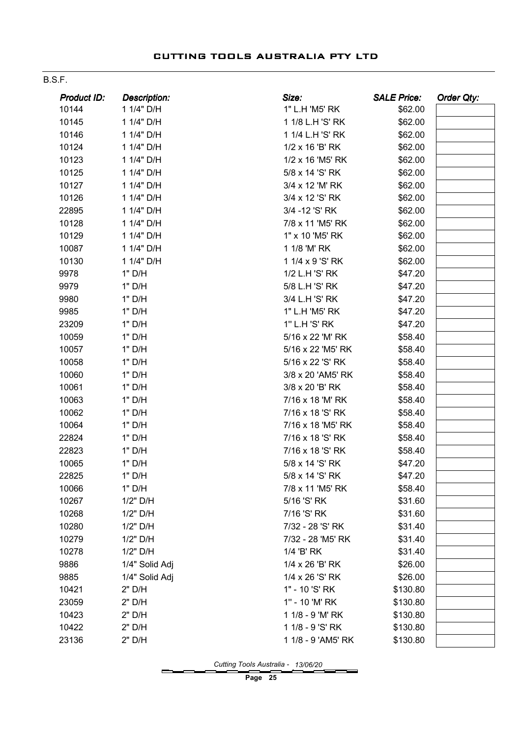B.S.F.

| Product ID: | Description: | Size: | SALE Price: | Order Qty: |
|---|---|---|---|---|
| 10144 | 1 1/4" D/H | 1" L.H 'M5' RK | $62.00 | |
| 10145 | 1 1/4" D/H | 1 1/8 L.H 'S' RK | $62.00 | |
| 10146 | 1 1/4" D/H | 1 1/4 L.H 'S' RK | $62.00 | |
| 10124 | 1 1/4" D/H | 1/2 x 16 'B' RK | $62.00 | |
| 10123 | 1 1/4" D/H | 1/2 x 16 'M5' RK | $62.00 | |
| 10125 | 1 1/4" D/H | 5/8 x 14 'S' RK | $62.00 | |
| 10127 | 1 1/4" D/H | 3/4 x 12 'M' RK | $62.00 | |
| 10126 | 1 1/4" D/H | 3/4 x 12 'S' RK | $62.00 | |
| 22895 | 1 1/4" D/H | 3/4 -12 'S' RK | $62.00 | |
| 10128 | 1 1/4" D/H | 7/8 x 11 'M5' RK | $62.00 | |
| 10129 | 1 1/4" D/H | 1" x 10 'M5' RK | $62.00 | |
| 10087 | 1 1/4" D/H | 1 1/8 'M' RK | $62.00 | |
| 10130 | 1 1/4" D/H | 1 1/4 x 9 'S' RK | $62.00 | |
| 9978 | 1" D/H | 1/2 L.H 'S' RK | $47.20 | |
| 9979 | 1" D/H | 5/8 L.H 'S' RK | $47.20 | |
| 9980 | 1" D/H | 3/4 L.H 'S' RK | $47.20 | |
| 9985 | 1" D/H | 1" L.H 'M5' RK | $47.20 | |
| 23209 | 1" D/H | 1" L.H 'S' RK | $47.20 | |
| 10059 | 1" D/H | 5/16 x 22 'M' RK | $58.40 | |
| 10057 | 1" D/H | 5/16 x 22 'M5' RK | $58.40 | |
| 10058 | 1" D/H | 5/16 x 22 'S' RK | $58.40 | |
| 10060 | 1" D/H | 3/8 x 20 'AM5' RK | $58.40 | |
| 10061 | 1" D/H | 3/8 x 20 'B' RK | $58.40 | |
| 10063 | 1" D/H | 7/16 x 18 'M' RK | $58.40 | |
| 10062 | 1" D/H | 7/16 x 18 'S' RK | $58.40 | |
| 10064 | 1" D/H | 7/16 x 18 'M5' RK | $58.40 | |
| 22824 | 1" D/H | 7/16 x 18 'S' RK | $58.40 | |
| 22823 | 1" D/H | 7/16 x 18 'S' RK | $58.40 | |
| 10065 | 1" D/H | 5/8 x 14 'S' RK | $47.20 | |
| 22825 | 1" D/H | 5/8 x 14 'S' RK | $47.20 | |
| 10066 | 1" D/H | 7/8 x 11 'M5' RK | $58.40 | |
| 10267 | 1/2" D/H | 5/16 'S' RK | $31.60 | |
| 10268 | 1/2" D/H | 7/16 'S' RK | $31.60 | |
| 10280 | 1/2" D/H | 7/32 - 28 'S' RK | $31.40 | |
| 10279 | 1/2" D/H | 7/32 - 28 'M5' RK | $31.40 | |
| 10278 | 1/2" D/H | 1/4 'B' RK | $31.40 | |
| 9886 | 1/4" Solid Adj | 1/4 x 26 'B' RK | $26.00 | |
| 9885 | 1/4" Solid Adj | 1/4 x 26 'S' RK | $26.00 | |
| 10421 | 2" D/H | 1" - 10 'S' RK | $130.80 | |
| 23059 | 2" D/H | 1" - 10 'M' RK | $130.80 | |
| 10423 | 2" D/H | 1 1/8 - 9 'M' RK | $130.80 | |
| 10422 | 2" D/H | 1 1/8 - 9 'S' RK | $130.80 | |
| 23136 | 2" D/H | 1 1/8 - 9 'AM5' RK | $130.80 | |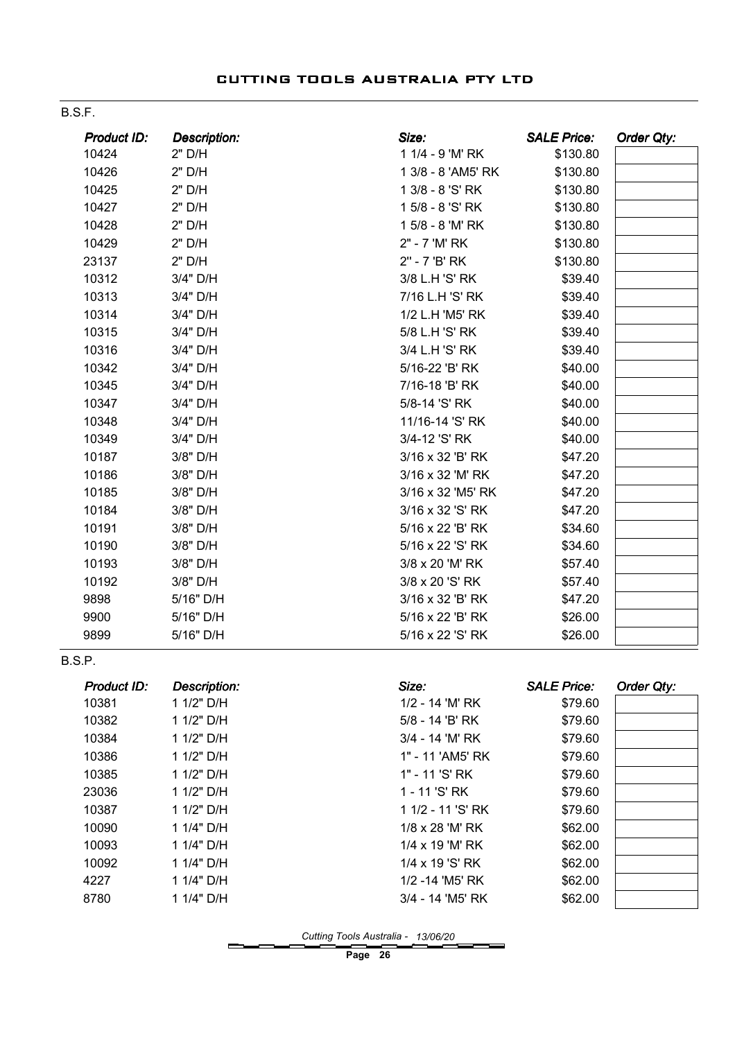## B.S.F.

| Product ID: | Description: | Size: | SALE Price: | Order Qty: |
|---|---|---|---|---|
| 10424 | 2" D/H | 1 1/4 - 9 'M' RK | $130.80 | |
| 10426 | 2" D/H | 1 3/8 - 8 'AM5' RK | $130.80 | |
| 10425 | 2" D/H | 1 3/8 - 8 'S' RK | $130.80 | |
| 10427 | 2" D/H | 1 5/8 - 8 'S' RK | $130.80 | |
| 10428 | 2" D/H | 1 5/8 - 8 'M' RK | $130.80 | |
| 10429 | 2" D/H | 2" - 7 'M' RK | $130.80 | |
| 23137 | 2" D/H | 2" - 7 'B' RK | $130.80 | |
| 10312 | 3/4" D/H | 3/8 L.H 'S' RK | $39.40 | |
| 10313 | 3/4" D/H | 7/16 L.H 'S' RK | $39.40 | |
| 10314 | 3/4" D/H | 1/2 L.H 'M5' RK | $39.40 | |
| 10315 | 3/4" D/H | 5/8 L.H 'S' RK | $39.40 | |
| 10316 | 3/4" D/H | 3/4 L.H 'S' RK | $39.40 | |
| 10342 | 3/4" D/H | 5/16-22 'B' RK | $40.00 | |
| 10345 | 3/4" D/H | 7/16-18 'B' RK | $40.00 | |
| 10347 | 3/4" D/H | 5/8-14 'S' RK | $40.00 | |
| 10348 | 3/4" D/H | 11/16-14 'S' RK | $40.00 | |
| 10349 | 3/4" D/H | 3/4-12 'S' RK | $40.00 | |
| 10187 | 3/8" D/H | 3/16 x 32 'B' RK | $47.20 | |
| 10186 | 3/8" D/H | 3/16 x 32 'M' RK | $47.20 | |
| 10185 | 3/8" D/H | 3/16 x 32 'M5' RK | $47.20 | |
| 10184 | 3/8" D/H | 3/16 x 32 'S' RK | $47.20 | |
| 10191 | 3/8" D/H | 5/16 x 22 'B' RK | $34.60 | |
| 10190 | 3/8" D/H | 5/16 x 22 'S' RK | $34.60 | |
| 10193 | 3/8" D/H | 3/8 x 20 'M' RK | $57.40 | |
| 10192 | 3/8" D/H | 3/8 x 20 'S' RK | $57.40 | |
| 9898 | 5/16" D/H | 3/16 x 32 'B' RK | $47.20 | |
| 9900 | 5/16" D/H | 5/16 x 22 'B' RK | $26.00 | |
| 9899 | 5/16" D/H | 5/16 x 22 'S' RK | $26.00 | |

## B.S.P.

| Product ID: | Description: | Size: | SALE Price: | Order Qty: |
|---|---|---|---|---|
| 10381 | 1 1/2" D/H | 1/2 - 14 'M' RK | $79.60 | |
| 10382 | 1 1/2" D/H | 5/8 - 14 'B' RK | $79.60 | |
| 10384 | 1 1/2" D/H | 3/4 - 14 'M' RK | $79.60 | |
| 10386 | 1 1/2" D/H | 1" - 11 'AM5' RK | $79.60 | |
| 10385 | 1 1/2" D/H | 1" - 11 'S' RK | $79.60 | |
| 23036 | 1 1/2" D/H | 1 - 11 'S' RK | $79.60 | |
| 10387 | 1 1/2" D/H | 1 1/2 - 11 'S' RK | $79.60 | |
| 10090 | 1 1/4" D/H | 1/8 x 28 'M' RK | $62.00 | |
| 10093 | 1 1/4" D/H | 1/4 x 19 'M' RK | $62.00 | |
| 10092 | 1 1/4" D/H | 1/4 x 19 'S' RK | $62.00 | |
| 4227 | 1 1/4" D/H | 1/2 -14 'M5' RK | $62.00 | |
| 8780 | 1 1/4" D/H | 3/4 - 14 'M5' RK | $62.00 | |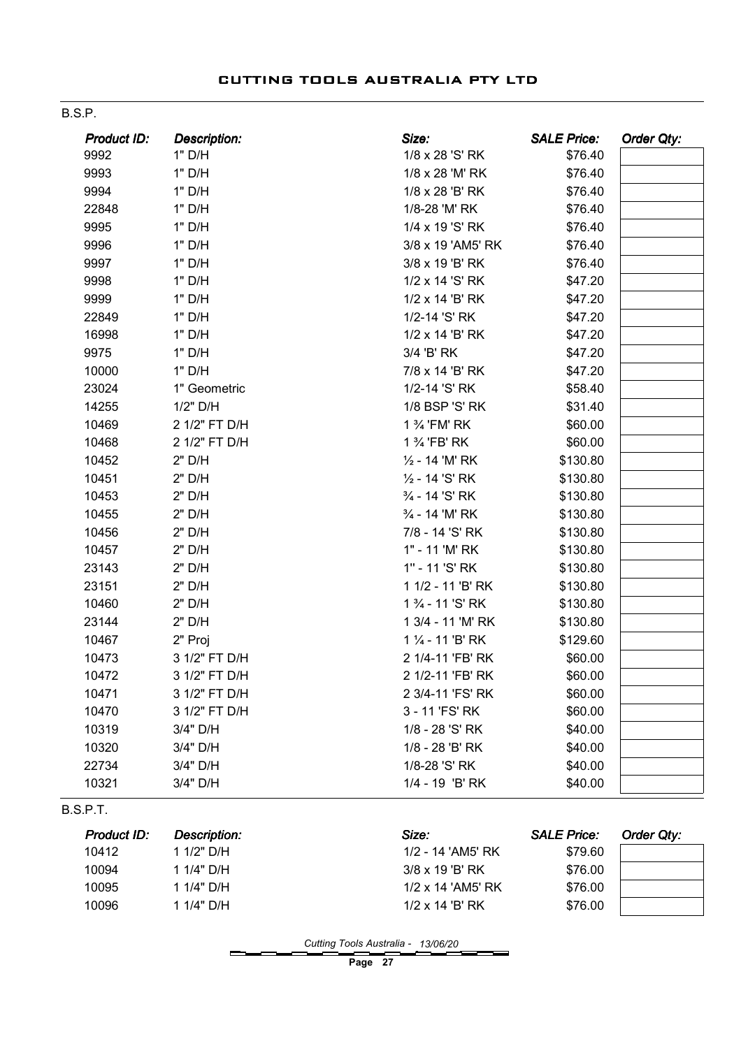B.S.P.

| *Product ID:* | *Description:* | *Size:* | *SALE Price:* | *Order Qty:* |
|---|---|---|---|---|
| 9992 | 1" D/H | 1/8 x 28 'S' RK | $76.40 | |
| 9993 | 1" D/H | 1/8 x 28 'M' RK | $76.40 | |
| 9994 | 1" D/H | 1/8 x 28 'B' RK | $76.40 | |
| 22848 | 1" D/H | 1/8-28 'M' RK | $76.40 | |
| 9995 | 1" D/H | 1/4 x 19 'S' RK | $76.40 | |
| 9996 | 1" D/H | 3/8 x 19 'AM5' RK | $76.40 | |
| 9997 | 1" D/H | 3/8 x 19 'B' RK | $76.40 | |
| 9998 | 1" D/H | 1/2 x 14 'S' RK | $47.20 | |
| 9999 | 1" D/H | 1/2 x 14 'B' RK | $47.20 | |
| 22849 | 1" D/H | 1/2-14 'S' RK | $47.20 | |
| 16998 | 1" D/H | 1/2 x 14 'B' RK | $47.20 | |
| 9975 | 1" D/H | 3/4 'B' RK | $47.20 | |
| 10000 | 1" D/H | 7/8 x 14 'B' RK | $47.20 | |
| 23024 | 1" Geometric | 1/2-14 'S' RK | $58.40 | |
| 14255 | 1/2" D/H | 1/8 BSP 'S' RK | $31.40 | |
| 10469 | 2 1/2" FT D/H | 1 ¾ 'FM' RK | $60.00 | |
| 10468 | 2 1/2" FT D/H | 1 ¾ 'FB' RK | $60.00 | |
| 10452 | 2" D/H | ½ - 14 'M' RK | $130.80 | |
| 10451 | 2" D/H | ½ - 14 'S' RK | $130.80 | |
| 10453 | 2" D/H | ¾ - 14 'S' RK | $130.80 | |
| 10455 | 2" D/H | ¾ - 14 'M' RK | $130.80 | |
| 10456 | 2" D/H | 7/8 - 14 'S' RK | $130.80 | |
| 10457 | 2" D/H | 1" - 11 'M' RK | $130.80 | |
| 23143 | 2" D/H | 1" - 11 'S' RK | $130.80 | |
| 23151 | 2" D/H | 1 1/2 - 11 'B' RK | $130.80 | |
| 10460 | 2" D/H | 1 ¾ - 11 'S' RK | $130.80 | |
| 23144 | 2" D/H | 1 3/4 - 11 'M' RK | $130.80 | |
| 10467 | 2" Proj | 1 ¼ - 11 'B' RK | $129.60 | |
| 10473 | 3 1/2" FT D/H | 2 1/4-11 'FB' RK | $60.00 | |
| 10472 | 3 1/2" FT D/H | 2 1/2-11 'FB' RK | $60.00 | |
| 10471 | 3 1/2" FT D/H | 2 3/4-11 'FS' RK | $60.00 | |
| 10470 | 3 1/2" FT D/H | 3 - 11 'FS' RK | $60.00 | |
| 10319 | 3/4" D/H | 1/8 - 28 'S' RK | $40.00 | |
| 10320 | 3/4" D/H | 1/8 - 28 'B' RK | $40.00 | |
| 22734 | 3/4" D/H | 1/8-28 'S' RK | $40.00 | |
| 10321 | 3/4" D/H | 1/4 - 19 'B' RK | $40.00 | |

B.S.P.T.

| *Product ID:* | *Description:* | *Size:* | *SALE Price:* | *Order Qty:* |
|---|---|---|---|---|
| 10412 | 1 1/2" D/H | 1/2 - 14 'AM5' RK | $79.60 | |
| 10094 | 1 1/4" D/H | 3/8 x 19 'B' RK | $76.00 | |
| 10095 | 1 1/4" D/H | 1/2 x 14 'AM5' RK | $76.00 | |
| 10096 | 1 1/4" D/H | 1/2 x 14 'B' RK | $76.00 | |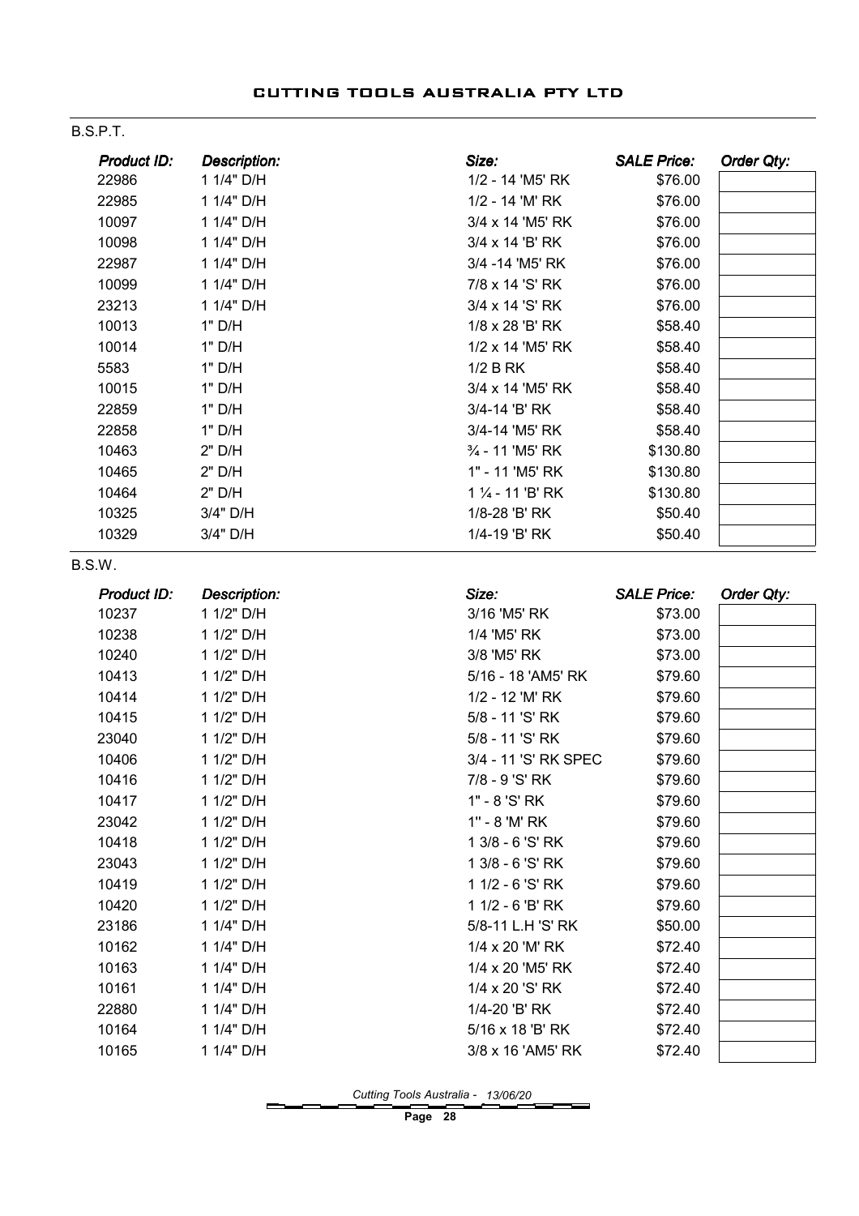# CUTTING TOOLS AUSTRALIA PTY LTD

## B.S.P.T.

| *Product ID:* | *Description:* | *Size:* | *SALE Price:* | *Order Qty:* |
|---|---|---|---|---|
| 22986 | 1 1/4" D/H | 1/2 - 14 'M5' RK | $76.00 | |
| 22985 | 1 1/4" D/H | 1/2 - 14 'M' RK | $76.00 | |
| 10097 | 1 1/4" D/H | 3/4 x 14 'M5' RK | $76.00 | |
| 10098 | 1 1/4" D/H | 3/4 x 14 'B' RK | $76.00 | |
| 22987 | 1 1/4" D/H | 3/4 -14 'M5' RK | $76.00 | |
| 10099 | 1 1/4" D/H | 7/8 x 14 'S' RK | $76.00 | |
| 23213 | 1 1/4" D/H | 3/4 x 14 'S' RK | $76.00 | |
| 10013 | 1" D/H | 1/8 x 28 'B' RK | $58.40 | |
| 10014 | 1" D/H | 1/2 x 14 'M5' RK | $58.40 | |
| 5583 | 1" D/H | 1/2 B RK | $58.40 | |
| 10015 | 1" D/H | 3/4 x 14 'M5' RK | $58.40 | |
| 22859 | 1" D/H | 3/4-14 'B' RK | $58.40 | |
| 22858 | 1" D/H | 3/4-14 'M5' RK | $58.40 | |
| 10463 | 2" D/H | ¾ - 11 'M5' RK | $130.80 | |
| 10465 | 2" D/H | 1" - 11 'M5' RK | $130.80 | |
| 10464 | 2" D/H | 1 ¼ - 11 'B' RK | $130.80 | |
| 10325 | 3/4" D/H | 1/8-28 'B' RK | $50.40 | |
| 10329 | 3/4" D/H | 1/4-19 'B' RK | $50.40 | |

## B.S.W.

| *Product ID:* | *Description:* | *Size:* | *SALE Price:* | *Order Qty:* |
|---|---|---|---|---|
| 10237 | 1 1/2" D/H | 3/16 'M5' RK | $73.00 | |
| 10238 | 1 1/2" D/H | 1/4 'M5' RK | $73.00 | |
| 10240 | 1 1/2" D/H | 3/8 'M5' RK | $73.00 | |
| 10413 | 1 1/2" D/H | 5/16 - 18 'AM5' RK | $79.60 | |
| 10414 | 1 1/2" D/H | 1/2 - 12 'M' RK | $79.60 | |
| 10415 | 1 1/2" D/H | 5/8 - 11 'S' RK | $79.60 | |
| 23040 | 1 1/2" D/H | 5/8 - 11 'S' RK | $79.60 | |
| 10406 | 1 1/2" D/H | 3/4 - 11 'S' RK SPEC | $79.60 | |
| 10416 | 1 1/2" D/H | 7/8 - 9 'S' RK | $79.60 | |
| 10417 | 1 1/2" D/H | 1" - 8 'S' RK | $79.60 | |
| 23042 | 1 1/2" D/H | 1" - 8 'M' RK | $79.60 | |
| 10418 | 1 1/2" D/H | 1 3/8 - 6 'S' RK | $79.60 | |
| 23043 | 1 1/2" D/H | 1 3/8 - 6 'S' RK | $79.60 | |
| 10419 | 1 1/2" D/H | 1 1/2 - 6 'S' RK | $79.60 | |
| 10420 | 1 1/2" D/H | 1 1/2 - 6 'B' RK | $79.60 | |
| 23186 | 1 1/4" D/H | 5/8-11 L.H 'S' RK | $50.00 | |
| 10162 | 1 1/4" D/H | 1/4 x 20 'M' RK | $72.40 | |
| 10163 | 1 1/4" D/H | 1/4 x 20 'M5' RK | $72.40 | |
| 10161 | 1 1/4" D/H | 1/4 x 20 'S' RK | $72.40 | |
| 22880 | 1 1/4" D/H | 1/4-20 'B' RK | $72.40 | |
| 10164 | 1 1/4" D/H | 5/16 x 18 'B' RK | $72.40 | |
| 10165 | 1 1/4" D/H | 3/8 x 16 'AM5' RK | $72.40 | |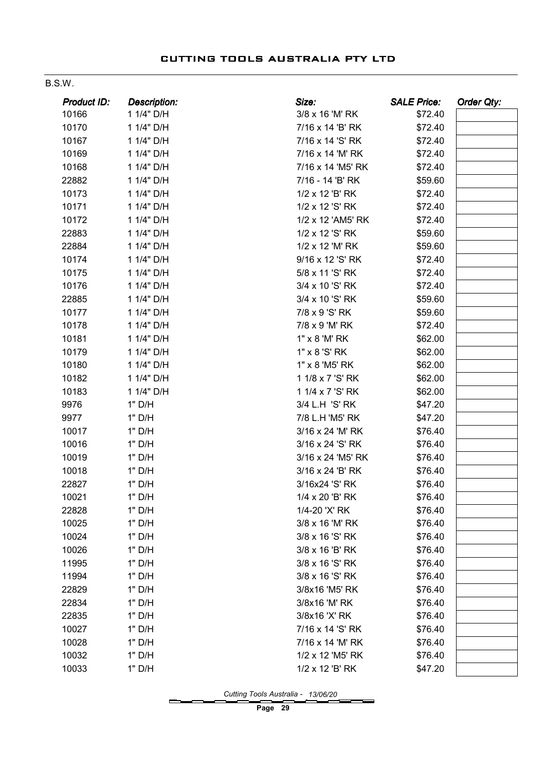B.S.W.

| *Product ID:* | *Description:* | *Size:* | *SALE Price:* | *Order Qty:* |
|---|---|---|---|---|
| 10166 | 1 1/4" D/H | 3/8 x 16 'M' RK | $72.40 | |
| 10170 | 1 1/4" D/H | 7/16 x 14 'B' RK | $72.40 | |
| 10167 | 1 1/4" D/H | 7/16 x 14 'S' RK | $72.40 | |
| 10169 | 1 1/4" D/H | 7/16 x 14 'M' RK | $72.40 | |
| 10168 | 1 1/4" D/H | 7/16 x 14 'M5' RK | $72.40 | |
| 22882 | 1 1/4" D/H | 7/16 - 14 'B' RK | $59.60 | |
| 10173 | 1 1/4" D/H | 1/2 x 12 'B' RK | $72.40 | |
| 10171 | 1 1/4" D/H | 1/2 x 12 'S' RK | $72.40 | |
| 10172 | 1 1/4" D/H | 1/2 x 12 'AM5' RK | $72.40 | |
| 22883 | 1 1/4" D/H | 1/2 x 12 'S' RK | $59.60 | |
| 22884 | 1 1/4" D/H | 1/2 x 12 'M' RK | $59.60 | |
| 10174 | 1 1/4" D/H | 9/16 x 12 'S' RK | $72.40 | |
| 10175 | 1 1/4" D/H | 5/8 x 11 'S' RK | $72.40 | |
| 10176 | 1 1/4" D/H | 3/4 x 10 'S' RK | $72.40 | |
| 22885 | 1 1/4" D/H | 3/4 x 10 'S' RK | $59.60 | |
| 10177 | 1 1/4" D/H | 7/8 x 9 'S' RK | $59.60 | |
| 10178 | 1 1/4" D/H | 7/8 x 9 'M' RK | $72.40 | |
| 10181 | 1 1/4" D/H | 1" x 8 'M' RK | $62.00 | |
| 10179 | 1 1/4" D/H | 1" x 8 'S' RK | $62.00 | |
| 10180 | 1 1/4" D/H | 1" x 8 'M5' RK | $62.00 | |
| 10182 | 1 1/4" D/H | 1 1/8 x 7 'S' RK | $62.00 | |
| 10183 | 1 1/4" D/H | 1 1/4 x 7 'S' RK | $62.00 | |
| 9976 | 1" D/H | 3/4 L.H 'S' RK | $47.20 | |
| 9977 | 1" D/H | 7/8 L.H 'M5' RK | $47.20 | |
| 10017 | 1" D/H | 3/16 x 24 'M' RK | $76.40 | |
| 10016 | 1" D/H | 3/16 x 24 'S' RK | $76.40 | |
| 10019 | 1" D/H | 3/16 x 24 'M5' RK | $76.40 | |
| 10018 | 1" D/H | 3/16 x 24 'B' RK | $76.40 | |
| 22827 | 1" D/H | 3/16x24 'S' RK | $76.40 | |
| 10021 | 1" D/H | 1/4 x 20 'B' RK | $76.40 | |
| 22828 | 1" D/H | 1/4-20 'X' RK | $76.40 | |
| 10025 | 1" D/H | 3/8 x 16 'M' RK | $76.40 | |
| 10024 | 1" D/H | 3/8 x 16 'S' RK | $76.40 | |
| 10026 | 1" D/H | 3/8 x 16 'B' RK | $76.40 | |
| 11995 | 1" D/H | 3/8 x 16 'S' RK | $76.40 | |
| 11994 | 1" D/H | 3/8 x 16 'S' RK | $76.40 | |
| 22829 | 1" D/H | 3/8x16 'M5' RK | $76.40 | |
| 22834 | 1" D/H | 3/8x16 'M' RK | $76.40 | |
| 22835 | 1" D/H | 3/8x16 'X' RK | $76.40 | |
| 10027 | 1" D/H | 7/16 x 14 'S' RK | $76.40 | |
| 10028 | 1" D/H | 7/16 x 14 'M' RK | $76.40 | |
| 10032 | 1" D/H | 1/2 x 12 'M5' RK | $76.40 | |
| 10033 | 1" D/H | 1/2 x 12 'B' RK | $47.20 | |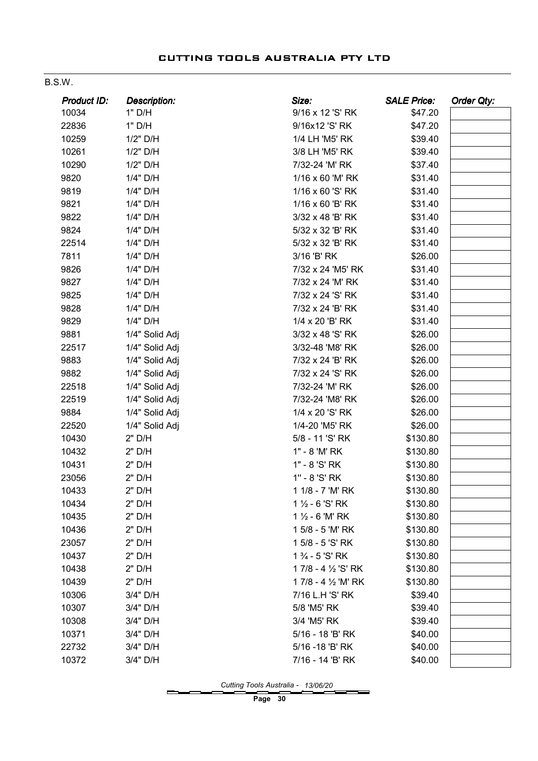B.S.W.

| Product ID: | Description: | Size: | SALE Price: | Order Qty: |
|---|---|---|---|---|
| 10034 | 1" D/H | 9/16 x 12 'S' RK | $47.20 | |
| 22836 | 1" D/H | 9/16x12 'S' RK | $47.20 | |
| 10259 | 1/2" D/H | 1/4 LH 'M5' RK | $39.40 | |
| 10261 | 1/2" D/H | 3/8 LH 'M5' RK | $39.40 | |
| 10290 | 1/2" D/H | 7/32-24 'M' RK | $37.40 | |
| 9820 | 1/4" D/H | 1/16 x 60 'M' RK | $31.40 | |
| 9819 | 1/4" D/H | 1/16 x 60 'S' RK | $31.40 | |
| 9821 | 1/4" D/H | 1/16 x 60 'B' RK | $31.40 | |
| 9822 | 1/4" D/H | 3/32 x 48 'B' RK | $31.40 | |
| 9824 | 1/4" D/H | 5/32 x 32 'B' RK | $31.40 | |
| 22514 | 1/4" D/H | 5/32 x 32 'B' RK | $31.40 | |
| 7811 | 1/4" D/H | 3/16 'B' RK | $26.00 | |
| 9826 | 1/4" D/H | 7/32 x 24 'M5' RK | $31.40 | |
| 9827 | 1/4" D/H | 7/32 x 24 'M' RK | $31.40 | |
| 9825 | 1/4" D/H | 7/32 x 24 'S' RK | $31.40 | |
| 9828 | 1/4" D/H | 7/32 x 24 'B' RK | $31.40 | |
| 9829 | 1/4" D/H | 1/4 x 20 'B' RK | $31.40 | |
| 9881 | 1/4" Solid Adj | 3/32 x 48 'S' RK | $26.00 | |
| 22517 | 1/4" Solid Adj | 3/32-48 'M8' RK | $26.00 | |
| 9883 | 1/4" Solid Adj | 7/32 x 24 'B' RK | $26.00 | |
| 9882 | 1/4" Solid Adj | 7/32 x 24 'S' RK | $26.00 | |
| 22518 | 1/4" Solid Adj | 7/32-24 'M' RK | $26.00 | |
| 22519 | 1/4" Solid Adj | 7/32-24 'M8' RK | $26.00 | |
| 9884 | 1/4" Solid Adj | 1/4 x 20 'S' RK | $26.00 | |
| 22520 | 1/4" Solid Adj | 1/4-20 'M5' RK | $26.00 | |
| 10430 | 2" D/H | 5/8 - 11 'S' RK | $130.80 | |
| 10432 | 2" D/H | 1" - 8 'M' RK | $130.80 | |
| 10431 | 2" D/H | 1" - 8 'S' RK | $130.80 | |
| 23056 | 2" D/H | 1'' - 8 'S' RK | $130.80 | |
| 10433 | 2" D/H | 1 1/8 - 7 'M' RK | $130.80 | |
| 10434 | 2" D/H | 1 ½ - 6 'S' RK | $130.80 | |
| 10435 | 2" D/H | 1 ½ - 6 'M' RK | $130.80 | |
| 10436 | 2" D/H | 1 5/8 - 5 'M' RK | $130.80 | |
| 23057 | 2" D/H | 1 5/8 - 5 'S' RK | $130.80 | |
| 10437 | 2" D/H | 1 ¾ - 5 'S' RK | $130.80 | |
| 10438 | 2" D/H | 1 7/8 - 4 ½ 'S' RK | $130.80 | |
| 10439 | 2" D/H | 1 7/8 - 4 ½ 'M' RK | $130.80 | |
| 10306 | 3/4" D/H | 7/16 L.H 'S' RK | $39.40 | |
| 10307 | 3/4" D/H | 5/8 'M5' RK | $39.40 | |
| 10308 | 3/4" D/H | 3/4 'M5' RK | $39.40 | |
| 10371 | 3/4" D/H | 5/16 - 18 'B' RK | $40.00 | |
| 22732 | 3/4" D/H | 5/16 -18 'B' RK | $40.00 | |
| 10372 | 3/4" D/H | 7/16 - 14 'B' RK | $40.00 | |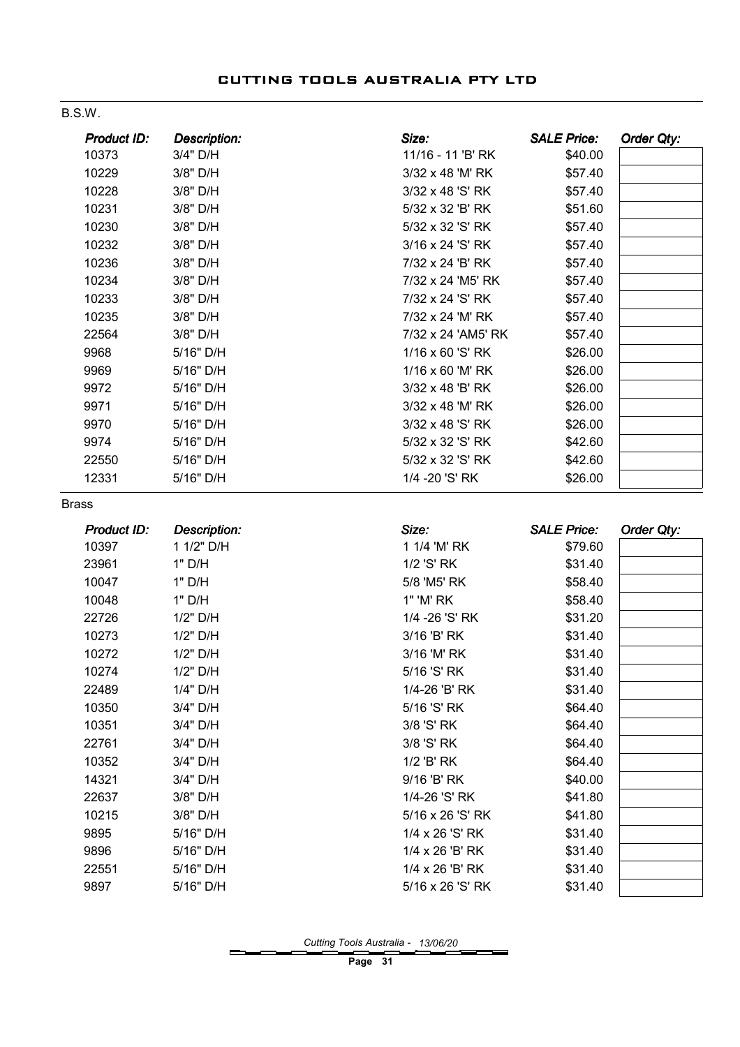# CUTTING TOOLS AUSTRALIA PTY LTD

B.S.W.

| Product ID: | Description: | Size: | SALE Price: | Order Qty: |
|---|---|---|---|---|
| 10373 | 3/4" D/H | 11/16 - 11 'B' RK | $40.00 | |
| 10229 | 3/8" D/H | 3/32 x 48 'M' RK | $57.40 | |
| 10228 | 3/8" D/H | 3/32 x 48 'S' RK | $57.40 | |
| 10231 | 3/8" D/H | 5/32 x 32 'B' RK | $51.60 | |
| 10230 | 3/8" D/H | 5/32 x 32 'S' RK | $57.40 | |
| 10232 | 3/8" D/H | 3/16 x 24 'S' RK | $57.40 | |
| 10236 | 3/8" D/H | 7/32 x 24 'B' RK | $57.40 | |
| 10234 | 3/8" D/H | 7/32 x 24 'M5' RK | $57.40 | |
| 10233 | 3/8" D/H | 7/32 x 24 'S' RK | $57.40 | |
| 10235 | 3/8" D/H | 7/32 x 24 'M' RK | $57.40 | |
| 22564 | 3/8" D/H | 7/32 x 24 'AM5' RK | $57.40 | |
| 9968 | 5/16" D/H | 1/16 x 60 'S' RK | $26.00 | |
| 9969 | 5/16" D/H | 1/16 x 60 'M' RK | $26.00 | |
| 9972 | 5/16" D/H | 3/32 x 48 'B' RK | $26.00 | |
| 9971 | 5/16" D/H | 3/32 x 48 'M' RK | $26.00 | |
| 9970 | 5/16" D/H | 3/32 x 48 'S' RK | $26.00 | |
| 9974 | 5/16" D/H | 5/32 x 32 'S' RK | $42.60 | |
| 22550 | 5/16" D/H | 5/32 x 32 'S' RK | $42.60 | |
| 12331 | 5/16" D/H | 1/4 -20 'S' RK | $26.00 | |

Brass

| Product ID: | Description: | Size: | SALE Price: | Order Qty: |
|---|---|---|---|---|
| 10397 | 1 1/2" D/H | 1 1/4 'M' RK | $79.60 | |
| 23961 | 1" D/H | 1/2 'S' RK | $31.40 | |
| 10047 | 1" D/H | 5/8 'M5' RK | $58.40 | |
| 10048 | 1" D/H | 1" 'M' RK | $58.40 | |
| 22726 | 1/2" D/H | 1/4 -26 'S' RK | $31.20 | |
| 10273 | 1/2" D/H | 3/16 'B' RK | $31.40 | |
| 10272 | 1/2" D/H | 3/16 'M' RK | $31.40 | |
| 10274 | 1/2" D/H | 5/16 'S' RK | $31.40 | |
| 22489 | 1/4" D/H | 1/4-26 'B' RK | $31.40 | |
| 10350 | 3/4" D/H | 5/16 'S' RK | $64.40 | |
| 10351 | 3/4" D/H | 3/8 'S' RK | $64.40 | |
| 22761 | 3/4" D/H | 3/8 'S' RK | $64.40 | |
| 10352 | 3/4" D/H | 1/2 'B' RK | $64.40 | |
| 14321 | 3/4" D/H | 9/16 'B' RK | $40.00 | |
| 22637 | 3/8" D/H | 1/4-26 'S' RK | $41.80 | |
| 10215 | 3/8" D/H | 5/16 x 26 'S' RK | $41.80 | |
| 9895 | 5/16" D/H | 1/4 x 26 'S' RK | $31.40 | |
| 9896 | 5/16" D/H | 1/4 x 26 'B' RK | $31.40 | |
| 22551 | 5/16" D/H | 1/4 x 26 'B' RK | $31.40 | |
| 9897 | 5/16" D/H | 5/16 x 26 'S' RK | $31.40 | |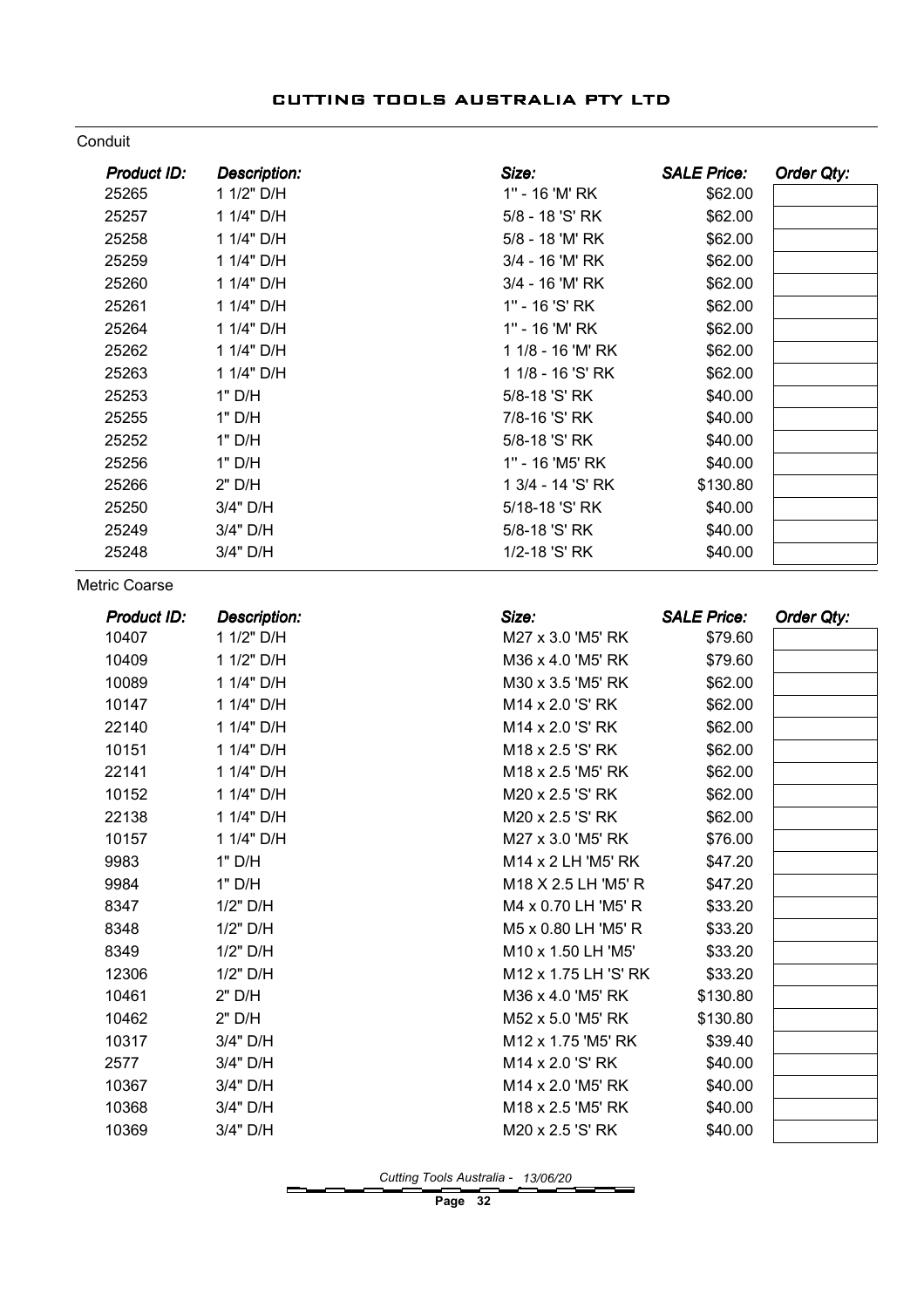# CUTTING TOOLS AUSTRALIA PTY LTD

## Conduit

| *Product ID:* | *Description:* | *Size:* | *SALE Price:* | *Order Qty:* |
|---|---|---|---|---|
| 25265 | 1 1/2" D/H | 1" - 16 'M' RK | $62.00 | |
| 25257 | 1 1/4" D/H | 5/8 - 18 'S' RK | $62.00 | |
| 25258 | 1 1/4" D/H | 5/8 - 18 'M' RK | $62.00 | |
| 25259 | 1 1/4" D/H | 3/4 - 16 'M' RK | $62.00 | |
| 25260 | 1 1/4" D/H | 3/4 - 16 'M' RK | $62.00 | |
| 25261 | 1 1/4" D/H | 1" - 16 'S' RK | $62.00 | |
| 25264 | 1 1/4" D/H | 1" - 16 'M' RK | $62.00 | |
| 25262 | 1 1/4" D/H | 1 1/8 - 16 'M' RK | $62.00 | |
| 25263 | 1 1/4" D/H | 1 1/8 - 16 'S' RK | $62.00 | |
| 25253 | 1" D/H | 5/8-18 'S' RK | $40.00 | |
| 25255 | 1" D/H | 7/8-16 'S' RK | $40.00 | |
| 25252 | 1" D/H | 5/8-18 'S' RK | $40.00 | |
| 25256 | 1" D/H | 1" - 16 'M5' RK | $40.00 | |
| 25266 | 2" D/H | 1 3/4 - 14 'S' RK | $130.80 | |
| 25250 | 3/4" D/H | 5/18-18 'S' RK | $40.00 | |
| 25249 | 3/4" D/H | 5/8-18 'S' RK | $40.00 | |
| 25248 | 3/4" D/H | 1/2-18 'S' RK | $40.00 | |

## Metric Coarse

| *Product ID:* | *Description:* | *Size:* | *SALE Price:* | *Order Qty:* |
|---|---|---|---|---|
| 10407 | 1 1/2" D/H | M27 x 3.0 'M5' RK | $79.60 | |
| 10409 | 1 1/2" D/H | M36 x 4.0 'M5' RK | $79.60 | |
| 10089 | 1 1/4" D/H | M30 x 3.5 'M5' RK | $62.00 | |
| 10147 | 1 1/4" D/H | M14 x 2.0 'S' RK | $62.00 | |
| 22140 | 1 1/4" D/H | M14 x 2.0 'S' RK | $62.00 | |
| 10151 | 1 1/4" D/H | M18 x 2.5 'S' RK | $62.00 | |
| 22141 | 1 1/4" D/H | M18 x 2.5 'M5' RK | $62.00 | |
| 10152 | 1 1/4" D/H | M20 x 2.5 'S' RK | $62.00 | |
| 22138 | 1 1/4" D/H | M20 x 2.5 'S' RK | $62.00 | |
| 10157 | 1 1/4" D/H | M27 x 3.0 'M5' RK | $76.00 | |
| 9983 | 1" D/H | M14 x 2 LH 'M5' RK | $47.20 | |
| 9984 | 1" D/H | M18 X 2.5 LH 'M5' R | $47.20 | |
| 8347 | 1/2" D/H | M4 x 0.70 LH 'M5' R | $33.20 | |
| 8348 | 1/2" D/H | M5 x 0.80 LH 'M5' R | $33.20 | |
| 8349 | 1/2" D/H | M10 x 1.50 LH 'M5' | $33.20 | |
| 12306 | 1/2" D/H | M12 x 1.75 LH 'S' RK | $33.20 | |
| 10461 | 2" D/H | M36 x 4.0 'M5' RK | $130.80 | |
| 10462 | 2" D/H | M52 x 5.0 'M5' RK | $130.80 | |
| 10317 | 3/4" D/H | M12 x 1.75 'M5' RK | $39.40 | |
| 2577 | 3/4" D/H | M14 x 2.0 'S' RK | $40.00 | |
| 10367 | 3/4" D/H | M14 x 2.0 'M5' RK | $40.00 | |
| 10368 | 3/4" D/H | M18 x 2.5 'M5' RK | $40.00 | |
| 10369 | 3/4" D/H | M20 x 2.5 'S' RK | $40.00 | |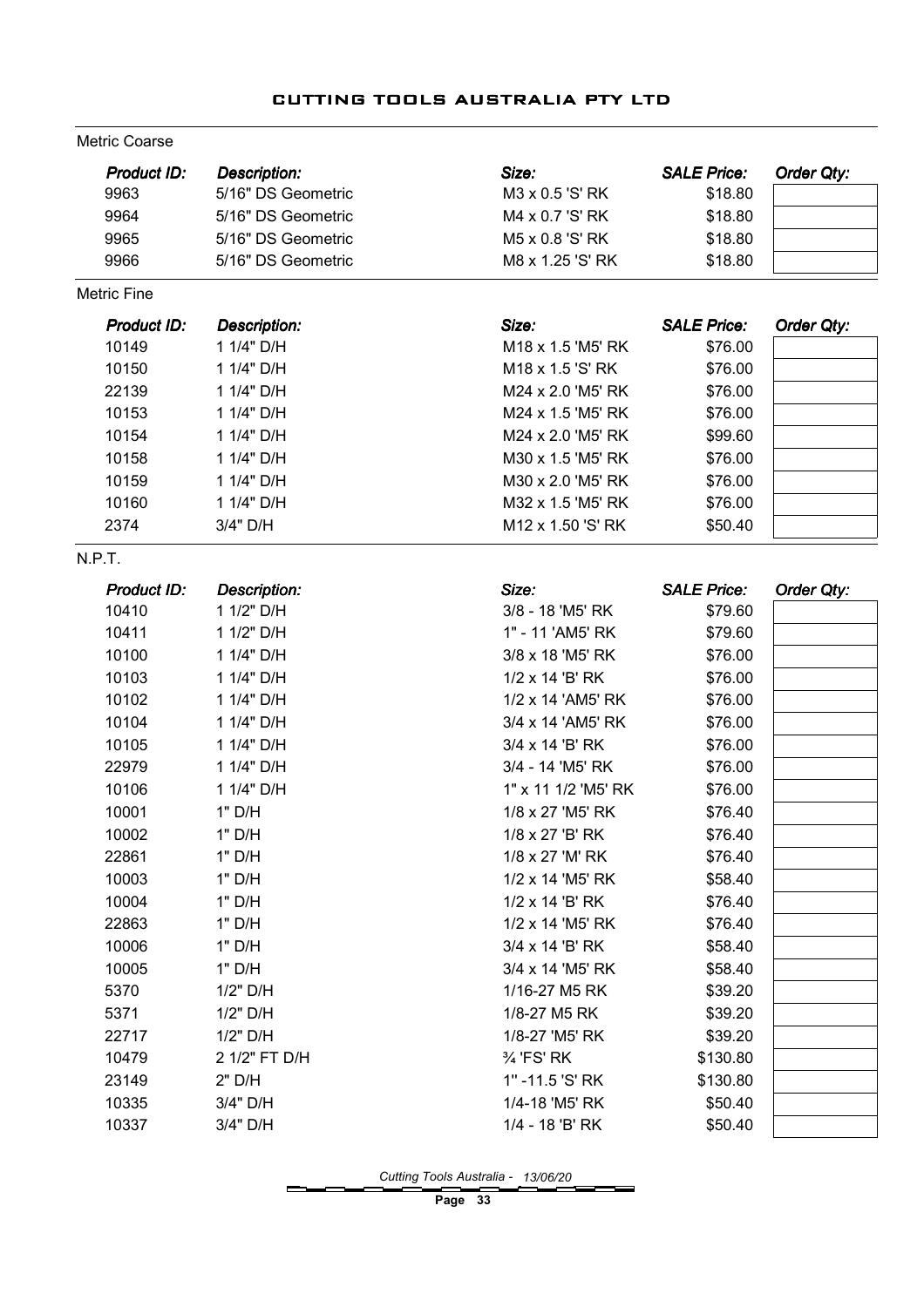## CUTTING TOOLS AUSTRALIA PTY LTD

### Metric Coarse

| *Product ID:* | *Description:* | *Size:* | *SALE Price:* | *Order Qty:* |
|---|---|---|---|---|
| 9963 | 5/16" DS Geometric | M3 x 0.5 'S' RK | $18.80 | |
| 9964 | 5/16" DS Geometric | M4 x 0.7 'S' RK | $18.80 | |
| 9965 | 5/16" DS Geometric | M5 x 0.8 'S' RK | $18.80 | |
| 9966 | 5/16" DS Geometric | M8 x 1.25 'S' RK | $18.80 | |

### Metric Fine

| *Product ID:* | *Description:* | *Size:* | *SALE Price:* | *Order Qty:* |
|---|---|---|---|---|
| 10149 | 1 1/4" D/H | M18 x 1.5 'M5' RK | $76.00 | |
| 10150 | 1 1/4" D/H | M18 x 1.5 'S' RK | $76.00 | |
| 22139 | 1 1/4" D/H | M24 x 2.0 'M5' RK | $76.00 | |
| 10153 | 1 1/4" D/H | M24 x 1.5 'M5' RK | $76.00 | |
| 10154 | 1 1/4" D/H | M24 x 2.0 'M5' RK | $99.60 | |
| 10158 | 1 1/4" D/H | M30 x 1.5 'M5' RK | $76.00 | |
| 10159 | 1 1/4" D/H | M30 x 2.0 'M5' RK | $76.00 | |
| 10160 | 1 1/4" D/H | M32 x 1.5 'M5' RK | $76.00 | |
| 2374 | 3/4" D/H | M12 x 1.50 'S' RK | $50.40 | |

### N.P.T.

| *Product ID:* | *Description:* | *Size:* | *SALE Price:* | *Order Qty:* |
|---|---|---|---|---|
| 10410 | 1 1/2" D/H | 3/8 - 18 'M5' RK | $79.60 | |
| 10411 | 1 1/2" D/H | 1" - 11 'AM5' RK | $79.60 | |
| 10100 | 1 1/4" D/H | 3/8 x 18 'M5' RK | $76.00 | |
| 10103 | 1 1/4" D/H | 1/2 x 14 'B' RK | $76.00 | |
| 10102 | 1 1/4" D/H | 1/2 x 14 'AM5' RK | $76.00 | |
| 10104 | 1 1/4" D/H | 3/4 x 14 'AM5' RK | $76.00 | |
| 10105 | 1 1/4" D/H | 3/4 x 14 'B' RK | $76.00 | |
| 22979 | 1 1/4" D/H | 3/4 - 14 'M5' RK | $76.00 | |
| 10106 | 1 1/4" D/H | 1" x 11 1/2 'M5' RK | $76.00 | |
| 10001 | 1" D/H | 1/8 x 27 'M5' RK | $76.40 | |
| 10002 | 1" D/H | 1/8 x 27 'B' RK | $76.40 | |
| 22861 | 1" D/H | 1/8 x 27 'M' RK | $76.40 | |
| 10003 | 1" D/H | 1/2 x 14 'M5' RK | $58.40 | |
| 10004 | 1" D/H | 1/2 x 14 'B' RK | $76.40 | |
| 22863 | 1" D/H | 1/2 x 14 'M5' RK | $76.40 | |
| 10006 | 1" D/H | 3/4 x 14 'B' RK | $58.40 | |
| 10005 | 1" D/H | 3/4 x 14 'M5' RK | $58.40 | |
| 5370 | 1/2" D/H | 1/16-27 M5 RK | $39.20 | |
| 5371 | 1/2" D/H | 1/8-27 M5 RK | $39.20 | |
| 22717 | 1/2" D/H | 1/8-27 'M5' RK | $39.20 | |
| 10479 | 2 1/2" FT D/H | ¾ 'FS' RK | $130.80 | |
| 23149 | 2" D/H | 1" -11.5 'S' RK | $130.80 | |
| 10335 | 3/4" D/H | 1/4-18 'M5' RK | $50.40 | |
| 10337 | 3/4" D/H | 1/4 - 18 'B' RK | $50.40 | |

*Cutting Tools Australia - 13/06/20*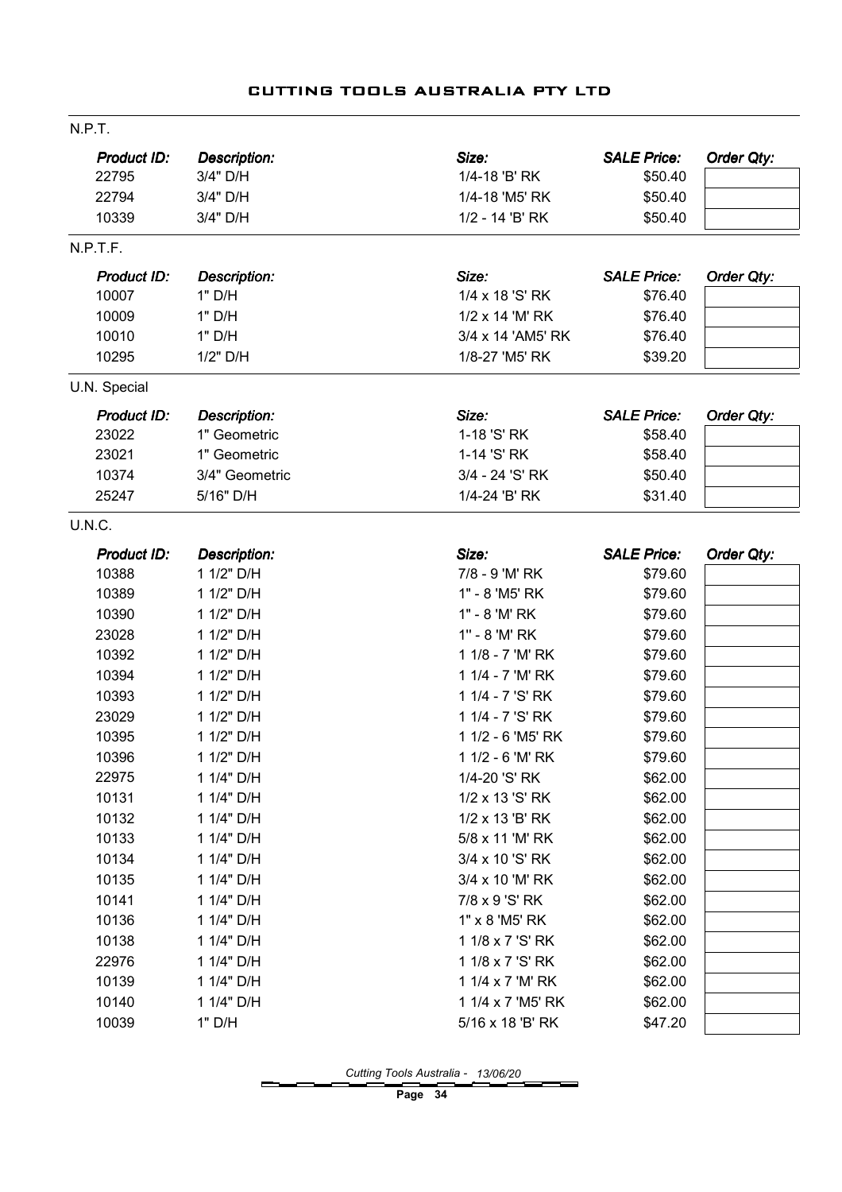# CUTTING TOOLS AUSTRALIA PTY LTD

## N.P.T.

| Product ID: | Description: | Size: | SALE Price: | Order Qty: |
|---|---|---|---|---|
| 22795 | 3/4" D/H | 1/4-18 'B' RK | $50.40 | |
| 22794 | 3/4" D/H | 1/4-18 'M5' RK | $50.40 | |
| 10339 | 3/4" D/H | 1/2 - 14 'B' RK | $50.40 | |

## N.P.T.F.

| Product ID: | Description: | Size: | SALE Price: | Order Qty: |
|---|---|---|---|---|
| 10007 | 1" D/H | 1/4 x 18 'S' RK | $76.40 | |
| 10009 | 1" D/H | 1/2 x 14 'M' RK | $76.40 | |
| 10010 | 1" D/H | 3/4 x 14 'AM5' RK | $76.40 | |
| 10295 | 1/2" D/H | 1/8-27 'M5' RK | $39.20 | |

## U.N. Special

| Product ID: | Description: | Size: | SALE Price: | Order Qty: |
|---|---|---|---|---|
| 23022 | 1" Geometric | 1-18 'S' RK | $58.40 | |
| 23021 | 1" Geometric | 1-14 'S' RK | $58.40 | |
| 10374 | 3/4" Geometric | 3/4 - 24 'S' RK | $50.40 | |
| 25247 | 5/16" D/H | 1/4-24 'B' RK | $31.40 | |

## U.N.C.

| Product ID: | Description: | Size: | SALE Price: | Order Qty: |
|---|---|---|---|---|
| 10388 | 1 1/2" D/H | 7/8 - 9 'M' RK | $79.60 | |
| 10389 | 1 1/2" D/H | 1" - 8 'M5' RK | $79.60 | |
| 10390 | 1 1/2" D/H | 1" - 8 'M' RK | $79.60 | |
| 23028 | 1 1/2" D/H | 1" - 8 'M' RK | $79.60 | |
| 10392 | 1 1/2" D/H | 1 1/8 - 7 'M' RK | $79.60 | |
| 10394 | 1 1/2" D/H | 1 1/4 - 7 'M' RK | $79.60 | |
| 10393 | 1 1/2" D/H | 1 1/4 - 7 'S' RK | $79.60 | |
| 23029 | 1 1/2" D/H | 1 1/4 - 7 'S' RK | $79.60 | |
| 10395 | 1 1/2" D/H | 1 1/2 - 6 'M5' RK | $79.60 | |
| 10396 | 1 1/2" D/H | 1 1/2 - 6 'M' RK | $79.60 | |
| 22975 | 1 1/4" D/H | 1/4-20 'S' RK | $62.00 | |
| 10131 | 1 1/4" D/H | 1/2 x 13 'S' RK | $62.00 | |
| 10132 | 1 1/4" D/H | 1/2 x 13 'B' RK | $62.00 | |
| 10133 | 1 1/4" D/H | 5/8 x 11 'M' RK | $62.00 | |
| 10134 | 1 1/4" D/H | 3/4 x 10 'S' RK | $62.00 | |
| 10135 | 1 1/4" D/H | 3/4 x 10 'M' RK | $62.00 | |
| 10141 | 1 1/4" D/H | 7/8 x 9 'S' RK | $62.00 | |
| 10136 | 1 1/4" D/H | 1" x 8 'M5' RK | $62.00 | |
| 10138 | 1 1/4" D/H | 1 1/8 x 7 'S' RK | $62.00 | |
| 22976 | 1 1/4" D/H | 1 1/8 x 7 'S' RK | $62.00 | |
| 10139 | 1 1/4" D/H | 1 1/4 x 7 'M' RK | $62.00 | |
| 10140 | 1 1/4" D/H | 1 1/4 x 7 'M5' RK | $62.00 | |
| 10039 | 1" D/H | 5/16 x 18 'B' RK | $47.20 | |

Cutting Tools Australia - 13/06/20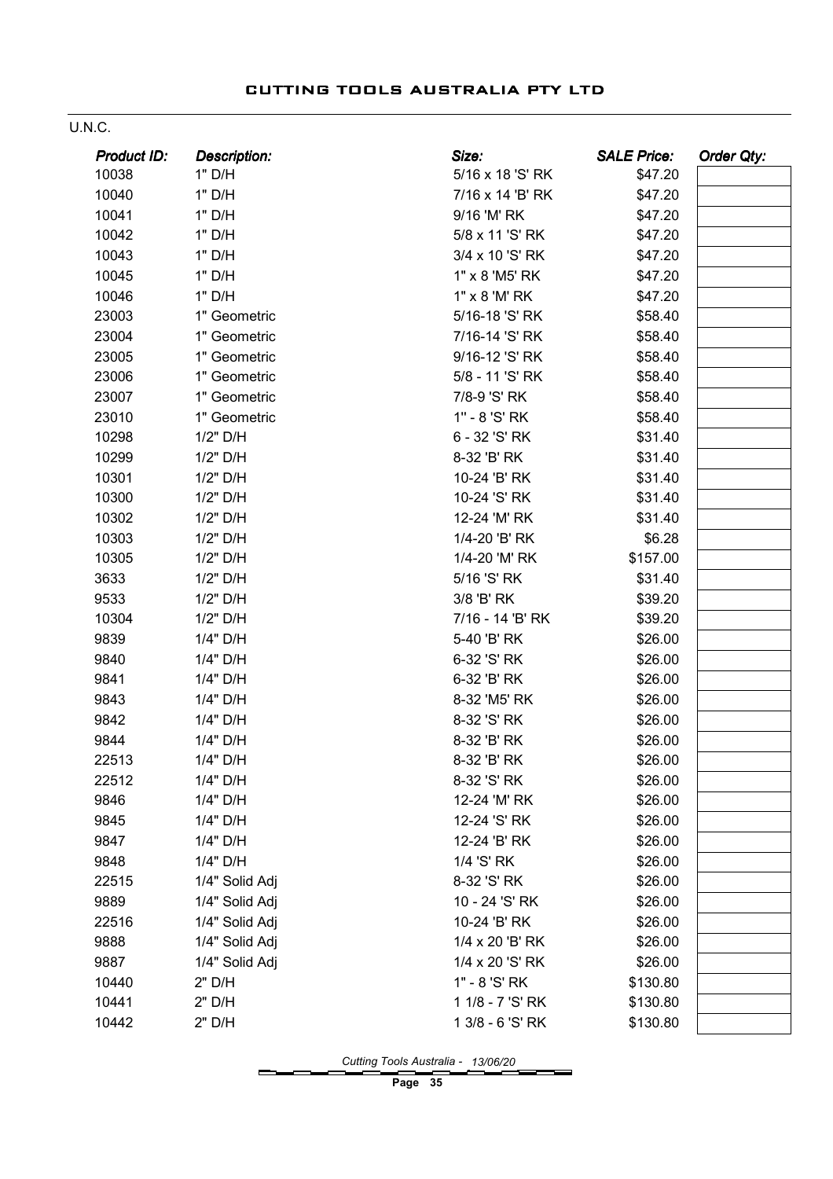U.N.C.

| *Product ID:* | *Description:* | *Size:* | *SALE Price:* | *Order Qty:* |
|---|---|---|---|---|
| 10038 | 1" D/H | 5/16 x 18 'S' RK | $47.20 | |
| 10040 | 1" D/H | 7/16 x 14 'B' RK | $47.20 | |
| 10041 | 1" D/H | 9/16 'M' RK | $47.20 | |
| 10042 | 1" D/H | 5/8 x 11 'S' RK | $47.20 | |
| 10043 | 1" D/H | 3/4 x 10 'S' RK | $47.20 | |
| 10045 | 1" D/H | 1" x 8 'M5' RK | $47.20 | |
| 10046 | 1" D/H | 1" x 8 'M' RK | $47.20 | |
| 23003 | 1" Geometric | 5/16-18 'S' RK | $58.40 | |
| 23004 | 1" Geometric | 7/16-14 'S' RK | $58.40 | |
| 23005 | 1" Geometric | 9/16-12 'S' RK | $58.40 | |
| 23006 | 1" Geometric | 5/8 - 11 'S' RK | $58.40 | |
| 23007 | 1" Geometric | 7/8-9 'S' RK | $58.40 | |
| 23010 | 1" Geometric | 1" - 8 'S' RK | $58.40 | |
| 10298 | 1/2" D/H | 6 - 32 'S' RK | $31.40 | |
| 10299 | 1/2" D/H | 8-32 'B' RK | $31.40 | |
| 10301 | 1/2" D/H | 10-24 'B' RK | $31.40 | |
| 10300 | 1/2" D/H | 10-24 'S' RK | $31.40 | |
| 10302 | 1/2" D/H | 12-24 'M' RK | $31.40 | |
| 10303 | 1/2" D/H | 1/4-20 'B' RK | $6.28 | |
| 10305 | 1/2" D/H | 1/4-20 'M' RK | $157.00 | |
| 3633 | 1/2" D/H | 5/16 'S' RK | $31.40 | |
| 9533 | 1/2" D/H | 3/8 'B' RK | $39.20 | |
| 10304 | 1/2" D/H | 7/16 - 14 'B' RK | $39.20 | |
| 9839 | 1/4" D/H | 5-40 'B' RK | $26.00 | |
| 9840 | 1/4" D/H | 6-32 'S' RK | $26.00 | |
| 9841 | 1/4" D/H | 6-32 'B' RK | $26.00 | |
| 9843 | 1/4" D/H | 8-32 'M5' RK | $26.00 | |
| 9842 | 1/4" D/H | 8-32 'S' RK | $26.00 | |
| 9844 | 1/4" D/H | 8-32 'B' RK | $26.00 | |
| 22513 | 1/4" D/H | 8-32 'B' RK | $26.00 | |
| 22512 | 1/4" D/H | 8-32 'S' RK | $26.00 | |
| 9846 | 1/4" D/H | 12-24 'M' RK | $26.00 | |
| 9845 | 1/4" D/H | 12-24 'S' RK | $26.00 | |
| 9847 | 1/4" D/H | 12-24 'B' RK | $26.00 | |
| 9848 | 1/4" D/H | 1/4 'S' RK | $26.00 | |
| 22515 | 1/4" Solid Adj | 8-32 'S' RK | $26.00 | |
| 9889 | 1/4" Solid Adj | 10 - 24 'S' RK | $26.00 | |
| 22516 | 1/4" Solid Adj | 10-24 'B' RK | $26.00 | |
| 9888 | 1/4" Solid Adj | 1/4 x 20 'B' RK | $26.00 | |
| 9887 | 1/4" Solid Adj | 1/4 x 20 'S' RK | $26.00 | |
| 10440 | 2" D/H | 1" - 8 'S' RK | $130.80 | |
| 10441 | 2" D/H | 1 1/8 - 7 'S' RK | $130.80 | |
| 10442 | 2" D/H | 1 3/8 - 6 'S' RK | $130.80 | |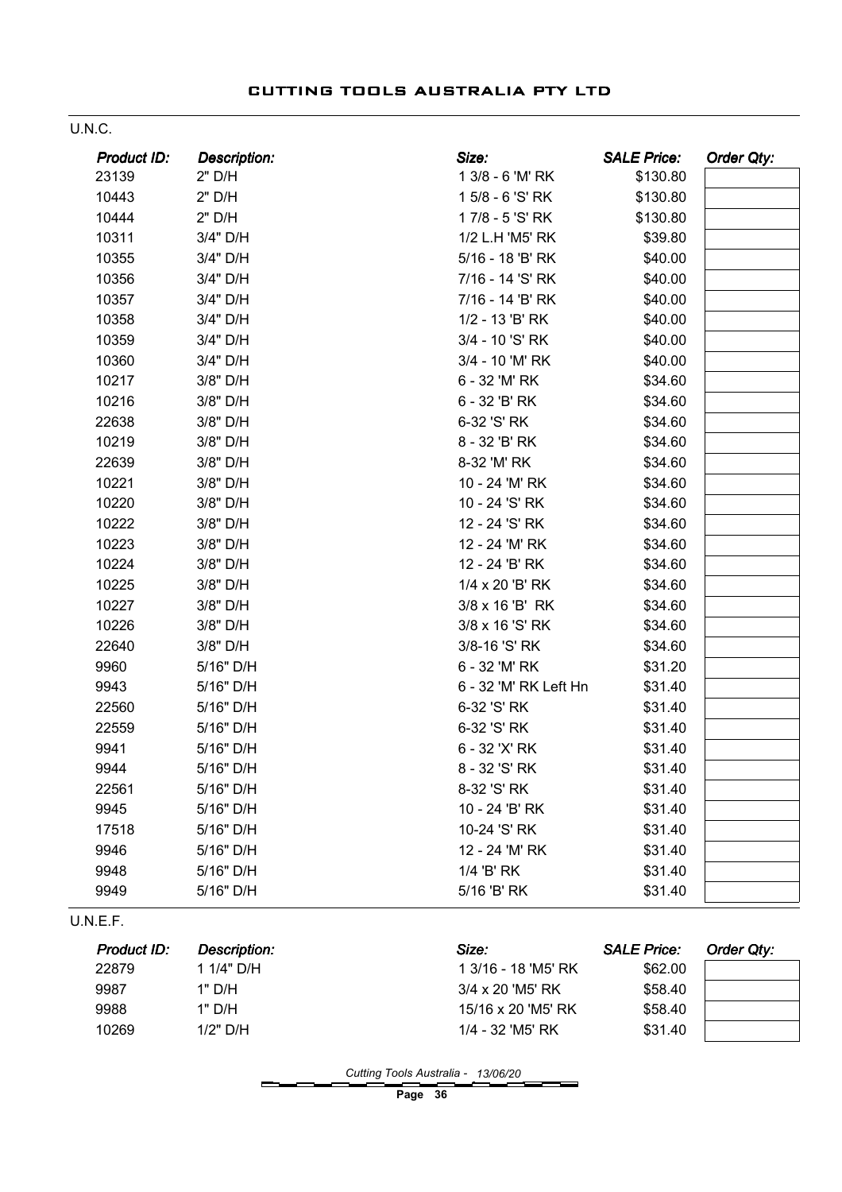## CUTTING TOOLS AUSTRALIA PTY LTD

### U.N.C.

| Product ID: | Description: | Size: | SALE Price: | Order Qty: |
|---|---|---|---|---|
| 23139 | 2" D/H | 1 3/8 - 6 'M' RK | $130.80 | |
| 10443 | 2" D/H | 1 5/8 - 6 'S' RK | $130.80 | |
| 10444 | 2" D/H | 1 7/8 - 5 'S' RK | $130.80 | |
| 10311 | 3/4" D/H | 1/2 L.H 'M5' RK | $39.80 | |
| 10355 | 3/4" D/H | 5/16 - 18 'B' RK | $40.00 | |
| 10356 | 3/4" D/H | 7/16 - 14 'S' RK | $40.00 | |
| 10357 | 3/4" D/H | 7/16 - 14 'B' RK | $40.00 | |
| 10358 | 3/4" D/H | 1/2 - 13 'B' RK | $40.00 | |
| 10359 | 3/4" D/H | 3/4 - 10 'S' RK | $40.00 | |
| 10360 | 3/4" D/H | 3/4 - 10 'M' RK | $40.00 | |
| 10217 | 3/8" D/H | 6 - 32 'M' RK | $34.60 | |
| 10216 | 3/8" D/H | 6 - 32 'B' RK | $34.60 | |
| 22638 | 3/8" D/H | 6-32 'S' RK | $34.60 | |
| 10219 | 3/8" D/H | 8 - 32 'B' RK | $34.60 | |
| 22639 | 3/8" D/H | 8-32 'M' RK | $34.60 | |
| 10221 | 3/8" D/H | 10 - 24 'M' RK | $34.60 | |
| 10220 | 3/8" D/H | 10 - 24 'S' RK | $34.60 | |
| 10222 | 3/8" D/H | 12 - 24 'S' RK | $34.60 | |
| 10223 | 3/8" D/H | 12 - 24 'M' RK | $34.60 | |
| 10224 | 3/8" D/H | 12 - 24 'B' RK | $34.60 | |
| 10225 | 3/8" D/H | 1/4 x 20 'B' RK | $34.60 | |
| 10227 | 3/8" D/H | 3/8 x 16 'B' RK | $34.60 | |
| 10226 | 3/8" D/H | 3/8 x 16 'S' RK | $34.60 | |
| 22640 | 3/8" D/H | 3/8-16 'S' RK | $34.60 | |
| 9960 | 5/16" D/H | 6 - 32 'M' RK | $31.20 | |
| 9943 | 5/16" D/H | 6 - 32 'M' RK Left Hn | $31.40 | |
| 22560 | 5/16" D/H | 6-32 'S' RK | $31.40 | |
| 22559 | 5/16" D/H | 6-32 'S' RK | $31.40 | |
| 9941 | 5/16" D/H | 6 - 32 'X' RK | $31.40 | |
| 9944 | 5/16" D/H | 8 - 32 'S' RK | $31.40 | |
| 22561 | 5/16" D/H | 8-32 'S' RK | $31.40 | |
| 9945 | 5/16" D/H | 10 - 24 'B' RK | $31.40 | |
| 17518 | 5/16" D/H | 10-24 'S' RK | $31.40 | |
| 9946 | 5/16" D/H | 12 - 24 'M' RK | $31.40 | |
| 9948 | 5/16" D/H | 1/4 'B' RK | $31.40 | |
| 9949 | 5/16" D/H | 5/16 'B' RK | $31.40 | |

### U.N.E.F.

| Product ID: | Description: | Size: | SALE Price: | Order Qty: |
|---|---|---|---|---|
| 22879 | 1 1/4" D/H | 1 3/16 - 18 'M5' RK | $62.00 | |
| 9987 | 1" D/H | 3/4 x 20 'M5' RK | $58.40 | |
| 9988 | 1" D/H | 15/16 x 20 'M5' RK | $58.40 | |
| 10269 | 1/2" D/H | 1/4 - 32 'M5' RK | $31.40 | |

*Cutting Tools Australia - 13/06/20*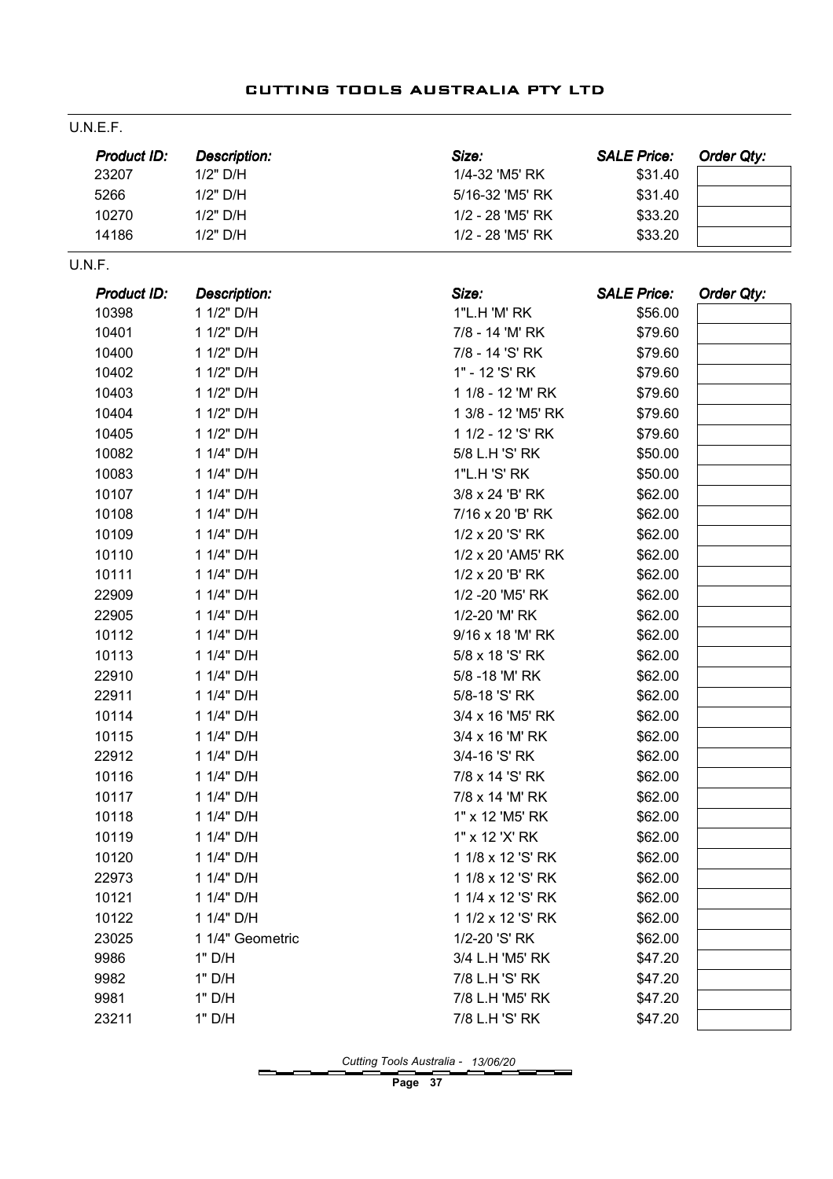## U.N.E.F.

| Product ID: | Description: | Size: | SALE Price: | Order Qty: |
|---|---|---|---|---|
| 23207 | 1/2" D/H | 1/4-32 'M5' RK | $31.40 | |
| 5266 | 1/2" D/H | 5/16-32 'M5' RK | $31.40 | |
| 10270 | 1/2" D/H | 1/2 - 28 'M5' RK | $33.20 | |
| 14186 | 1/2" D/H | 1/2 - 28 'M5' RK | $33.20 | |

## U.N.F.

| Product ID: | Description: | Size: | SALE Price: | Order Qty: |
|---|---|---|---|---|
| 10398 | 1 1/2" D/H | 1"L.H 'M' RK | $56.00 | |
| 10401 | 1 1/2" D/H | 7/8 - 14 'M' RK | $79.60 | |
| 10400 | 1 1/2" D/H | 7/8 - 14 'S' RK | $79.60 | |
| 10402 | 1 1/2" D/H | 1" - 12 'S' RK | $79.60 | |
| 10403 | 1 1/2" D/H | 1 1/8 - 12 'M' RK | $79.60 | |
| 10404 | 1 1/2" D/H | 1 3/8 - 12 'M5' RK | $79.60 | |
| 10405 | 1 1/2" D/H | 1 1/2 - 12 'S' RK | $79.60 | |
| 10082 | 1 1/4" D/H | 5/8 L.H 'S' RK | $50.00 | |
| 10083 | 1 1/4" D/H | 1"L.H 'S' RK | $50.00 | |
| 10107 | 1 1/4" D/H | 3/8 x 24 'B' RK | $62.00 | |
| 10108 | 1 1/4" D/H | 7/16 x 20 'B' RK | $62.00 | |
| 10109 | 1 1/4" D/H | 1/2 x 20 'S' RK | $62.00 | |
| 10110 | 1 1/4" D/H | 1/2 x 20 'AM5' RK | $62.00 | |
| 10111 | 1 1/4" D/H | 1/2 x 20 'B' RK | $62.00 | |
| 22909 | 1 1/4" D/H | 1/2 -20 'M5' RK | $62.00 | |
| 22905 | 1 1/4" D/H | 1/2-20 'M' RK | $62.00 | |
| 10112 | 1 1/4" D/H | 9/16 x 18 'M' RK | $62.00 | |
| 10113 | 1 1/4" D/H | 5/8 x 18 'S' RK | $62.00 | |
| 22910 | 1 1/4" D/H | 5/8 -18 'M' RK | $62.00 | |
| 22911 | 1 1/4" D/H | 5/8-18 'S' RK | $62.00 | |
| 10114 | 1 1/4" D/H | 3/4 x 16 'M5' RK | $62.00 | |
| 10115 | 1 1/4" D/H | 3/4 x 16 'M' RK | $62.00 | |
| 22912 | 1 1/4" D/H | 3/4-16 'S' RK | $62.00 | |
| 10116 | 1 1/4" D/H | 7/8 x 14 'S' RK | $62.00 | |
| 10117 | 1 1/4" D/H | 7/8 x 14 'M' RK | $62.00 | |
| 10118 | 1 1/4" D/H | 1" x 12 'M5' RK | $62.00 | |
| 10119 | 1 1/4" D/H | 1" x 12 'X' RK | $62.00 | |
| 10120 | 1 1/4" D/H | 1 1/8 x 12 'S' RK | $62.00 | |
| 22973 | 1 1/4" D/H | 1 1/8 x 12 'S' RK | $62.00 | |
| 10121 | 1 1/4" D/H | 1 1/4 x 12 'S' RK | $62.00 | |
| 10122 | 1 1/4" D/H | 1 1/2 x 12 'S' RK | $62.00 | |
| 23025 | 1 1/4" Geometric | 1/2-20 'S' RK | $62.00 | |
| 9986 | 1" D/H | 3/4 L.H 'M5' RK | $47.20 | |
| 9982 | 1" D/H | 7/8 L.H 'S' RK | $47.20 | |
| 9981 | 1" D/H | 7/8 L.H 'M5' RK | $47.20 | |
| 23211 | 1" D/H | 7/8 L.H 'S' RK | $47.20 | |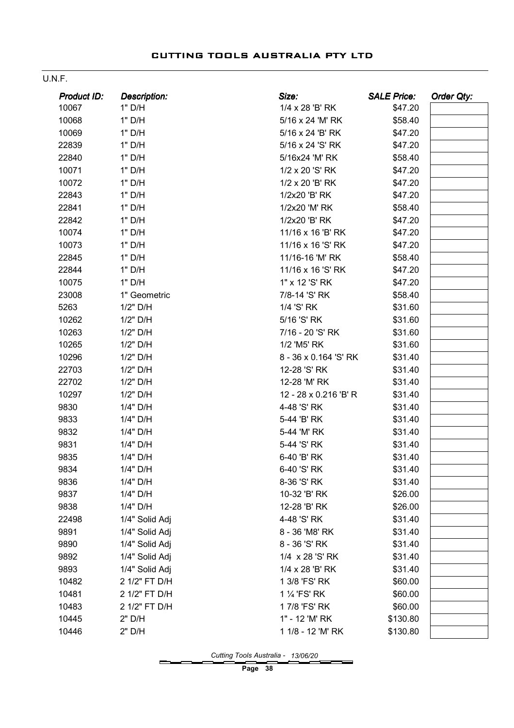U.N.F.

| *Product ID:* | *Description:* | *Size:* | *SALE Price:* | *Order Qty:* |
|---|---|---|---|---|
| 10067 | 1" D/H | 1/4 x 28 'B' RK | $47.20 | |
| 10068 | 1" D/H | 5/16 x 24 'M' RK | $58.40 | |
| 10069 | 1" D/H | 5/16 x 24 'B' RK | $47.20 | |
| 22839 | 1" D/H | 5/16 x 24 'S' RK | $47.20 | |
| 22840 | 1" D/H | 5/16x24 'M' RK | $58.40 | |
| 10071 | 1" D/H | 1/2 x 20 'S' RK | $47.20 | |
| 10072 | 1" D/H | 1/2 x 20 'B' RK | $47.20 | |
| 22843 | 1" D/H | 1/2x20 'B' RK | $47.20 | |
| 22841 | 1" D/H | 1/2x20 'M' RK | $58.40 | |
| 22842 | 1" D/H | 1/2x20 'B' RK | $47.20 | |
| 10074 | 1" D/H | 11/16 x 16 'B' RK | $47.20 | |
| 10073 | 1" D/H | 11/16 x 16 'S' RK | $47.20 | |
| 22845 | 1" D/H | 11/16-16 'M' RK | $58.40 | |
| 22844 | 1" D/H | 11/16 x 16 'S' RK | $47.20 | |
| 10075 | 1" D/H | 1" x 12 'S' RK | $47.20 | |
| 23008 | 1" Geometric | 7/8-14 'S' RK | $58.40 | |
| 5263 | 1/2" D/H | 1/4 'S' RK | $31.60 | |
| 10262 | 1/2" D/H | 5/16 'S' RK | $31.60 | |
| 10263 | 1/2" D/H | 7/16 - 20 'S' RK | $31.60 | |
| 10265 | 1/2" D/H | 1/2 'M5' RK | $31.60 | |
| 10296 | 1/2" D/H | 8 - 36 x 0.164 'S' RK | $31.40 | |
| 22703 | 1/2" D/H | 12-28 'S' RK | $31.40 | |
| 22702 | 1/2" D/H | 12-28 'M' RK | $31.40 | |
| 10297 | 1/2" D/H | 12 - 28 x 0.216 'B' R | $31.40 | |
| 9830 | 1/4" D/H | 4-48 'S' RK | $31.40 | |
| 9833 | 1/4" D/H | 5-44 'B' RK | $31.40 | |
| 9832 | 1/4" D/H | 5-44 'M' RK | $31.40 | |
| 9831 | 1/4" D/H | 5-44 'S' RK | $31.40 | |
| 9835 | 1/4" D/H | 6-40 'B' RK | $31.40 | |
| 9834 | 1/4" D/H | 6-40 'S' RK | $31.40 | |
| 9836 | 1/4" D/H | 8-36 'S' RK | $31.40 | |
| 9837 | 1/4" D/H | 10-32 'B' RK | $26.00 | |
| 9838 | 1/4" D/H | 12-28 'B' RK | $26.00 | |
| 22498 | 1/4" Solid Adj | 4-48 'S' RK | $31.40 | |
| 9891 | 1/4" Solid Adj | 8 - 36 'M8' RK | $31.40 | |
| 9890 | 1/4" Solid Adj | 8 - 36 'S' RK | $31.40 | |
| 9892 | 1/4" Solid Adj | 1/4  x 28 'S' RK | $31.40 | |
| 9893 | 1/4" Solid Adj | 1/4 x 28 'B' RK | $31.40 | |
| 10482 | 2 1/2" FT D/H | 1 3/8 'FS' RK | $60.00 | |
| 10481 | 2 1/2" FT D/H | 1 ¼ 'FS' RK | $60.00 | |
| 10483 | 2 1/2" FT D/H | 1 7/8 'FS' RK | $60.00 | |
| 10445 | 2" D/H | 1" - 12 'M' RK | $130.80 | |
| 10446 | 2" D/H | 1 1/8 - 12 'M' RK | $130.80 | |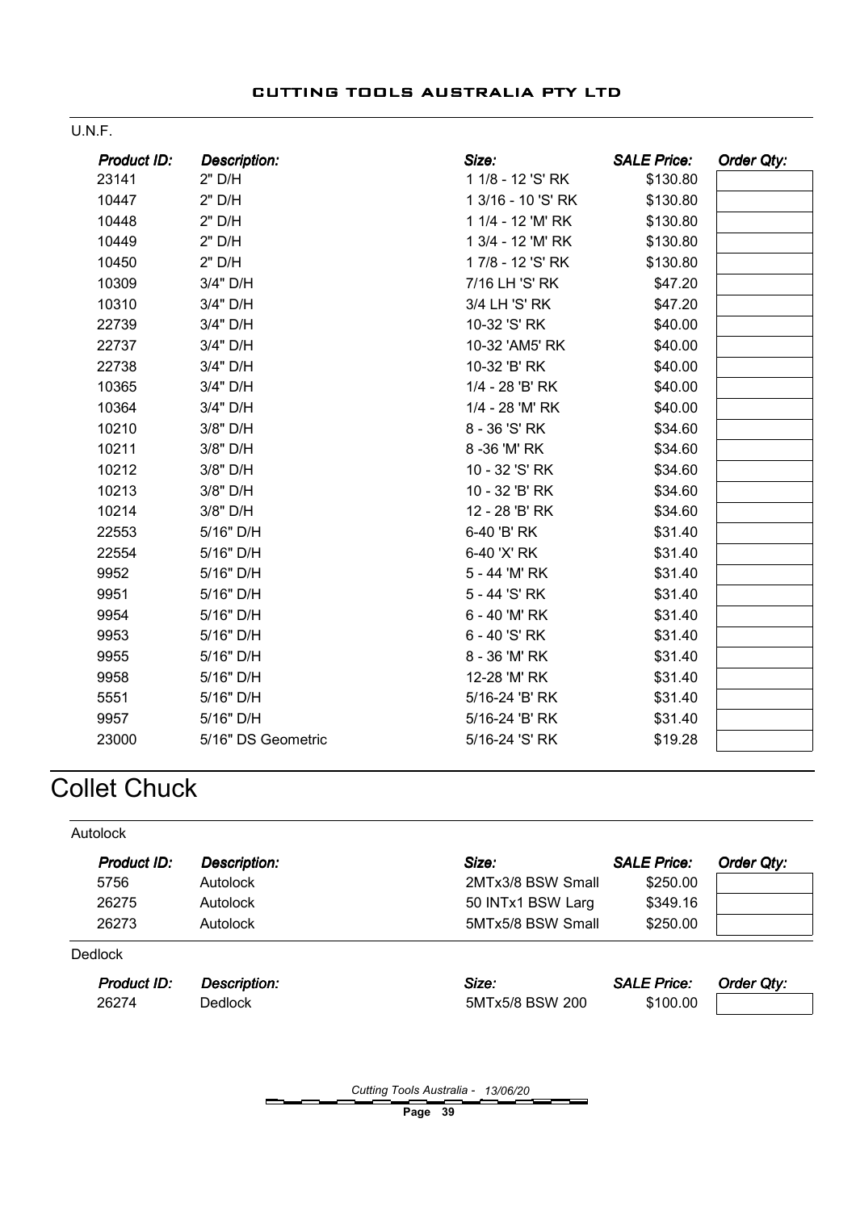U.N.F.

| *Product ID:* | *Description:* | *Size:* | *SALE Price:* | *Order Qty:* |
|---|---|---|---|---|
| 23141 | 2" D/H | 1 1/8 - 12 'S' RK | $130.80 | |
| 10447 | 2" D/H | 1 3/16 - 10 'S' RK | $130.80 | |
| 10448 | 2" D/H | 1 1/4 - 12 'M' RK | $130.80 | |
| 10449 | 2" D/H | 1 3/4 - 12 'M' RK | $130.80 | |
| 10450 | 2" D/H | 1 7/8 - 12 'S' RK | $130.80 | |
| 10309 | 3/4" D/H | 7/16 LH 'S' RK | $47.20 | |
| 10310 | 3/4" D/H | 3/4 LH 'S' RK | $47.20 | |
| 22739 | 3/4" D/H | 10-32 'S' RK | $40.00 | |
| 22737 | 3/4" D/H | 10-32 'AM5' RK | $40.00 | |
| 22738 | 3/4" D/H | 10-32 'B' RK | $40.00 | |
| 10365 | 3/4" D/H | 1/4 - 28 'B' RK | $40.00 | |
| 10364 | 3/4" D/H | 1/4 - 28 'M' RK | $40.00 | |
| 10210 | 3/8" D/H | 8 - 36 'S' RK | $34.60 | |
| 10211 | 3/8" D/H | 8 -36 'M' RK | $34.60 | |
| 10212 | 3/8" D/H | 10 - 32 'S' RK | $34.60 | |
| 10213 | 3/8" D/H | 10 - 32 'B' RK | $34.60 | |
| 10214 | 3/8" D/H | 12 - 28 'B' RK | $34.60 | |
| 22553 | 5/16" D/H | 6-40 'B' RK | $31.40 | |
| 22554 | 5/16" D/H | 6-40 'X' RK | $31.40 | |
| 9952 | 5/16" D/H | 5 - 44 'M' RK | $31.40 | |
| 9951 | 5/16" D/H | 5 - 44 'S' RK | $31.40 | |
| 9954 | 5/16" D/H | 6 - 40 'M' RK | $31.40 | |
| 9953 | 5/16" D/H | 6 - 40 'S' RK | $31.40 | |
| 9955 | 5/16" D/H | 8 - 36 'M' RK | $31.40 | |
| 9958 | 5/16" D/H | 12-28 'M' RK | $31.40 | |
| 5551 | 5/16" D/H | 5/16-24 'B' RK | $31.40 | |
| 9957 | 5/16" D/H | 5/16-24 'B' RK | $31.40 | |
| 23000 | 5/16" DS Geometric | 5/16-24 'S' RK | $19.28 | |

# Collet Chuck

Autolock

| *Product ID:* | *Description:* | *Size:* | *SALE Price:* | *Order Qty:* |
|---|---|---|---|---|
| 5756 | Autolock | 2MTx3/8 BSW Small | $250.00 | |
| 26275 | Autolock | 50 INTx1 BSW Larg | $349.16 | |
| 26273 | Autolock | 5MTx5/8 BSW Small | $250.00 | |

Dedlock

| *Product ID:* | *Description:* | *Size:* | *SALE Price:* | *Order Qty:* |
|---|---|---|---|---|
| 26274 | Dedlock | 5MTx5/8 BSW 200 | $100.00 | |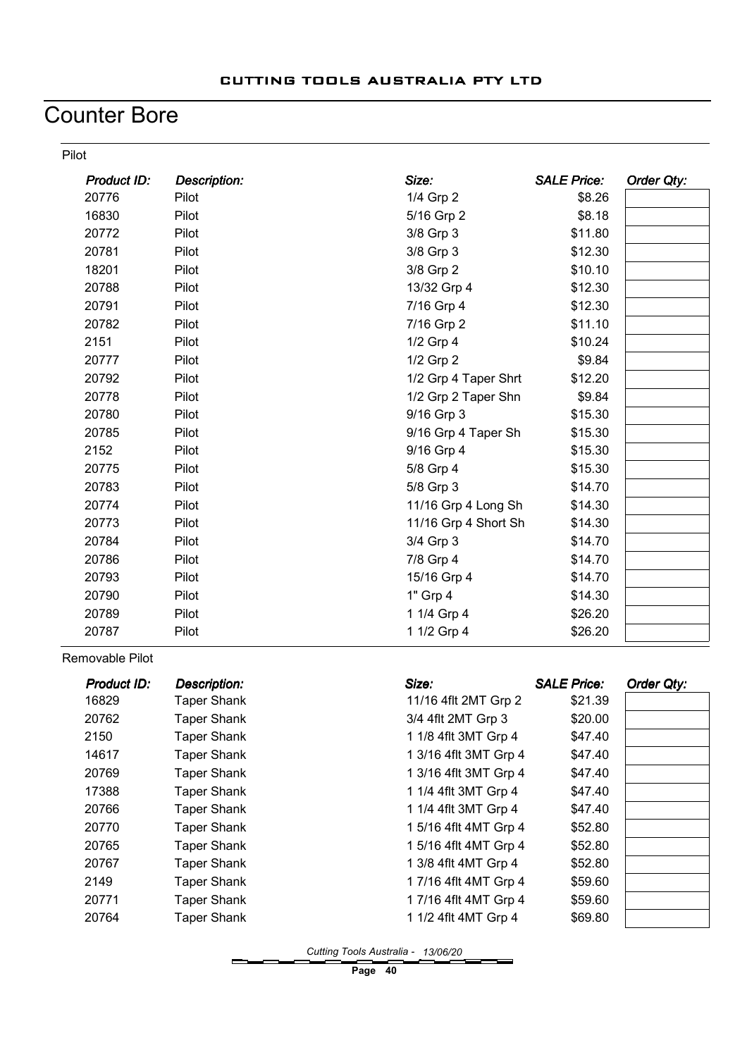# Counter Bore

## Pilot

| Product ID: | Description: | Size: | SALE Price: | Order Qty: |
|---|---|---|---|---|
| 20776 | Pilot | 1/4 Grp 2 | $8.26 | |
| 16830 | Pilot | 5/16 Grp 2 | $8.18 | |
| 20772 | Pilot | 3/8 Grp 3 | $11.80 | |
| 20781 | Pilot | 3/8 Grp 3 | $12.30 | |
| 18201 | Pilot | 3/8 Grp 2 | $10.10 | |
| 20788 | Pilot | 13/32 Grp 4 | $12.30 | |
| 20791 | Pilot | 7/16 Grp 4 | $12.30 | |
| 20782 | Pilot | 7/16 Grp 2 | $11.10 | |
| 2151 | Pilot | 1/2 Grp 4 | $10.24 | |
| 20777 | Pilot | 1/2 Grp 2 | $9.84 | |
| 20792 | Pilot | 1/2 Grp 4 Taper Shrt | $12.20 | |
| 20778 | Pilot | 1/2 Grp 2 Taper Shn | $9.84 | |
| 20780 | Pilot | 9/16 Grp 3 | $15.30 | |
| 20785 | Pilot | 9/16 Grp 4 Taper Sh | $15.30 | |
| 2152 | Pilot | 9/16 Grp 4 | $15.30 | |
| 20775 | Pilot | 5/8 Grp 4 | $15.30 | |
| 20783 | Pilot | 5/8 Grp 3 | $14.70 | |
| 20774 | Pilot | 11/16 Grp 4 Long Sh | $14.30 | |
| 20773 | Pilot | 11/16 Grp 4 Short Sh | $14.30 | |
| 20784 | Pilot | 3/4 Grp 3 | $14.70 | |
| 20786 | Pilot | 7/8 Grp 4 | $14.70 | |
| 20793 | Pilot | 15/16 Grp 4 | $14.70 | |
| 20790 | Pilot | 1" Grp 4 | $14.30 | |
| 20789 | Pilot | 1 1/4 Grp 4 | $26.20 | |
| 20787 | Pilot | 1 1/2 Grp 4 | $26.20 | |

## Removable Pilot

| Product ID: | Description: | Size: | SALE Price: | Order Qty: |
|---|---|---|---|---|
| 16829 | Taper Shank | 11/16 4flt 2MT Grp 2 | $21.39 | |
| 20762 | Taper Shank | 3/4 4flt 2MT Grp 3 | $20.00 | |
| 2150 | Taper Shank | 1 1/8 4flt 3MT Grp 4 | $47.40 | |
| 14617 | Taper Shank | 1 3/16 4flt 3MT Grp 4 | $47.40 | |
| 20769 | Taper Shank | 1 3/16 4flt 3MT Grp 4 | $47.40 | |
| 17388 | Taper Shank | 1 1/4 4flt 3MT Grp 4 | $47.40 | |
| 20766 | Taper Shank | 1 1/4 4flt 3MT Grp 4 | $47.40 | |
| 20770 | Taper Shank | 1 5/16 4flt 4MT Grp 4 | $52.80 | |
| 20765 | Taper Shank | 1 5/16 4flt 4MT Grp 4 | $52.80 | |
| 20767 | Taper Shank | 1 3/8 4flt 4MT Grp 4 | $52.80 | |
| 2149 | Taper Shank | 1 7/16 4flt 4MT Grp 4 | $59.60 | |
| 20771 | Taper Shank | 1 7/16 4flt 4MT Grp 4 | $59.60 | |
| 20764 | Taper Shank | 1 1/2 4flt 4MT Grp 4 | $69.80 | |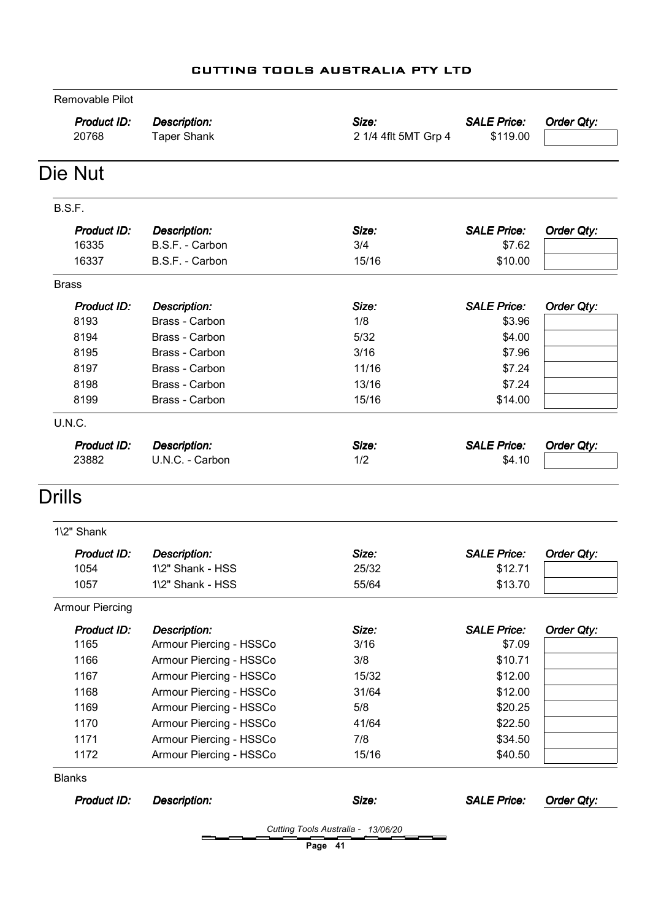Removable Pilot

| Product ID: | Description: | Size: | SALE Price: | Order Qty: |
|---|---|---|---|---|
| 20768 | Taper Shank | 2 1/4 4flt 5MT Grp 4 | $119.00 | |

# Die Nut

B.S.F.

| Product ID: | Description: | Size: | SALE Price: | Order Qty: |
|---|---|---|---|---|
| 16335 | B.S.F. - Carbon | 3/4 | $7.62 | |
| 16337 | B.S.F. - Carbon | 15/16 | $10.00 | |

Brass

| Product ID: | Description: | Size: | SALE Price: | Order Qty: |
|---|---|---|---|---|
| 8193 | Brass - Carbon | 1/8 | $3.96 | |
| 8194 | Brass - Carbon | 5/32 | $4.00 | |
| 8195 | Brass - Carbon | 3/16 | $7.96 | |
| 8197 | Brass - Carbon | 11/16 | $7.24 | |
| 8198 | Brass - Carbon | 13/16 | $7.24 | |
| 8199 | Brass - Carbon | 15/16 | $14.00 | |

U.N.C.

| Product ID: | Description: | Size: | SALE Price: | Order Qty: |
|---|---|---|---|---|
| 23882 | U.N.C. - Carbon | 1/2 | $4.10 | |

# Drills

1\2" Shank

| Product ID: | Description: | Size: | SALE Price: | Order Qty: |
|---|---|---|---|---|
| 1054 | 1\2" Shank - HSS | 25/32 | $12.71 | |
| 1057 | 1\2" Shank - HSS | 55/64 | $13.70 | |

Armour Piercing

| Product ID: | Description: | Size: | SALE Price: | Order Qty: |
|---|---|---|---|---|
| 1165 | Armour Piercing - HSSCo | 3/16 | $7.09 | |
| 1166 | Armour Piercing - HSSCo | 3/8 | $10.71 | |
| 1167 | Armour Piercing - HSSCo | 15/32 | $12.00 | |
| 1168 | Armour Piercing - HSSCo | 31/64 | $12.00 | |
| 1169 | Armour Piercing - HSSCo | 5/8 | $20.25 | |
| 1170 | Armour Piercing - HSSCo | 41/64 | $22.50 | |
| 1171 | Armour Piercing - HSSCo | 7/8 | $34.50 | |
| 1172 | Armour Piercing - HSSCo | 15/16 | $40.50 | |

Blanks

| Product ID: | Description: | Size: | SALE Price: | Order Qty: |
|---|---|---|---|---|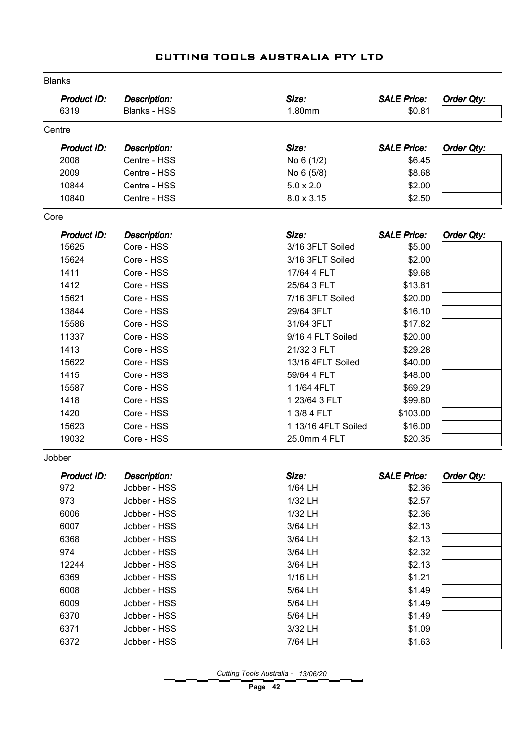## Blanks

| Product ID: | Description: | Size: | SALE Price: | Order Qty: |
|---|---|---|---|---|
| 6319 | Blanks - HSS | 1.80mm | $0.81 | |

## Centre

| Product ID: | Description: | Size: | SALE Price: | Order Qty: |
|---|---|---|---|---|
| 2008 | Centre - HSS | No 6 (1/2) | $6.45 | |
| 2009 | Centre - HSS | No 6 (5/8) | $8.68 | |
| 10844 | Centre - HSS | 5.0 x 2.0 | $2.00 | |
| 10840 | Centre - HSS | 8.0 x 3.15 | $2.50 | |

## Core

| Product ID: | Description: | Size: | SALE Price: | Order Qty: |
|---|---|---|---|---|
| 15625 | Core - HSS | 3/16 3FLT Soiled | $5.00 | |
| 15624 | Core - HSS | 3/16 3FLT Soiled | $2.00 | |
| 1411 | Core - HSS | 17/64 4 FLT | $9.68 | |
| 1412 | Core - HSS | 25/64 3 FLT | $13.81 | |
| 15621 | Core - HSS | 7/16 3FLT Soiled | $20.00 | |
| 13844 | Core - HSS | 29/64 3FLT | $16.10 | |
| 15586 | Core - HSS | 31/64 3FLT | $17.82 | |
| 11337 | Core - HSS | 9/16 4 FLT Soiled | $20.00 | |
| 1413 | Core - HSS | 21/32 3 FLT | $29.28 | |
| 15622 | Core - HSS | 13/16 4FLT Soiled | $40.00 | |
| 1415 | Core - HSS | 59/64 4 FLT | $48.00 | |
| 15587 | Core - HSS | 1 1/64 4FLT | $69.29 | |
| 1418 | Core - HSS | 1 23/64 3 FLT | $99.80 | |
| 1420 | Core - HSS | 1 3/8 4 FLT | $103.00 | |
| 15623 | Core - HSS | 1 13/16 4FLT Soiled | $16.00 | |
| 19032 | Core - HSS | 25.0mm 4 FLT | $20.35 | |

## Jobber

| Product ID: | Description: | Size: | SALE Price: | Order Qty: |
|---|---|---|---|---|
| 972 | Jobber - HSS | 1/64 LH | $2.36 | |
| 973 | Jobber - HSS | 1/32 LH | $2.57 | |
| 6006 | Jobber - HSS | 1/32 LH | $2.36 | |
| 6007 | Jobber - HSS | 3/64 LH | $2.13 | |
| 6368 | Jobber - HSS | 3/64 LH | $2.13 | |
| 974 | Jobber - HSS | 3/64 LH | $2.32 | |
| 12244 | Jobber - HSS | 3/64 LH | $2.13 | |
| 6369 | Jobber - HSS | 1/16 LH | $1.21 | |
| 6008 | Jobber - HSS | 5/64 LH | $1.49 | |
| 6009 | Jobber - HSS | 5/64 LH | $1.49 | |
| 6370 | Jobber - HSS | 5/64 LH | $1.49 | |
| 6371 | Jobber - HSS | 3/32 LH | $1.09 | |
| 6372 | Jobber - HSS | 7/64 LH | $1.63 | |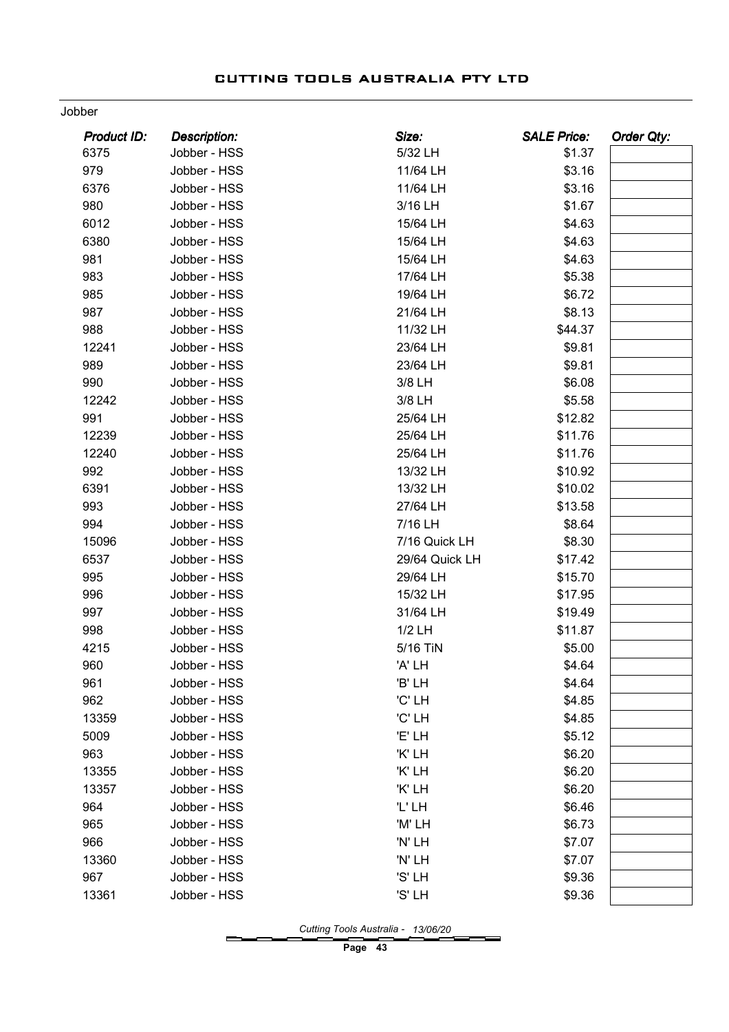Jobber

| Product ID: | Description: | Size: | SALE Price: | Order Qty: |
|---|---|---|---|---|
| 6375 | Jobber - HSS | 5/32 LH | $1.37 | |
| 979 | Jobber - HSS | 11/64 LH | $3.16 | |
| 6376 | Jobber - HSS | 11/64 LH | $3.16 | |
| 980 | Jobber - HSS | 3/16 LH | $1.67 | |
| 6012 | Jobber - HSS | 15/64 LH | $4.63 | |
| 6380 | Jobber - HSS | 15/64 LH | $4.63 | |
| 981 | Jobber - HSS | 15/64 LH | $4.63 | |
| 983 | Jobber - HSS | 17/64 LH | $5.38 | |
| 985 | Jobber - HSS | 19/64 LH | $6.72 | |
| 987 | Jobber - HSS | 21/64 LH | $8.13 | |
| 988 | Jobber - HSS | 11/32 LH | $44.37 | |
| 12241 | Jobber - HSS | 23/64 LH | $9.81 | |
| 989 | Jobber - HSS | 23/64 LH | $9.81 | |
| 990 | Jobber - HSS | 3/8 LH | $6.08 | |
| 12242 | Jobber - HSS | 3/8 LH | $5.58 | |
| 991 | Jobber - HSS | 25/64 LH | $12.82 | |
| 12239 | Jobber - HSS | 25/64 LH | $11.76 | |
| 12240 | Jobber - HSS | 25/64 LH | $11.76 | |
| 992 | Jobber - HSS | 13/32 LH | $10.92 | |
| 6391 | Jobber - HSS | 13/32 LH | $10.02 | |
| 993 | Jobber - HSS | 27/64 LH | $13.58 | |
| 994 | Jobber - HSS | 7/16 LH | $8.64 | |
| 15096 | Jobber - HSS | 7/16 Quick LH | $8.30 | |
| 6537 | Jobber - HSS | 29/64 Quick LH | $17.42 | |
| 995 | Jobber - HSS | 29/64 LH | $15.70 | |
| 996 | Jobber - HSS | 15/32 LH | $17.95 | |
| 997 | Jobber - HSS | 31/64 LH | $19.49 | |
| 998 | Jobber - HSS | 1/2 LH | $11.87 | |
| 4215 | Jobber - HSS | 5/16 TiN | $5.00 | |
| 960 | Jobber - HSS | 'A' LH | $4.64 | |
| 961 | Jobber - HSS | 'B' LH | $4.64 | |
| 962 | Jobber - HSS | 'C' LH | $4.85 | |
| 13359 | Jobber - HSS | 'C' LH | $4.85 | |
| 5009 | Jobber - HSS | 'E' LH | $5.12 | |
| 963 | Jobber - HSS | 'K' LH | $6.20 | |
| 13355 | Jobber - HSS | 'K' LH | $6.20 | |
| 13357 | Jobber - HSS | 'K' LH | $6.20 | |
| 964 | Jobber - HSS | 'L' LH | $6.46 | |
| 965 | Jobber - HSS | 'M' LH | $6.73 | |
| 966 | Jobber - HSS | 'N' LH | $7.07 | |
| 13360 | Jobber - HSS | 'N' LH | $7.07 | |
| 967 | Jobber - HSS | 'S' LH | $9.36 | |
| 13361 | Jobber - HSS | 'S' LH | $9.36 | |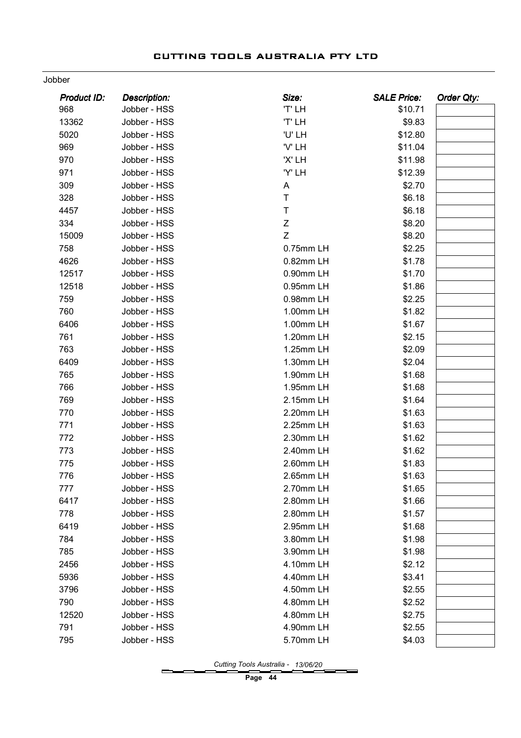Jobber

| Product ID: | Description: | Size: | SALE Price: | Order Qty: |
|---|---|---|---|---|
| 968 | Jobber - HSS | 'T' LH | $10.71 | |
| 13362 | Jobber - HSS | 'T' LH | $9.83 | |
| 5020 | Jobber - HSS | 'U' LH | $12.80 | |
| 969 | Jobber - HSS | 'V' LH | $11.04 | |
| 970 | Jobber - HSS | 'X' LH | $11.98 | |
| 971 | Jobber - HSS | 'Y' LH | $12.39 | |
| 309 | Jobber - HSS | A | $2.70 | |
| 328 | Jobber - HSS | T | $6.18 | |
| 4457 | Jobber - HSS | T | $6.18 | |
| 334 | Jobber - HSS | Z | $8.20 | |
| 15009 | Jobber - HSS | Z | $8.20 | |
| 758 | Jobber - HSS | 0.75mm LH | $2.25 | |
| 4626 | Jobber - HSS | 0.82mm LH | $1.78 | |
| 12517 | Jobber - HSS | 0.90mm LH | $1.70 | |
| 12518 | Jobber - HSS | 0.95mm LH | $1.86 | |
| 759 | Jobber - HSS | 0.98mm LH | $2.25 | |
| 760 | Jobber - HSS | 1.00mm LH | $1.82 | |
| 6406 | Jobber - HSS | 1.00mm LH | $1.67 | |
| 761 | Jobber - HSS | 1.20mm LH | $2.15 | |
| 763 | Jobber - HSS | 1.25mm LH | $2.09 | |
| 6409 | Jobber - HSS | 1.30mm LH | $2.04 | |
| 765 | Jobber - HSS | 1.90mm LH | $1.68 | |
| 766 | Jobber - HSS | 1.95mm LH | $1.68 | |
| 769 | Jobber - HSS | 2.15mm LH | $1.64 | |
| 770 | Jobber - HSS | 2.20mm LH | $1.63 | |
| 771 | Jobber - HSS | 2.25mm LH | $1.63 | |
| 772 | Jobber - HSS | 2.30mm LH | $1.62 | |
| 773 | Jobber - HSS | 2.40mm LH | $1.62 | |
| 775 | Jobber - HSS | 2.60mm LH | $1.83 | |
| 776 | Jobber - HSS | 2.65mm LH | $1.63 | |
| 777 | Jobber - HSS | 2.70mm LH | $1.65 | |
| 6417 | Jobber - HSS | 2.80mm LH | $1.66 | |
| 778 | Jobber - HSS | 2.80mm LH | $1.57 | |
| 6419 | Jobber - HSS | 2.95mm LH | $1.68 | |
| 784 | Jobber - HSS | 3.80mm LH | $1.98 | |
| 785 | Jobber - HSS | 3.90mm LH | $1.98 | |
| 2456 | Jobber - HSS | 4.10mm LH | $2.12 | |
| 5936 | Jobber - HSS | 4.40mm LH | $3.41 | |
| 3796 | Jobber - HSS | 4.50mm LH | $2.55 | |
| 790 | Jobber - HSS | 4.80mm LH | $2.52 | |
| 12520 | Jobber - HSS | 4.80mm LH | $2.75 | |
| 791 | Jobber - HSS | 4.90mm LH | $2.55 | |
| 795 | Jobber - HSS | 5.70mm LH | $4.03 | |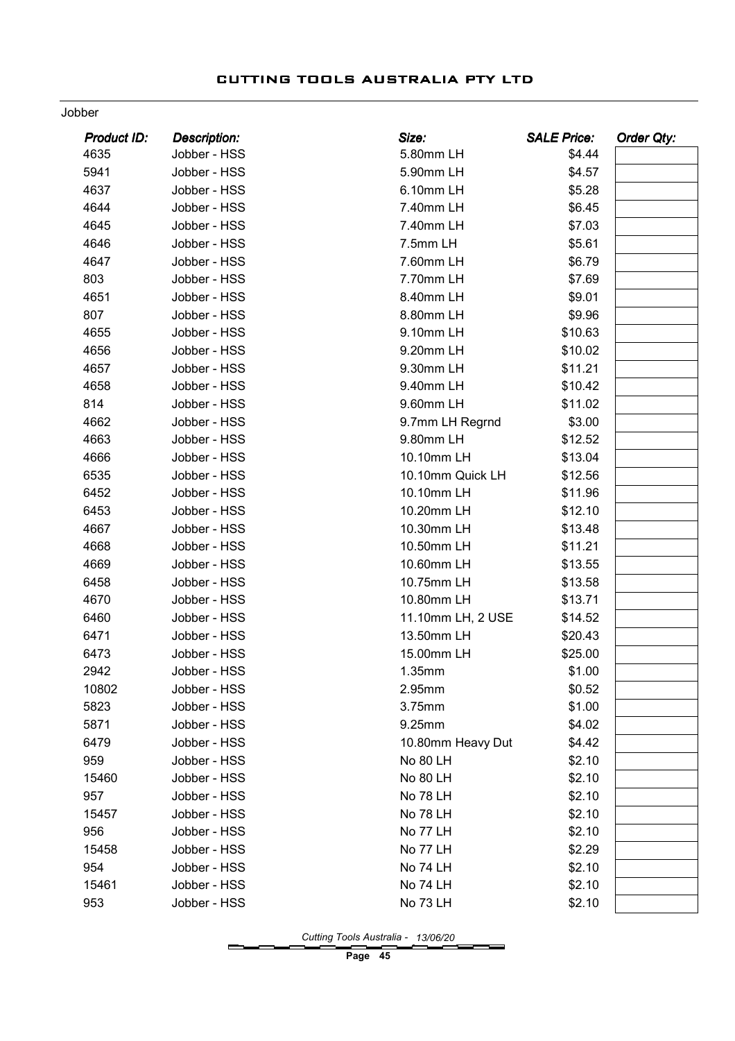Jobber

| Product ID: | Description: | Size: | SALE Price: | Order Qty: |
|---|---|---|---|---|
| 4635 | Jobber - HSS | 5.80mm LH | $4.44 | |
| 5941 | Jobber - HSS | 5.90mm LH | $4.57 | |
| 4637 | Jobber - HSS | 6.10mm LH | $5.28 | |
| 4644 | Jobber - HSS | 7.40mm LH | $6.45 | |
| 4645 | Jobber - HSS | 7.40mm LH | $7.03 | |
| 4646 | Jobber - HSS | 7.5mm LH | $5.61 | |
| 4647 | Jobber - HSS | 7.60mm LH | $6.79 | |
| 803 | Jobber - HSS | 7.70mm LH | $7.69 | |
| 4651 | Jobber - HSS | 8.40mm LH | $9.01 | |
| 807 | Jobber - HSS | 8.80mm LH | $9.96 | |
| 4655 | Jobber - HSS | 9.10mm LH | $10.63 | |
| 4656 | Jobber - HSS | 9.20mm LH | $10.02 | |
| 4657 | Jobber - HSS | 9.30mm LH | $11.21 | |
| 4658 | Jobber - HSS | 9.40mm LH | $10.42 | |
| 814 | Jobber - HSS | 9.60mm LH | $11.02 | |
| 4662 | Jobber - HSS | 9.7mm LH Regrnd | $3.00 | |
| 4663 | Jobber - HSS | 9.80mm LH | $12.52 | |
| 4666 | Jobber - HSS | 10.10mm LH | $13.04 | |
| 6535 | Jobber - HSS | 10.10mm Quick LH | $12.56 | |
| 6452 | Jobber - HSS | 10.10mm LH | $11.96 | |
| 6453 | Jobber - HSS | 10.20mm LH | $12.10 | |
| 4667 | Jobber - HSS | 10.30mm LH | $13.48 | |
| 4668 | Jobber - HSS | 10.50mm LH | $11.21 | |
| 4669 | Jobber - HSS | 10.60mm LH | $13.55 | |
| 6458 | Jobber - HSS | 10.75mm LH | $13.58 | |
| 4670 | Jobber - HSS | 10.80mm LH | $13.71 | |
| 6460 | Jobber - HSS | 11.10mm LH, 2 USE | $14.52 | |
| 6471 | Jobber - HSS | 13.50mm LH | $20.43 | |
| 6473 | Jobber - HSS | 15.00mm LH | $25.00 | |
| 2942 | Jobber - HSS | 1.35mm | $1.00 | |
| 10802 | Jobber - HSS | 2.95mm | $0.52 | |
| 5823 | Jobber - HSS | 3.75mm | $1.00 | |
| 5871 | Jobber - HSS | 9.25mm | $4.02 | |
| 6479 | Jobber - HSS | 10.80mm Heavy Dut | $4.42 | |
| 959 | Jobber - HSS | No 80 LH | $2.10 | |
| 15460 | Jobber - HSS | No 80 LH | $2.10 | |
| 957 | Jobber - HSS | No 78 LH | $2.10 | |
| 15457 | Jobber - HSS | No 78 LH | $2.10 | |
| 956 | Jobber - HSS | No 77 LH | $2.10 | |
| 15458 | Jobber - HSS | No 77 LH | $2.29 | |
| 954 | Jobber - HSS | No 74 LH | $2.10 | |
| 15461 | Jobber - HSS | No 74 LH | $2.10 | |
| 953 | Jobber - HSS | No 73 LH | $2.10 | |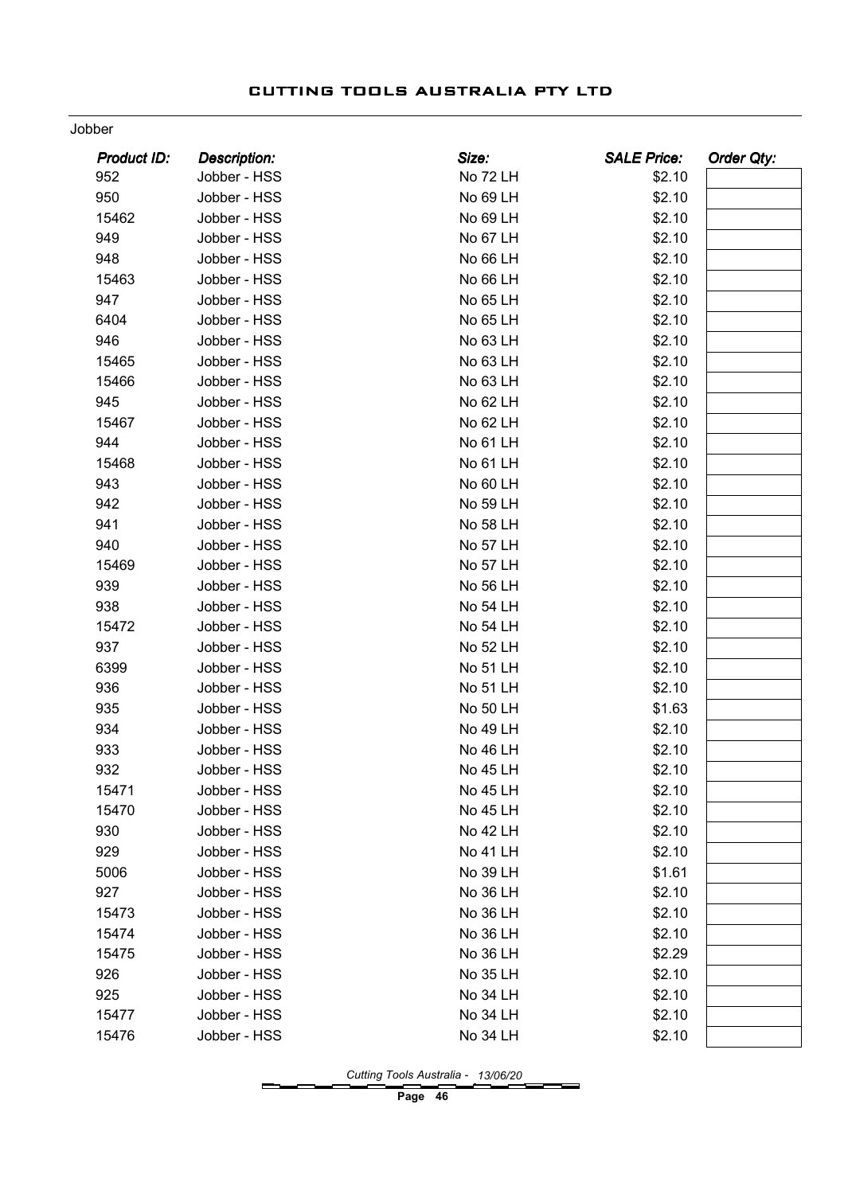Jobber

| Product ID: | Description: | Size: | SALE Price: | Order Qty: |
|---|---|---|---|---|
| 952 | Jobber - HSS | No 72 LH | $2.10 | |
| 950 | Jobber - HSS | No 69 LH | $2.10 | |
| 15462 | Jobber - HSS | No 69 LH | $2.10 | |
| 949 | Jobber - HSS | No 67 LH | $2.10 | |
| 948 | Jobber - HSS | No 66 LH | $2.10 | |
| 15463 | Jobber - HSS | No 66 LH | $2.10 | |
| 947 | Jobber - HSS | No 65 LH | $2.10 | |
| 6404 | Jobber - HSS | No 65 LH | $2.10 | |
| 946 | Jobber - HSS | No 63 LH | $2.10 | |
| 15465 | Jobber - HSS | No 63 LH | $2.10 | |
| 15466 | Jobber - HSS | No 63 LH | $2.10 | |
| 945 | Jobber - HSS | No 62 LH | $2.10 | |
| 15467 | Jobber - HSS | No 62 LH | $2.10 | |
| 944 | Jobber - HSS | No 61 LH | $2.10 | |
| 15468 | Jobber - HSS | No 61 LH | $2.10 | |
| 943 | Jobber - HSS | No 60 LH | $2.10 | |
| 942 | Jobber - HSS | No 59 LH | $2.10 | |
| 941 | Jobber - HSS | No 58 LH | $2.10 | |
| 940 | Jobber - HSS | No 57 LH | $2.10 | |
| 15469 | Jobber - HSS | No 57 LH | $2.10 | |
| 939 | Jobber - HSS | No 56 LH | $2.10 | |
| 938 | Jobber - HSS | No 54 LH | $2.10 | |
| 15472 | Jobber - HSS | No 54 LH | $2.10 | |
| 937 | Jobber - HSS | No 52 LH | $2.10 | |
| 6399 | Jobber - HSS | No 51 LH | $2.10 | |
| 936 | Jobber - HSS | No 51 LH | $2.10 | |
| 935 | Jobber - HSS | No 50 LH | $1.63 | |
| 934 | Jobber - HSS | No 49 LH | $2.10 | |
| 933 | Jobber - HSS | No 46 LH | $2.10 | |
| 932 | Jobber - HSS | No 45 LH | $2.10 | |
| 15471 | Jobber - HSS | No 45 LH | $2.10 | |
| 15470 | Jobber - HSS | No 45 LH | $2.10 | |
| 930 | Jobber - HSS | No 42 LH | $2.10 | |
| 929 | Jobber - HSS | No 41 LH | $2.10 | |
| 5006 | Jobber - HSS | No 39 LH | $1.61 | |
| 927 | Jobber - HSS | No 36 LH | $2.10 | |
| 15473 | Jobber - HSS | No 36 LH | $2.10 | |
| 15474 | Jobber - HSS | No 36 LH | $2.10 | |
| 15475 | Jobber - HSS | No 36 LH | $2.29 | |
| 926 | Jobber - HSS | No 35 LH | $2.10 | |
| 925 | Jobber - HSS | No 34 LH | $2.10 | |
| 15477 | Jobber - HSS | No 34 LH | $2.10 | |
| 15476 | Jobber - HSS | No 34 LH | $2.10 | |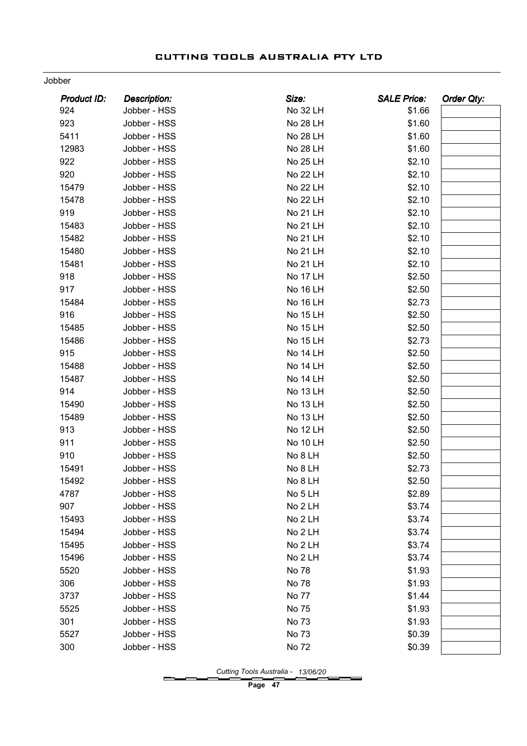Jobber

| Product ID: | Description: | Size: | SALE Price: | Order Qty: |
|---|---|---|---|---|
| 924 | Jobber - HSS | No 32 LH | $1.66 | |
| 923 | Jobber - HSS | No 28 LH | $1.60 | |
| 5411 | Jobber - HSS | No 28 LH | $1.60 | |
| 12983 | Jobber - HSS | No 28 LH | $1.60 | |
| 922 | Jobber - HSS | No 25 LH | $2.10 | |
| 920 | Jobber - HSS | No 22 LH | $2.10 | |
| 15479 | Jobber - HSS | No 22 LH | $2.10 | |
| 15478 | Jobber - HSS | No 22 LH | $2.10 | |
| 919 | Jobber - HSS | No 21 LH | $2.10 | |
| 15483 | Jobber - HSS | No 21 LH | $2.10 | |
| 15482 | Jobber - HSS | No 21 LH | $2.10 | |
| 15480 | Jobber - HSS | No 21 LH | $2.10 | |
| 15481 | Jobber - HSS | No 21 LH | $2.10 | |
| 918 | Jobber - HSS | No 17 LH | $2.50 | |
| 917 | Jobber - HSS | No 16 LH | $2.50 | |
| 15484 | Jobber - HSS | No 16 LH | $2.73 | |
| 916 | Jobber - HSS | No 15 LH | $2.50 | |
| 15485 | Jobber - HSS | No 15 LH | $2.50 | |
| 15486 | Jobber - HSS | No 15 LH | $2.73 | |
| 915 | Jobber - HSS | No 14 LH | $2.50 | |
| 15488 | Jobber - HSS | No 14 LH | $2.50 | |
| 15487 | Jobber - HSS | No 14 LH | $2.50 | |
| 914 | Jobber - HSS | No 13 LH | $2.50 | |
| 15490 | Jobber - HSS | No 13 LH | $2.50 | |
| 15489 | Jobber - HSS | No 13 LH | $2.50 | |
| 913 | Jobber - HSS | No 12 LH | $2.50 | |
| 911 | Jobber - HSS | No 10 LH | $2.50 | |
| 910 | Jobber - HSS | No 8 LH | $2.50 | |
| 15491 | Jobber - HSS | No 8 LH | $2.73 | |
| 15492 | Jobber - HSS | No 8 LH | $2.50 | |
| 4787 | Jobber - HSS | No 5 LH | $2.89 | |
| 907 | Jobber - HSS | No 2 LH | $3.74 | |
| 15493 | Jobber - HSS | No 2 LH | $3.74 | |
| 15494 | Jobber - HSS | No 2 LH | $3.74 | |
| 15495 | Jobber - HSS | No 2 LH | $3.74 | |
| 15496 | Jobber - HSS | No 2 LH | $3.74 | |
| 5520 | Jobber - HSS | No 78 | $1.93 | |
| 306 | Jobber - HSS | No 78 | $1.93 | |
| 3737 | Jobber - HSS | No 77 | $1.44 | |
| 5525 | Jobber - HSS | No 75 | $1.93 | |
| 301 | Jobber - HSS | No 73 | $1.93 | |
| 5527 | Jobber - HSS | No 73 | $0.39 | |
| 300 | Jobber - HSS | No 72 | $0.39 | |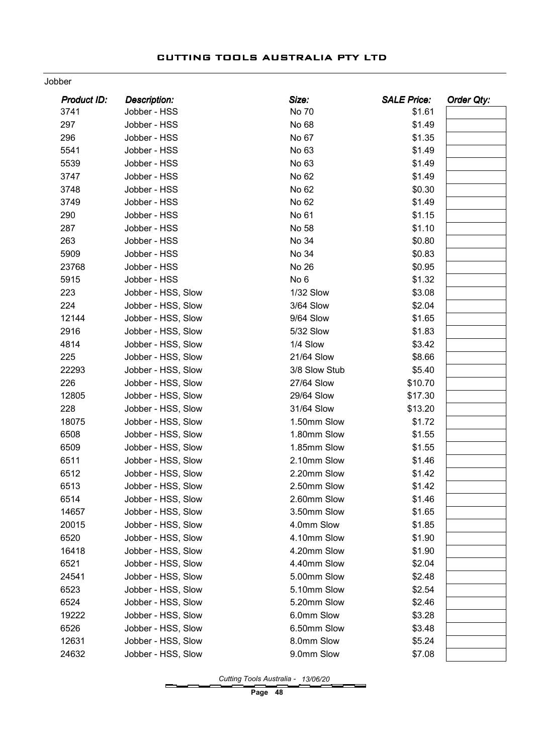Jobber

| Product ID: | Description: | Size: | SALE Price: | Order Qty: |
|---|---|---|---|---|
| 3741 | Jobber - HSS | No 70 | $1.61 | |
| 297 | Jobber - HSS | No 68 | $1.49 | |
| 296 | Jobber - HSS | No 67 | $1.35 | |
| 5541 | Jobber - HSS | No 63 | $1.49 | |
| 5539 | Jobber - HSS | No 63 | $1.49 | |
| 3747 | Jobber - HSS | No 62 | $1.49 | |
| 3748 | Jobber - HSS | No 62 | $0.30 | |
| 3749 | Jobber - HSS | No 62 | $1.49 | |
| 290 | Jobber - HSS | No 61 | $1.15 | |
| 287 | Jobber - HSS | No 58 | $1.10 | |
| 263 | Jobber - HSS | No 34 | $0.80 | |
| 5909 | Jobber - HSS | No 34 | $0.83 | |
| 23768 | Jobber - HSS | No 26 | $0.95 | |
| 5915 | Jobber - HSS | No 6 | $1.32 | |
| 223 | Jobber - HSS, Slow | 1/32 Slow | $3.08 | |
| 224 | Jobber - HSS, Slow | 3/64 Slow | $2.04 | |
| 12144 | Jobber - HSS, Slow | 9/64 Slow | $1.65 | |
| 2916 | Jobber - HSS, Slow | 5/32 Slow | $1.83 | |
| 4814 | Jobber - HSS, Slow | 1/4 Slow | $3.42 | |
| 225 | Jobber - HSS, Slow | 21/64 Slow | $8.66 | |
| 22293 | Jobber - HSS, Slow | 3/8 Slow Stub | $5.40 | |
| 226 | Jobber - HSS, Slow | 27/64 Slow | $10.70 | |
| 12805 | Jobber - HSS, Slow | 29/64 Slow | $17.30 | |
| 228 | Jobber - HSS, Slow | 31/64 Slow | $13.20 | |
| 18075 | Jobber - HSS, Slow | 1.50mm Slow | $1.72 | |
| 6508 | Jobber - HSS, Slow | 1.80mm Slow | $1.55 | |
| 6509 | Jobber - HSS, Slow | 1.85mm Slow | $1.55 | |
| 6511 | Jobber - HSS, Slow | 2.10mm Slow | $1.46 | |
| 6512 | Jobber - HSS, Slow | 2.20mm Slow | $1.42 | |
| 6513 | Jobber - HSS, Slow | 2.50mm Slow | $1.42 | |
| 6514 | Jobber - HSS, Slow | 2.60mm Slow | $1.46 | |
| 14657 | Jobber - HSS, Slow | 3.50mm Slow | $1.65 | |
| 20015 | Jobber - HSS, Slow | 4.0mm Slow | $1.85 | |
| 6520 | Jobber - HSS, Slow | 4.10mm Slow | $1.90 | |
| 16418 | Jobber - HSS, Slow | 4.20mm Slow | $1.90 | |
| 6521 | Jobber - HSS, Slow | 4.40mm Slow | $2.04 | |
| 24541 | Jobber - HSS, Slow | 5.00mm Slow | $2.48 | |
| 6523 | Jobber - HSS, Slow | 5.10mm Slow | $2.54 | |
| 6524 | Jobber - HSS, Slow | 5.20mm Slow | $2.46 | |
| 19222 | Jobber - HSS, Slow | 6.0mm Slow | $3.28 | |
| 6526 | Jobber - HSS, Slow | 6.50mm Slow | $3.48 | |
| 12631 | Jobber - HSS, Slow | 8.0mm Slow | $5.24 | |
| 24632 | Jobber - HSS, Slow | 9.0mm Slow | $7.08 | |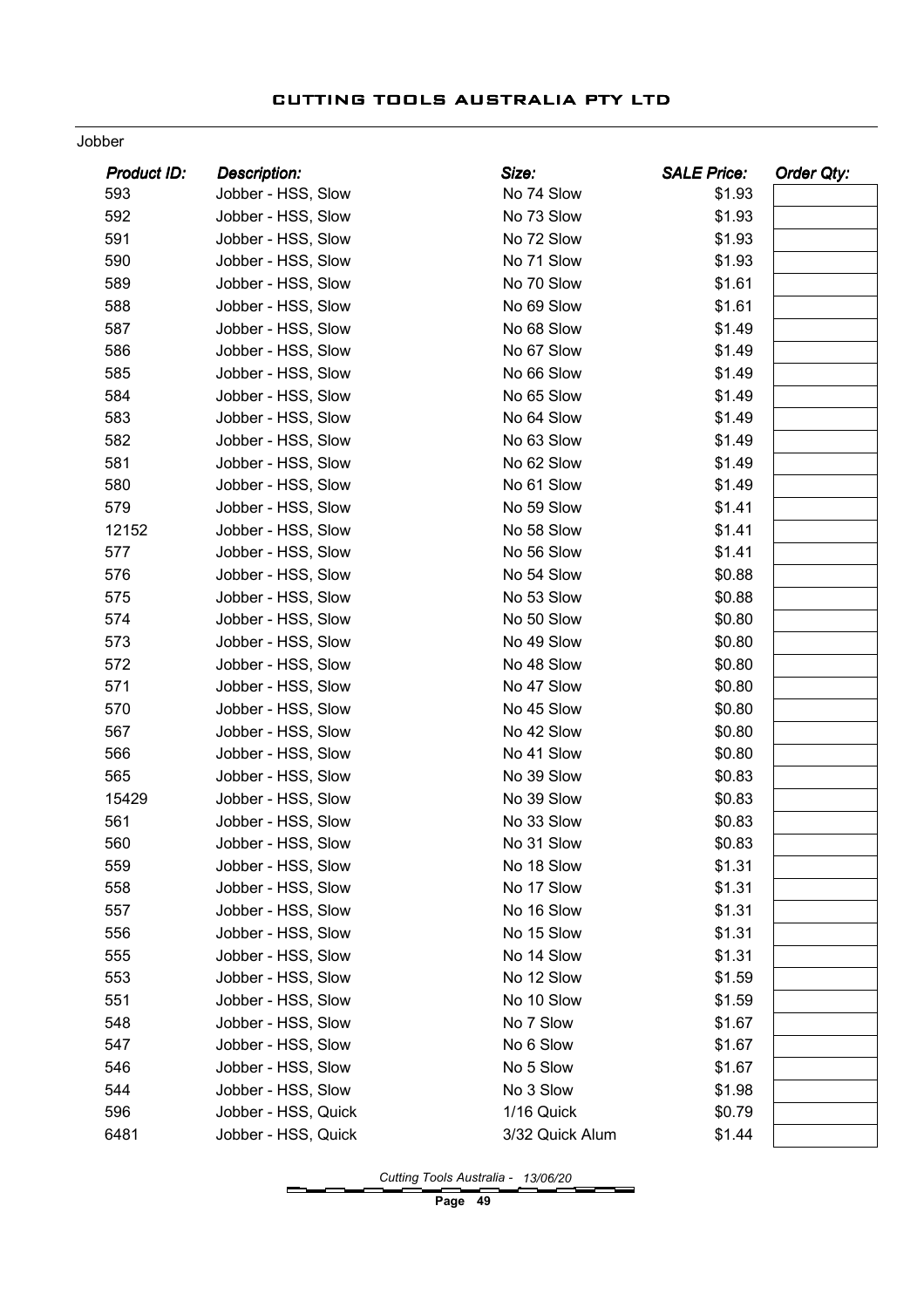Jobber

| Product ID: | Description: | Size: | SALE Price: | Order Qty: |
|---|---|---|---|---|
| 593 | Jobber - HSS, Slow | No 74 Slow | $1.93 | |
| 592 | Jobber - HSS, Slow | No 73 Slow | $1.93 | |
| 591 | Jobber - HSS, Slow | No 72 Slow | $1.93 | |
| 590 | Jobber - HSS, Slow | No 71 Slow | $1.93 | |
| 589 | Jobber - HSS, Slow | No 70 Slow | $1.61 | |
| 588 | Jobber - HSS, Slow | No 69 Slow | $1.61 | |
| 587 | Jobber - HSS, Slow | No 68 Slow | $1.49 | |
| 586 | Jobber - HSS, Slow | No 67 Slow | $1.49 | |
| 585 | Jobber - HSS, Slow | No 66 Slow | $1.49 | |
| 584 | Jobber - HSS, Slow | No 65 Slow | $1.49 | |
| 583 | Jobber - HSS, Slow | No 64 Slow | $1.49 | |
| 582 | Jobber - HSS, Slow | No 63 Slow | $1.49 | |
| 581 | Jobber - HSS, Slow | No 62 Slow | $1.49 | |
| 580 | Jobber - HSS, Slow | No 61 Slow | $1.49 | |
| 579 | Jobber - HSS, Slow | No 59 Slow | $1.41 | |
| 12152 | Jobber - HSS, Slow | No 58 Slow | $1.41 | |
| 577 | Jobber - HSS, Slow | No 56 Slow | $1.41 | |
| 576 | Jobber - HSS, Slow | No 54 Slow | $0.88 | |
| 575 | Jobber - HSS, Slow | No 53 Slow | $0.88 | |
| 574 | Jobber - HSS, Slow | No 50 Slow | $0.80 | |
| 573 | Jobber - HSS, Slow | No 49 Slow | $0.80 | |
| 572 | Jobber - HSS, Slow | No 48 Slow | $0.80 | |
| 571 | Jobber - HSS, Slow | No 47 Slow | $0.80 | |
| 570 | Jobber - HSS, Slow | No 45 Slow | $0.80 | |
| 567 | Jobber - HSS, Slow | No 42 Slow | $0.80 | |
| 566 | Jobber - HSS, Slow | No 41 Slow | $0.80 | |
| 565 | Jobber - HSS, Slow | No 39 Slow | $0.83 | |
| 15429 | Jobber - HSS, Slow | No 39 Slow | $0.83 | |
| 561 | Jobber - HSS, Slow | No 33 Slow | $0.83 | |
| 560 | Jobber - HSS, Slow | No 31 Slow | $0.83 | |
| 559 | Jobber - HSS, Slow | No 18 Slow | $1.31 | |
| 558 | Jobber - HSS, Slow | No 17 Slow | $1.31 | |
| 557 | Jobber - HSS, Slow | No 16 Slow | $1.31 | |
| 556 | Jobber - HSS, Slow | No 15 Slow | $1.31 | |
| 555 | Jobber - HSS, Slow | No 14 Slow | $1.31 | |
| 553 | Jobber - HSS, Slow | No 12 Slow | $1.59 | |
| 551 | Jobber - HSS, Slow | No 10 Slow | $1.59 | |
| 548 | Jobber - HSS, Slow | No 7 Slow | $1.67 | |
| 547 | Jobber - HSS, Slow | No 6 Slow | $1.67 | |
| 546 | Jobber - HSS, Slow | No 5 Slow | $1.67 | |
| 544 | Jobber - HSS, Slow | No 3 Slow | $1.98 | |
| 596 | Jobber - HSS, Quick | 1/16 Quick | $0.79 | |
| 6481 | Jobber - HSS, Quick | 3/32 Quick Alum | $1.44 | |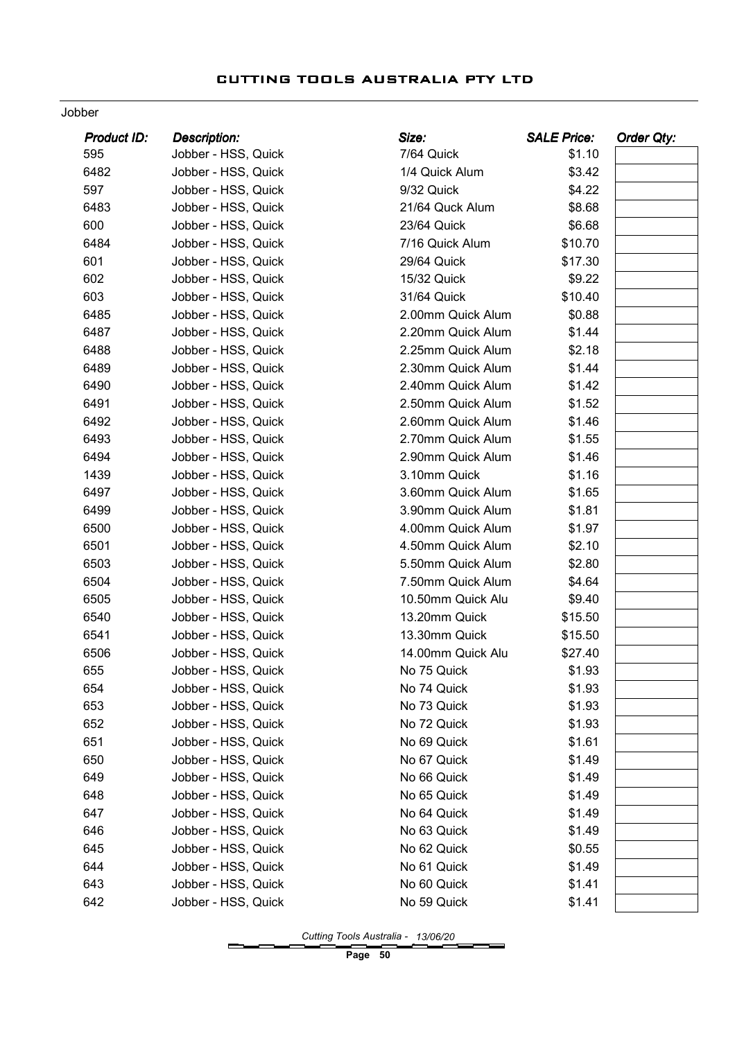Jobber

| Product ID: | Description: | Size: | SALE Price: | Order Qty: |
|---|---|---|---|---|
| 595 | Jobber - HSS, Quick | 7/64 Quick | $1.10 | |
| 6482 | Jobber - HSS, Quick | 1/4 Quick Alum | $3.42 | |
| 597 | Jobber - HSS, Quick | 9/32 Quick | $4.22 | |
| 6483 | Jobber - HSS, Quick | 21/64 Quck Alum | $8.68 | |
| 600 | Jobber - HSS, Quick | 23/64 Quick | $6.68 | |
| 6484 | Jobber - HSS, Quick | 7/16 Quick Alum | $10.70 | |
| 601 | Jobber - HSS, Quick | 29/64 Quick | $17.30 | |
| 602 | Jobber - HSS, Quick | 15/32 Quick | $9.22 | |
| 603 | Jobber - HSS, Quick | 31/64 Quick | $10.40 | |
| 6485 | Jobber - HSS, Quick | 2.00mm Quick Alum | $0.88 | |
| 6487 | Jobber - HSS, Quick | 2.20mm Quick Alum | $1.44 | |
| 6488 | Jobber - HSS, Quick | 2.25mm Quick Alum | $2.18 | |
| 6489 | Jobber - HSS, Quick | 2.30mm Quick Alum | $1.44 | |
| 6490 | Jobber - HSS, Quick | 2.40mm Quick Alum | $1.42 | |
| 6491 | Jobber - HSS, Quick | 2.50mm Quick Alum | $1.52 | |
| 6492 | Jobber - HSS, Quick | 2.60mm Quick Alum | $1.46 | |
| 6493 | Jobber - HSS, Quick | 2.70mm Quick Alum | $1.55 | |
| 6494 | Jobber - HSS, Quick | 2.90mm Quick Alum | $1.46 | |
| 1439 | Jobber - HSS, Quick | 3.10mm Quick | $1.16 | |
| 6497 | Jobber - HSS, Quick | 3.60mm Quick Alum | $1.65 | |
| 6499 | Jobber - HSS, Quick | 3.90mm Quick Alum | $1.81 | |
| 6500 | Jobber - HSS, Quick | 4.00mm Quick Alum | $1.97 | |
| 6501 | Jobber - HSS, Quick | 4.50mm Quick Alum | $2.10 | |
| 6503 | Jobber - HSS, Quick | 5.50mm Quick Alum | $2.80 | |
| 6504 | Jobber - HSS, Quick | 7.50mm Quick Alum | $4.64 | |
| 6505 | Jobber - HSS, Quick | 10.50mm Quick Alu | $9.40 | |
| 6540 | Jobber - HSS, Quick | 13.20mm Quick | $15.50 | |
| 6541 | Jobber - HSS, Quick | 13.30mm Quick | $15.50 | |
| 6506 | Jobber - HSS, Quick | 14.00mm Quick Alu | $27.40 | |
| 655 | Jobber - HSS, Quick | No 75 Quick | $1.93 | |
| 654 | Jobber - HSS, Quick | No 74 Quick | $1.93 | |
| 653 | Jobber - HSS, Quick | No 73 Quick | $1.93 | |
| 652 | Jobber - HSS, Quick | No 72 Quick | $1.93 | |
| 651 | Jobber - HSS, Quick | No 69 Quick | $1.61 | |
| 650 | Jobber - HSS, Quick | No 67 Quick | $1.49 | |
| 649 | Jobber - HSS, Quick | No 66 Quick | $1.49 | |
| 648 | Jobber - HSS, Quick | No 65 Quick | $1.49 | |
| 647 | Jobber - HSS, Quick | No 64 Quick | $1.49 | |
| 646 | Jobber - HSS, Quick | No 63 Quick | $1.49 | |
| 645 | Jobber - HSS, Quick | No 62 Quick | $0.55 | |
| 644 | Jobber - HSS, Quick | No 61 Quick | $1.49 | |
| 643 | Jobber - HSS, Quick | No 60 Quick | $1.41 | |
| 642 | Jobber - HSS, Quick | No 59 Quick | $1.41 | |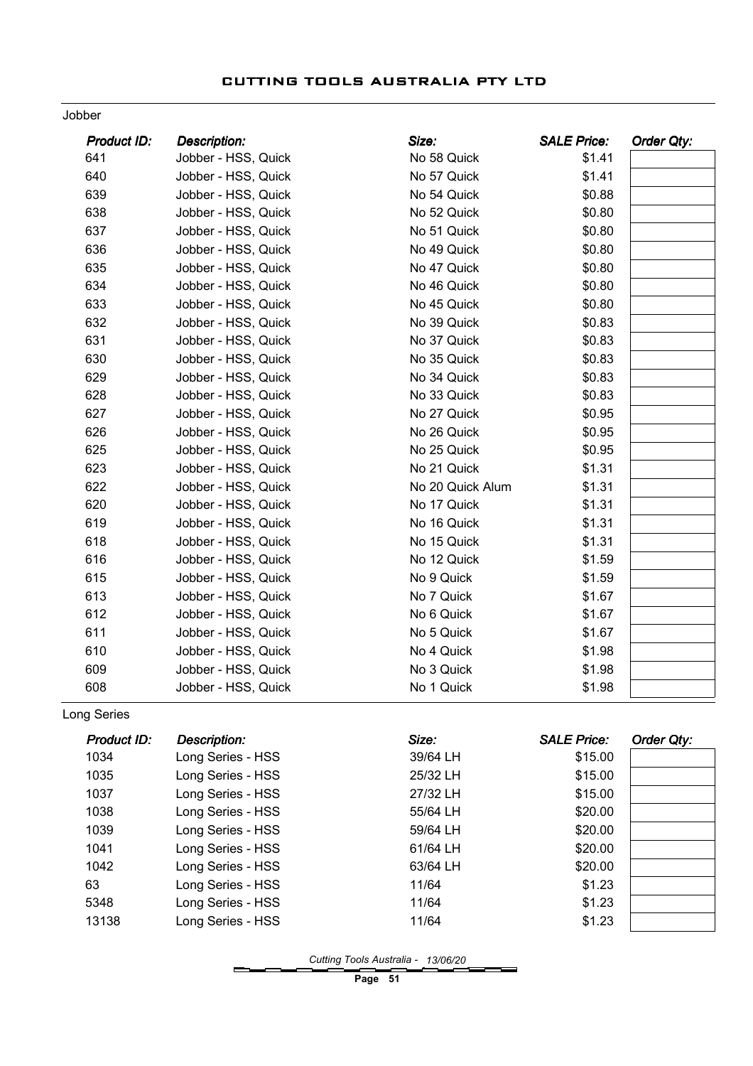## Jobber

| Product ID: | Description: | Size: | SALE Price: | Order Qty: |
|---|---|---|---|---|
| 641 | Jobber - HSS, Quick | No 58 Quick | $1.41 | |
| 640 | Jobber - HSS, Quick | No 57 Quick | $1.41 | |
| 639 | Jobber - HSS, Quick | No 54 Quick | $0.88 | |
| 638 | Jobber - HSS, Quick | No 52 Quick | $0.80 | |
| 637 | Jobber - HSS, Quick | No 51 Quick | $0.80 | |
| 636 | Jobber - HSS, Quick | No 49 Quick | $0.80 | |
| 635 | Jobber - HSS, Quick | No 47 Quick | $0.80 | |
| 634 | Jobber - HSS, Quick | No 46 Quick | $0.80 | |
| 633 | Jobber - HSS, Quick | No 45 Quick | $0.80 | |
| 632 | Jobber - HSS, Quick | No 39 Quick | $0.83 | |
| 631 | Jobber - HSS, Quick | No 37 Quick | $0.83 | |
| 630 | Jobber - HSS, Quick | No 35 Quick | $0.83 | |
| 629 | Jobber - HSS, Quick | No 34 Quick | $0.83 | |
| 628 | Jobber - HSS, Quick | No 33 Quick | $0.83 | |
| 627 | Jobber - HSS, Quick | No 27 Quick | $0.95 | |
| 626 | Jobber - HSS, Quick | No 26 Quick | $0.95 | |
| 625 | Jobber - HSS, Quick | No 25 Quick | $0.95 | |
| 623 | Jobber - HSS, Quick | No 21 Quick | $1.31 | |
| 622 | Jobber - HSS, Quick | No 20 Quick Alum | $1.31 | |
| 620 | Jobber - HSS, Quick | No 17 Quick | $1.31 | |
| 619 | Jobber - HSS, Quick | No 16 Quick | $1.31 | |
| 618 | Jobber - HSS, Quick | No 15 Quick | $1.31 | |
| 616 | Jobber - HSS, Quick | No 12 Quick | $1.59 | |
| 615 | Jobber - HSS, Quick | No 9 Quick | $1.59 | |
| 613 | Jobber - HSS, Quick | No 7 Quick | $1.67 | |
| 612 | Jobber - HSS, Quick | No 6 Quick | $1.67 | |
| 611 | Jobber - HSS, Quick | No 5 Quick | $1.67 | |
| 610 | Jobber - HSS, Quick | No 4 Quick | $1.98 | |
| 609 | Jobber - HSS, Quick | No 3 Quick | $1.98 | |
| 608 | Jobber - HSS, Quick | No 1 Quick | $1.98 | |

## Long Series

| Product ID: | Description: | Size: | SALE Price: | Order Qty: |
|---|---|---|---|---|
| 1034 | Long Series - HSS | 39/64 LH | $15.00 | |
| 1035 | Long Series - HSS | 25/32 LH | $15.00 | |
| 1037 | Long Series - HSS | 27/32 LH | $15.00 | |
| 1038 | Long Series - HSS | 55/64 LH | $20.00 | |
| 1039 | Long Series - HSS | 59/64 LH | $20.00 | |
| 1041 | Long Series - HSS | 61/64 LH | $20.00 | |
| 1042 | Long Series - HSS | 63/64 LH | $20.00 | |
| 63 | Long Series - HSS | 11/64 | $1.23 | |
| 5348 | Long Series - HSS | 11/64 | $1.23 | |
| 13138 | Long Series - HSS | 11/64 | $1.23 | |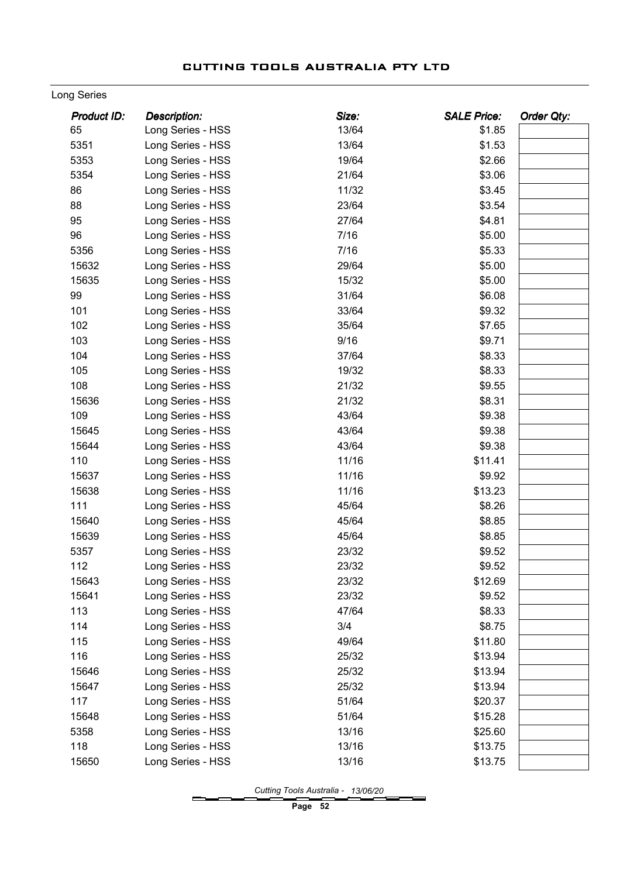Long Series

| Product ID: | Description: | Size: | SALE Price: | Order Qty: |
|---|---|---|---|---|
| 65 | Long Series - HSS | 13/64 | $1.85 | |
| 5351 | Long Series - HSS | 13/64 | $1.53 | |
| 5353 | Long Series - HSS | 19/64 | $2.66 | |
| 5354 | Long Series - HSS | 21/64 | $3.06 | |
| 86 | Long Series - HSS | 11/32 | $3.45 | |
| 88 | Long Series - HSS | 23/64 | $3.54 | |
| 95 | Long Series - HSS | 27/64 | $4.81 | |
| 96 | Long Series - HSS | 7/16 | $5.00 | |
| 5356 | Long Series - HSS | 7/16 | $5.33 | |
| 15632 | Long Series - HSS | 29/64 | $5.00 | |
| 15635 | Long Series - HSS | 15/32 | $5.00 | |
| 99 | Long Series - HSS | 31/64 | $6.08 | |
| 101 | Long Series - HSS | 33/64 | $9.32 | |
| 102 | Long Series - HSS | 35/64 | $7.65 | |
| 103 | Long Series - HSS | 9/16 | $9.71 | |
| 104 | Long Series - HSS | 37/64 | $8.33 | |
| 105 | Long Series - HSS | 19/32 | $8.33 | |
| 108 | Long Series - HSS | 21/32 | $9.55 | |
| 15636 | Long Series - HSS | 21/32 | $8.31 | |
| 109 | Long Series - HSS | 43/64 | $9.38 | |
| 15645 | Long Series - HSS | 43/64 | $9.38 | |
| 15644 | Long Series - HSS | 43/64 | $9.38 | |
| 110 | Long Series - HSS | 11/16 | $11.41 | |
| 15637 | Long Series - HSS | 11/16 | $9.92 | |
| 15638 | Long Series - HSS | 11/16 | $13.23 | |
| 111 | Long Series - HSS | 45/64 | $8.26 | |
| 15640 | Long Series - HSS | 45/64 | $8.85 | |
| 15639 | Long Series - HSS | 45/64 | $8.85 | |
| 5357 | Long Series - HSS | 23/32 | $9.52 | |
| 112 | Long Series - HSS | 23/32 | $9.52 | |
| 15643 | Long Series - HSS | 23/32 | $12.69 | |
| 15641 | Long Series - HSS | 23/32 | $9.52 | |
| 113 | Long Series - HSS | 47/64 | $8.33 | |
| 114 | Long Series - HSS | 3/4 | $8.75 | |
| 115 | Long Series - HSS | 49/64 | $11.80 | |
| 116 | Long Series - HSS | 25/32 | $13.94 | |
| 15646 | Long Series - HSS | 25/32 | $13.94 | |
| 15647 | Long Series - HSS | 25/32 | $13.94 | |
| 117 | Long Series - HSS | 51/64 | $20.37 | |
| 15648 | Long Series - HSS | 51/64 | $15.28 | |
| 5358 | Long Series - HSS | 13/16 | $25.60 | |
| 118 | Long Series - HSS | 13/16 | $13.75 | |
| 15650 | Long Series - HSS | 13/16 | $13.75 | |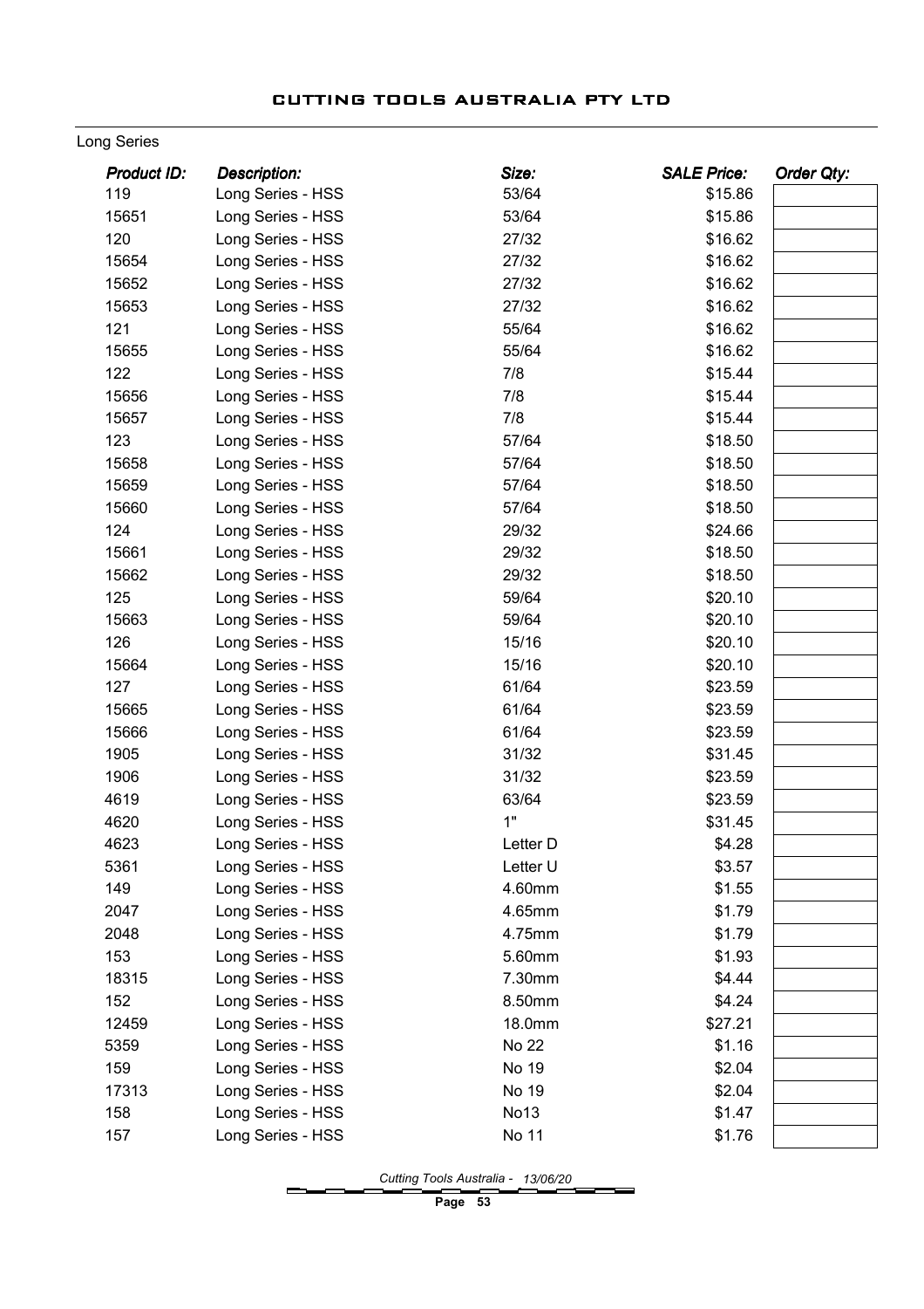Long Series

| Product ID: | Description: | Size: | SALE Price: | Order Qty: |
|---|---|---|---|---|
| 119 | Long Series - HSS | 53/64 | $15.86 | |
| 15651 | Long Series - HSS | 53/64 | $15.86 | |
| 120 | Long Series - HSS | 27/32 | $16.62 | |
| 15654 | Long Series - HSS | 27/32 | $16.62 | |
| 15652 | Long Series - HSS | 27/32 | $16.62 | |
| 15653 | Long Series - HSS | 27/32 | $16.62 | |
| 121 | Long Series - HSS | 55/64 | $16.62 | |
| 15655 | Long Series - HSS | 55/64 | $16.62 | |
| 122 | Long Series - HSS | 7/8 | $15.44 | |
| 15656 | Long Series - HSS | 7/8 | $15.44 | |
| 15657 | Long Series - HSS | 7/8 | $15.44 | |
| 123 | Long Series - HSS | 57/64 | $18.50 | |
| 15658 | Long Series - HSS | 57/64 | $18.50 | |
| 15659 | Long Series - HSS | 57/64 | $18.50 | |
| 15660 | Long Series - HSS | 57/64 | $18.50 | |
| 124 | Long Series - HSS | 29/32 | $24.66 | |
| 15661 | Long Series - HSS | 29/32 | $18.50 | |
| 15662 | Long Series - HSS | 29/32 | $18.50 | |
| 125 | Long Series - HSS | 59/64 | $20.10 | |
| 15663 | Long Series - HSS | 59/64 | $20.10 | |
| 126 | Long Series - HSS | 15/16 | $20.10 | |
| 15664 | Long Series - HSS | 15/16 | $20.10 | |
| 127 | Long Series - HSS | 61/64 | $23.59 | |
| 15665 | Long Series - HSS | 61/64 | $23.59 | |
| 15666 | Long Series - HSS | 61/64 | $23.59 | |
| 1905 | Long Series - HSS | 31/32 | $31.45 | |
| 1906 | Long Series - HSS | 31/32 | $23.59 | |
| 4619 | Long Series - HSS | 63/64 | $23.59 | |
| 4620 | Long Series - HSS | 1" | $31.45 | |
| 4623 | Long Series - HSS | Letter D | $4.28 | |
| 5361 | Long Series - HSS | Letter U | $3.57 | |
| 149 | Long Series - HSS | 4.60mm | $1.55 | |
| 2047 | Long Series - HSS | 4.65mm | $1.79 | |
| 2048 | Long Series - HSS | 4.75mm | $1.79 | |
| 153 | Long Series - HSS | 5.60mm | $1.93 | |
| 18315 | Long Series - HSS | 7.30mm | $4.44 | |
| 152 | Long Series - HSS | 8.50mm | $4.24 | |
| 12459 | Long Series - HSS | 18.0mm | $27.21 | |
| 5359 | Long Series - HSS | No 22 | $1.16 | |
| 159 | Long Series - HSS | No 19 | $2.04 | |
| 17313 | Long Series - HSS | No 19 | $2.04 | |
| 158 | Long Series - HSS | No13 | $1.47 | |
| 157 | Long Series - HSS | No 11 | $1.76 | |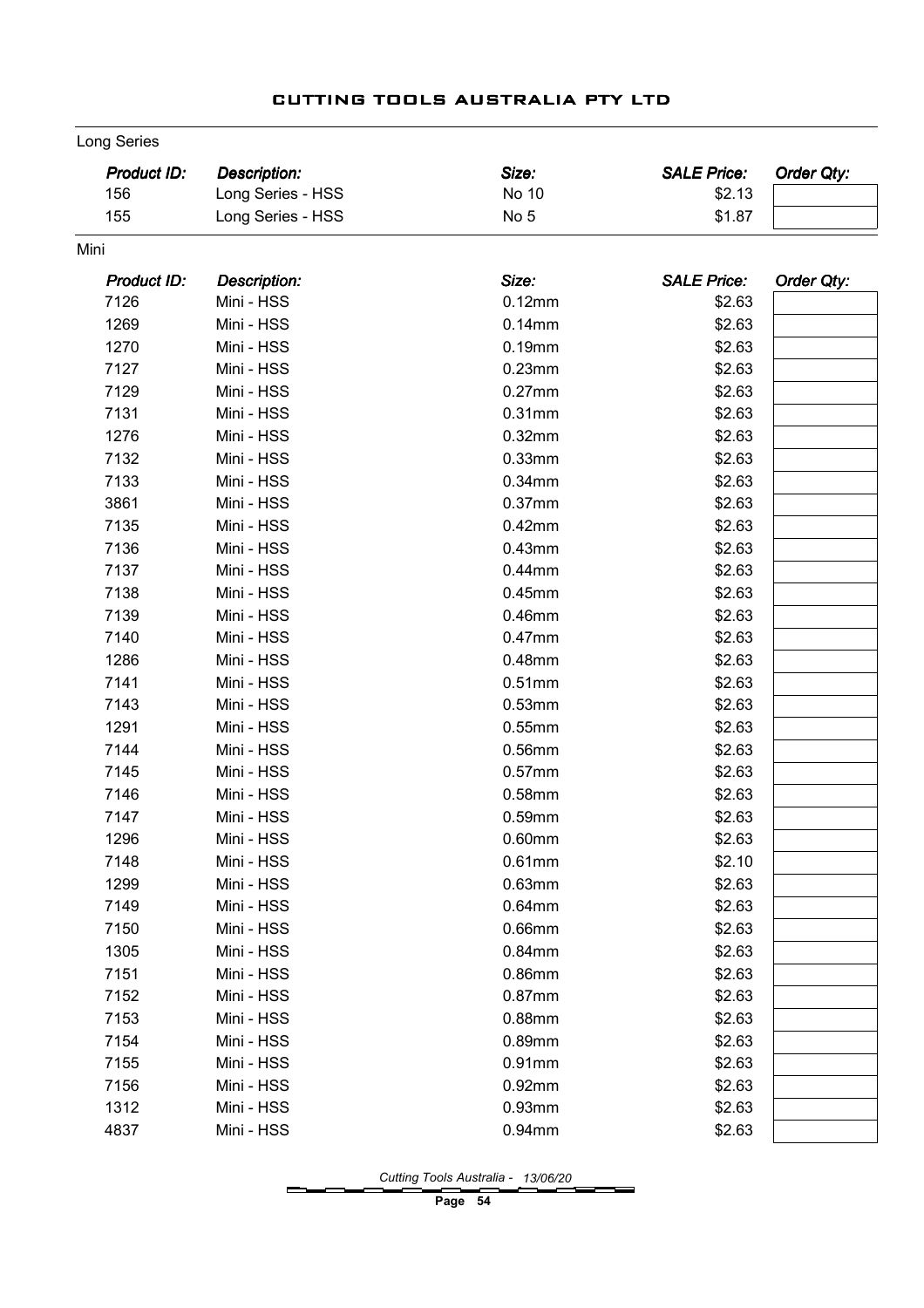Long Series

| Product ID: | Description: | Size: | SALE Price: | Order Qty: |
|---|---|---|---|---|
| 156 | Long Series - HSS | No 10 | $2.13 | |
| 155 | Long Series - HSS | No 5 | $1.87 | |

Mini

| Product ID: | Description: | Size: | SALE Price: | Order Qty: |
|---|---|---|---|---|
| 7126 | Mini - HSS | 0.12mm | $2.63 | |
| 1269 | Mini - HSS | 0.14mm | $2.63 | |
| 1270 | Mini - HSS | 0.19mm | $2.63 | |
| 7127 | Mini - HSS | 0.23mm | $2.63 | |
| 7129 | Mini - HSS | 0.27mm | $2.63 | |
| 7131 | Mini - HSS | 0.31mm | $2.63 | |
| 1276 | Mini - HSS | 0.32mm | $2.63 | |
| 7132 | Mini - HSS | 0.33mm | $2.63 | |
| 7133 | Mini - HSS | 0.34mm | $2.63 | |
| 3861 | Mini - HSS | 0.37mm | $2.63 | |
| 7135 | Mini - HSS | 0.42mm | $2.63 | |
| 7136 | Mini - HSS | 0.43mm | $2.63 | |
| 7137 | Mini - HSS | 0.44mm | $2.63 | |
| 7138 | Mini - HSS | 0.45mm | $2.63 | |
| 7139 | Mini - HSS | 0.46mm | $2.63 | |
| 7140 | Mini - HSS | 0.47mm | $2.63 | |
| 1286 | Mini - HSS | 0.48mm | $2.63 | |
| 7141 | Mini - HSS | 0.51mm | $2.63 | |
| 7143 | Mini - HSS | 0.53mm | $2.63 | |
| 1291 | Mini - HSS | 0.55mm | $2.63 | |
| 7144 | Mini - HSS | 0.56mm | $2.63 | |
| 7145 | Mini - HSS | 0.57mm | $2.63 | |
| 7146 | Mini - HSS | 0.58mm | $2.63 | |
| 7147 | Mini - HSS | 0.59mm | $2.63 | |
| 1296 | Mini - HSS | 0.60mm | $2.63 | |
| 7148 | Mini - HSS | 0.61mm | $2.10 | |
| 1299 | Mini - HSS | 0.63mm | $2.63 | |
| 7149 | Mini - HSS | 0.64mm | $2.63 | |
| 7150 | Mini - HSS | 0.66mm | $2.63 | |
| 1305 | Mini - HSS | 0.84mm | $2.63 | |
| 7151 | Mini - HSS | 0.86mm | $2.63 | |
| 7152 | Mini - HSS | 0.87mm | $2.63 | |
| 7153 | Mini - HSS | 0.88mm | $2.63 | |
| 7154 | Mini - HSS | 0.89mm | $2.63 | |
| 7155 | Mini - HSS | 0.91mm | $2.63 | |
| 7156 | Mini - HSS | 0.92mm | $2.63 | |
| 1312 | Mini - HSS | 0.93mm | $2.63 | |
| 4837 | Mini - HSS | 0.94mm | $2.63 | |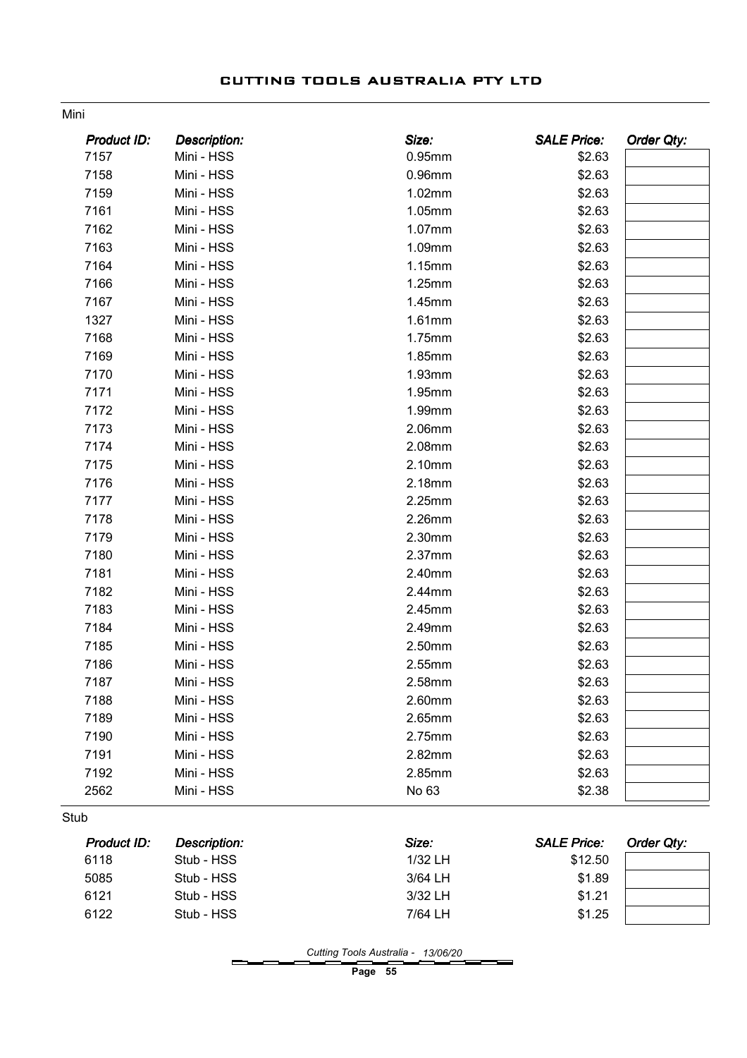Mini

| Product ID: | Description: | Size: | SALE Price: | Order Qty: |
|---|---|---|---|---|
| 7157 | Mini - HSS | 0.95mm | $2.63 | |
| 7158 | Mini - HSS | 0.96mm | $2.63 | |
| 7159 | Mini - HSS | 1.02mm | $2.63 | |
| 7161 | Mini - HSS | 1.05mm | $2.63 | |
| 7162 | Mini - HSS | 1.07mm | $2.63 | |
| 7163 | Mini - HSS | 1.09mm | $2.63 | |
| 7164 | Mini - HSS | 1.15mm | $2.63 | |
| 7166 | Mini - HSS | 1.25mm | $2.63 | |
| 7167 | Mini - HSS | 1.45mm | $2.63 | |
| 1327 | Mini - HSS | 1.61mm | $2.63 | |
| 7168 | Mini - HSS | 1.75mm | $2.63 | |
| 7169 | Mini - HSS | 1.85mm | $2.63 | |
| 7170 | Mini - HSS | 1.93mm | $2.63 | |
| 7171 | Mini - HSS | 1.95mm | $2.63 | |
| 7172 | Mini - HSS | 1.99mm | $2.63 | |
| 7173 | Mini - HSS | 2.06mm | $2.63 | |
| 7174 | Mini - HSS | 2.08mm | $2.63 | |
| 7175 | Mini - HSS | 2.10mm | $2.63 | |
| 7176 | Mini - HSS | 2.18mm | $2.63 | |
| 7177 | Mini - HSS | 2.25mm | $2.63 | |
| 7178 | Mini - HSS | 2.26mm | $2.63 | |
| 7179 | Mini - HSS | 2.30mm | $2.63 | |
| 7180 | Mini - HSS | 2.37mm | $2.63 | |
| 7181 | Mini - HSS | 2.40mm | $2.63 | |
| 7182 | Mini - HSS | 2.44mm | $2.63 | |
| 7183 | Mini - HSS | 2.45mm | $2.63 | |
| 7184 | Mini - HSS | 2.49mm | $2.63 | |
| 7185 | Mini - HSS | 2.50mm | $2.63 | |
| 7186 | Mini - HSS | 2.55mm | $2.63 | |
| 7187 | Mini - HSS | 2.58mm | $2.63 | |
| 7188 | Mini - HSS | 2.60mm | $2.63 | |
| 7189 | Mini - HSS | 2.65mm | $2.63 | |
| 7190 | Mini - HSS | 2.75mm | $2.63 | |
| 7191 | Mini - HSS | 2.82mm | $2.63 | |
| 7192 | Mini - HSS | 2.85mm | $2.63 | |
| 2562 | Mini - HSS | No 63 | $2.38 | |

Stub

| Product ID: | Description: | Size: | SALE Price: | Order Qty: |
|---|---|---|---|---|
| 6118 | Stub - HSS | 1/32 LH | $12.50 | |
| 5085 | Stub - HSS | 3/64 LH | $1.89 | |
| 6121 | Stub - HSS | 3/32 LH | $1.21 | |
| 6122 | Stub - HSS | 7/64 LH | $1.25 | |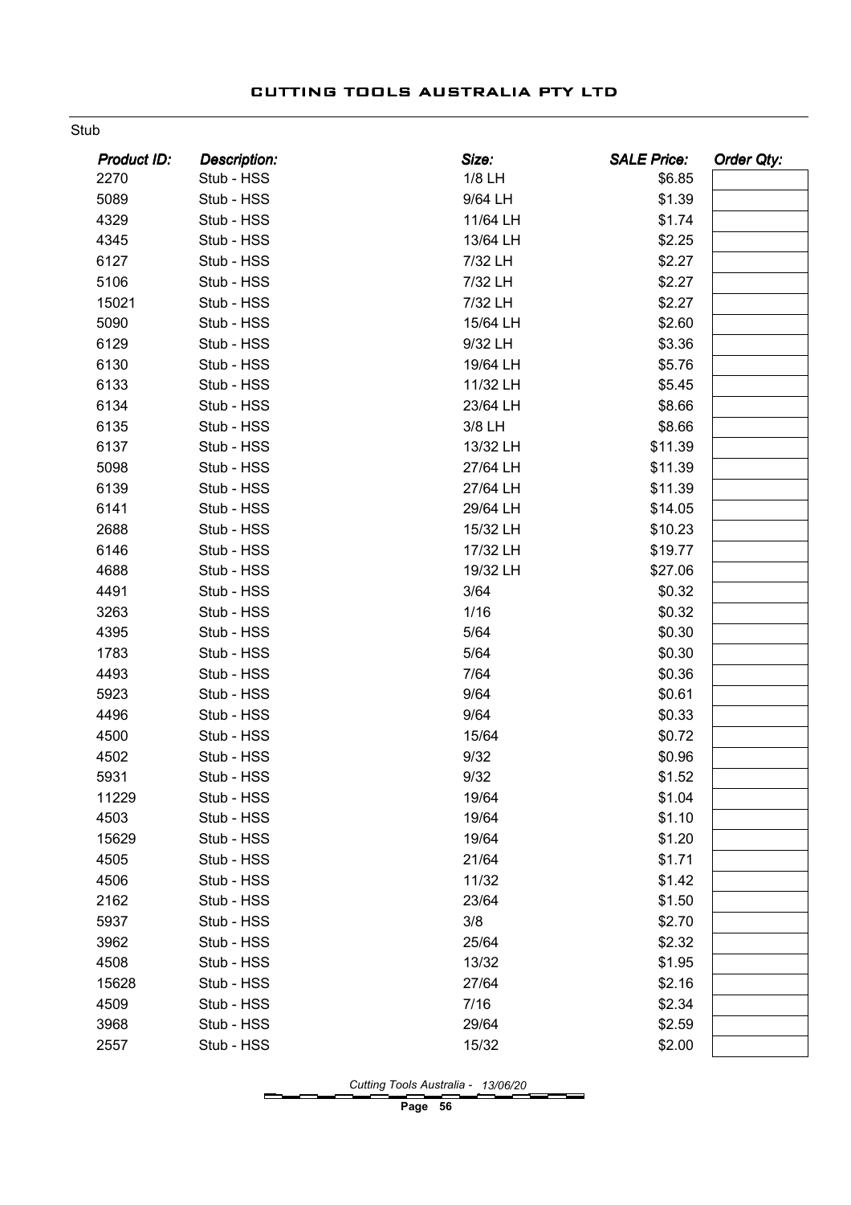Stub

| *Product ID:* | *Description:* | *Size:* | *SALE Price:* | *Order Qty:* |
|---|---|---|---|---|
| 2270 | Stub - HSS | 1/8 LH | $6.85 | |
| 5089 | Stub - HSS | 9/64 LH | $1.39 | |
| 4329 | Stub - HSS | 11/64 LH | $1.74 | |
| 4345 | Stub - HSS | 13/64 LH | $2.25 | |
| 6127 | Stub - HSS | 7/32 LH | $2.27 | |
| 5106 | Stub - HSS | 7/32 LH | $2.27 | |
| 15021 | Stub - HSS | 7/32 LH | $2.27 | |
| 5090 | Stub - HSS | 15/64 LH | $2.60 | |
| 6129 | Stub - HSS | 9/32 LH | $3.36 | |
| 6130 | Stub - HSS | 19/64 LH | $5.76 | |
| 6133 | Stub - HSS | 11/32 LH | $5.45 | |
| 6134 | Stub - HSS | 23/64 LH | $8.66 | |
| 6135 | Stub - HSS | 3/8 LH | $8.66 | |
| 6137 | Stub - HSS | 13/32 LH | $11.39 | |
| 5098 | Stub - HSS | 27/64 LH | $11.39 | |
| 6139 | Stub - HSS | 27/64 LH | $11.39 | |
| 6141 | Stub - HSS | 29/64 LH | $14.05 | |
| 2688 | Stub - HSS | 15/32 LH | $10.23 | |
| 6146 | Stub - HSS | 17/32 LH | $19.77 | |
| 4688 | Stub - HSS | 19/32 LH | $27.06 | |
| 4491 | Stub - HSS | 3/64 | $0.32 | |
| 3263 | Stub - HSS | 1/16 | $0.32 | |
| 4395 | Stub - HSS | 5/64 | $0.30 | |
| 1783 | Stub - HSS | 5/64 | $0.30 | |
| 4493 | Stub - HSS | 7/64 | $0.36 | |
| 5923 | Stub - HSS | 9/64 | $0.61 | |
| 4496 | Stub - HSS | 9/64 | $0.33 | |
| 4500 | Stub - HSS | 15/64 | $0.72 | |
| 4502 | Stub - HSS | 9/32 | $0.96 | |
| 5931 | Stub - HSS | 9/32 | $1.52 | |
| 11229 | Stub - HSS | 19/64 | $1.04 | |
| 4503 | Stub - HSS | 19/64 | $1.10 | |
| 15629 | Stub - HSS | 19/64 | $1.20 | |
| 4505 | Stub - HSS | 21/64 | $1.71 | |
| 4506 | Stub - HSS | 11/32 | $1.42 | |
| 2162 | Stub - HSS | 23/64 | $1.50 | |
| 5937 | Stub - HSS | 3/8 | $2.70 | |
| 3962 | Stub - HSS | 25/64 | $2.32 | |
| 4508 | Stub - HSS | 13/32 | $1.95 | |
| 15628 | Stub - HSS | 27/64 | $2.16 | |
| 4509 | Stub - HSS | 7/16 | $2.34 | |
| 3968 | Stub - HSS | 29/64 | $2.59 | |
| 2557 | Stub - HSS | 15/32 | $2.00 | |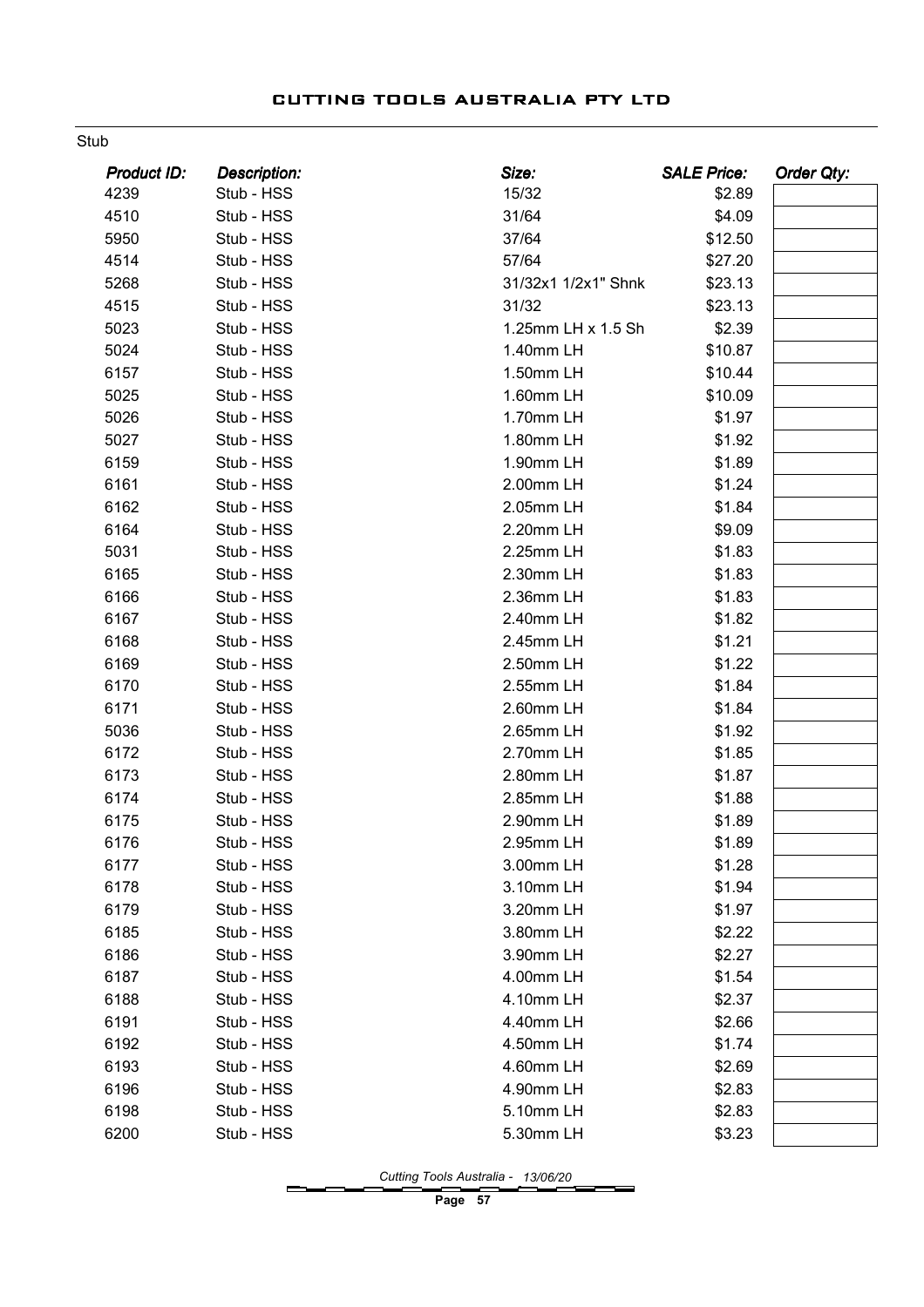Stub

| *Product ID:* | *Description:* | *Size:* | *SALE Price:* | *Order Qty:* |
|---|---|---|---|---|
| 4239 | Stub - HSS | 15/32 | $2.89 | |
| 4510 | Stub - HSS | 31/64 | $4.09 | |
| 5950 | Stub - HSS | 37/64 | $12.50 | |
| 4514 | Stub - HSS | 57/64 | $27.20 | |
| 5268 | Stub - HSS | 31/32x1 1/2x1" Shnk | $23.13 | |
| 4515 | Stub - HSS | 31/32 | $23.13 | |
| 5023 | Stub - HSS | 1.25mm LH x 1.5 Sh | $2.39 | |
| 5024 | Stub - HSS | 1.40mm LH | $10.87 | |
| 6157 | Stub - HSS | 1.50mm LH | $10.44 | |
| 5025 | Stub - HSS | 1.60mm LH | $10.09 | |
| 5026 | Stub - HSS | 1.70mm LH | $1.97 | |
| 5027 | Stub - HSS | 1.80mm LH | $1.92 | |
| 6159 | Stub - HSS | 1.90mm LH | $1.89 | |
| 6161 | Stub - HSS | 2.00mm LH | $1.24 | |
| 6162 | Stub - HSS | 2.05mm LH | $1.84 | |
| 6164 | Stub - HSS | 2.20mm LH | $9.09 | |
| 5031 | Stub - HSS | 2.25mm LH | $1.83 | |
| 6165 | Stub - HSS | 2.30mm LH | $1.83 | |
| 6166 | Stub - HSS | 2.36mm LH | $1.83 | |
| 6167 | Stub - HSS | 2.40mm LH | $1.82 | |
| 6168 | Stub - HSS | 2.45mm LH | $1.21 | |
| 6169 | Stub - HSS | 2.50mm LH | $1.22 | |
| 6170 | Stub - HSS | 2.55mm LH | $1.84 | |
| 6171 | Stub - HSS | 2.60mm LH | $1.84 | |
| 5036 | Stub - HSS | 2.65mm LH | $1.92 | |
| 6172 | Stub - HSS | 2.70mm LH | $1.85 | |
| 6173 | Stub - HSS | 2.80mm LH | $1.87 | |
| 6174 | Stub - HSS | 2.85mm LH | $1.88 | |
| 6175 | Stub - HSS | 2.90mm LH | $1.89 | |
| 6176 | Stub - HSS | 2.95mm LH | $1.89 | |
| 6177 | Stub - HSS | 3.00mm LH | $1.28 | |
| 6178 | Stub - HSS | 3.10mm LH | $1.94 | |
| 6179 | Stub - HSS | 3.20mm LH | $1.97 | |
| 6185 | Stub - HSS | 3.80mm LH | $2.22 | |
| 6186 | Stub - HSS | 3.90mm LH | $2.27 | |
| 6187 | Stub - HSS | 4.00mm LH | $1.54 | |
| 6188 | Stub - HSS | 4.10mm LH | $2.37 | |
| 6191 | Stub - HSS | 4.40mm LH | $2.66 | |
| 6192 | Stub - HSS | 4.50mm LH | $1.74 | |
| 6193 | Stub - HSS | 4.60mm LH | $2.69 | |
| 6196 | Stub - HSS | 4.90mm LH | $2.83 | |
| 6198 | Stub - HSS | 5.10mm LH | $2.83 | |
| 6200 | Stub - HSS | 5.30mm LH | $3.23 | |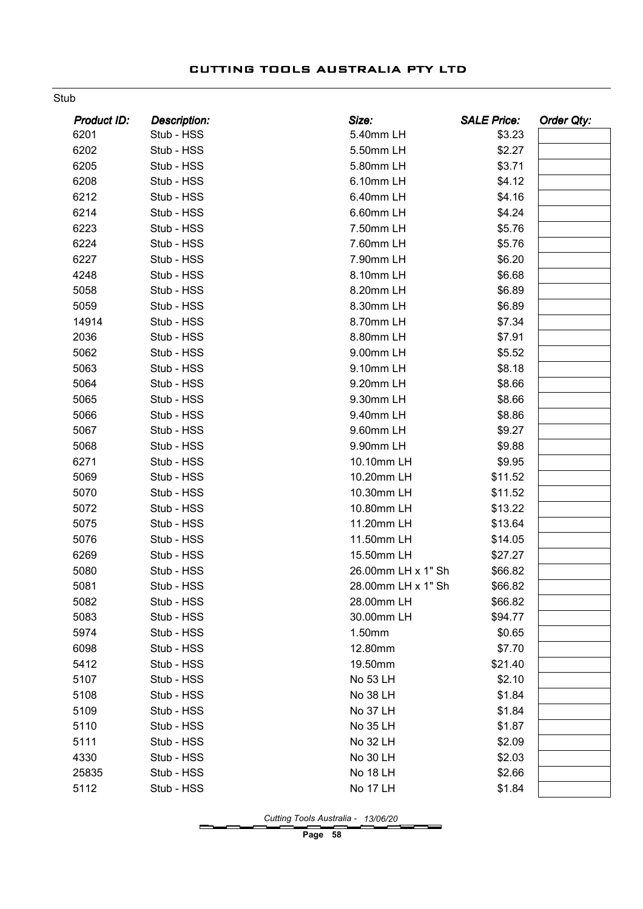Stub

| Product ID: | Description: | Size: | SALE Price: | Order Qty: |
|---|---|---|---|---|
| 6201 | Stub - HSS | 5.40mm LH | $3.23 | |
| 6202 | Stub - HSS | 5.50mm LH | $2.27 | |
| 6205 | Stub - HSS | 5.80mm LH | $3.71 | |
| 6208 | Stub - HSS | 6.10mm LH | $4.12 | |
| 6212 | Stub - HSS | 6.40mm LH | $4.16 | |
| 6214 | Stub - HSS | 6.60mm LH | $4.24 | |
| 6223 | Stub - HSS | 7.50mm LH | $5.76 | |
| 6224 | Stub - HSS | 7.60mm LH | $5.76 | |
| 6227 | Stub - HSS | 7.90mm LH | $6.20 | |
| 4248 | Stub - HSS | 8.10mm LH | $6.68 | |
| 5058 | Stub - HSS | 8.20mm LH | $6.89 | |
| 5059 | Stub - HSS | 8.30mm LH | $6.89 | |
| 14914 | Stub - HSS | 8.70mm LH | $7.34 | |
| 2036 | Stub - HSS | 8.80mm LH | $7.91 | |
| 5062 | Stub - HSS | 9.00mm LH | $5.52 | |
| 5063 | Stub - HSS | 9.10mm LH | $8.18 | |
| 5064 | Stub - HSS | 9.20mm LH | $8.66 | |
| 5065 | Stub - HSS | 9.30mm LH | $8.66 | |
| 5066 | Stub - HSS | 9.40mm LH | $8.86 | |
| 5067 | Stub - HSS | 9.60mm LH | $9.27 | |
| 5068 | Stub - HSS | 9.90mm LH | $9.88 | |
| 6271 | Stub - HSS | 10.10mm LH | $9.95 | |
| 5069 | Stub - HSS | 10.20mm LH | $11.52 | |
| 5070 | Stub - HSS | 10.30mm LH | $11.52 | |
| 5072 | Stub - HSS | 10.80mm LH | $13.22 | |
| 5075 | Stub - HSS | 11.20mm LH | $13.64 | |
| 5076 | Stub - HSS | 11.50mm LH | $14.05 | |
| 6269 | Stub - HSS | 15.50mm LH | $27.27 | |
| 5080 | Stub - HSS | 26.00mm LH x 1" Sh | $66.82 | |
| 5081 | Stub - HSS | 28.00mm LH x 1" Sh | $66.82 | |
| 5082 | Stub - HSS | 28.00mm LH | $66.82 | |
| 5083 | Stub - HSS | 30.00mm LH | $94.77 | |
| 5974 | Stub - HSS | 1.50mm | $0.65 | |
| 6098 | Stub - HSS | 12.80mm | $7.70 | |
| 5412 | Stub - HSS | 19.50mm | $21.40 | |
| 5107 | Stub - HSS | No 53 LH | $2.10 | |
| 5108 | Stub - HSS | No 38 LH | $1.84 | |
| 5109 | Stub - HSS | No 37 LH | $1.84 | |
| 5110 | Stub - HSS | No 35 LH | $1.87 | |
| 5111 | Stub - HSS | No 32 LH | $2.09 | |
| 4330 | Stub - HSS | No 30 LH | $2.03 | |
| 25835 | Stub - HSS | No 18 LH | $2.66 | |
| 5112 | Stub - HSS | No 17 LH | $1.84 | |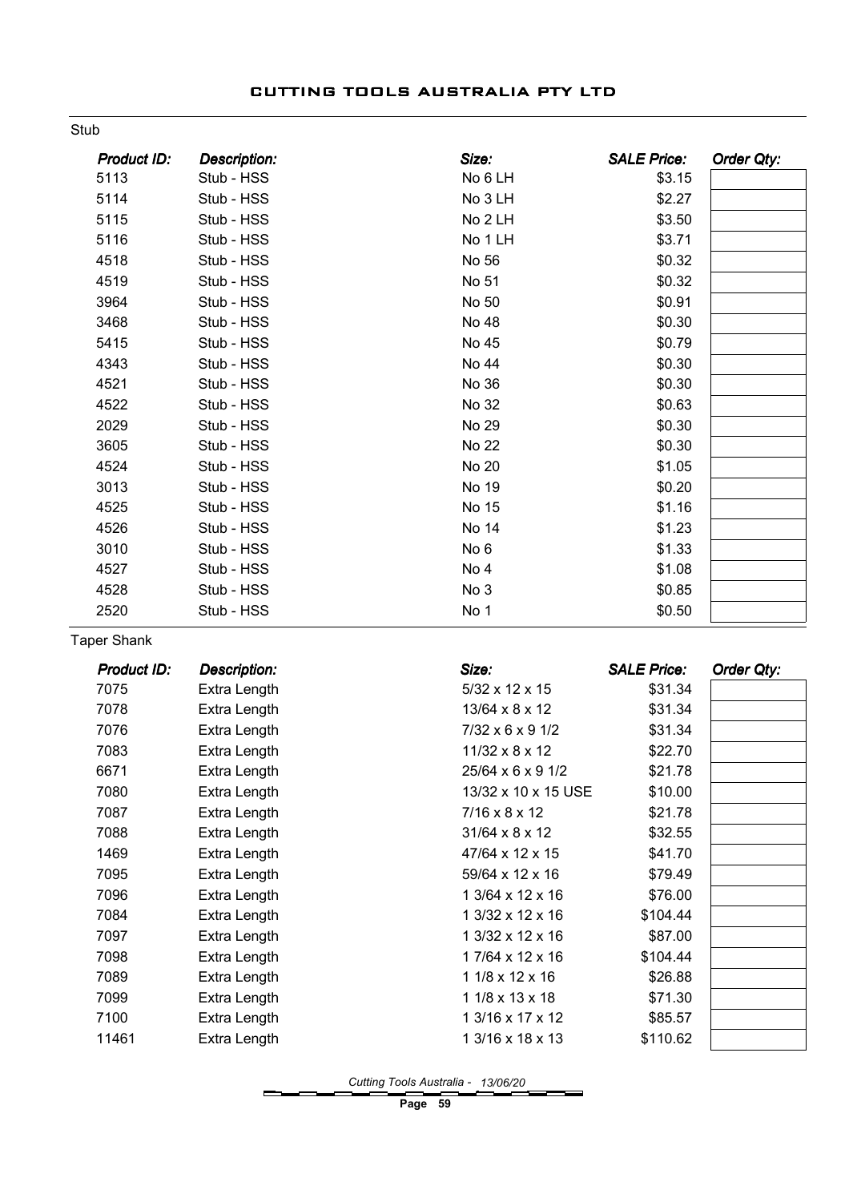Stub

| *Product ID:* | *Description:* | *Size:* | *SALE Price:* | *Order Qty:* |
|---|---|---|---|---|
| 5113 | Stub - HSS | No 6 LH | $3.15 | |
| 5114 | Stub - HSS | No 3 LH | $2.27 | |
| 5115 | Stub - HSS | No 2 LH | $3.50 | |
| 5116 | Stub - HSS | No 1 LH | $3.71 | |
| 4518 | Stub - HSS | No 56 | $0.32 | |
| 4519 | Stub - HSS | No 51 | $0.32 | |
| 3964 | Stub - HSS | No 50 | $0.91 | |
| 3468 | Stub - HSS | No 48 | $0.30 | |
| 5415 | Stub - HSS | No 45 | $0.79 | |
| 4343 | Stub - HSS | No 44 | $0.30 | |
| 4521 | Stub - HSS | No 36 | $0.30 | |
| 4522 | Stub - HSS | No 32 | $0.63 | |
| 2029 | Stub - HSS | No 29 | $0.30 | |
| 3605 | Stub - HSS | No 22 | $0.30 | |
| 4524 | Stub - HSS | No 20 | $1.05 | |
| 3013 | Stub - HSS | No 19 | $0.20 | |
| 4525 | Stub - HSS | No 15 | $1.16 | |
| 4526 | Stub - HSS | No 14 | $1.23 | |
| 3010 | Stub - HSS | No 6 | $1.33 | |
| 4527 | Stub - HSS | No 4 | $1.08 | |
| 4528 | Stub - HSS | No 3 | $0.85 | |
| 2520 | Stub - HSS | No 1 | $0.50 | |

Taper Shank

| *Product ID:* | *Description:* | *Size:* | *SALE Price:* | *Order Qty:* |
|---|---|---|---|---|
| 7075 | Extra Length | 5/32 x 12 x 15 | $31.34 | |
| 7078 | Extra Length | 13/64 x 8 x 12 | $31.34 | |
| 7076 | Extra Length | 7/32 x 6 x 9 1/2 | $31.34 | |
| 7083 | Extra Length | 11/32 x 8 x 12 | $22.70 | |
| 6671 | Extra Length | 25/64 x 6 x 9 1/2 | $21.78 | |
| 7080 | Extra Length | 13/32 x 10 x 15 USE | $10.00 | |
| 7087 | Extra Length | 7/16 x 8 x 12 | $21.78 | |
| 7088 | Extra Length | 31/64 x 8 x 12 | $32.55 | |
| 1469 | Extra Length | 47/64 x 12 x 15 | $41.70 | |
| 7095 | Extra Length | 59/64 x 12 x 16 | $79.49 | |
| 7096 | Extra Length | 1 3/64 x 12 x 16 | $76.00 | |
| 7084 | Extra Length | 1 3/32 x 12 x 16 | $104.44 | |
| 7097 | Extra Length | 1 3/32 x 12 x 16 | $87.00 | |
| 7098 | Extra Length | 1 7/64 x 12 x 16 | $104.44 | |
| 7089 | Extra Length | 1 1/8 x 12 x 16 | $26.88 | |
| 7099 | Extra Length | 1 1/8 x 13 x 18 | $71.30 | |
| 7100 | Extra Length | 1 3/16 x 17 x 12 | $85.57 | |
| 11461 | Extra Length | 1 3/16 x 18 x 13 | $110.62 | |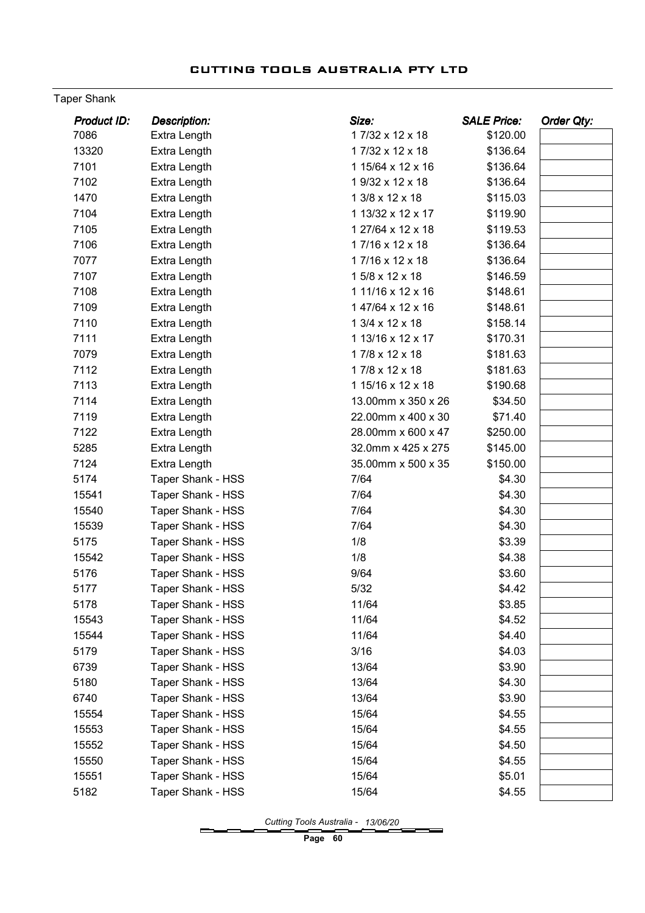Taper Shank

| Product ID: | Description: | Size: | SALE Price: | Order Qty: |
|---|---|---|---|---|
| 7086 | Extra Length | 1 7/32 x 12 x 18 | $120.00 | |
| 13320 | Extra Length | 1 7/32 x 12 x 18 | $136.64 | |
| 7101 | Extra Length | 1 15/64 x 12 x 16 | $136.64 | |
| 7102 | Extra Length | 1 9/32 x 12 x 18 | $136.64 | |
| 1470 | Extra Length | 1 3/8 x 12 x 18 | $115.03 | |
| 7104 | Extra Length | 1 13/32 x 12 x 17 | $119.90 | |
| 7105 | Extra Length | 1 27/64 x 12 x 18 | $119.53 | |
| 7106 | Extra Length | 1 7/16 x 12 x 18 | $136.64 | |
| 7077 | Extra Length | 1 7/16 x 12 x 18 | $136.64 | |
| 7107 | Extra Length | 1 5/8 x 12 x 18 | $146.59 | |
| 7108 | Extra Length | 1 11/16 x 12 x 16 | $148.61 | |
| 7109 | Extra Length | 1 47/64 x 12 x 16 | $148.61 | |
| 7110 | Extra Length | 1 3/4 x 12 x 18 | $158.14 | |
| 7111 | Extra Length | 1 13/16 x 12 x 17 | $170.31 | |
| 7079 | Extra Length | 1 7/8 x 12 x 18 | $181.63 | |
| 7112 | Extra Length | 1 7/8 x 12 x 18 | $181.63 | |
| 7113 | Extra Length | 1 15/16 x 12 x 18 | $190.68 | |
| 7114 | Extra Length | 13.00mm x 350 x 26 | $34.50 | |
| 7119 | Extra Length | 22.00mm x 400 x 30 | $71.40 | |
| 7122 | Extra Length | 28.00mm x 600 x 47 | $250.00 | |
| 5285 | Extra Length | 32.0mm x 425 x 275 | $145.00 | |
| 7124 | Extra Length | 35.00mm x 500 x 35 | $150.00 | |
| 5174 | Taper Shank - HSS | 7/64 | $4.30 | |
| 15541 | Taper Shank - HSS | 7/64 | $4.30 | |
| 15540 | Taper Shank - HSS | 7/64 | $4.30 | |
| 15539 | Taper Shank - HSS | 7/64 | $4.30 | |
| 5175 | Taper Shank - HSS | 1/8 | $3.39 | |
| 15542 | Taper Shank - HSS | 1/8 | $4.38 | |
| 5176 | Taper Shank - HSS | 9/64 | $3.60 | |
| 5177 | Taper Shank - HSS | 5/32 | $4.42 | |
| 5178 | Taper Shank - HSS | 11/64 | $3.85 | |
| 15543 | Taper Shank - HSS | 11/64 | $4.52 | |
| 15544 | Taper Shank - HSS | 11/64 | $4.40 | |
| 5179 | Taper Shank - HSS | 3/16 | $4.03 | |
| 6739 | Taper Shank - HSS | 13/64 | $3.90 | |
| 5180 | Taper Shank - HSS | 13/64 | $4.30 | |
| 6740 | Taper Shank - HSS | 13/64 | $3.90 | |
| 15554 | Taper Shank - HSS | 15/64 | $4.55 | |
| 15553 | Taper Shank - HSS | 15/64 | $4.55 | |
| 15552 | Taper Shank - HSS | 15/64 | $4.50 | |
| 15550 | Taper Shank - HSS | 15/64 | $4.55 | |
| 15551 | Taper Shank - HSS | 15/64 | $5.01 | |
| 5182 | Taper Shank - HSS | 15/64 | $4.55 | |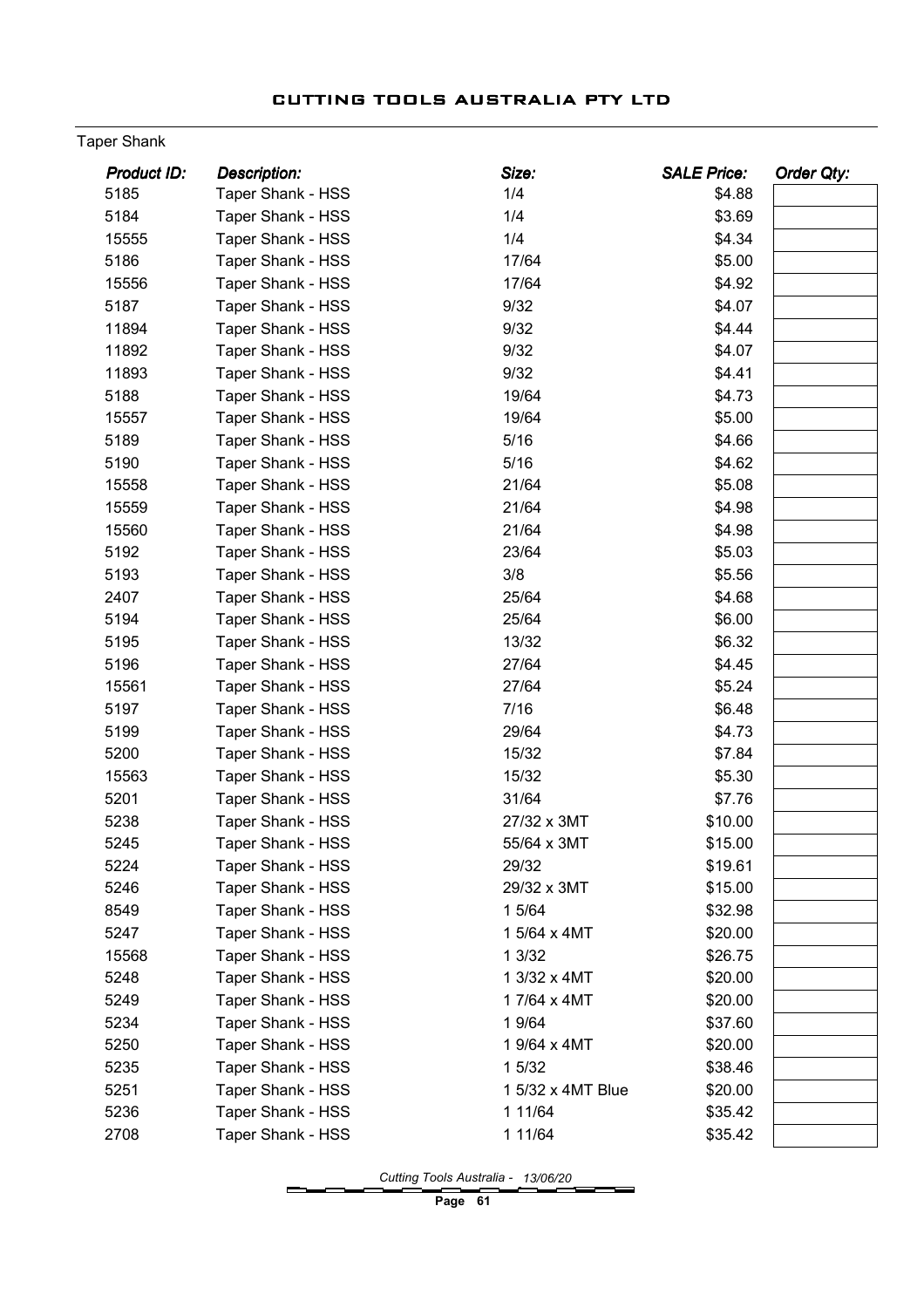Taper Shank

| *Product ID:* | *Description:* | *Size:* | *SALE Price:* | *Order Qty:* |
|---|---|---|---|---|
| 5185 | Taper Shank - HSS | 1/4 | $4.88 | |
| 5184 | Taper Shank - HSS | 1/4 | $3.69 | |
| 15555 | Taper Shank - HSS | 1/4 | $4.34 | |
| 5186 | Taper Shank - HSS | 17/64 | $5.00 | |
| 15556 | Taper Shank - HSS | 17/64 | $4.92 | |
| 5187 | Taper Shank - HSS | 9/32 | $4.07 | |
| 11894 | Taper Shank - HSS | 9/32 | $4.44 | |
| 11892 | Taper Shank - HSS | 9/32 | $4.07 | |
| 11893 | Taper Shank - HSS | 9/32 | $4.41 | |
| 5188 | Taper Shank - HSS | 19/64 | $4.73 | |
| 15557 | Taper Shank - HSS | 19/64 | $5.00 | |
| 5189 | Taper Shank - HSS | 5/16 | $4.66 | |
| 5190 | Taper Shank - HSS | 5/16 | $4.62 | |
| 15558 | Taper Shank - HSS | 21/64 | $5.08 | |
| 15559 | Taper Shank - HSS | 21/64 | $4.98 | |
| 15560 | Taper Shank - HSS | 21/64 | $4.98 | |
| 5192 | Taper Shank - HSS | 23/64 | $5.03 | |
| 5193 | Taper Shank - HSS | 3/8 | $5.56 | |
| 2407 | Taper Shank - HSS | 25/64 | $4.68 | |
| 5194 | Taper Shank - HSS | 25/64 | $6.00 | |
| 5195 | Taper Shank - HSS | 13/32 | $6.32 | |
| 5196 | Taper Shank - HSS | 27/64 | $4.45 | |
| 15561 | Taper Shank - HSS | 27/64 | $5.24 | |
| 5197 | Taper Shank - HSS | 7/16 | $6.48 | |
| 5199 | Taper Shank - HSS | 29/64 | $4.73 | |
| 5200 | Taper Shank - HSS | 15/32 | $7.84 | |
| 15563 | Taper Shank - HSS | 15/32 | $5.30 | |
| 5201 | Taper Shank - HSS | 31/64 | $7.76 | |
| 5238 | Taper Shank - HSS | 27/32 x 3MT | $10.00 | |
| 5245 | Taper Shank - HSS | 55/64 x 3MT | $15.00 | |
| 5224 | Taper Shank - HSS | 29/32 | $19.61 | |
| 5246 | Taper Shank - HSS | 29/32 x 3MT | $15.00 | |
| 8549 | Taper Shank - HSS | 1 5/64 | $32.98 | |
| 5247 | Taper Shank - HSS | 1 5/64 x 4MT | $20.00 | |
| 15568 | Taper Shank - HSS | 1 3/32 | $26.75 | |
| 5248 | Taper Shank - HSS | 1 3/32 x 4MT | $20.00 | |
| 5249 | Taper Shank - HSS | 1 7/64 x 4MT | $20.00 | |
| 5234 | Taper Shank - HSS | 1 9/64 | $37.60 | |
| 5250 | Taper Shank - HSS | 1 9/64 x 4MT | $20.00 | |
| 5235 | Taper Shank - HSS | 1 5/32 | $38.46 | |
| 5251 | Taper Shank - HSS | 1 5/32 x 4MT Blue | $20.00 | |
| 5236 | Taper Shank - HSS | 1 11/64 | $35.42 | |
| 2708 | Taper Shank - HSS | 1 11/64 | $35.42 | |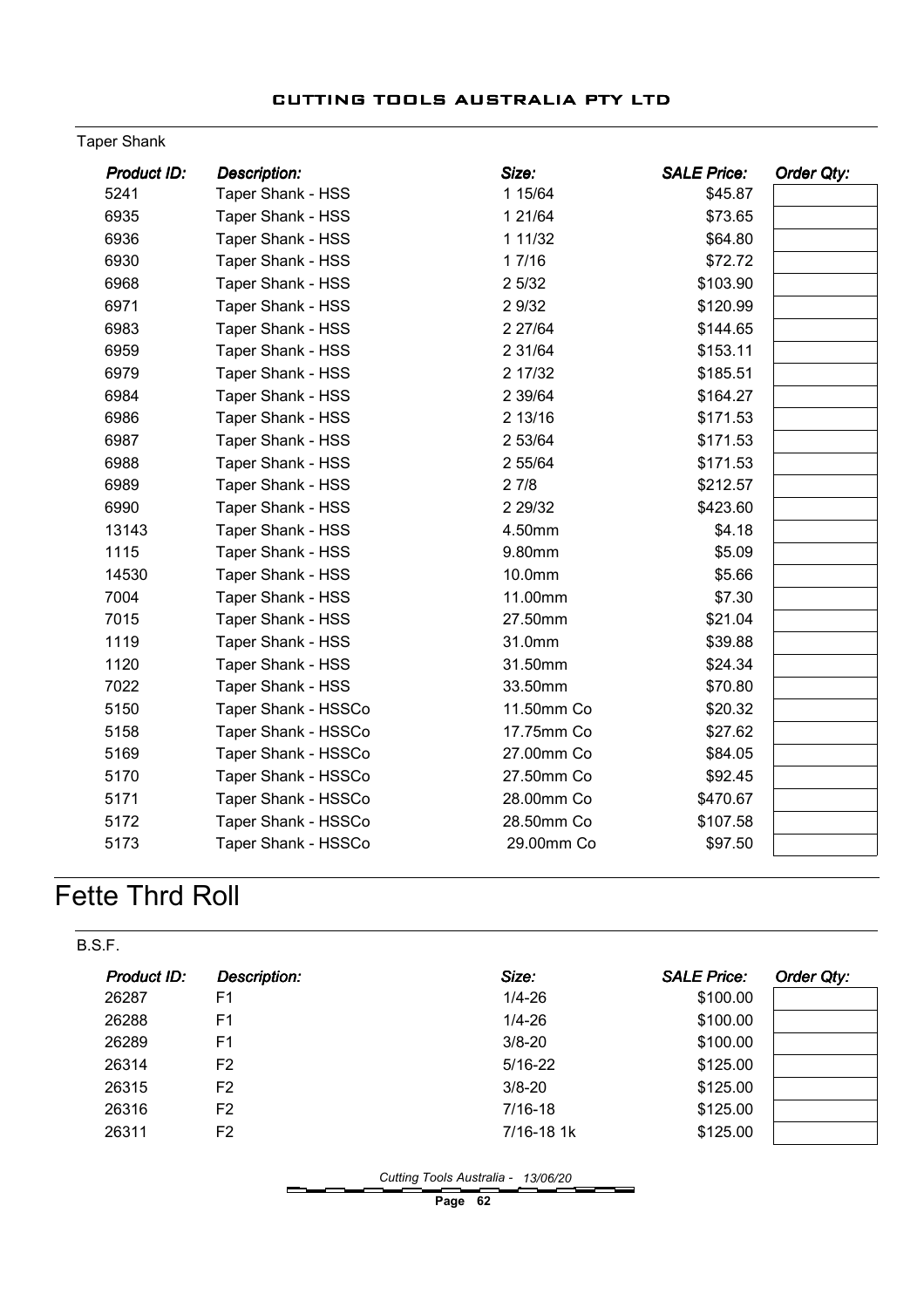Taper Shank

| Product ID: | Description: | Size: | SALE Price: | Order Qty: |
|---|---|---|---|---|
| 5241 | Taper Shank - HSS | 1 15/64 | $45.87 | |
| 6935 | Taper Shank - HSS | 1 21/64 | $73.65 | |
| 6936 | Taper Shank - HSS | 1 11/32 | $64.80 | |
| 6930 | Taper Shank - HSS | 1 7/16 | $72.72 | |
| 6968 | Taper Shank - HSS | 2 5/32 | $103.90 | |
| 6971 | Taper Shank - HSS | 2 9/32 | $120.99 | |
| 6983 | Taper Shank - HSS | 2 27/64 | $144.65 | |
| 6959 | Taper Shank - HSS | 2 31/64 | $153.11 | |
| 6979 | Taper Shank - HSS | 2 17/32 | $185.51 | |
| 6984 | Taper Shank - HSS | 2 39/64 | $164.27 | |
| 6986 | Taper Shank - HSS | 2 13/16 | $171.53 | |
| 6987 | Taper Shank - HSS | 2 53/64 | $171.53 | |
| 6988 | Taper Shank - HSS | 2 55/64 | $171.53 | |
| 6989 | Taper Shank - HSS | 2 7/8 | $212.57 | |
| 6990 | Taper Shank - HSS | 2 29/32 | $423.60 | |
| 13143 | Taper Shank - HSS | 4.50mm | $4.18 | |
| 1115 | Taper Shank - HSS | 9.80mm | $5.09 | |
| 14530 | Taper Shank - HSS | 10.0mm | $5.66 | |
| 7004 | Taper Shank - HSS | 11.00mm | $7.30 | |
| 7015 | Taper Shank - HSS | 27.50mm | $21.04 | |
| 1119 | Taper Shank - HSS | 31.0mm | $39.88 | |
| 1120 | Taper Shank - HSS | 31.50mm | $24.34 | |
| 7022 | Taper Shank - HSS | 33.50mm | $70.80 | |
| 5150 | Taper Shank - HSSCo | 11.50mm Co | $20.32 | |
| 5158 | Taper Shank - HSSCo | 17.75mm Co | $27.62 | |
| 5169 | Taper Shank - HSSCo | 27.00mm Co | $84.05 | |
| 5170 | Taper Shank - HSSCo | 27.50mm Co | $92.45 | |
| 5171 | Taper Shank - HSSCo | 28.00mm Co | $470.67 | |
| 5172 | Taper Shank - HSSCo | 28.50mm Co | $107.58 | |
| 5173 | Taper Shank - HSSCo | 29.00mm Co | $97.50 | |

# Fette Thrd Roll

B.S.F.

| Product ID: | Description: | Size: | SALE Price: | Order Qty: |
|---|---|---|---|---|
| 26287 | F1 | 1/4-26 | $100.00 | |
| 26288 | F1 | 1/4-26 | $100.00 | |
| 26289 | F1 | 3/8-20 | $100.00 | |
| 26314 | F2 | 5/16-22 | $125.00 | |
| 26315 | F2 | 3/8-20 | $125.00 | |
| 26316 | F2 | 7/16-18 | $125.00 | |
| 26311 | F2 | 7/16-18 1k | $125.00 | |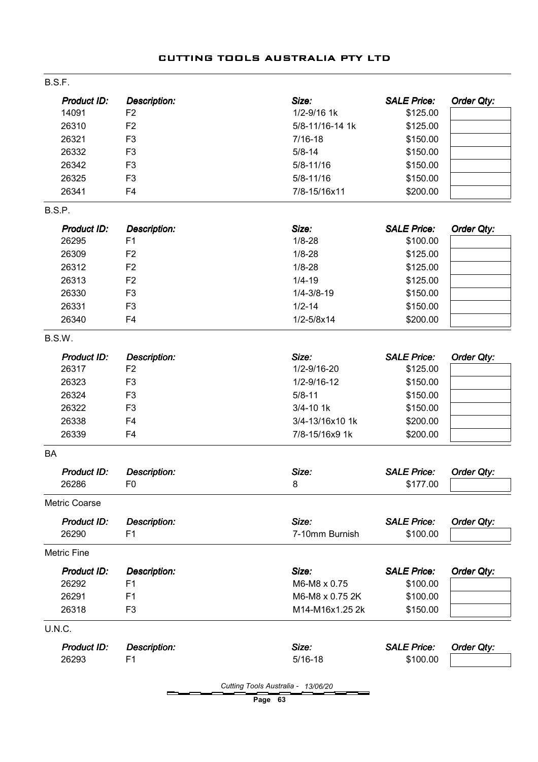# CUTTING TOOLS AUSTRALIA PTY LTD

## B.S.F.

| *Product ID:* | *Description:* | *Size:* | *SALE Price:* | *Order Qty:* |
|---|---|---|---|---|
| 14091 | F2 | 1/2-9/16 1k | $125.00 | |
| 26310 | F2 | 5/8-11/16-14 1k | $125.00 | |
| 26321 | F3 | 7/16-18 | $150.00 | |
| 26332 | F3 | 5/8-14 | $150.00 | |
| 26342 | F3 | 5/8-11/16 | $150.00 | |
| 26325 | F3 | 5/8-11/16 | $150.00 | |
| 26341 | F4 | 7/8-15/16x11 | $200.00 | |

## B.S.P.

| *Product ID:* | *Description:* | *Size:* | *SALE Price:* | *Order Qty:* |
|---|---|---|---|---|
| 26295 | F1 | 1/8-28 | $100.00 | |
| 26309 | F2 | 1/8-28 | $125.00 | |
| 26312 | F2 | 1/8-28 | $125.00 | |
| 26313 | F2 | 1/4-19 | $125.00 | |
| 26330 | F3 | 1/4-3/8-19 | $150.00 | |
| 26331 | F3 | 1/2-14 | $150.00 | |
| 26340 | F4 | 1/2-5/8x14 | $200.00 | |

## B.S.W.

| *Product ID:* | *Description:* | *Size:* | *SALE Price:* | *Order Qty:* |
|---|---|---|---|---|
| 26317 | F2 | 1/2-9/16-20 | $125.00 | |
| 26323 | F3 | 1/2-9/16-12 | $150.00 | |
| 26324 | F3 | 5/8-11 | $150.00 | |
| 26322 | F3 | 3/4-10 1k | $150.00 | |
| 26338 | F4 | 3/4-13/16x10 1k | $200.00 | |
| 26339 | F4 | 7/8-15/16x9 1k | $200.00 | |

## BA

| *Product ID:* | *Description:* | *Size:* | *SALE Price:* | *Order Qty:* |
|---|---|---|---|---|
| 26286 | F0 | 8 | $177.00 | |

## Metric Coarse

| *Product ID:* | *Description:* | *Size:* | *SALE Price:* | *Order Qty:* |
|---|---|---|---|---|
| 26290 | F1 | 7-10mm Burnish | $100.00 | |

## Metric Fine

| *Product ID:* | *Description:* | *Size:* | *SALE Price:* | *Order Qty:* |
|---|---|---|---|---|
| 26292 | F1 | M6-M8 x 0.75 | $100.00 | |
| 26291 | F1 | M6-M8 x 0.75 2K | $100.00 | |
| 26318 | F3 | M14-M16x1.25 2k | $150.00 | |

## U.N.C.

| *Product ID:* | *Description:* | *Size:* | *SALE Price:* | *Order Qty:* |
|---|---|---|---|---|
| 26293 | F1 | 5/16-18 | $100.00 | |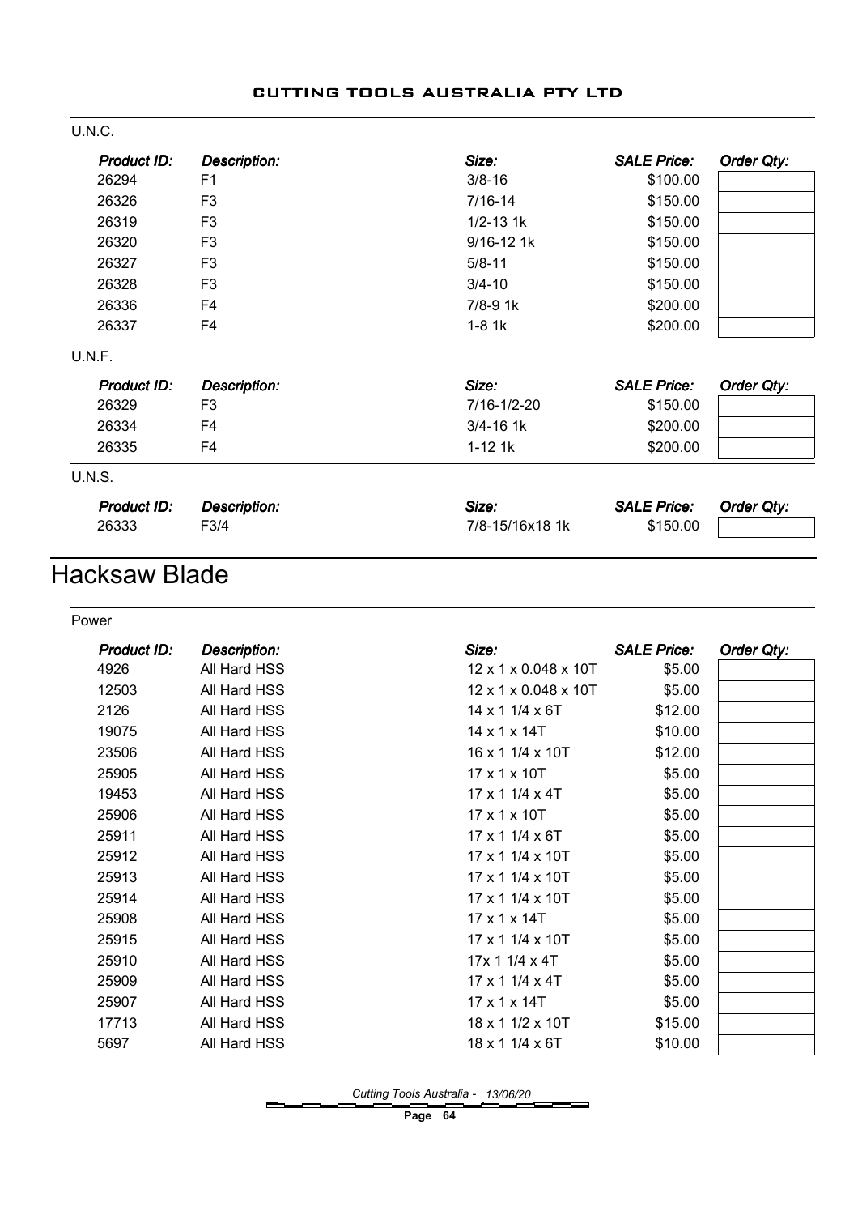U.N.C.

| Product ID: | Description: | Size: | SALE Price: | Order Qty: |
|---|---|---|---|---|
| 26294 | F1 | 3/8-16 | $100.00 | |
| 26326 | F3 | 7/16-14 | $150.00 | |
| 26319 | F3 | 1/2-13 1k | $150.00 | |
| 26320 | F3 | 9/16-12 1k | $150.00 | |
| 26327 | F3 | 5/8-11 | $150.00 | |
| 26328 | F3 | 3/4-10 | $150.00 | |
| 26336 | F4 | 7/8-9 1k | $200.00 | |
| 26337 | F4 | 1-8 1k | $200.00 | |

U.N.F.

| Product ID: | Description: | Size: | SALE Price: | Order Qty: |
|---|---|---|---|---|
| 26329 | F3 | 7/16-1/2-20 | $150.00 | |
| 26334 | F4 | 3/4-16 1k | $200.00 | |
| 26335 | F4 | 1-12 1k | $200.00 | |

U.N.S.

| Product ID: | Description: | Size: | SALE Price: | Order Qty: |
|---|---|---|---|---|
| 26333 | F3/4 | 7/8-15/16x18 1k | $150.00 | |

# Hacksaw Blade

Power

| Product ID: | Description: | Size: | SALE Price: | Order Qty: |
|---|---|---|---|---|
| 4926 | All Hard HSS | 12 x 1 x 0.048 x 10T | $5.00 | |
| 12503 | All Hard HSS | 12 x 1 x 0.048 x 10T | $5.00 | |
| 2126 | All Hard HSS | 14 x 1 1/4 x 6T | $12.00 | |
| 19075 | All Hard HSS | 14 x 1 x 14T | $10.00 | |
| 23506 | All Hard HSS | 16 x 1 1/4 x 10T | $12.00 | |
| 25905 | All Hard HSS | 17 x 1 x 10T | $5.00 | |
| 19453 | All Hard HSS | 17 x 1 1/4 x 4T | $5.00 | |
| 25906 | All Hard HSS | 17 x 1 x 10T | $5.00 | |
| 25911 | All Hard HSS | 17 x 1 1/4 x 6T | $5.00 | |
| 25912 | All Hard HSS | 17 x 1 1/4 x 10T | $5.00 | |
| 25913 | All Hard HSS | 17 x 1 1/4 x 10T | $5.00 | |
| 25914 | All Hard HSS | 17 x 1 1/4 x 10T | $5.00 | |
| 25908 | All Hard HSS | 17 x 1 x 14T | $5.00 | |
| 25915 | All Hard HSS | 17 x 1 1/4 x 10T | $5.00 | |
| 25910 | All Hard HSS | 17x 1 1/4 x 4T | $5.00 | |
| 25909 | All Hard HSS | 17 x 1 1/4 x 4T | $5.00 | |
| 25907 | All Hard HSS | 17 x 1 x 14T | $5.00 | |
| 17713 | All Hard HSS | 18 x 1 1/2 x 10T | $15.00 | |
| 5697 | All Hard HSS | 18 x 1 1/4 x 6T | $10.00 | |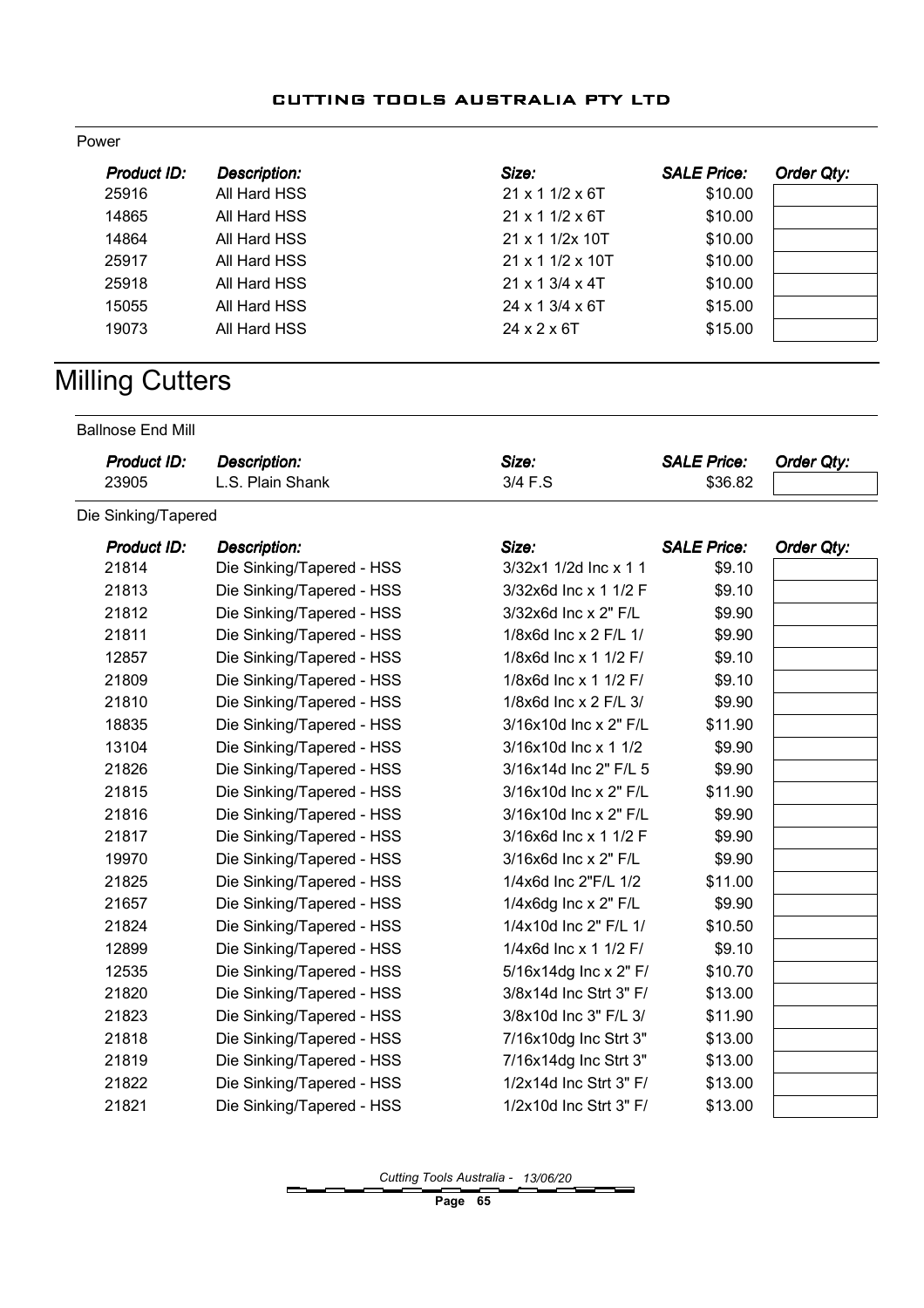Power

| Product ID: | Description: | Size: | SALE Price: | Order Qty: |
|---|---|---|---|---|
| 25916 | All Hard HSS | 21 x 1 1/2 x 6T | $10.00 | |
| 14865 | All Hard HSS | 21 x 1 1/2 x 6T | $10.00 | |
| 14864 | All Hard HSS | 21 x 1 1/2x 10T | $10.00 | |
| 25917 | All Hard HSS | 21 x 1 1/2 x 10T | $10.00 | |
| 25918 | All Hard HSS | 21 x 1 3/4 x 4T | $10.00 | |
| 15055 | All Hard HSS | 24 x 1 3/4 x 6T | $15.00 | |
| 19073 | All Hard HSS | 24 x 2 x 6T | $15.00 | |

# Milling Cutters

Ballnose End Mill

| Product ID: | Description: | Size: | SALE Price: | Order Qty: |
|---|---|---|---|---|
| 23905 | L.S. Plain Shank | 3/4 F.S | $36.82 | |

Die Sinking/Tapered

| Product ID: | Description: | Size: | SALE Price: | Order Qty: |
|---|---|---|---|---|
| 21814 | Die Sinking/Tapered - HSS | 3/32x1 1/2d Inc x 1 1 | $9.10 | |
| 21813 | Die Sinking/Tapered - HSS | 3/32x6d Inc x 1 1/2 F | $9.10 | |
| 21812 | Die Sinking/Tapered - HSS | 3/32x6d Inc x 2" F/L | $9.90 | |
| 21811 | Die Sinking/Tapered - HSS | 1/8x6d Inc x 2 F/L 1/ | $9.90 | |
| 12857 | Die Sinking/Tapered - HSS | 1/8x6d Inc x 1 1/2 F/ | $9.10 | |
| 21809 | Die Sinking/Tapered - HSS | 1/8x6d Inc x 1 1/2 F/ | $9.10 | |
| 21810 | Die Sinking/Tapered - HSS | 1/8x6d Inc x 2 F/L 3/ | $9.90 | |
| 18835 | Die Sinking/Tapered - HSS | 3/16x10d Inc x 2" F/L | $11.90 | |
| 13104 | Die Sinking/Tapered - HSS | 3/16x10d Inc x 1 1/2 | $9.90 | |
| 21826 | Die Sinking/Tapered - HSS | 3/16x14d Inc 2" F/L 5 | $9.90 | |
| 21815 | Die Sinking/Tapered - HSS | 3/16x10d Inc x 2" F/L | $11.90 | |
| 21816 | Die Sinking/Tapered - HSS | 3/16x10d Inc x 2" F/L | $9.90 | |
| 21817 | Die Sinking/Tapered - HSS | 3/16x6d Inc x 1 1/2 F | $9.90 | |
| 19970 | Die Sinking/Tapered - HSS | 3/16x6d Inc x 2" F/L | $9.90 | |
| 21825 | Die Sinking/Tapered - HSS | 1/4x6d Inc 2"F/L 1/2 | $11.00 | |
| 21657 | Die Sinking/Tapered - HSS | 1/4x6dg Inc x 2" F/L | $9.90 | |
| 21824 | Die Sinking/Tapered - HSS | 1/4x10d Inc 2" F/L 1/ | $10.50 | |
| 12899 | Die Sinking/Tapered - HSS | 1/4x6d Inc x 1 1/2 F/ | $9.10 | |
| 12535 | Die Sinking/Tapered - HSS | 5/16x14dg Inc x 2" F/ | $10.70 | |
| 21820 | Die Sinking/Tapered - HSS | 3/8x14d Inc Strt 3" F/ | $13.00 | |
| 21823 | Die Sinking/Tapered - HSS | 3/8x10d Inc 3" F/L 3/ | $11.90 | |
| 21818 | Die Sinking/Tapered - HSS | 7/16x10dg Inc Strt 3" | $13.00 | |
| 21819 | Die Sinking/Tapered - HSS | 7/16x14dg Inc Strt 3" | $13.00 | |
| 21822 | Die Sinking/Tapered - HSS | 1/2x14d Inc Strt 3" F/ | $13.00 | |
| 21821 | Die Sinking/Tapered - HSS | 1/2x10d Inc Strt 3" F/ | $13.00 | |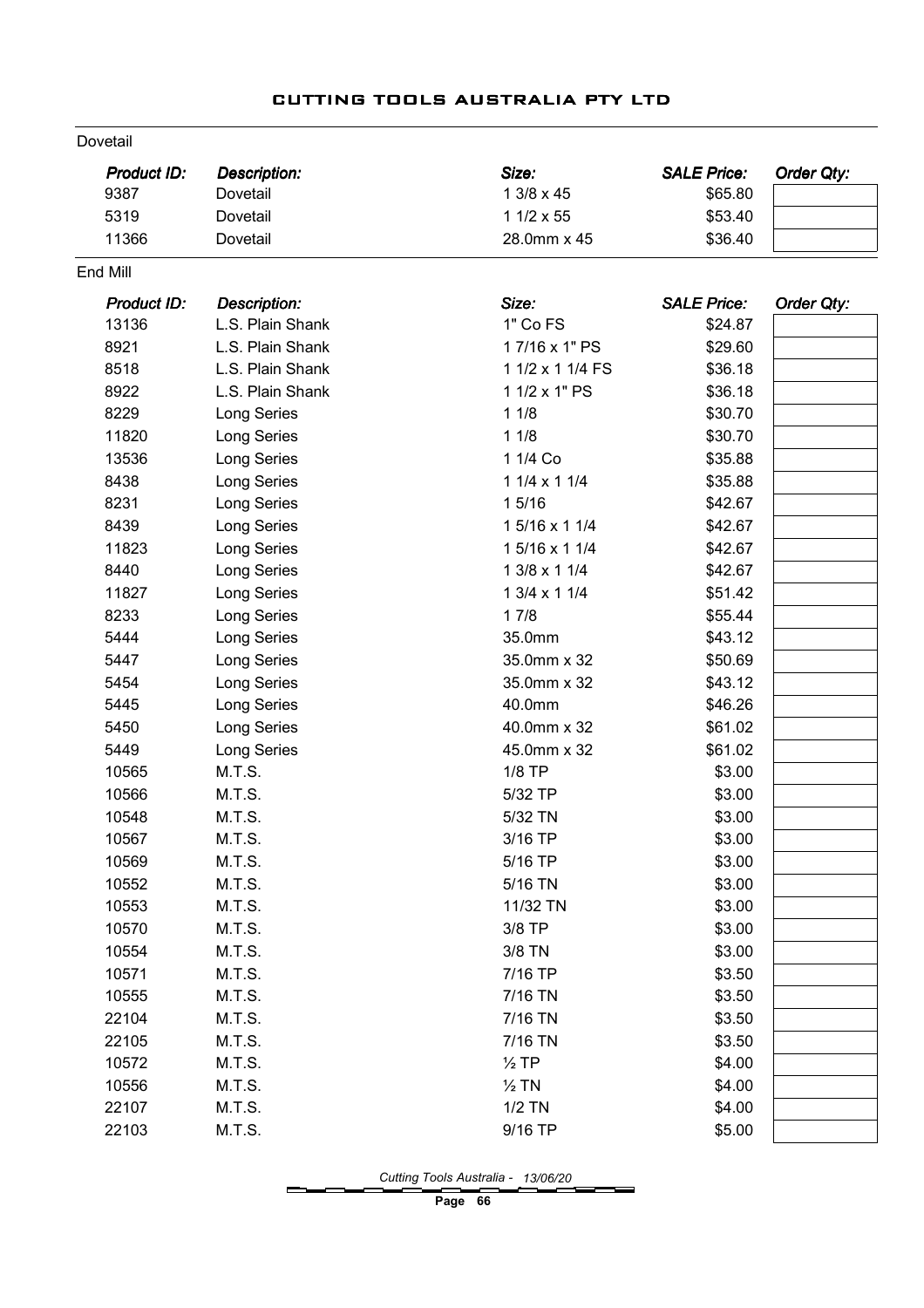# CUTTING TOOLS AUSTRALIA PTY LTD

## Dovetail

| Product ID: | Description: | Size: | SALE Price: | Order Qty: |
|---|---|---|---|---|
| 9387 | Dovetail | 1 3/8 x 45 | $65.80 | |
| 5319 | Dovetail | 1 1/2 x 55 | $53.40 | |
| 11366 | Dovetail | 28.0mm x 45 | $36.40 | |

## End Mill

| Product ID: | Description: | Size: | SALE Price: | Order Qty: |
|---|---|---|---|---|
| 13136 | L.S. Plain Shank | 1" Co FS | $24.87 | |
| 8921 | L.S. Plain Shank | 1 7/16 x 1" PS | $29.60 | |
| 8518 | L.S. Plain Shank | 1 1/2 x 1 1/4 FS | $36.18 | |
| 8922 | L.S. Plain Shank | 1 1/2 x 1" PS | $36.18 | |
| 8229 | Long Series | 1 1/8 | $30.70 | |
| 11820 | Long Series | 1 1/8 | $30.70 | |
| 13536 | Long Series | 1 1/4 Co | $35.88 | |
| 8438 | Long Series | 1 1/4 x 1 1/4 | $35.88 | |
| 8231 | Long Series | 1 5/16 | $42.67 | |
| 8439 | Long Series | 1 5/16 x 1 1/4 | $42.67 | |
| 11823 | Long Series | 1 5/16 x 1 1/4 | $42.67 | |
| 8440 | Long Series | 1 3/8 x 1 1/4 | $42.67 | |
| 11827 | Long Series | 1 3/4 x 1 1/4 | $51.42 | |
| 8233 | Long Series | 1 7/8 | $55.44 | |
| 5444 | Long Series | 35.0mm | $43.12 | |
| 5447 | Long Series | 35.0mm x 32 | $50.69 | |
| 5454 | Long Series | 35.0mm x 32 | $43.12 | |
| 5445 | Long Series | 40.0mm | $46.26 | |
| 5450 | Long Series | 40.0mm x 32 | $61.02 | |
| 5449 | Long Series | 45.0mm x 32 | $61.02 | |
| 10565 | M.T.S. | 1/8 TP | $3.00 | |
| 10566 | M.T.S. | 5/32 TP | $3.00 | |
| 10548 | M.T.S. | 5/32 TN | $3.00 | |
| 10567 | M.T.S. | 3/16 TP | $3.00 | |
| 10569 | M.T.S. | 5/16 TP | $3.00 | |
| 10552 | M.T.S. | 5/16 TN | $3.00 | |
| 10553 | M.T.S. | 11/32 TN | $3.00 | |
| 10570 | M.T.S. | 3/8 TP | $3.00 | |
| 10554 | M.T.S. | 3/8 TN | $3.00 | |
| 10571 | M.T.S. | 7/16 TP | $3.50 | |
| 10555 | M.T.S. | 7/16 TN | $3.50 | |
| 22104 | M.T.S. | 7/16 TN | $3.50 | |
| 22105 | M.T.S. | 7/16 TN | $3.50 | |
| 10572 | M.T.S. | ½ TP | $4.00 | |
| 10556 | M.T.S. | ½ TN | $4.00 | |
| 22107 | M.T.S. | 1/2 TN | $4.00 | |
| 22103 | M.T.S. | 9/16 TP | $5.00 | |

Cutting Tools Australia - 13/06/20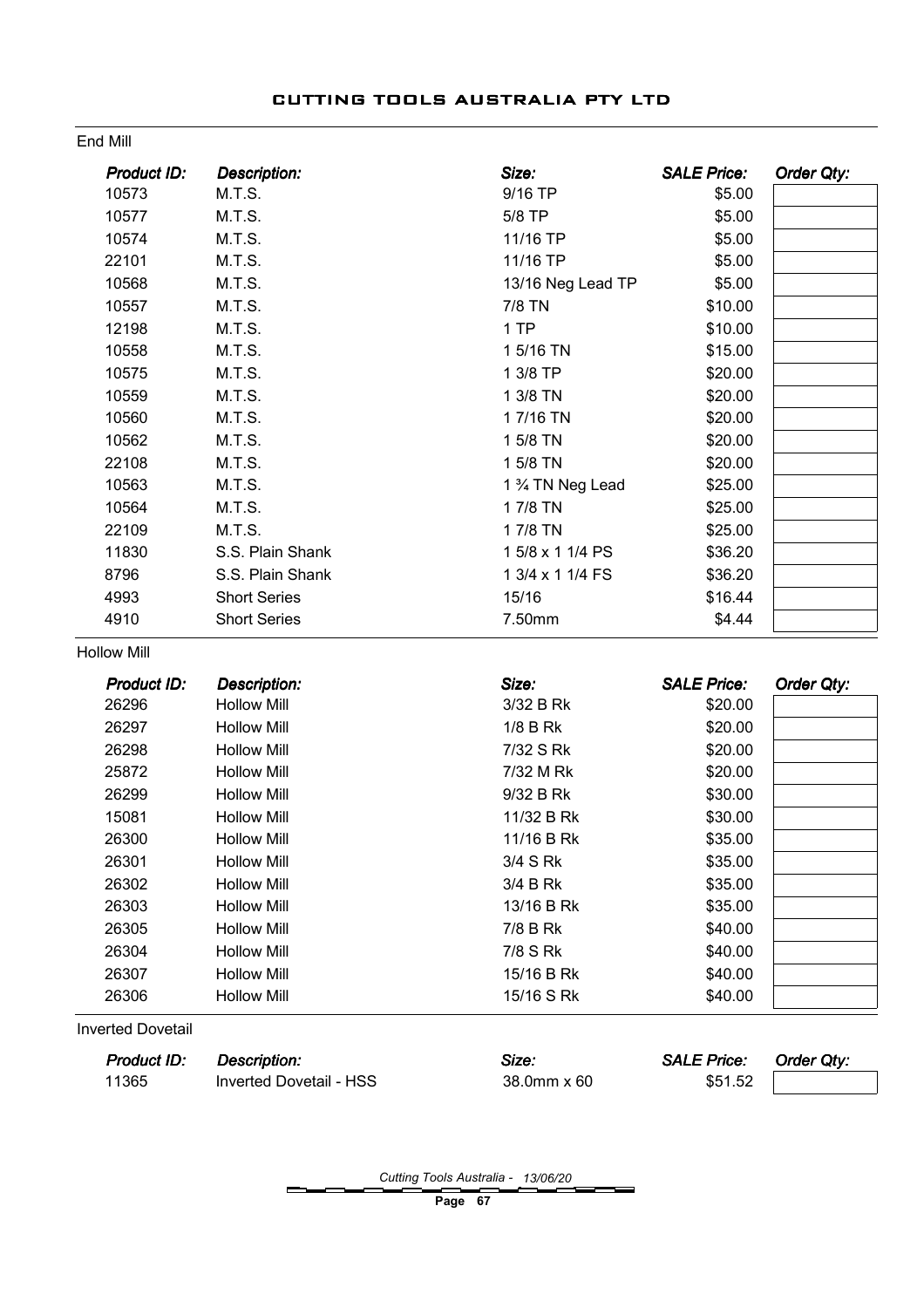# CUTTING TOOLS AUSTRALIA PTY LTD

## End Mill

| *Product ID:* | *Description:* | *Size:* | *SALE Price:* | *Order Qty:* |
|---|---|---|---|---|
| 10573 | M.T.S. | 9/16 TP | $5.00 | |
| 10577 | M.T.S. | 5/8 TP | $5.00 | |
| 10574 | M.T.S. | 11/16 TP | $5.00 | |
| 22101 | M.T.S. | 11/16 TP | $5.00 | |
| 10568 | M.T.S. | 13/16 Neg Lead TP | $5.00 | |
| 10557 | M.T.S. | 7/8 TN | $10.00 | |
| 12198 | M.T.S. | 1 TP | $10.00 | |
| 10558 | M.T.S. | 1 5/16 TN | $15.00 | |
| 10575 | M.T.S. | 1 3/8 TP | $20.00 | |
| 10559 | M.T.S. | 1 3/8 TN | $20.00 | |
| 10560 | M.T.S. | 1 7/16 TN | $20.00 | |
| 10562 | M.T.S. | 1 5/8 TN | $20.00 | |
| 22108 | M.T.S. | 1 5/8 TN | $20.00 | |
| 10563 | M.T.S. | 1 ¾ TN Neg Lead | $25.00 | |
| 10564 | M.T.S. | 1 7/8 TN | $25.00 | |
| 22109 | M.T.S. | 1 7/8 TN | $25.00 | |
| 11830 | S.S. Plain Shank | 1 5/8 x 1 1/4 PS | $36.20 | |
| 8796 | S.S. Plain Shank | 1 3/4 x 1 1/4 FS | $36.20 | |
| 4993 | Short Series | 15/16 | $16.44 | |
| 4910 | Short Series | 7.50mm | $4.44 | |

## Hollow Mill

| *Product ID:* | *Description:* | *Size:* | *SALE Price:* | *Order Qty:* |
|---|---|---|---|---|
| 26296 | Hollow Mill | 3/32 B Rk | $20.00 | |
| 26297 | Hollow Mill | 1/8 B Rk | $20.00 | |
| 26298 | Hollow Mill | 7/32 S Rk | $20.00 | |
| 25872 | Hollow Mill | 7/32 M Rk | $20.00 | |
| 26299 | Hollow Mill | 9/32 B Rk | $30.00 | |
| 15081 | Hollow Mill | 11/32 B Rk | $30.00 | |
| 26300 | Hollow Mill | 11/16 B Rk | $35.00 | |
| 26301 | Hollow Mill | 3/4 S Rk | $35.00 | |
| 26302 | Hollow Mill | 3/4 B Rk | $35.00 | |
| 26303 | Hollow Mill | 13/16 B Rk | $35.00 | |
| 26305 | Hollow Mill | 7/8 B Rk | $40.00 | |
| 26304 | Hollow Mill | 7/8 S Rk | $40.00 | |
| 26307 | Hollow Mill | 15/16 B Rk | $40.00 | |
| 26306 | Hollow Mill | 15/16 S Rk | $40.00 | |

## Inverted Dovetail

| *Product ID:* | *Description:* | *Size:* | *SALE Price:* | *Order Qty:* |
|---|---|---|---|---|
| 11365 | Inverted Dovetail - HSS | 38.0mm x 60 | $51.52 | |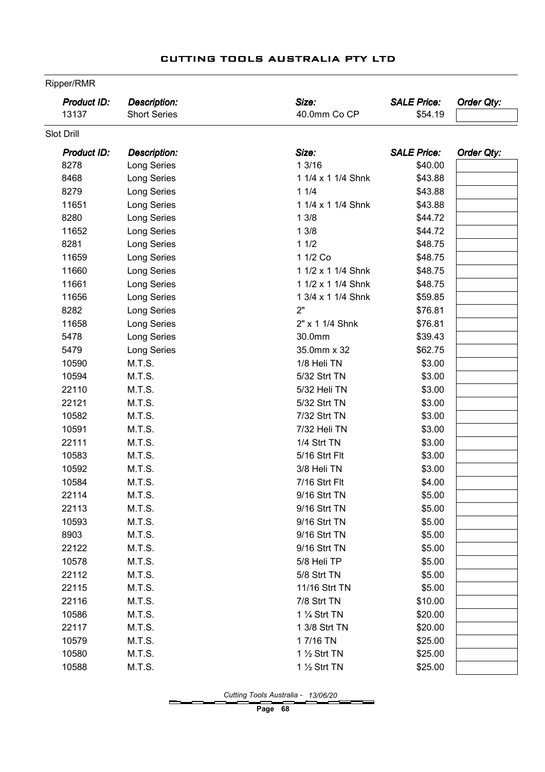## Ripper/RMR

| Product ID: | Description: | Size: | SALE Price: | Order Qty: |
|---|---|---|---|---|
| 13137 | Short Series | 40.0mm Co CP | $54.19 | |

## Slot Drill

| Product ID: | Description: | Size: | SALE Price: | Order Qty: |
|---|---|---|---|---|
| 8278 | Long Series | 1 3/16 | $40.00 | |
| 8468 | Long Series | 1 1/4 x 1 1/4 Shnk | $43.88 | |
| 8279 | Long Series | 1 1/4 | $43.88 | |
| 11651 | Long Series | 1 1/4 x 1 1/4 Shnk | $43.88 | |
| 8280 | Long Series | 1 3/8 | $44.72 | |
| 11652 | Long Series | 1 3/8 | $44.72 | |
| 8281 | Long Series | 1 1/2 | $48.75 | |
| 11659 | Long Series | 1 1/2 Co | $48.75 | |
| 11660 | Long Series | 1 1/2 x 1 1/4 Shnk | $48.75 | |
| 11661 | Long Series | 1 1/2 x 1 1/4 Shnk | $48.75 | |
| 11656 | Long Series | 1 3/4 x 1 1/4 Shnk | $59.85 | |
| 8282 | Long Series | 2" | $76.81 | |
| 11658 | Long Series | 2" x 1 1/4 Shnk | $76.81 | |
| 5478 | Long Series | 30.0mm | $39.43 | |
| 5479 | Long Series | 35.0mm x 32 | $62.75 | |
| 10590 | M.T.S. | 1/8 Heli TN | $3.00 | |
| 10594 | M.T.S. | 5/32 Strt TN | $3.00 | |
| 22110 | M.T.S. | 5/32 Heli TN | $3.00 | |
| 22121 | M.T.S. | 5/32 Strt TN | $3.00 | |
| 10582 | M.T.S. | 7/32 Strt TN | $3.00 | |
| 10591 | M.T.S. | 7/32 Heli TN | $3.00 | |
| 22111 | M.T.S. | 1/4 Strt TN | $3.00 | |
| 10583 | M.T.S. | 5/16 Strt Flt | $3.00 | |
| 10592 | M.T.S. | 3/8 Heli TN | $3.00 | |
| 10584 | M.T.S. | 7/16 Strt Flt | $4.00 | |
| 22114 | M.T.S. | 9/16 Strt TN | $5.00 | |
| 22113 | M.T.S. | 9/16 Strt TN | $5.00 | |
| 10593 | M.T.S. | 9/16 Strt TN | $5.00 | |
| 8903 | M.T.S. | 9/16 Strt TN | $5.00 | |
| 22122 | M.T.S. | 9/16 Strt TN | $5.00 | |
| 10578 | M.T.S. | 5/8 Heli TP | $5.00 | |
| 22112 | M.T.S. | 5/8 Strt TN | $5.00 | |
| 22115 | M.T.S. | 11/16 Strt TN | $5.00 | |
| 22116 | M.T.S. | 7/8 Strt TN | $10.00 | |
| 10586 | M.T.S. | 1 ¼ Strt TN | $20.00 | |
| 22117 | M.T.S. | 1 3/8 Strt TN | $20.00 | |
| 10579 | M.T.S. | 1 7/16 TN | $25.00 | |
| 10580 | M.T.S. | 1 ½ Strt TN | $25.00 | |
| 10588 | M.T.S. | 1 ½ Strt TN | $25.00 | |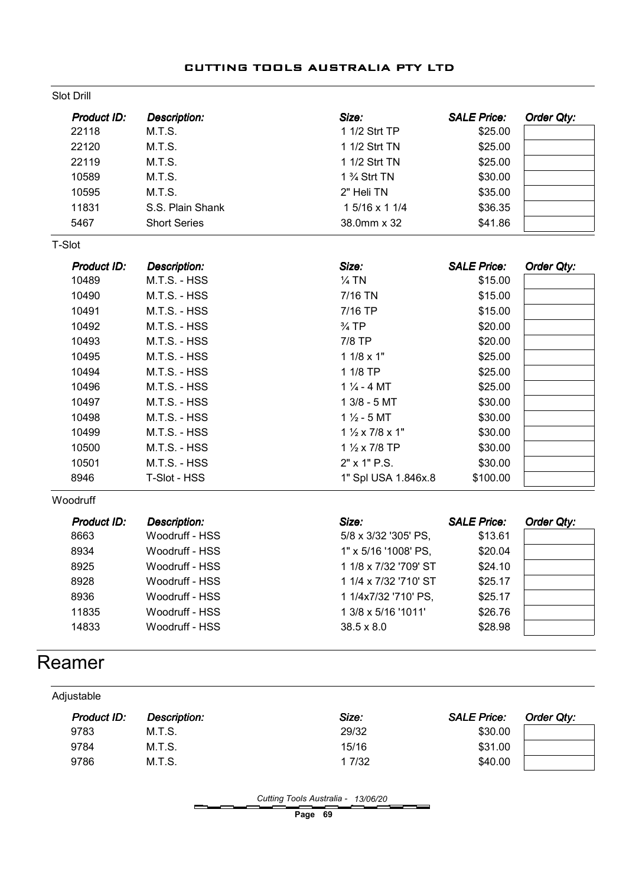Slot Drill

| Product ID: | Description: | Size: | SALE Price: | Order Qty: |
|---|---|---|---|---|
| 22118 | M.T.S. | 1 1/2 Strt TP | $25.00 | |
| 22120 | M.T.S. | 1 1/2 Strt TN | $25.00 | |
| 22119 | M.T.S. | 1 1/2 Strt TN | $25.00 | |
| 10589 | M.T.S. | 1 ¾ Strt TN | $30.00 | |
| 10595 | M.T.S. | 2" Heli TN | $35.00 | |
| 11831 | S.S. Plain Shank | 1 5/16 x 1 1/4 | $36.35 | |
| 5467 | Short Series | 38.0mm x 32 | $41.86 | |

T-Slot

| Product ID: | Description: | Size: | SALE Price: | Order Qty: |
|---|---|---|---|---|
| 10489 | M.T.S. - HSS | ¼ TN | $15.00 | |
| 10490 | M.T.S. - HSS | 7/16 TN | $15.00 | |
| 10491 | M.T.S. - HSS | 7/16 TP | $15.00 | |
| 10492 | M.T.S. - HSS | ¾ TP | $20.00 | |
| 10493 | M.T.S. - HSS | 7/8 TP | $20.00 | |
| 10495 | M.T.S. - HSS | 1 1/8 x 1" | $25.00 | |
| 10494 | M.T.S. - HSS | 1 1/8 TP | $25.00 | |
| 10496 | M.T.S. - HSS | 1 ¼ - 4 MT | $25.00 | |
| 10497 | M.T.S. - HSS | 1 3/8 - 5 MT | $30.00 | |
| 10498 | M.T.S. - HSS | 1 ½ - 5 MT | $30.00 | |
| 10499 | M.T.S. - HSS | 1 ½ x 7/8 x 1" | $30.00 | |
| 10500 | M.T.S. - HSS | 1 ½ x 7/8 TP | $30.00 | |
| 10501 | M.T.S. - HSS | 2" x 1" P.S. | $30.00 | |
| 8946 | T-Slot - HSS | 1" Spl USA 1.846x.8 | $100.00 | |

Woodruff

| Product ID: | Description: | Size: | SALE Price: | Order Qty: |
|---|---|---|---|---|
| 8663 | Woodruff - HSS | 5/8 x 3/32 '305' PS, | $13.61 | |
| 8934 | Woodruff - HSS | 1" x 5/16 '1008' PS, | $20.04 | |
| 8925 | Woodruff - HSS | 1 1/8 x 7/32 '709' ST | $24.10 | |
| 8928 | Woodruff - HSS | 1 1/4 x 7/32 '710' ST | $25.17 | |
| 8936 | Woodruff - HSS | 1 1/4x7/32 '710' PS, | $25.17 | |
| 11835 | Woodruff - HSS | 1 3/8 x 5/16 '1011' | $26.76 | |
| 14833 | Woodruff - HSS | 38.5 x 8.0 | $28.98 | |

# Reamer

Adjustable

| Product ID: | Description: | Size: | SALE Price: | Order Qty: |
|---|---|---|---|---|
| 9783 | M.T.S. | 29/32 | $30.00 | |
| 9784 | M.T.S. | 15/16 | $31.00 | |
| 9786 | M.T.S. | 1 7/32 | $40.00 | |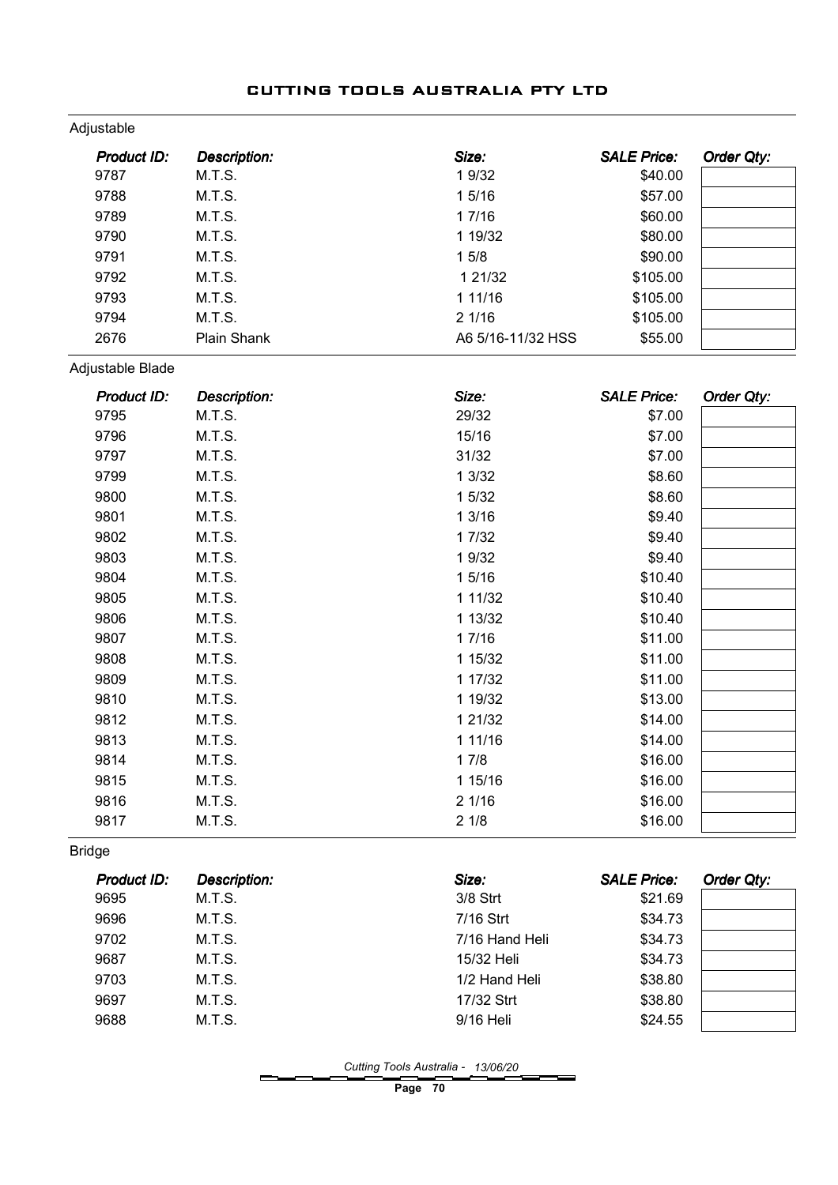## Adjustable

| Product ID: | Description: | Size: | SALE Price: | Order Qty: |
|---|---|---|---|---|
| 9787 | M.T.S. | 1 9/32 | $40.00 | |
| 9788 | M.T.S. | 1 5/16 | $57.00 | |
| 9789 | M.T.S. | 1 7/16 | $60.00 | |
| 9790 | M.T.S. | 1 19/32 | $80.00 | |
| 9791 | M.T.S. | 1 5/8 | $90.00 | |
| 9792 | M.T.S. | 1 21/32 | $105.00 | |
| 9793 | M.T.S. | 1 11/16 | $105.00 | |
| 9794 | M.T.S. | 2 1/16 | $105.00 | |
| 2676 | Plain Shank | A6 5/16-11/32 HSS | $55.00 | |

## Adjustable Blade

| Product ID: | Description: | Size: | SALE Price: | Order Qty: |
|---|---|---|---|---|
| 9795 | M.T.S. | 29/32 | $7.00 | |
| 9796 | M.T.S. | 15/16 | $7.00 | |
| 9797 | M.T.S. | 31/32 | $7.00 | |
| 9799 | M.T.S. | 1 3/32 | $8.60 | |
| 9800 | M.T.S. | 1 5/32 | $8.60 | |
| 9801 | M.T.S. | 1 3/16 | $9.40 | |
| 9802 | M.T.S. | 1 7/32 | $9.40 | |
| 9803 | M.T.S. | 1 9/32 | $9.40 | |
| 9804 | M.T.S. | 1 5/16 | $10.40 | |
| 9805 | M.T.S. | 1 11/32 | $10.40 | |
| 9806 | M.T.S. | 1 13/32 | $10.40 | |
| 9807 | M.T.S. | 1 7/16 | $11.00 | |
| 9808 | M.T.S. | 1 15/32 | $11.00 | |
| 9809 | M.T.S. | 1 17/32 | $11.00 | |
| 9810 | M.T.S. | 1 19/32 | $13.00 | |
| 9812 | M.T.S. | 1 21/32 | $14.00 | |
| 9813 | M.T.S. | 1 11/16 | $14.00 | |
| 9814 | M.T.S. | 1 7/8 | $16.00 | |
| 9815 | M.T.S. | 1 15/16 | $16.00 | |
| 9816 | M.T.S. | 2 1/16 | $16.00 | |
| 9817 | M.T.S. | 2 1/8 | $16.00 | |

## Bridge

| Product ID: | Description: | Size: | SALE Price: | Order Qty: |
|---|---|---|---|---|
| 9695 | M.T.S. | 3/8 Strt | $21.69 | |
| 9696 | M.T.S. | 7/16 Strt | $34.73 | |
| 9702 | M.T.S. | 7/16 Hand Heli | $34.73 | |
| 9687 | M.T.S. | 15/32 Heli | $34.73 | |
| 9703 | M.T.S. | 1/2 Hand Heli | $38.80 | |
| 9697 | M.T.S. | 17/32 Strt | $38.80 | |
| 9688 | M.T.S. | 9/16 Heli | $24.55 | |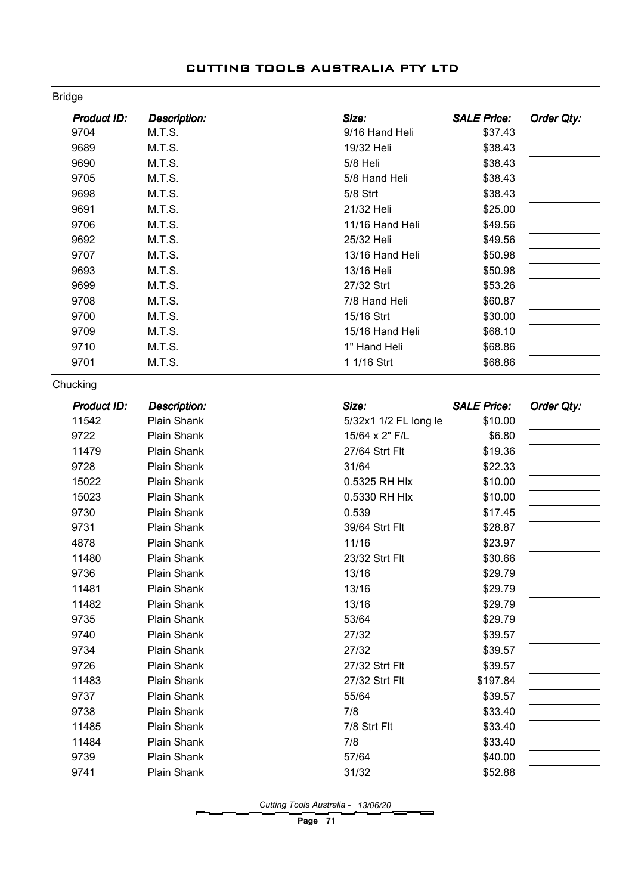## Bridge

| Product ID: | Description: | Size: | SALE Price: | Order Qty: |
|---|---|---|---|---|
| 9704 | M.T.S. | 9/16 Hand Heli | $37.43 | |
| 9689 | M.T.S. | 19/32 Heli | $38.43 | |
| 9690 | M.T.S. | 5/8 Heli | $38.43 | |
| 9705 | M.T.S. | 5/8 Hand Heli | $38.43 | |
| 9698 | M.T.S. | 5/8 Strt | $38.43 | |
| 9691 | M.T.S. | 21/32 Heli | $25.00 | |
| 9706 | M.T.S. | 11/16 Hand Heli | $49.56 | |
| 9692 | M.T.S. | 25/32 Heli | $49.56 | |
| 9707 | M.T.S. | 13/16 Hand Heli | $50.98 | |
| 9693 | M.T.S. | 13/16 Heli | $50.98 | |
| 9699 | M.T.S. | 27/32 Strt | $53.26 | |
| 9708 | M.T.S. | 7/8 Hand Heli | $60.87 | |
| 9700 | M.T.S. | 15/16 Strt | $30.00 | |
| 9709 | M.T.S. | 15/16 Hand Heli | $68.10 | |
| 9710 | M.T.S. | 1" Hand Heli | $68.86 | |
| 9701 | M.T.S. | 1 1/16 Strt | $68.86 | |

## Chucking

| Product ID: | Description: | Size: | SALE Price: | Order Qty: |
|---|---|---|---|---|
| 11542 | Plain Shank | 5/32x1 1/2 FL long le | $10.00 | |
| 9722 | Plain Shank | 15/64 x 2" F/L | $6.80 | |
| 11479 | Plain Shank | 27/64 Strt Flt | $19.36 | |
| 9728 | Plain Shank | 31/64 | $22.33 | |
| 15022 | Plain Shank | 0.5325 RH Hlx | $10.00 | |
| 15023 | Plain Shank | 0.5330 RH Hlx | $10.00 | |
| 9730 | Plain Shank | 0.539 | $17.45 | |
| 9731 | Plain Shank | 39/64 Strt Flt | $28.87 | |
| 4878 | Plain Shank | 11/16 | $23.97 | |
| 11480 | Plain Shank | 23/32 Strt Flt | $30.66 | |
| 9736 | Plain Shank | 13/16 | $29.79 | |
| 11481 | Plain Shank | 13/16 | $29.79 | |
| 11482 | Plain Shank | 13/16 | $29.79 | |
| 9735 | Plain Shank | 53/64 | $29.79 | |
| 9740 | Plain Shank | 27/32 | $39.57 | |
| 9734 | Plain Shank | 27/32 | $39.57 | |
| 9726 | Plain Shank | 27/32 Strt Flt | $39.57 | |
| 11483 | Plain Shank | 27/32 Strt Flt | $197.84 | |
| 9737 | Plain Shank | 55/64 | $39.57 | |
| 9738 | Plain Shank | 7/8 | $33.40 | |
| 11485 | Plain Shank | 7/8 Strt Flt | $33.40 | |
| 11484 | Plain Shank | 7/8 | $33.40 | |
| 9739 | Plain Shank | 57/64 | $40.00 | |
| 9741 | Plain Shank | 31/32 | $52.88 | |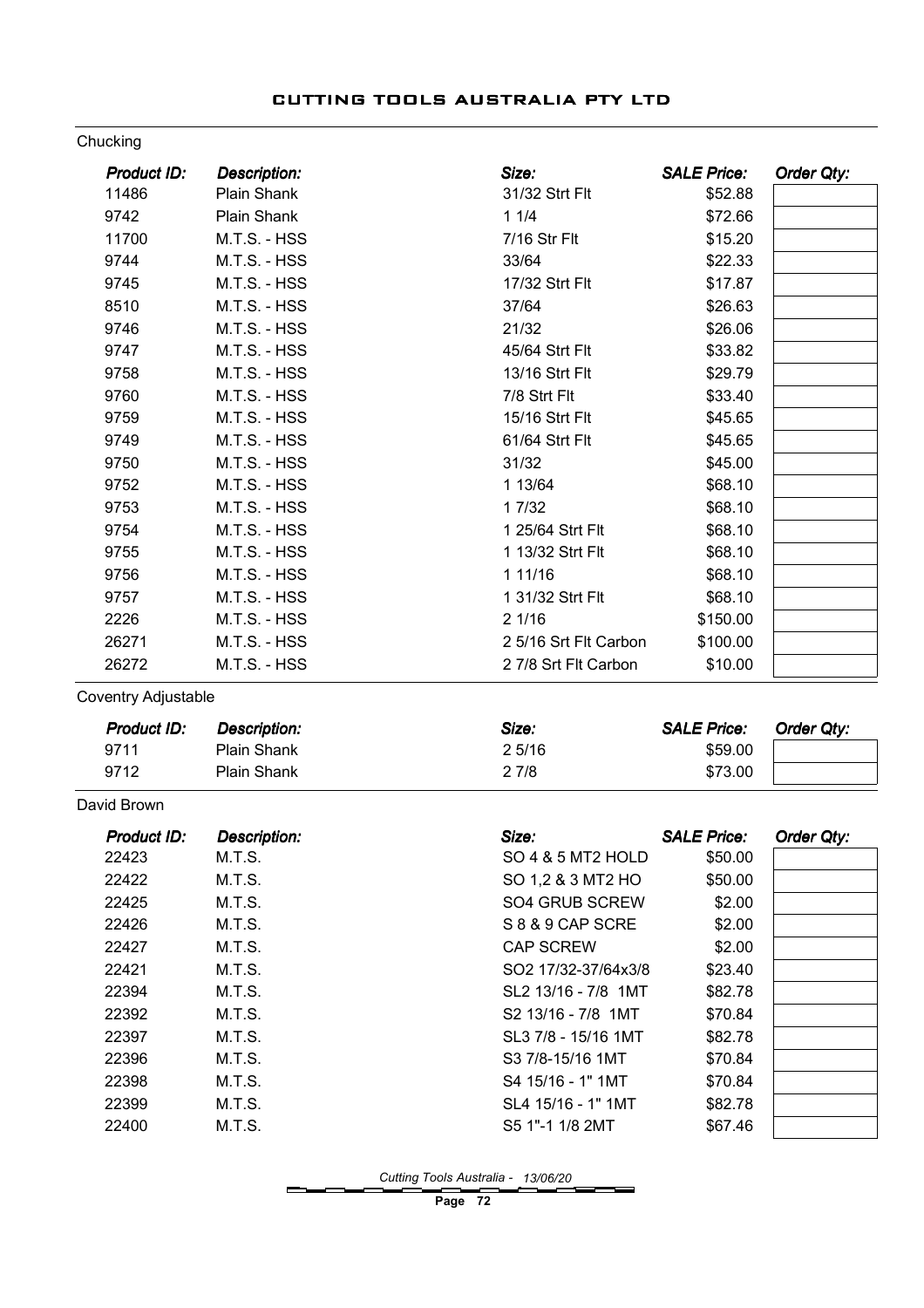# CUTTING TOOLS AUSTRALIA PTY LTD

## Chucking

| Product ID: | Description: | Size: | SALE Price: | Order Qty: |
|---|---|---|---|---|
| 11486 | Plain Shank | 31/32 Strt Flt | $52.88 | |
| 9742 | Plain Shank | 1 1/4 | $72.66 | |
| 11700 | M.T.S. - HSS | 7/16 Str Flt | $15.20 | |
| 9744 | M.T.S. - HSS | 33/64 | $22.33 | |
| 9745 | M.T.S. - HSS | 17/32 Strt Flt | $17.87 | |
| 8510 | M.T.S. - HSS | 37/64 | $26.63 | |
| 9746 | M.T.S. - HSS | 21/32 | $26.06 | |
| 9747 | M.T.S. - HSS | 45/64 Strt Flt | $33.82 | |
| 9758 | M.T.S. - HSS | 13/16 Strt Flt | $29.79 | |
| 9760 | M.T.S. - HSS | 7/8 Strt Flt | $33.40 | |
| 9759 | M.T.S. - HSS | 15/16 Strt Flt | $45.65 | |
| 9749 | M.T.S. - HSS | 61/64 Strt Flt | $45.65 | |
| 9750 | M.T.S. - HSS | 31/32 | $45.00 | |
| 9752 | M.T.S. - HSS | 1 13/64 | $68.10 | |
| 9753 | M.T.S. - HSS | 1 7/32 | $68.10 | |
| 9754 | M.T.S. - HSS | 1 25/64 Strt Flt | $68.10 | |
| 9755 | M.T.S. - HSS | 1 13/32 Strt Flt | $68.10 | |
| 9756 | M.T.S. - HSS | 1 11/16 | $68.10 | |
| 9757 | M.T.S. - HSS | 1 31/32 Strt Flt | $68.10 | |
| 2226 | M.T.S. - HSS | 2 1/16 | $150.00 | |
| 26271 | M.T.S. - HSS | 2 5/16 Srt Flt Carbon | $100.00 | |
| 26272 | M.T.S. - HSS | 2 7/8 Srt Flt Carbon | $10.00 | |

## Coventry Adjustable

| Product ID: | Description: | Size: | SALE Price: | Order Qty: |
|---|---|---|---|---|
| 9711 | Plain Shank | 2 5/16 | $59.00 | |
| 9712 | Plain Shank | 2 7/8 | $73.00 | |

## David Brown

| Product ID: | Description: | Size: | SALE Price: | Order Qty: |
|---|---|---|---|---|
| 22423 | M.T.S. | SO 4 & 5 MT2 HOLD | $50.00 | |
| 22422 | M.T.S. | SO 1,2 & 3 MT2 HO | $50.00 | |
| 22425 | M.T.S. | SO4 GRUB SCREW | $2.00 | |
| 22426 | M.T.S. | S 8 & 9 CAP SCRE | $2.00 | |
| 22427 | M.T.S. | CAP SCREW | $2.00 | |
| 22421 | M.T.S. | SO2 17/32-37/64x3/8 | $23.40 | |
| 22394 | M.T.S. | SL2 13/16 - 7/8 1MT | $82.78 | |
| 22392 | M.T.S. | S2 13/16 - 7/8 1MT | $70.84 | |
| 22397 | M.T.S. | SL3 7/8 - 15/16 1MT | $82.78 | |
| 22396 | M.T.S. | S3 7/8-15/16 1MT | $70.84 | |
| 22398 | M.T.S. | S4 15/16 - 1" 1MT | $70.84 | |
| 22399 | M.T.S. | SL4 15/16 - 1" 1MT | $82.78 | |
| 22400 | M.T.S. | S5 1"-1 1/8 2MT | $67.46 | |

*Cutting Tools Australia - 13/06/20*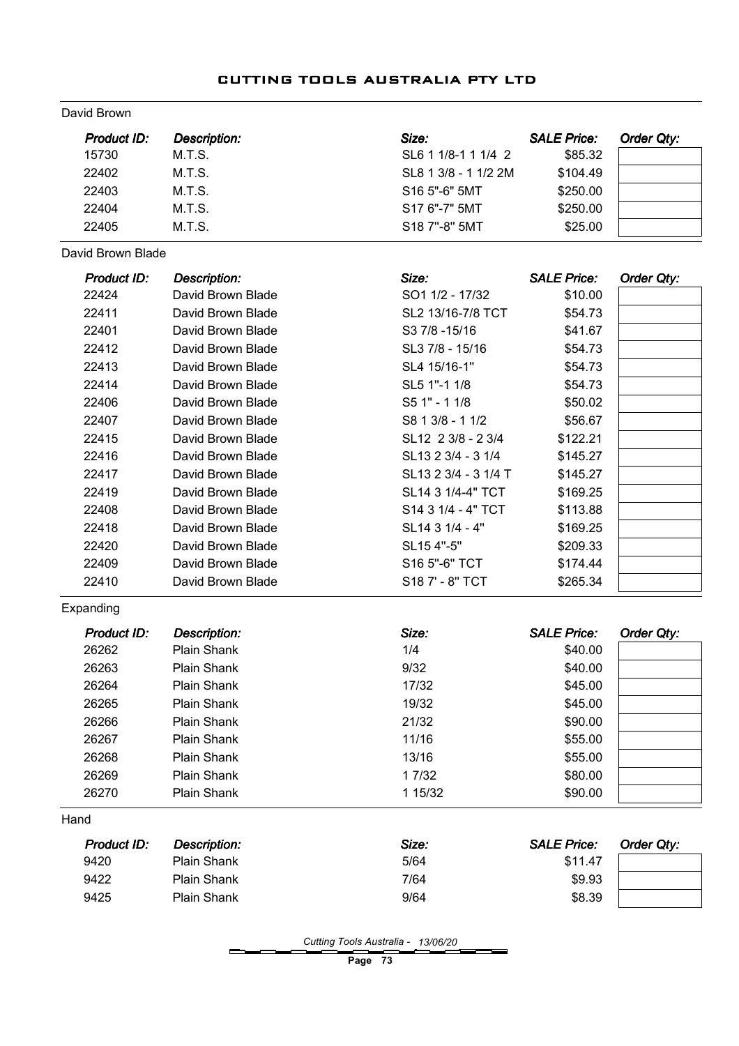# CUTTING TOOLS AUSTRALIA PTY LTD

## David Brown

| Product ID: | Description: | Size: | SALE Price: | Order Qty: |
|---|---|---|---|---|
| 15730 | M.T.S. | SL6 1 1/8-1 1 1/4 2 | $85.32 | |
| 22402 | M.T.S. | SL8 1 3/8 - 1 1/2 2M | $104.49 | |
| 22403 | M.T.S. | S16 5"-6" 5MT | $250.00 | |
| 22404 | M.T.S. | S17 6"-7" 5MT | $250.00 | |
| 22405 | M.T.S. | S18 7"-8" 5MT | $25.00 | |

## David Brown Blade

| Product ID: | Description: | Size: | SALE Price: | Order Qty: |
|---|---|---|---|---|
| 22424 | David Brown Blade | SO1 1/2 - 17/32 | $10.00 | |
| 22411 | David Brown Blade | SL2 13/16-7/8 TCT | $54.73 | |
| 22401 | David Brown Blade | S3 7/8 -15/16 | $41.67 | |
| 22412 | David Brown Blade | SL3 7/8 - 15/16 | $54.73 | |
| 22413 | David Brown Blade | SL4 15/16-1" | $54.73 | |
| 22414 | David Brown Blade | SL5 1"-1 1/8 | $54.73 | |
| 22406 | David Brown Blade | S5 1" - 1 1/8 | $50.02 | |
| 22407 | David Brown Blade | S8 1 3/8 - 1 1/2 | $56.67 | |
| 22415 | David Brown Blade | SL12 2 3/8 - 2 3/4 | $122.21 | |
| 22416 | David Brown Blade | SL13 2 3/4 - 3 1/4 | $145.27 | |
| 22417 | David Brown Blade | SL13 2 3/4 - 3 1/4 T | $145.27 | |
| 22419 | David Brown Blade | SL14 3 1/4-4" TCT | $169.25 | |
| 22408 | David Brown Blade | S14 3 1/4 - 4" TCT | $113.88 | |
| 22418 | David Brown Blade | SL14 3 1/4 - 4" | $169.25 | |
| 22420 | David Brown Blade | SL15 4"-5" | $209.33 | |
| 22409 | David Brown Blade | S16 5"-6" TCT | $174.44 | |
| 22410 | David Brown Blade | S18 7' - 8" TCT | $265.34 | |

## Expanding

| Product ID: | Description: | Size: | SALE Price: | Order Qty: |
|---|---|---|---|---|
| 26262 | Plain Shank | 1/4 | $40.00 | |
| 26263 | Plain Shank | 9/32 | $40.00 | |
| 26264 | Plain Shank | 17/32 | $45.00 | |
| 26265 | Plain Shank | 19/32 | $45.00 | |
| 26266 | Plain Shank | 21/32 | $90.00 | |
| 26267 | Plain Shank | 11/16 | $55.00 | |
| 26268 | Plain Shank | 13/16 | $55.00 | |
| 26269 | Plain Shank | 1 7/32 | $80.00 | |
| 26270 | Plain Shank | 1 15/32 | $90.00 | |

## Hand

| Product ID: | Description: | Size: | SALE Price: | Order Qty: |
|---|---|---|---|---|
| 9420 | Plain Shank | 5/64 | $11.47 | |
| 9422 | Plain Shank | 7/64 | $9.93 | |
| 9425 | Plain Shank | 9/64 | $8.39 | |

Cutting Tools Australia - 13/06/20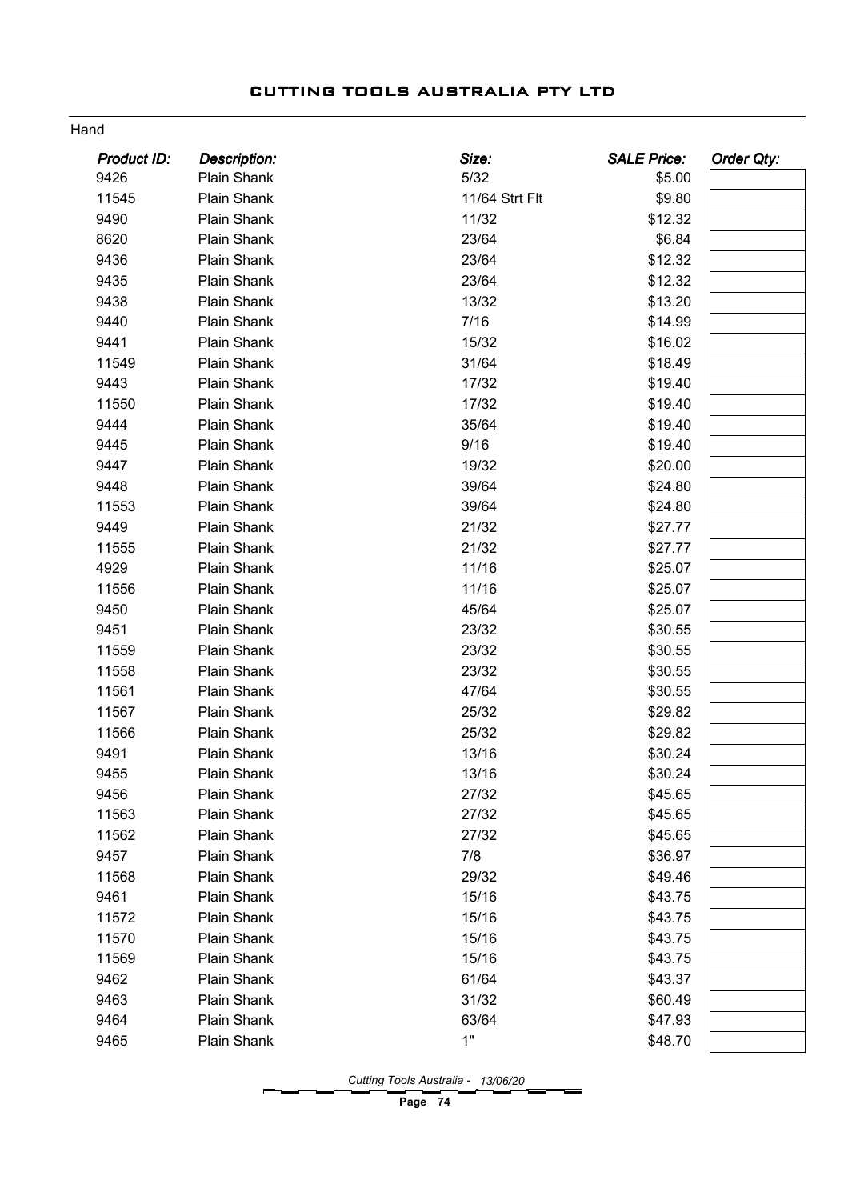# CUTTING TOOLS AUSTRALIA PTY LTD

Hand

| Product ID: | Description: | Size: | SALE Price: | Order Qty: |
|---|---|---|---|---|
| 9426 | Plain Shank | 5/32 | $5.00 | |
| 11545 | Plain Shank | 11/64 Strt Flt | $9.80 | |
| 9490 | Plain Shank | 11/32 | $12.32 | |
| 8620 | Plain Shank | 23/64 | $6.84 | |
| 9436 | Plain Shank | 23/64 | $12.32 | |
| 9435 | Plain Shank | 23/64 | $12.32 | |
| 9438 | Plain Shank | 13/32 | $13.20 | |
| 9440 | Plain Shank | 7/16 | $14.99 | |
| 9441 | Plain Shank | 15/32 | $16.02 | |
| 11549 | Plain Shank | 31/64 | $18.49 | |
| 9443 | Plain Shank | 17/32 | $19.40 | |
| 11550 | Plain Shank | 17/32 | $19.40 | |
| 9444 | Plain Shank | 35/64 | $19.40 | |
| 9445 | Plain Shank | 9/16 | $19.40 | |
| 9447 | Plain Shank | 19/32 | $20.00 | |
| 9448 | Plain Shank | 39/64 | $24.80 | |
| 11553 | Plain Shank | 39/64 | $24.80 | |
| 9449 | Plain Shank | 21/32 | $27.77 | |
| 11555 | Plain Shank | 21/32 | $27.77 | |
| 4929 | Plain Shank | 11/16 | $25.07 | |
| 11556 | Plain Shank | 11/16 | $25.07 | |
| 9450 | Plain Shank | 45/64 | $25.07 | |
| 9451 | Plain Shank | 23/32 | $30.55 | |
| 11559 | Plain Shank | 23/32 | $30.55 | |
| 11558 | Plain Shank | 23/32 | $30.55 | |
| 11561 | Plain Shank | 47/64 | $30.55 | |
| 11567 | Plain Shank | 25/32 | $29.82 | |
| 11566 | Plain Shank | 25/32 | $29.82 | |
| 9491 | Plain Shank | 13/16 | $30.24 | |
| 9455 | Plain Shank | 13/16 | $30.24 | |
| 9456 | Plain Shank | 27/32 | $45.65 | |
| 11563 | Plain Shank | 27/32 | $45.65 | |
| 11562 | Plain Shank | 27/32 | $45.65 | |
| 9457 | Plain Shank | 7/8 | $36.97 | |
| 11568 | Plain Shank | 29/32 | $49.46 | |
| 9461 | Plain Shank | 15/16 | $43.75 | |
| 11572 | Plain Shank | 15/16 | $43.75 | |
| 11570 | Plain Shank | 15/16 | $43.75 | |
| 11569 | Plain Shank | 15/16 | $43.75 | |
| 9462 | Plain Shank | 61/64 | $43.37 | |
| 9463 | Plain Shank | 31/32 | $60.49 | |
| 9464 | Plain Shank | 63/64 | $47.93 | |
| 9465 | Plain Shank | 1" | $48.70 | |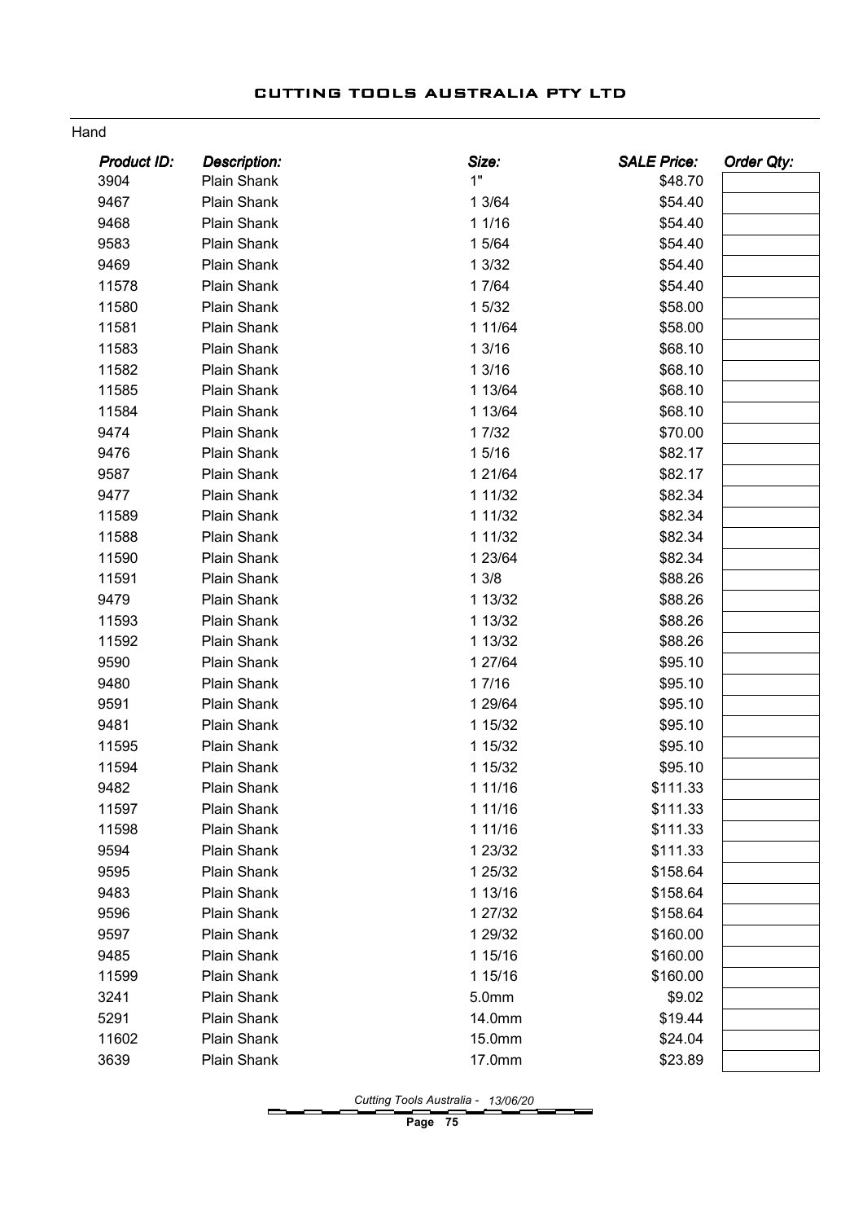Hand

| *Product ID:* | *Description:* | *Size:* | *SALE Price:* | *Order Qty:* |
|---|---|---|---|---|
| 3904 | Plain Shank | 1" | $48.70 | |
| 9467 | Plain Shank | 1 3/64 | $54.40 | |
| 9468 | Plain Shank | 1 1/16 | $54.40 | |
| 9583 | Plain Shank | 1 5/64 | $54.40 | |
| 9469 | Plain Shank | 1 3/32 | $54.40 | |
| 11578 | Plain Shank | 1 7/64 | $54.40 | |
| 11580 | Plain Shank | 1 5/32 | $58.00 | |
| 11581 | Plain Shank | 1 11/64 | $58.00 | |
| 11583 | Plain Shank | 1 3/16 | $68.10 | |
| 11582 | Plain Shank | 1 3/16 | $68.10 | |
| 11585 | Plain Shank | 1 13/64 | $68.10 | |
| 11584 | Plain Shank | 1 13/64 | $68.10 | |
| 9474 | Plain Shank | 1 7/32 | $70.00 | |
| 9476 | Plain Shank | 1 5/16 | $82.17 | |
| 9587 | Plain Shank | 1 21/64 | $82.17 | |
| 9477 | Plain Shank | 1 11/32 | $82.34 | |
| 11589 | Plain Shank | 1 11/32 | $82.34 | |
| 11588 | Plain Shank | 1 11/32 | $82.34 | |
| 11590 | Plain Shank | 1 23/64 | $82.34 | |
| 11591 | Plain Shank | 1 3/8 | $88.26 | |
| 9479 | Plain Shank | 1 13/32 | $88.26 | |
| 11593 | Plain Shank | 1 13/32 | $88.26 | |
| 11592 | Plain Shank | 1 13/32 | $88.26 | |
| 9590 | Plain Shank | 1 27/64 | $95.10 | |
| 9480 | Plain Shank | 1 7/16 | $95.10 | |
| 9591 | Plain Shank | 1 29/64 | $95.10 | |
| 9481 | Plain Shank | 1 15/32 | $95.10 | |
| 11595 | Plain Shank | 1 15/32 | $95.10 | |
| 11594 | Plain Shank | 1 15/32 | $95.10 | |
| 9482 | Plain Shank | 1 11/16 | $111.33 | |
| 11597 | Plain Shank | 1 11/16 | $111.33 | |
| 11598 | Plain Shank | 1 11/16 | $111.33 | |
| 9594 | Plain Shank | 1 23/32 | $111.33 | |
| 9595 | Plain Shank | 1 25/32 | $158.64 | |
| 9483 | Plain Shank | 1 13/16 | $158.64 | |
| 9596 | Plain Shank | 1 27/32 | $158.64 | |
| 9597 | Plain Shank | 1 29/32 | $160.00 | |
| 9485 | Plain Shank | 1 15/16 | $160.00 | |
| 11599 | Plain Shank | 1 15/16 | $160.00 | |
| 3241 | Plain Shank | 5.0mm | $9.02 | |
| 5291 | Plain Shank | 14.0mm | $19.44 | |
| 11602 | Plain Shank | 15.0mm | $24.04 | |
| 3639 | Plain Shank | 17.0mm | $23.89 | |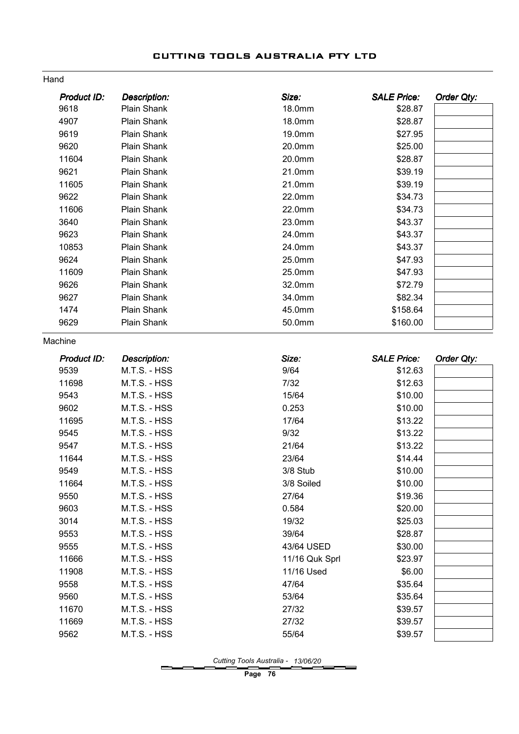## Hand

| Product ID: | Description: | Size: | SALE Price: | Order Qty: |
|---|---|---|---|---|
| 9618 | Plain Shank | 18.0mm | $28.87 | |
| 4907 | Plain Shank | 18.0mm | $28.87 | |
| 9619 | Plain Shank | 19.0mm | $27.95 | |
| 9620 | Plain Shank | 20.0mm | $25.00 | |
| 11604 | Plain Shank | 20.0mm | $28.87 | |
| 9621 | Plain Shank | 21.0mm | $39.19 | |
| 11605 | Plain Shank | 21.0mm | $39.19 | |
| 9622 | Plain Shank | 22.0mm | $34.73 | |
| 11606 | Plain Shank | 22.0mm | $34.73 | |
| 3640 | Plain Shank | 23.0mm | $43.37 | |
| 9623 | Plain Shank | 24.0mm | $43.37 | |
| 10853 | Plain Shank | 24.0mm | $43.37 | |
| 9624 | Plain Shank | 25.0mm | $47.93 | |
| 11609 | Plain Shank | 25.0mm | $47.93 | |
| 9626 | Plain Shank | 32.0mm | $72.79 | |
| 9627 | Plain Shank | 34.0mm | $82.34 | |
| 1474 | Plain Shank | 45.0mm | $158.64 | |
| 9629 | Plain Shank | 50.0mm | $160.00 | |

## Machine

| Product ID: | Description: | Size: | SALE Price: | Order Qty: |
|---|---|---|---|---|
| 9539 | M.T.S. - HSS | 9/64 | $12.63 | |
| 11698 | M.T.S. - HSS | 7/32 | $12.63 | |
| 9543 | M.T.S. - HSS | 15/64 | $10.00 | |
| 9602 | M.T.S. - HSS | 0.253 | $10.00 | |
| 11695 | M.T.S. - HSS | 17/64 | $13.22 | |
| 9545 | M.T.S. - HSS | 9/32 | $13.22 | |
| 9547 | M.T.S. - HSS | 21/64 | $13.22 | |
| 11644 | M.T.S. - HSS | 23/64 | $14.44 | |
| 9549 | M.T.S. - HSS | 3/8 Stub | $10.00 | |
| 11664 | M.T.S. - HSS | 3/8 Soiled | $10.00 | |
| 9550 | M.T.S. - HSS | 27/64 | $19.36 | |
| 9603 | M.T.S. - HSS | 0.584 | $20.00 | |
| 3014 | M.T.S. - HSS | 19/32 | $25.03 | |
| 9553 | M.T.S. - HSS | 39/64 | $28.87 | |
| 9555 | M.T.S. - HSS | 43/64 USED | $30.00 | |
| 11666 | M.T.S. - HSS | 11/16 Quk Sprl | $23.97 | |
| 11908 | M.T.S. - HSS | 11/16 Used | $6.00 | |
| 9558 | M.T.S. - HSS | 47/64 | $35.64 | |
| 9560 | M.T.S. - HSS | 53/64 | $35.64 | |
| 11670 | M.T.S. - HSS | 27/32 | $39.57 | |
| 11669 | M.T.S. - HSS | 27/32 | $39.57 | |
| 9562 | M.T.S. - HSS | 55/64 | $39.57 | |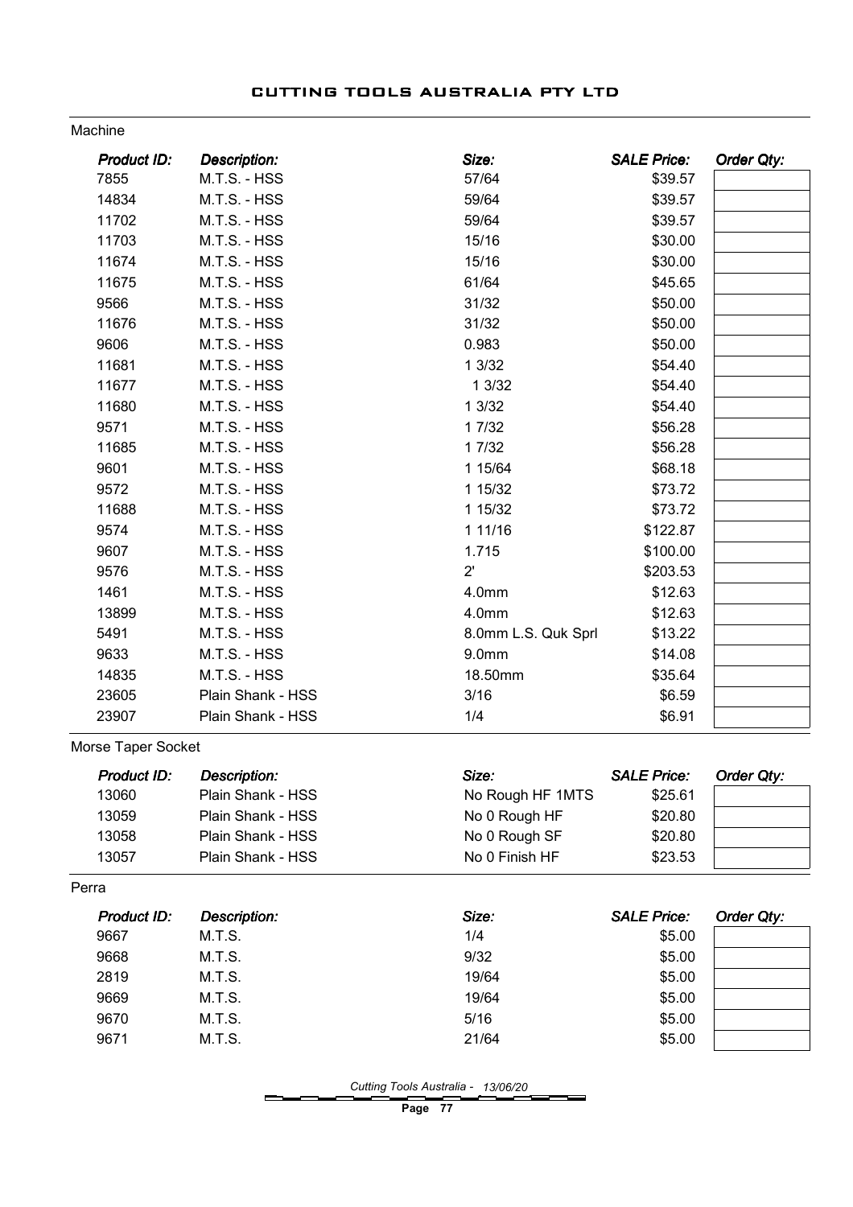## Machine

| Product ID: | Description: | Size: | SALE Price: | Order Qty: |
|---|---|---|---|---|
| 7855 | M.T.S. - HSS | 57/64 | $39.57 | |
| 14834 | M.T.S. - HSS | 59/64 | $39.57 | |
| 11702 | M.T.S. - HSS | 59/64 | $39.57 | |
| 11703 | M.T.S. - HSS | 15/16 | $30.00 | |
| 11674 | M.T.S. - HSS | 15/16 | $30.00 | |
| 11675 | M.T.S. - HSS | 61/64 | $45.65 | |
| 9566 | M.T.S. - HSS | 31/32 | $50.00 | |
| 11676 | M.T.S. - HSS | 31/32 | $50.00 | |
| 9606 | M.T.S. - HSS | 0.983 | $50.00 | |
| 11681 | M.T.S. - HSS | 1 3/32 | $54.40 | |
| 11677 | M.T.S. - HSS | 1 3/32 | $54.40 | |
| 11680 | M.T.S. - HSS | 1 3/32 | $54.40 | |
| 9571 | M.T.S. - HSS | 1 7/32 | $56.28 | |
| 11685 | M.T.S. - HSS | 1 7/32 | $56.28 | |
| 9601 | M.T.S. - HSS | 1 15/64 | $68.18 | |
| 9572 | M.T.S. - HSS | 1 15/32 | $73.72 | |
| 11688 | M.T.S. - HSS | 1 15/32 | $73.72 | |
| 9574 | M.T.S. - HSS | 1 11/16 | $122.87 | |
| 9607 | M.T.S. - HSS | 1.715 | $100.00 | |
| 9576 | M.T.S. - HSS | 2' | $203.53 | |
| 1461 | M.T.S. - HSS | 4.0mm | $12.63 | |
| 13899 | M.T.S. - HSS | 4.0mm | $12.63 | |
| 5491 | M.T.S. - HSS | 8.0mm L.S. Quk Sprl | $13.22 | |
| 9633 | M.T.S. - HSS | 9.0mm | $14.08 | |
| 14835 | M.T.S. - HSS | 18.50mm | $35.64 | |
| 23605 | Plain Shank - HSS | 3/16 | $6.59 | |
| 23907 | Plain Shank - HSS | 1/4 | $6.91 | |

## Morse Taper Socket

| Product ID: | Description: | Size: | SALE Price: | Order Qty: |
|---|---|---|---|---|
| 13060 | Plain Shank - HSS | No Rough HF 1MTS | $25.61 | |
| 13059 | Plain Shank - HSS | No 0 Rough HF | $20.80 | |
| 13058 | Plain Shank - HSS | No 0 Rough SF | $20.80 | |
| 13057 | Plain Shank - HSS | No 0 Finish HF | $23.53 | |

## Perra

| Product ID: | Description: | Size: | SALE Price: | Order Qty: |
|---|---|---|---|---|
| 9667 | M.T.S. | 1/4 | $5.00 | |
| 9668 | M.T.S. | 9/32 | $5.00 | |
| 2819 | M.T.S. | 19/64 | $5.00 | |
| 9669 | M.T.S. | 19/64 | $5.00 | |
| 9670 | M.T.S. | 5/16 | $5.00 | |
| 9671 | M.T.S. | 21/64 | $5.00 | |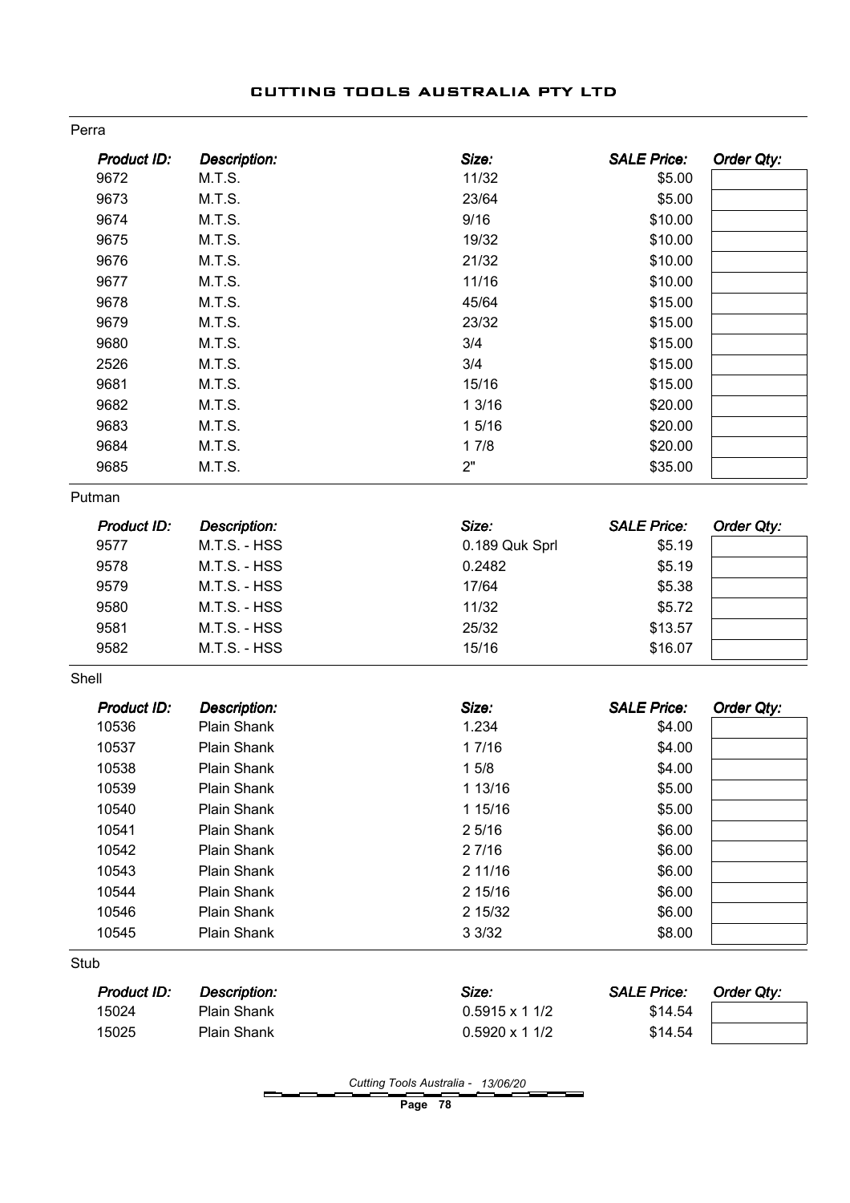# CUTTING TOOLS AUSTRALIA PTY LTD

## Perra

| *Product ID:* | *Description:* | *Size:* | *SALE Price:* | *Order Qty:* |
|---|---|---|---|---|
| 9672 | M.T.S. | 11/32 | $5.00 | |
| 9673 | M.T.S. | 23/64 | $5.00 | |
| 9674 | M.T.S. | 9/16 | $10.00 | |
| 9675 | M.T.S. | 19/32 | $10.00 | |
| 9676 | M.T.S. | 21/32 | $10.00 | |
| 9677 | M.T.S. | 11/16 | $10.00 | |
| 9678 | M.T.S. | 45/64 | $15.00 | |
| 9679 | M.T.S. | 23/32 | $15.00 | |
| 9680 | M.T.S. | 3/4 | $15.00 | |
| 2526 | M.T.S. | 3/4 | $15.00 | |
| 9681 | M.T.S. | 15/16 | $15.00 | |
| 9682 | M.T.S. | 1 3/16 | $20.00 | |
| 9683 | M.T.S. | 1 5/16 | $20.00 | |
| 9684 | M.T.S. | 1 7/8 | $20.00 | |
| 9685 | M.T.S. | 2" | $35.00 | |

## Putman

| *Product ID:* | *Description:* | *Size:* | *SALE Price:* | *Order Qty:* |
|---|---|---|---|---|
| 9577 | M.T.S. - HSS | 0.189 Quk Sprl | $5.19 | |
| 9578 | M.T.S. - HSS | 0.2482 | $5.19 | |
| 9579 | M.T.S. - HSS | 17/64 | $5.38 | |
| 9580 | M.T.S. - HSS | 11/32 | $5.72 | |
| 9581 | M.T.S. - HSS | 25/32 | $13.57 | |
| 9582 | M.T.S. - HSS | 15/16 | $16.07 | |

## Shell

| *Product ID:* | *Description:* | *Size:* | *SALE Price:* | *Order Qty:* |
|---|---|---|---|---|
| 10536 | Plain Shank | 1.234 | $4.00 | |
| 10537 | Plain Shank | 1 7/16 | $4.00 | |
| 10538 | Plain Shank | 1 5/8 | $4.00 | |
| 10539 | Plain Shank | 1 13/16 | $5.00 | |
| 10540 | Plain Shank | 1 15/16 | $5.00 | |
| 10541 | Plain Shank | 2 5/16 | $6.00 | |
| 10542 | Plain Shank | 2 7/16 | $6.00 | |
| 10543 | Plain Shank | 2 11/16 | $6.00 | |
| 10544 | Plain Shank | 2 15/16 | $6.00 | |
| 10546 | Plain Shank | 2 15/32 | $6.00 | |
| 10545 | Plain Shank | 3 3/32 | $8.00 | |

## Stub

| *Product ID:* | *Description:* | *Size:* | *SALE Price:* | *Order Qty:* |
|---|---|---|---|---|
| 15024 | Plain Shank | 0.5915 x 1 1/2 | $14.54 | |
| 15025 | Plain Shank | 0.5920 x 1 1/2 | $14.54 | |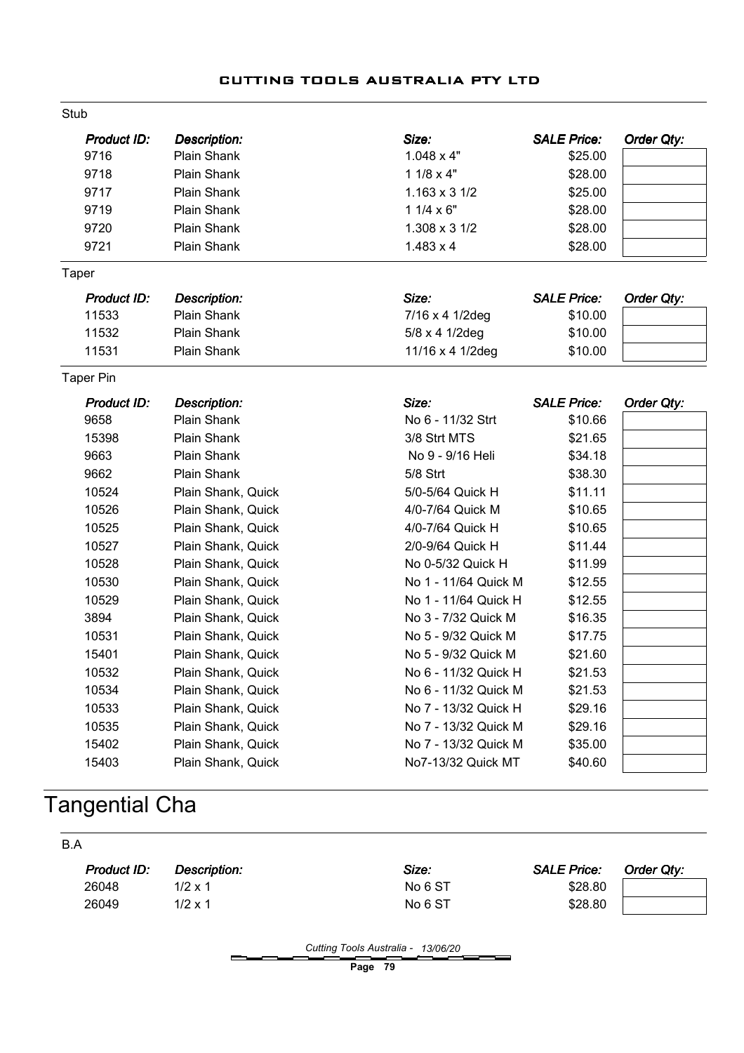### Stub

| Product ID: | Description: | Size: | SALE Price: | Order Qty: |
|---|---|---|---|---|
| 9716 | Plain Shank | 1.048 x 4" | $25.00 | |
| 9718 | Plain Shank | 1 1/8 x 4" | $28.00 | |
| 9717 | Plain Shank | 1.163 x 3 1/2 | $25.00 | |
| 9719 | Plain Shank | 1 1/4 x 6" | $28.00 | |
| 9720 | Plain Shank | 1.308 x 3 1/2 | $28.00 | |
| 9721 | Plain Shank | 1.483 x 4 | $28.00 | |

### Taper

| Product ID: | Description: | Size: | SALE Price: | Order Qty: |
|---|---|---|---|---|
| 11533 | Plain Shank | 7/16 x 4 1/2deg | $10.00 | |
| 11532 | Plain Shank | 5/8 x 4 1/2deg | $10.00 | |
| 11531 | Plain Shank | 11/16 x 4 1/2deg | $10.00 | |

### Taper Pin

| Product ID: | Description: | Size: | SALE Price: | Order Qty: |
|---|---|---|---|---|
| 9658 | Plain Shank | No 6 - 11/32 Strt | $10.66 | |
| 15398 | Plain Shank | 3/8 Strt MTS | $21.65 | |
| 9663 | Plain Shank | No 9 - 9/16 Heli | $34.18 | |
| 9662 | Plain Shank | 5/8 Strt | $38.30 | |
| 10524 | Plain Shank, Quick | 5/0-5/64 Quick H | $11.11 | |
| 10526 | Plain Shank, Quick | 4/0-7/64 Quick M | $10.65 | |
| 10525 | Plain Shank, Quick | 4/0-7/64 Quick H | $10.65 | |
| 10527 | Plain Shank, Quick | 2/0-9/64 Quick H | $11.44 | |
| 10528 | Plain Shank, Quick | No 0-5/32 Quick H | $11.99 | |
| 10530 | Plain Shank, Quick | No 1 - 11/64 Quick M | $12.55 | |
| 10529 | Plain Shank, Quick | No 1 - 11/64 Quick H | $12.55 | |
| 3894 | Plain Shank, Quick | No 3 - 7/32 Quick M | $16.35 | |
| 10531 | Plain Shank, Quick | No 5 - 9/32 Quick M | $17.75 | |
| 15401 | Plain Shank, Quick | No 5 - 9/32 Quick M | $21.60 | |
| 10532 | Plain Shank, Quick | No 6 - 11/32 Quick H | $21.53 | |
| 10534 | Plain Shank, Quick | No 6 - 11/32 Quick M | $21.53 | |
| 10533 | Plain Shank, Quick | No 7 - 13/32 Quick H | $29.16 | |
| 10535 | Plain Shank, Quick | No 7 - 13/32 Quick M | $29.16 | |
| 15402 | Plain Shank, Quick | No 7 - 13/32 Quick M | $35.00 | |
| 15403 | Plain Shank, Quick | No7-13/32 Quick MT | $40.60 | |

# Tangential Cha

### B.A

| Product ID: | Description: | Size: | SALE Price: | Order Qty: |
|---|---|---|---|---|
| 26048 | 1/2 x 1 | No 6 ST | $28.80 | |
| 26049 | 1/2 x 1 | No 6 ST | $28.80 | |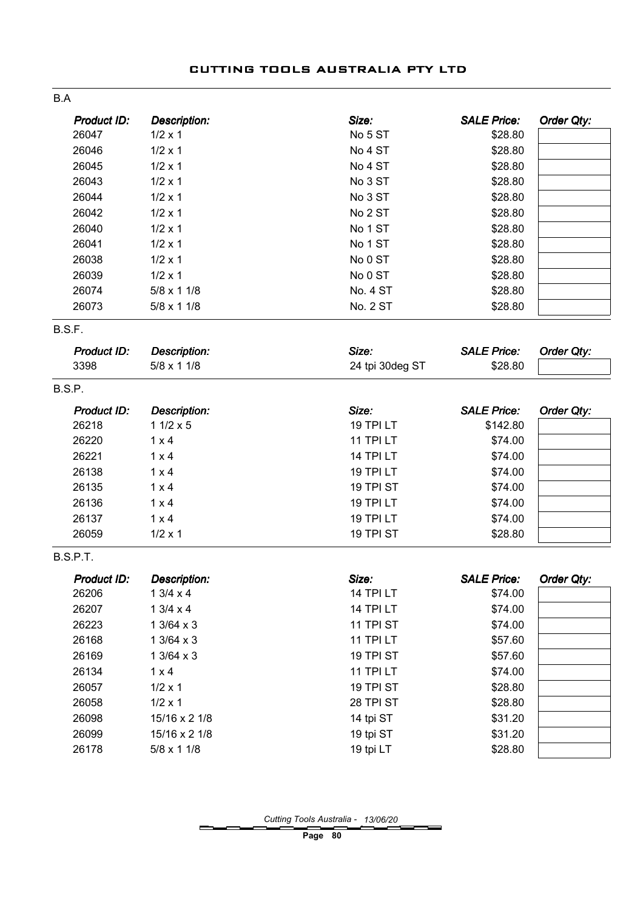# CUTTING TOOLS AUSTRALIA PTY LTD

## B.A

| Product ID: | Description: | Size: | SALE Price: | Order Qty: |
|---|---|---|---|---|
| 26047 | 1/2 x 1 | No 5 ST | $28.80 | |
| 26046 | 1/2 x 1 | No 4 ST | $28.80 | |
| 26045 | 1/2 x 1 | No 4 ST | $28.80 | |
| 26043 | 1/2 x 1 | No 3 ST | $28.80 | |
| 26044 | 1/2 x 1 | No 3 ST | $28.80 | |
| 26042 | 1/2 x 1 | No 2 ST | $28.80 | |
| 26040 | 1/2 x 1 | No 1 ST | $28.80 | |
| 26041 | 1/2 x 1 | No 1 ST | $28.80 | |
| 26038 | 1/2 x 1 | No 0 ST | $28.80 | |
| 26039 | 1/2 x 1 | No 0 ST | $28.80 | |
| 26074 | 5/8 x 1 1/8 | No. 4 ST | $28.80 | |
| 26073 | 5/8 x 1 1/8 | No. 2 ST | $28.80 | |

## B.S.F.

| Product ID: | Description: | Size: | SALE Price: | Order Qty: |
|---|---|---|---|---|
| 3398 | 5/8 x 1 1/8 | 24 tpi 30deg ST | $28.80 | |

## B.S.P.

| Product ID: | Description: | Size: | SALE Price: | Order Qty: |
|---|---|---|---|---|
| 26218 | 1 1/2 x 5 | 19 TPI LT | $142.80 | |
| 26220 | 1 x 4 | 11 TPI LT | $74.00 | |
| 26221 | 1 x 4 | 14 TPI LT | $74.00 | |
| 26138 | 1 x 4 | 19 TPI LT | $74.00 | |
| 26135 | 1 x 4 | 19 TPI ST | $74.00 | |
| 26136 | 1 x 4 | 19 TPI LT | $74.00 | |
| 26137 | 1 x 4 | 19 TPI LT | $74.00 | |
| 26059 | 1/2 x 1 | 19 TPI ST | $28.80 | |

## B.S.P.T.

| Product ID: | Description: | Size: | SALE Price: | Order Qty: |
|---|---|---|---|---|
| 26206 | 1 3/4 x 4 | 14 TPI LT | $74.00 | |
| 26207 | 1 3/4 x 4 | 14 TPI LT | $74.00 | |
| 26223 | 1 3/64 x 3 | 11 TPI ST | $74.00 | |
| 26168 | 1 3/64 x 3 | 11 TPI LT | $57.60 | |
| 26169 | 1 3/64 x 3 | 19 TPI ST | $57.60 | |
| 26134 | 1 x 4 | 11 TPI LT | $74.00 | |
| 26057 | 1/2 x 1 | 19 TPI ST | $28.80 | |
| 26058 | 1/2 x 1 | 28 TPI ST | $28.80 | |
| 26098 | 15/16 x 2 1/8 | 14 tpi ST | $31.20 | |
| 26099 | 15/16 x 2 1/8 | 19 tpi ST | $31.20 | |
| 26178 | 5/8 x 1 1/8 | 19 tpi LT | $28.80 | |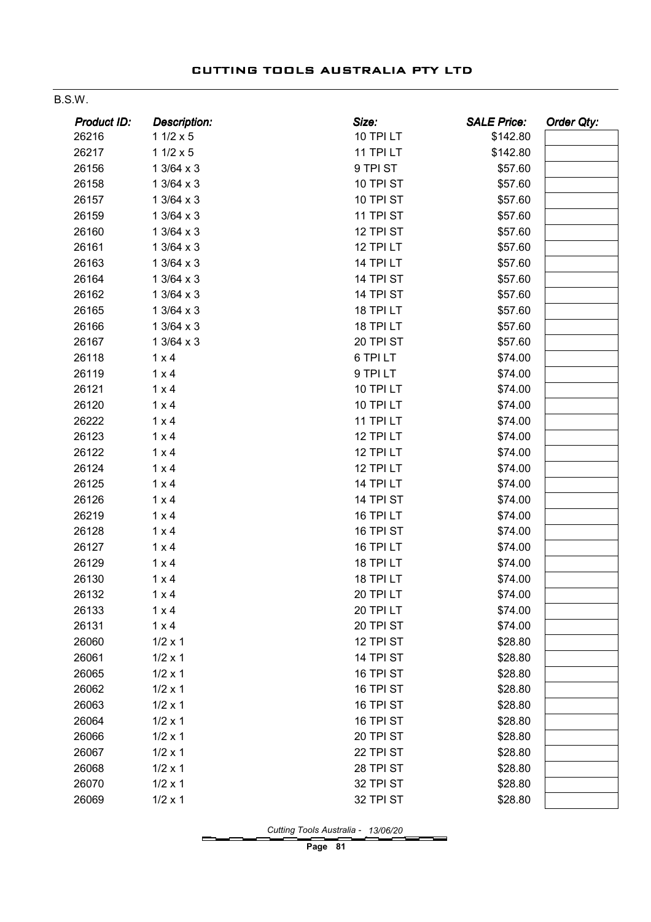# CUTTING TOOLS AUSTRALIA PTY LTD

B.S.W.

| Product ID: | Description: | Size: | SALE Price: | Order Qty: |
|---|---|---|---|---|
| 26216 | 1 1/2 x 5 | 10 TPI LT | $142.80 | |
| 26217 | 1 1/2 x 5 | 11 TPI LT | $142.80 | |
| 26156 | 1 3/64 x 3 | 9 TPI ST | $57.60 | |
| 26158 | 1 3/64 x 3 | 10 TPI ST | $57.60 | |
| 26157 | 1 3/64 x 3 | 10 TPI ST | $57.60 | |
| 26159 | 1 3/64 x 3 | 11 TPI ST | $57.60 | |
| 26160 | 1 3/64 x 3 | 12 TPI ST | $57.60 | |
| 26161 | 1 3/64 x 3 | 12 TPI LT | $57.60 | |
| 26163 | 1 3/64 x 3 | 14 TPI LT | $57.60 | |
| 26164 | 1 3/64 x 3 | 14 TPI ST | $57.60 | |
| 26162 | 1 3/64 x 3 | 14 TPI ST | $57.60 | |
| 26165 | 1 3/64 x 3 | 18 TPI LT | $57.60 | |
| 26166 | 1 3/64 x 3 | 18 TPI LT | $57.60 | |
| 26167 | 1 3/64 x 3 | 20 TPI ST | $57.60 | |
| 26118 | 1 x 4 | 6 TPI LT | $74.00 | |
| 26119 | 1 x 4 | 9 TPI LT | $74.00 | |
| 26121 | 1 x 4 | 10 TPI LT | $74.00 | |
| 26120 | 1 x 4 | 10 TPI LT | $74.00 | |
| 26222 | 1 x 4 | 11 TPI LT | $74.00 | |
| 26123 | 1 x 4 | 12 TPI LT | $74.00 | |
| 26122 | 1 x 4 | 12 TPI LT | $74.00 | |
| 26124 | 1 x 4 | 12 TPI LT | $74.00 | |
| 26125 | 1 x 4 | 14 TPI LT | $74.00 | |
| 26126 | 1 x 4 | 14 TPI ST | $74.00 | |
| 26219 | 1 x 4 | 16 TPI LT | $74.00 | |
| 26128 | 1 x 4 | 16 TPI ST | $74.00 | |
| 26127 | 1 x 4 | 16 TPI LT | $74.00 | |
| 26129 | 1 x 4 | 18 TPI LT | $74.00 | |
| 26130 | 1 x 4 | 18 TPI LT | $74.00 | |
| 26132 | 1 x 4 | 20 TPI LT | $74.00 | |
| 26133 | 1 x 4 | 20 TPI LT | $74.00 | |
| 26131 | 1 x 4 | 20 TPI ST | $74.00 | |
| 26060 | 1/2 x 1 | 12 TPI ST | $28.80 | |
| 26061 | 1/2 x 1 | 14 TPI ST | $28.80 | |
| 26065 | 1/2 x 1 | 16 TPI ST | $28.80 | |
| 26062 | 1/2 x 1 | 16 TPI ST | $28.80 | |
| 26063 | 1/2 x 1 | 16 TPI ST | $28.80 | |
| 26064 | 1/2 x 1 | 16 TPI ST | $28.80 | |
| 26066 | 1/2 x 1 | 20 TPI ST | $28.80 | |
| 26067 | 1/2 x 1 | 22 TPI ST | $28.80 | |
| 26068 | 1/2 x 1 | 28 TPI ST | $28.80 | |
| 26070 | 1/2 x 1 | 32 TPI ST | $28.80 | |
| 26069 | 1/2 x 1 | 32 TPI ST | $28.80 | |

Cutting Tools Australia - 13/06/20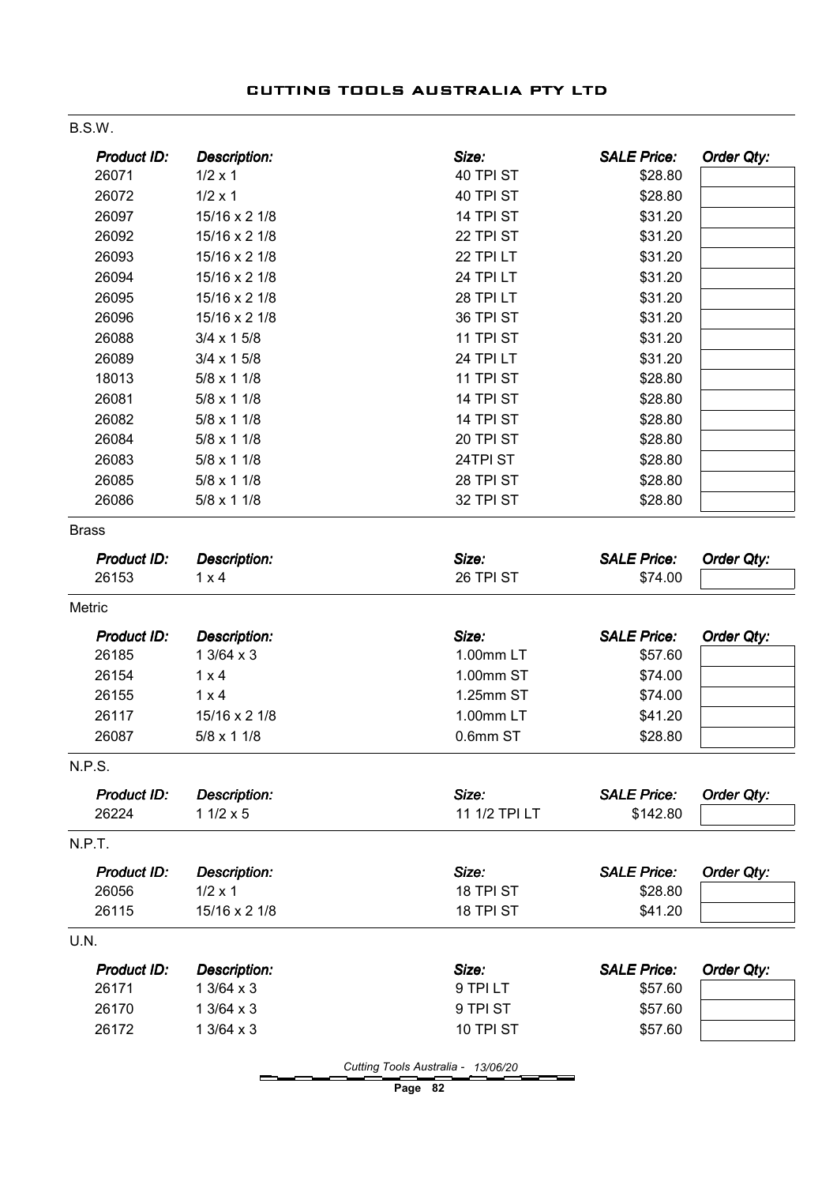## B.S.W.

| Product ID: | Description: | Size: | SALE Price: | Order Qty: |
|---|---|---|---|---|
| 26071 | 1/2 x 1 | 40 TPI ST | $28.80 | |
| 26072 | 1/2 x 1 | 40 TPI ST | $28.80 | |
| 26097 | 15/16 x 2 1/8 | 14 TPI ST | $31.20 | |
| 26092 | 15/16 x 2 1/8 | 22 TPI ST | $31.20 | |
| 26093 | 15/16 x 2 1/8 | 22 TPI LT | $31.20 | |
| 26094 | 15/16 x 2 1/8 | 24 TPI LT | $31.20 | |
| 26095 | 15/16 x 2 1/8 | 28 TPI LT | $31.20 | |
| 26096 | 15/16 x 2 1/8 | 36 TPI ST | $31.20 | |
| 26088 | 3/4 x 1 5/8 | 11 TPI ST | $31.20 | |
| 26089 | 3/4 x 1 5/8 | 24 TPI LT | $31.20 | |
| 18013 | 5/8 x 1 1/8 | 11 TPI ST | $28.80 | |
| 26081 | 5/8 x 1 1/8 | 14 TPI ST | $28.80 | |
| 26082 | 5/8 x 1 1/8 | 14 TPI ST | $28.80 | |
| 26084 | 5/8 x 1 1/8 | 20 TPI ST | $28.80 | |
| 26083 | 5/8 x 1 1/8 | 24TPI ST | $28.80 | |
| 26085 | 5/8 x 1 1/8 | 28 TPI ST | $28.80 | |
| 26086 | 5/8 x 1 1/8 | 32 TPI ST | $28.80 | |

## Brass

| Product ID: | Description: | Size: | SALE Price: | Order Qty: |
|---|---|---|---|---|
| 26153 | 1 x 4 | 26 TPI ST | $74.00 | |

## Metric

| Product ID: | Description: | Size: | SALE Price: | Order Qty: |
|---|---|---|---|---|
| 26185 | 1 3/64 x 3 | 1.00mm LT | $57.60 | |
| 26154 | 1 x 4 | 1.00mm ST | $74.00 | |
| 26155 | 1 x 4 | 1.25mm ST | $74.00 | |
| 26117 | 15/16 x 2 1/8 | 1.00mm LT | $41.20 | |
| 26087 | 5/8 x 1 1/8 | 0.6mm ST | $28.80 | |

## N.P.S.

| Product ID: | Description: | Size: | SALE Price: | Order Qty: |
|---|---|---|---|---|
| 26224 | 1 1/2 x 5 | 11 1/2 TPI LT | $142.80 | |

## N.P.T.

| Product ID: | Description: | Size: | SALE Price: | Order Qty: |
|---|---|---|---|---|
| 26056 | 1/2 x 1 | 18 TPI ST | $28.80 | |
| 26115 | 15/16 x 2 1/8 | 18 TPI ST | $41.20 | |

## U.N.

| Product ID: | Description: | Size: | SALE Price: | Order Qty: |
|---|---|---|---|---|
| 26171 | 1 3/64 x 3 | 9 TPI LT | $57.60 | |
| 26170 | 1 3/64 x 3 | 9 TPI ST | $57.60 | |
| 26172 | 1 3/64 x 3 | 10 TPI ST | $57.60 | |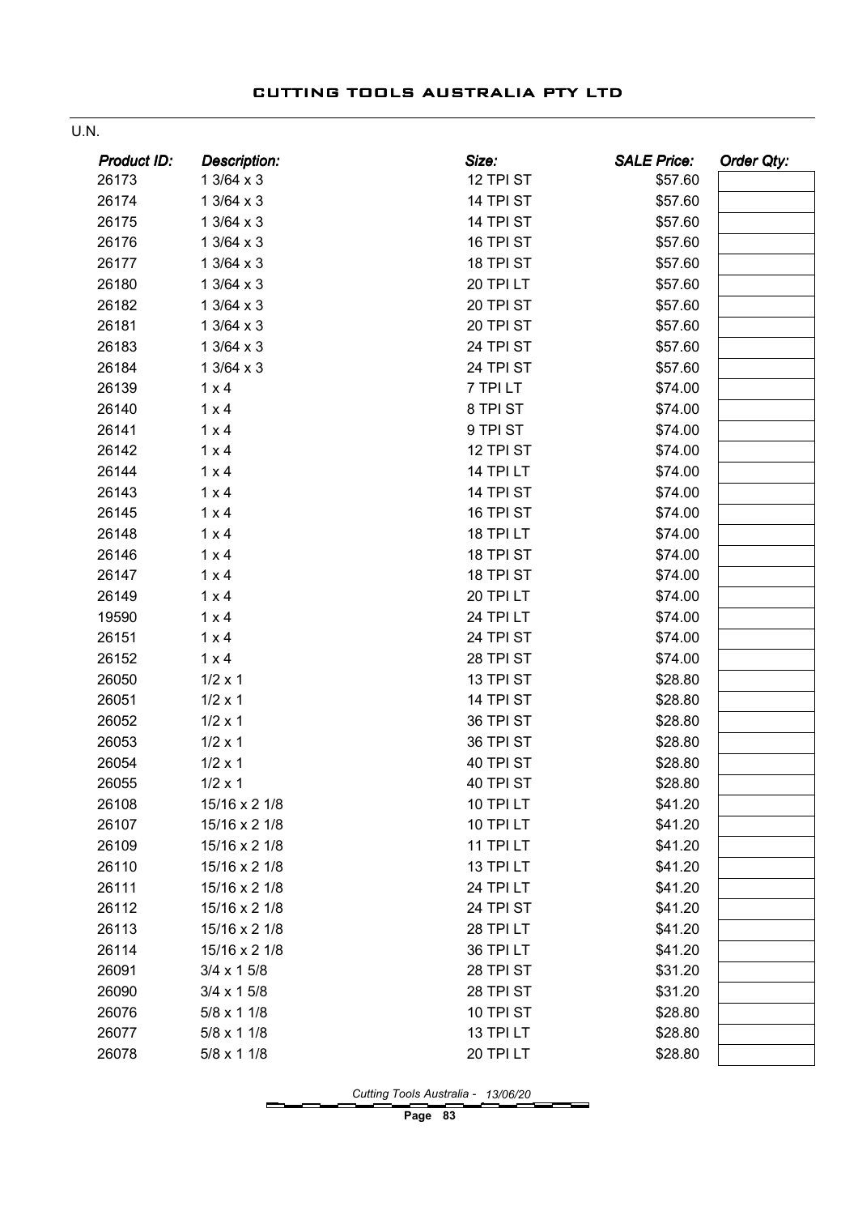# CUTTING TOOLS AUSTRALIA PTY LTD

U.N.

| *Product ID:* | *Description:* | *Size:* | *SALE Price:* | *Order Qty:* |
|---|---|---|---|---|
| 26173 | 1 3/64 x 3 | 12 TPI ST | $57.60 | |
| 26174 | 1 3/64 x 3 | 14 TPI ST | $57.60 | |
| 26175 | 1 3/64 x 3 | 14 TPI ST | $57.60 | |
| 26176 | 1 3/64 x 3 | 16 TPI ST | $57.60 | |
| 26177 | 1 3/64 x 3 | 18 TPI ST | $57.60 | |
| 26180 | 1 3/64 x 3 | 20 TPI LT | $57.60 | |
| 26182 | 1 3/64 x 3 | 20 TPI ST | $57.60 | |
| 26181 | 1 3/64 x 3 | 20 TPI ST | $57.60 | |
| 26183 | 1 3/64 x 3 | 24 TPI ST | $57.60 | |
| 26184 | 1 3/64 x 3 | 24 TPI ST | $57.60 | |
| 26139 | 1 x 4 | 7 TPI LT | $74.00 | |
| 26140 | 1 x 4 | 8 TPI ST | $74.00 | |
| 26141 | 1 x 4 | 9 TPI ST | $74.00 | |
| 26142 | 1 x 4 | 12 TPI ST | $74.00 | |
| 26144 | 1 x 4 | 14 TPI LT | $74.00 | |
| 26143 | 1 x 4 | 14 TPI ST | $74.00 | |
| 26145 | 1 x 4 | 16 TPI ST | $74.00 | |
| 26148 | 1 x 4 | 18 TPI LT | $74.00 | |
| 26146 | 1 x 4 | 18 TPI ST | $74.00 | |
| 26147 | 1 x 4 | 18 TPI ST | $74.00 | |
| 26149 | 1 x 4 | 20 TPI LT | $74.00 | |
| 19590 | 1 x 4 | 24 TPI LT | $74.00 | |
| 26151 | 1 x 4 | 24 TPI ST | $74.00 | |
| 26152 | 1 x 4 | 28 TPI ST | $74.00 | |
| 26050 | 1/2 x 1 | 13 TPI ST | $28.80 | |
| 26051 | 1/2 x 1 | 14 TPI ST | $28.80 | |
| 26052 | 1/2 x 1 | 36 TPI ST | $28.80 | |
| 26053 | 1/2 x 1 | 36 TPI ST | $28.80 | |
| 26054 | 1/2 x 1 | 40 TPI ST | $28.80 | |
| 26055 | 1/2 x 1 | 40 TPI ST | $28.80 | |
| 26108 | 15/16 x 2 1/8 | 10 TPI LT | $41.20 | |
| 26107 | 15/16 x 2 1/8 | 10 TPI LT | $41.20 | |
| 26109 | 15/16 x 2 1/8 | 11 TPI LT | $41.20 | |
| 26110 | 15/16 x 2 1/8 | 13 TPI LT | $41.20 | |
| 26111 | 15/16 x 2 1/8 | 24 TPI LT | $41.20 | |
| 26112 | 15/16 x 2 1/8 | 24 TPI ST | $41.20 | |
| 26113 | 15/16 x 2 1/8 | 28 TPI LT | $41.20 | |
| 26114 | 15/16 x 2 1/8 | 36 TPI LT | $41.20 | |
| 26091 | 3/4 x 1 5/8 | 28 TPI ST | $31.20 | |
| 26090 | 3/4 x 1 5/8 | 28 TPI ST | $31.20 | |
| 26076 | 5/8 x 1 1/8 | 10 TPI ST | $28.80 | |
| 26077 | 5/8 x 1 1/8 | 13 TPI LT | $28.80 | |
| 26078 | 5/8 x 1 1/8 | 20 TPI LT | $28.80 | |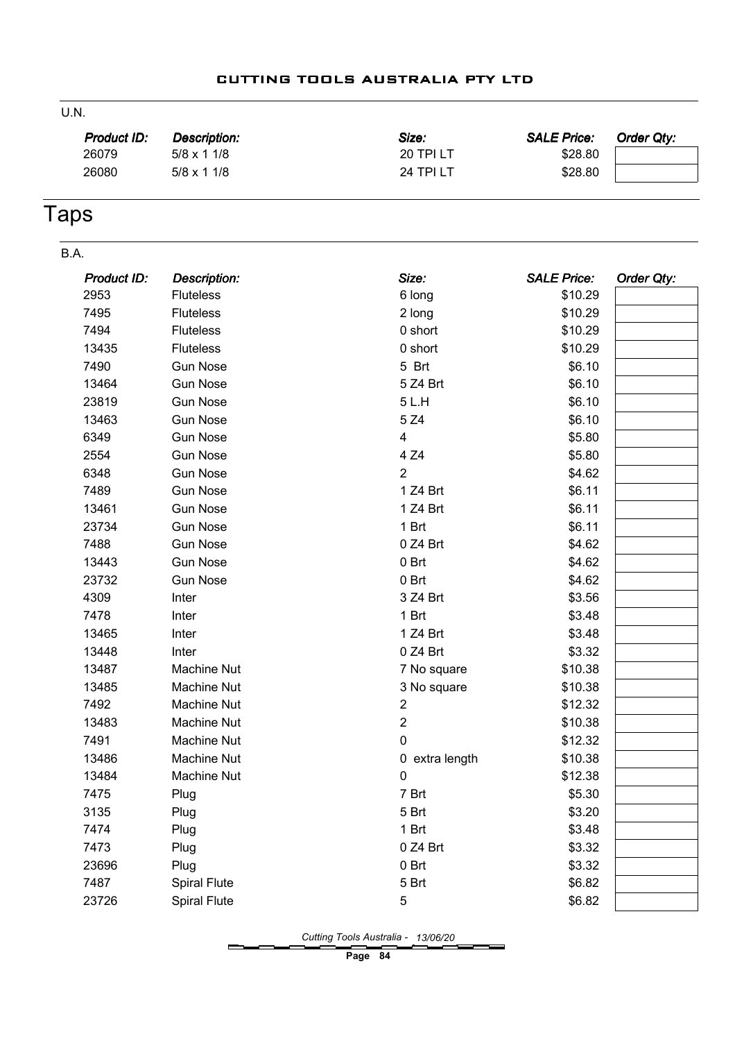U.N.

| Product ID: | Description: | Size: | SALE Price: | Order Qty: |
|---|---|---|---|---|
| 26079 | 5/8 x 1 1/8 | 20 TPI LT | $28.80 | |
| 26080 | 5/8 x 1 1/8 | 24 TPI LT | $28.80 | |

# Taps

B.A.

| Product ID: | Description: | Size: | SALE Price: | Order Qty: |
|---|---|---|---|---|
| 2953 | Fluteless | 6 long | $10.29 | |
| 7495 | Fluteless | 2 long | $10.29 | |
| 7494 | Fluteless | 0 short | $10.29 | |
| 13435 | Fluteless | 0 short | $10.29 | |
| 7490 | Gun Nose | 5 Brt | $6.10 | |
| 13464 | Gun Nose | 5 Z4 Brt | $6.10 | |
| 23819 | Gun Nose | 5 L.H | $6.10 | |
| 13463 | Gun Nose | 5 Z4 | $6.10 | |
| 6349 | Gun Nose | 4 | $5.80 | |
| 2554 | Gun Nose | 4 Z4 | $5.80 | |
| 6348 | Gun Nose | 2 | $4.62 | |
| 7489 | Gun Nose | 1 Z4 Brt | $6.11 | |
| 13461 | Gun Nose | 1 Z4 Brt | $6.11 | |
| 23734 | Gun Nose | 1 Brt | $6.11 | |
| 7488 | Gun Nose | 0 Z4 Brt | $4.62 | |
| 13443 | Gun Nose | 0 Brt | $4.62 | |
| 23732 | Gun Nose | 0 Brt | $4.62 | |
| 4309 | Inter | 3 Z4 Brt | $3.56 | |
| 7478 | Inter | 1 Brt | $3.48 | |
| 13465 | Inter | 1 Z4 Brt | $3.48 | |
| 13448 | Inter | 0 Z4 Brt | $3.32 | |
| 13487 | Machine Nut | 7 No square | $10.38 | |
| 13485 | Machine Nut | 3 No square | $10.38 | |
| 7492 | Machine Nut | 2 | $12.32 | |
| 13483 | Machine Nut | 2 | $10.38 | |
| 7491 | Machine Nut | 0 | $12.32 | |
| 13486 | Machine Nut | 0 extra length | $10.38 | |
| 13484 | Machine Nut | 0 | $12.38 | |
| 7475 | Plug | 7 Brt | $5.30 | |
| 3135 | Plug | 5 Brt | $3.20 | |
| 7474 | Plug | 1 Brt | $3.48 | |
| 7473 | Plug | 0 Z4 Brt | $3.32 | |
| 23696 | Plug | 0 Brt | $3.32 | |
| 7487 | Spiral Flute | 5 Brt | $6.82 | |
| 23726 | Spiral Flute | 5 | $6.82 | |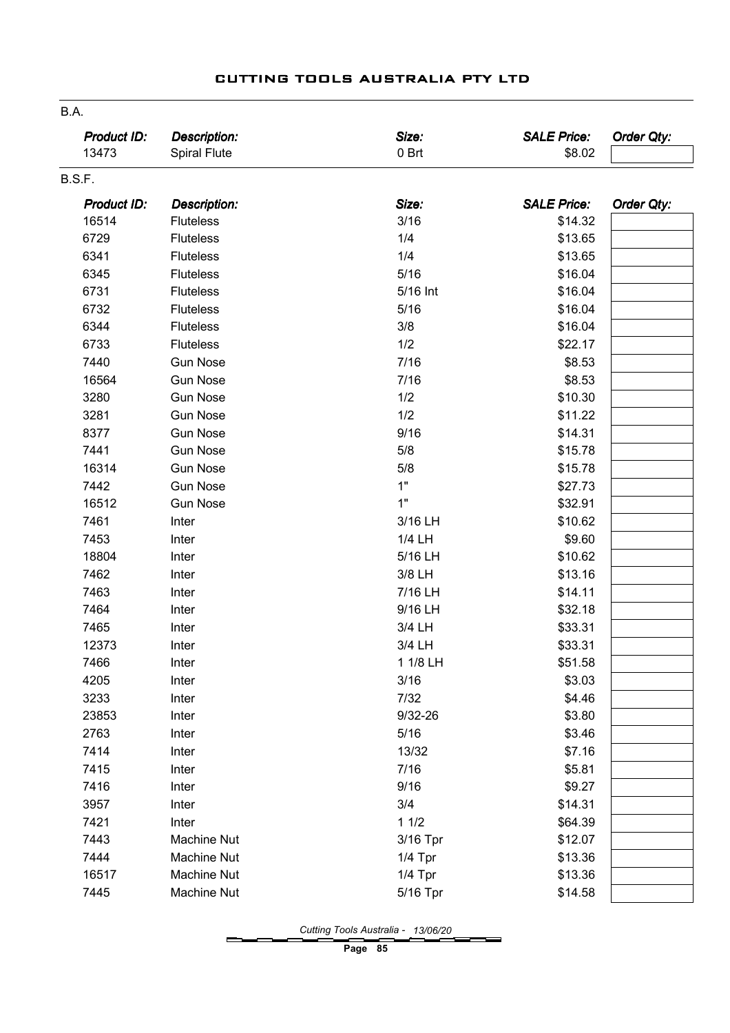# CUTTING TOOLS AUSTRALIA PTY LTD

## B.A.

| Product ID: | Description: | Size: | SALE Price: | Order Qty: |
|---|---|---|---|---|
| 13473 | Spiral Flute | 0 Brt | $8.02 | |

## B.S.F.

| Product ID: | Description: | Size: | SALE Price: | Order Qty: |
|---|---|---|---|---|
| 16514 | Fluteless | 3/16 | $14.32 | |
| 6729 | Fluteless | 1/4 | $13.65 | |
| 6341 | Fluteless | 1/4 | $13.65 | |
| 6345 | Fluteless | 5/16 | $16.04 | |
| 6731 | Fluteless | 5/16 Int | $16.04 | |
| 6732 | Fluteless | 5/16 | $16.04 | |
| 6344 | Fluteless | 3/8 | $16.04 | |
| 6733 | Fluteless | 1/2 | $22.17 | |
| 7440 | Gun Nose | 7/16 | $8.53 | |
| 16564 | Gun Nose | 7/16 | $8.53 | |
| 3280 | Gun Nose | 1/2 | $10.30 | |
| 3281 | Gun Nose | 1/2 | $11.22 | |
| 8377 | Gun Nose | 9/16 | $14.31 | |
| 7441 | Gun Nose | 5/8 | $15.78 | |
| 16314 | Gun Nose | 5/8 | $15.78 | |
| 7442 | Gun Nose | 1" | $27.73 | |
| 16512 | Gun Nose | 1" | $32.91 | |
| 7461 | Inter | 3/16 LH | $10.62 | |
| 7453 | Inter | 1/4 LH | $9.60 | |
| 18804 | Inter | 5/16 LH | $10.62 | |
| 7462 | Inter | 3/8 LH | $13.16 | |
| 7463 | Inter | 7/16 LH | $14.11 | |
| 7464 | Inter | 9/16 LH | $32.18 | |
| 7465 | Inter | 3/4 LH | $33.31 | |
| 12373 | Inter | 3/4 LH | $33.31 | |
| 7466 | Inter | 1 1/8 LH | $51.58 | |
| 4205 | Inter | 3/16 | $3.03 | |
| 3233 | Inter | 7/32 | $4.46 | |
| 23853 | Inter | 9/32-26 | $3.80 | |
| 2763 | Inter | 5/16 | $3.46 | |
| 7414 | Inter | 13/32 | $7.16 | |
| 7415 | Inter | 7/16 | $5.81 | |
| 7416 | Inter | 9/16 | $9.27 | |
| 3957 | Inter | 3/4 | $14.31 | |
| 7421 | Inter | 1 1/2 | $64.39 | |
| 7443 | Machine Nut | 3/16 Tpr | $12.07 | |
| 7444 | Machine Nut | 1/4 Tpr | $13.36 | |
| 16517 | Machine Nut | 1/4 Tpr | $13.36 | |
| 7445 | Machine Nut | 5/16 Tpr | $14.58 | |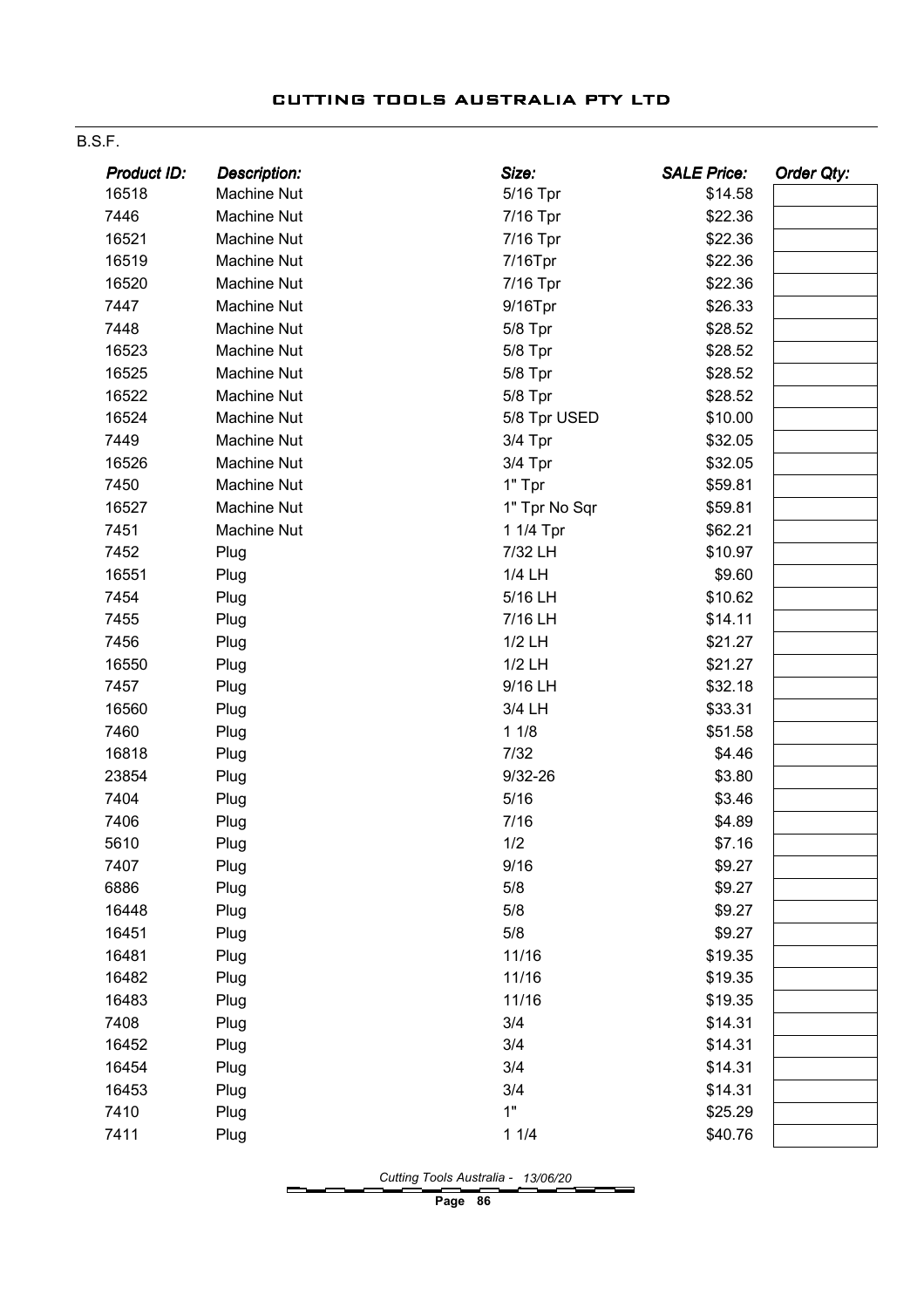# CUTTING TOOLS AUSTRALIA PTY LTD

B.S.F.

| *Product ID:* | *Description:* | *Size:* | *SALE Price:* | *Order Qty:* |
|---|---|---|---|---|
| 16518 | Machine Nut | 5/16 Tpr | $14.58 | |
| 7446 | Machine Nut | 7/16 Tpr | $22.36 | |
| 16521 | Machine Nut | 7/16 Tpr | $22.36 | |
| 16519 | Machine Nut | 7/16Tpr | $22.36 | |
| 16520 | Machine Nut | 7/16 Tpr | $22.36 | |
| 7447 | Machine Nut | 9/16Tpr | $26.33 | |
| 7448 | Machine Nut | 5/8 Tpr | $28.52 | |
| 16523 | Machine Nut | 5/8 Tpr | $28.52 | |
| 16525 | Machine Nut | 5/8 Tpr | $28.52 | |
| 16522 | Machine Nut | 5/8 Tpr | $28.52 | |
| 16524 | Machine Nut | 5/8 Tpr USED | $10.00 | |
| 7449 | Machine Nut | 3/4 Tpr | $32.05 | |
| 16526 | Machine Nut | 3/4 Tpr | $32.05 | |
| 7450 | Machine Nut | 1" Tpr | $59.81 | |
| 16527 | Machine Nut | 1" Tpr No Sqr | $59.81 | |
| 7451 | Machine Nut | 1 1/4 Tpr | $62.21 | |
| 7452 | Plug | 7/32 LH | $10.97 | |
| 16551 | Plug | 1/4 LH | $9.60 | |
| 7454 | Plug | 5/16 LH | $10.62 | |
| 7455 | Plug | 7/16 LH | $14.11 | |
| 7456 | Plug | 1/2 LH | $21.27 | |
| 16550 | Plug | 1/2 LH | $21.27 | |
| 7457 | Plug | 9/16 LH | $32.18 | |
| 16560 | Plug | 3/4 LH | $33.31 | |
| 7460 | Plug | 1 1/8 | $51.58 | |
| 16818 | Plug | 7/32 | $4.46 | |
| 23854 | Plug | 9/32-26 | $3.80 | |
| 7404 | Plug | 5/16 | $3.46 | |
| 7406 | Plug | 7/16 | $4.89 | |
| 5610 | Plug | 1/2 | $7.16 | |
| 7407 | Plug | 9/16 | $9.27 | |
| 6886 | Plug | 5/8 | $9.27 | |
| 16448 | Plug | 5/8 | $9.27 | |
| 16451 | Plug | 5/8 | $9.27 | |
| 16481 | Plug | 11/16 | $19.35 | |
| 16482 | Plug | 11/16 | $19.35 | |
| 16483 | Plug | 11/16 | $19.35 | |
| 7408 | Plug | 3/4 | $14.31 | |
| 16452 | Plug | 3/4 | $14.31 | |
| 16454 | Plug | 3/4 | $14.31 | |
| 16453 | Plug | 3/4 | $14.31 | |
| 7410 | Plug | 1" | $25.29 | |
| 7411 | Plug | 1 1/4 | $40.76 | |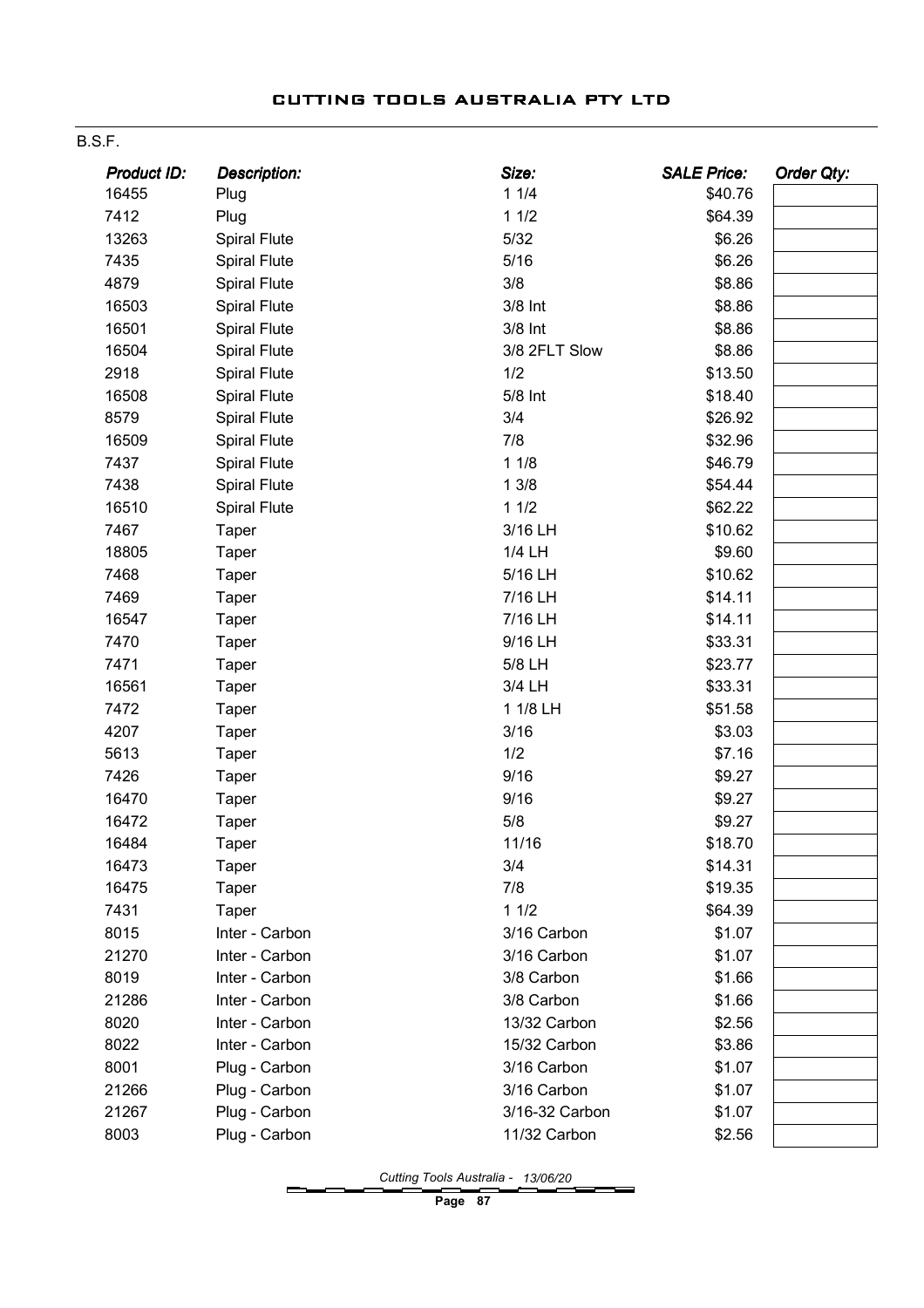B.S.F.

| Product ID: | Description: | Size: | SALE Price: | Order Qty: |
|---|---|---|---|---|
| 16455 | Plug | 1 1/4 | $40.76 | |
| 7412 | Plug | 1 1/2 | $64.39 | |
| 13263 | Spiral Flute | 5/32 | $6.26 | |
| 7435 | Spiral Flute | 5/16 | $6.26 | |
| 4879 | Spiral Flute | 3/8 | $8.86 | |
| 16503 | Spiral Flute | 3/8 Int | $8.86 | |
| 16501 | Spiral Flute | 3/8 Int | $8.86 | |
| 16504 | Spiral Flute | 3/8 2FLT Slow | $8.86 | |
| 2918 | Spiral Flute | 1/2 | $13.50 | |
| 16508 | Spiral Flute | 5/8 Int | $18.40 | |
| 8579 | Spiral Flute | 3/4 | $26.92 | |
| 16509 | Spiral Flute | 7/8 | $32.96 | |
| 7437 | Spiral Flute | 1 1/8 | $46.79 | |
| 7438 | Spiral Flute | 1 3/8 | $54.44 | |
| 16510 | Spiral Flute | 1 1/2 | $62.22 | |
| 7467 | Taper | 3/16 LH | $10.62 | |
| 18805 | Taper | 1/4 LH | $9.60 | |
| 7468 | Taper | 5/16 LH | $10.62 | |
| 7469 | Taper | 7/16 LH | $14.11 | |
| 16547 | Taper | 7/16 LH | $14.11 | |
| 7470 | Taper | 9/16 LH | $33.31 | |
| 7471 | Taper | 5/8 LH | $23.77 | |
| 16561 | Taper | 3/4 LH | $33.31 | |
| 7472 | Taper | 1 1/8 LH | $51.58 | |
| 4207 | Taper | 3/16 | $3.03 | |
| 5613 | Taper | 1/2 | $7.16 | |
| 7426 | Taper | 9/16 | $9.27 | |
| 16470 | Taper | 9/16 | $9.27 | |
| 16472 | Taper | 5/8 | $9.27 | |
| 16484 | Taper | 11/16 | $18.70 | |
| 16473 | Taper | 3/4 | $14.31 | |
| 16475 | Taper | 7/8 | $19.35 | |
| 7431 | Taper | 1 1/2 | $64.39 | |
| 8015 | Inter - Carbon | 3/16 Carbon | $1.07 | |
| 21270 | Inter - Carbon | 3/16 Carbon | $1.07 | |
| 8019 | Inter - Carbon | 3/8 Carbon | $1.66 | |
| 21286 | Inter - Carbon | 3/8 Carbon | $1.66 | |
| 8020 | Inter - Carbon | 13/32 Carbon | $2.56 | |
| 8022 | Inter - Carbon | 15/32 Carbon | $3.86 | |
| 8001 | Plug - Carbon | 3/16 Carbon | $1.07 | |
| 21266 | Plug - Carbon | 3/16 Carbon | $1.07 | |
| 21267 | Plug - Carbon | 3/16-32 Carbon | $1.07 | |
| 8003 | Plug - Carbon | 11/32 Carbon | $2.56 | |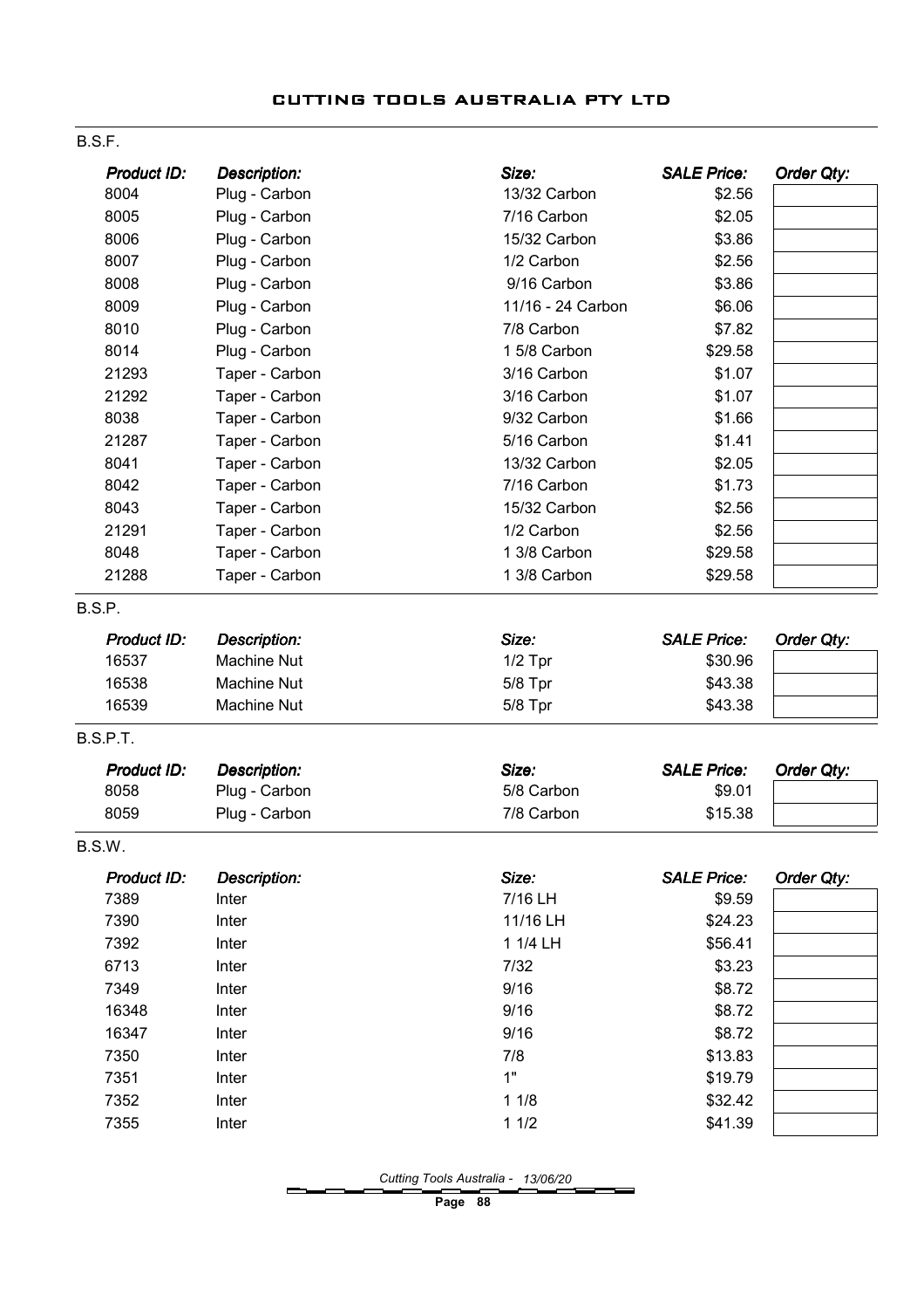# CUTTING TOOLS AUSTRALIA PTY LTD

## B.S.F.

| Product ID: | Description: | Size: | SALE Price: | Order Qty: |
|---|---|---|---|---|
| 8004 | Plug - Carbon | 13/32 Carbon | $2.56 | |
| 8005 | Plug - Carbon | 7/16 Carbon | $2.05 | |
| 8006 | Plug - Carbon | 15/32 Carbon | $3.86 | |
| 8007 | Plug - Carbon | 1/2 Carbon | $2.56 | |
| 8008 | Plug - Carbon | 9/16 Carbon | $3.86 | |
| 8009 | Plug - Carbon | 11/16 - 24 Carbon | $6.06 | |
| 8010 | Plug - Carbon | 7/8 Carbon | $7.82 | |
| 8014 | Plug - Carbon | 1 5/8 Carbon | $29.58 | |
| 21293 | Taper - Carbon | 3/16 Carbon | $1.07 | |
| 21292 | Taper - Carbon | 3/16 Carbon | $1.07 | |
| 8038 | Taper - Carbon | 9/32 Carbon | $1.66 | |
| 21287 | Taper - Carbon | 5/16 Carbon | $1.41 | |
| 8041 | Taper - Carbon | 13/32 Carbon | $2.05 | |
| 8042 | Taper - Carbon | 7/16 Carbon | $1.73 | |
| 8043 | Taper - Carbon | 15/32 Carbon | $2.56 | |
| 21291 | Taper - Carbon | 1/2 Carbon | $2.56 | |
| 8048 | Taper - Carbon | 1 3/8 Carbon | $29.58 | |
| 21288 | Taper - Carbon | 1 3/8 Carbon | $29.58 | |

## B.S.P.

| Product ID: | Description: | Size: | SALE Price: | Order Qty: |
|---|---|---|---|---|
| 16537 | Machine Nut | 1/2 Tpr | $30.96 | |
| 16538 | Machine Nut | 5/8 Tpr | $43.38 | |
| 16539 | Machine Nut | 5/8 Tpr | $43.38 | |

## B.S.P.T.

| Product ID: | Description: | Size: | SALE Price: | Order Qty: |
|---|---|---|---|---|
| 8058 | Plug - Carbon | 5/8 Carbon | $9.01 | |
| 8059 | Plug - Carbon | 7/8 Carbon | $15.38 | |

## B.S.W.

| Product ID: | Description: | Size: | SALE Price: | Order Qty: |
|---|---|---|---|---|
| 7389 | Inter | 7/16 LH | $9.59 | |
| 7390 | Inter | 11/16 LH | $24.23 | |
| 7392 | Inter | 1 1/4 LH | $56.41 | |
| 6713 | Inter | 7/32 | $3.23 | |
| 7349 | Inter | 9/16 | $8.72 | |
| 16348 | Inter | 9/16 | $8.72 | |
| 16347 | Inter | 9/16 | $8.72 | |
| 7350 | Inter | 7/8 | $13.83 | |
| 7351 | Inter | 1" | $19.79 | |
| 7352 | Inter | 1 1/8 | $32.42 | |
| 7355 | Inter | 1 1/2 | $41.39 | |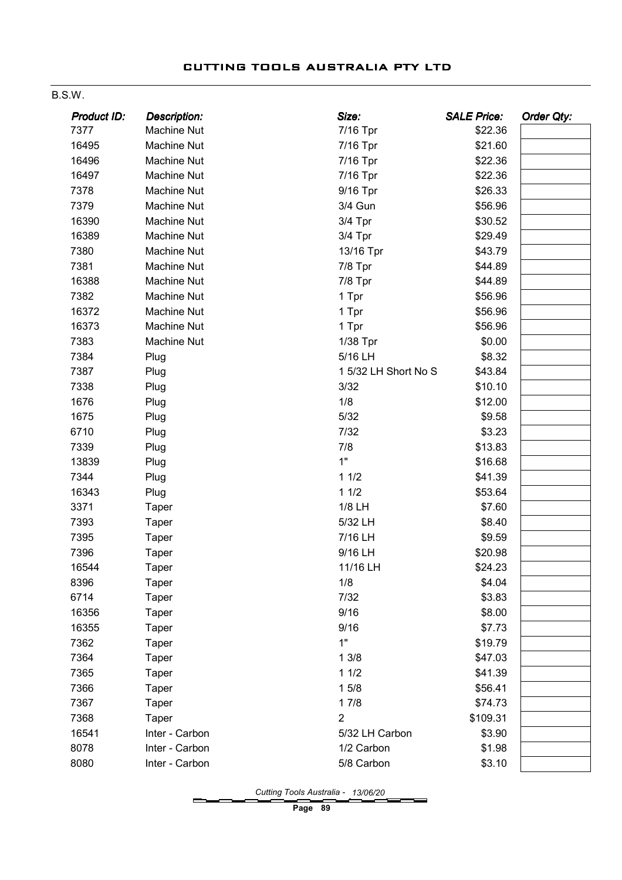B.S.W.

| Product ID: | Description: | Size: | SALE Price: | Order Qty: |
|---|---|---|---|---|
| 7377 | Machine Nut | 7/16 Tpr | $22.36 | |
| 16495 | Machine Nut | 7/16 Tpr | $21.60 | |
| 16496 | Machine Nut | 7/16 Tpr | $22.36 | |
| 16497 | Machine Nut | 7/16 Tpr | $22.36 | |
| 7378 | Machine Nut | 9/16 Tpr | $26.33 | |
| 7379 | Machine Nut | 3/4 Gun | $56.96 | |
| 16390 | Machine Nut | 3/4 Tpr | $30.52 | |
| 16389 | Machine Nut | 3/4 Tpr | $29.49 | |
| 7380 | Machine Nut | 13/16 Tpr | $43.79 | |
| 7381 | Machine Nut | 7/8 Tpr | $44.89 | |
| 16388 | Machine Nut | 7/8 Tpr | $44.89 | |
| 7382 | Machine Nut | 1 Tpr | $56.96 | |
| 16372 | Machine Nut | 1 Tpr | $56.96 | |
| 16373 | Machine Nut | 1 Tpr | $56.96 | |
| 7383 | Machine Nut | 1/38 Tpr | $0.00 | |
| 7384 | Plug | 5/16 LH | $8.32 | |
| 7387 | Plug | 1 5/32 LH Short No S | $43.84 | |
| 7338 | Plug | 3/32 | $10.10 | |
| 1676 | Plug | 1/8 | $12.00 | |
| 1675 | Plug | 5/32 | $9.58 | |
| 6710 | Plug | 7/32 | $3.23 | |
| 7339 | Plug | 7/8 | $13.83 | |
| 13839 | Plug | 1" | $16.68 | |
| 7344 | Plug | 1 1/2 | $41.39 | |
| 16343 | Plug | 1 1/2 | $53.64 | |
| 3371 | Taper | 1/8 LH | $7.60 | |
| 7393 | Taper | 5/32 LH | $8.40 | |
| 7395 | Taper | 7/16 LH | $9.59 | |
| 7396 | Taper | 9/16 LH | $20.98 | |
| 16544 | Taper | 11/16 LH | $24.23 | |
| 8396 | Taper | 1/8 | $4.04 | |
| 6714 | Taper | 7/32 | $3.83 | |
| 16356 | Taper | 9/16 | $8.00 | |
| 16355 | Taper | 9/16 | $7.73 | |
| 7362 | Taper | 1" | $19.79 | |
| 7364 | Taper | 1 3/8 | $47.03 | |
| 7365 | Taper | 1 1/2 | $41.39 | |
| 7366 | Taper | 1 5/8 | $56.41 | |
| 7367 | Taper | 1 7/8 | $74.73 | |
| 7368 | Taper | 2 | $109.31 | |
| 16541 | Inter - Carbon | 5/32 LH Carbon | $3.90 | |
| 8078 | Inter - Carbon | 1/2 Carbon | $1.98 | |
| 8080 | Inter - Carbon | 5/8 Carbon | $3.10 | |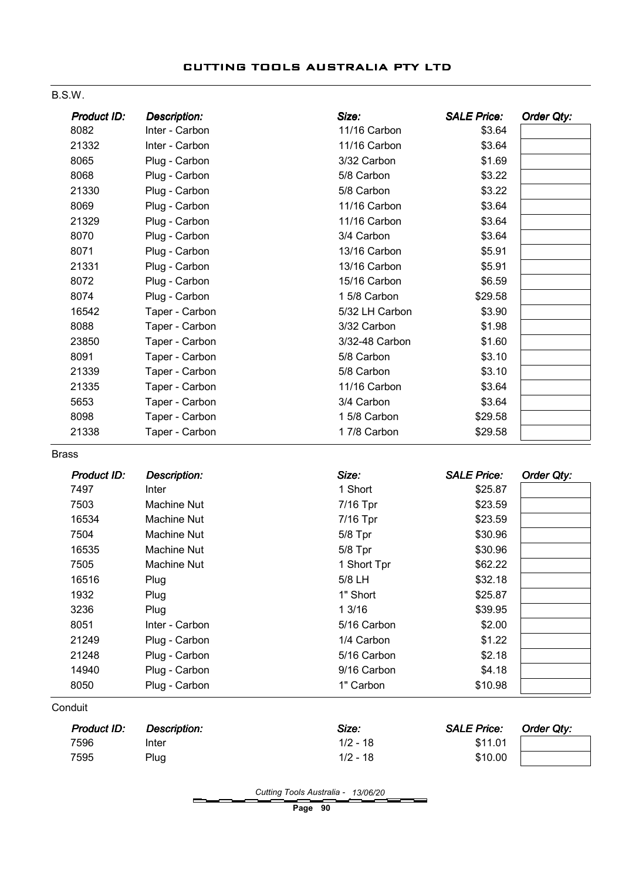# CUTTING TOOLS AUSTRALIA PTY LTD

## B.S.W.

| Product ID: | Description: | Size: | SALE Price: | Order Qty: |
|---|---|---|---|---|
| 8082 | Inter - Carbon | 11/16 Carbon | $3.64 | |
| 21332 | Inter - Carbon | 11/16 Carbon | $3.64 | |
| 8065 | Plug - Carbon | 3/32 Carbon | $1.69 | |
| 8068 | Plug - Carbon | 5/8 Carbon | $3.22 | |
| 21330 | Plug - Carbon | 5/8 Carbon | $3.22 | |
| 8069 | Plug - Carbon | 11/16 Carbon | $3.64 | |
| 21329 | Plug - Carbon | 11/16 Carbon | $3.64 | |
| 8070 | Plug - Carbon | 3/4 Carbon | $3.64 | |
| 8071 | Plug - Carbon | 13/16 Carbon | $5.91 | |
| 21331 | Plug - Carbon | 13/16 Carbon | $5.91 | |
| 8072 | Plug - Carbon | 15/16 Carbon | $6.59 | |
| 8074 | Plug - Carbon | 1 5/8 Carbon | $29.58 | |
| 16542 | Taper - Carbon | 5/32 LH Carbon | $3.90 | |
| 8088 | Taper - Carbon | 3/32 Carbon | $1.98 | |
| 23850 | Taper - Carbon | 3/32-48 Carbon | $1.60 | |
| 8091 | Taper - Carbon | 5/8 Carbon | $3.10 | |
| 21339 | Taper - Carbon | 5/8 Carbon | $3.10 | |
| 21335 | Taper - Carbon | 11/16 Carbon | $3.64 | |
| 5653 | Taper - Carbon | 3/4 Carbon | $3.64 | |
| 8098 | Taper - Carbon | 1 5/8 Carbon | $29.58 | |
| 21338 | Taper - Carbon | 1 7/8 Carbon | $29.58 | |

## Brass

| Product ID: | Description: | Size: | SALE Price: | Order Qty: |
|---|---|---|---|---|
| 7497 | Inter | 1 Short | $25.87 | |
| 7503 | Machine Nut | 7/16 Tpr | $23.59 | |
| 16534 | Machine Nut | 7/16 Tpr | $23.59 | |
| 7504 | Machine Nut | 5/8 Tpr | $30.96 | |
| 16535 | Machine Nut | 5/8 Tpr | $30.96 | |
| 7505 | Machine Nut | 1 Short Tpr | $62.22 | |
| 16516 | Plug | 5/8 LH | $32.18 | |
| 1932 | Plug | 1" Short | $25.87 | |
| 3236 | Plug | 1 3/16 | $39.95 | |
| 8051 | Inter - Carbon | 5/16 Carbon | $2.00 | |
| 21249 | Plug - Carbon | 1/4 Carbon | $1.22 | |
| 21248 | Plug - Carbon | 5/16 Carbon | $2.18 | |
| 14940 | Plug - Carbon | 9/16 Carbon | $4.18 | |
| 8050 | Plug - Carbon | 1" Carbon | $10.98 | |

## Conduit

| Product ID: | Description: | Size: | SALE Price: | Order Qty: |
|---|---|---|---|---|
| 7596 | Inter | 1/2 - 18 | $11.01 | |
| 7595 | Plug | 1/2 - 18 | $10.00 | |

*Cutting Tools Australia - 13/06/20*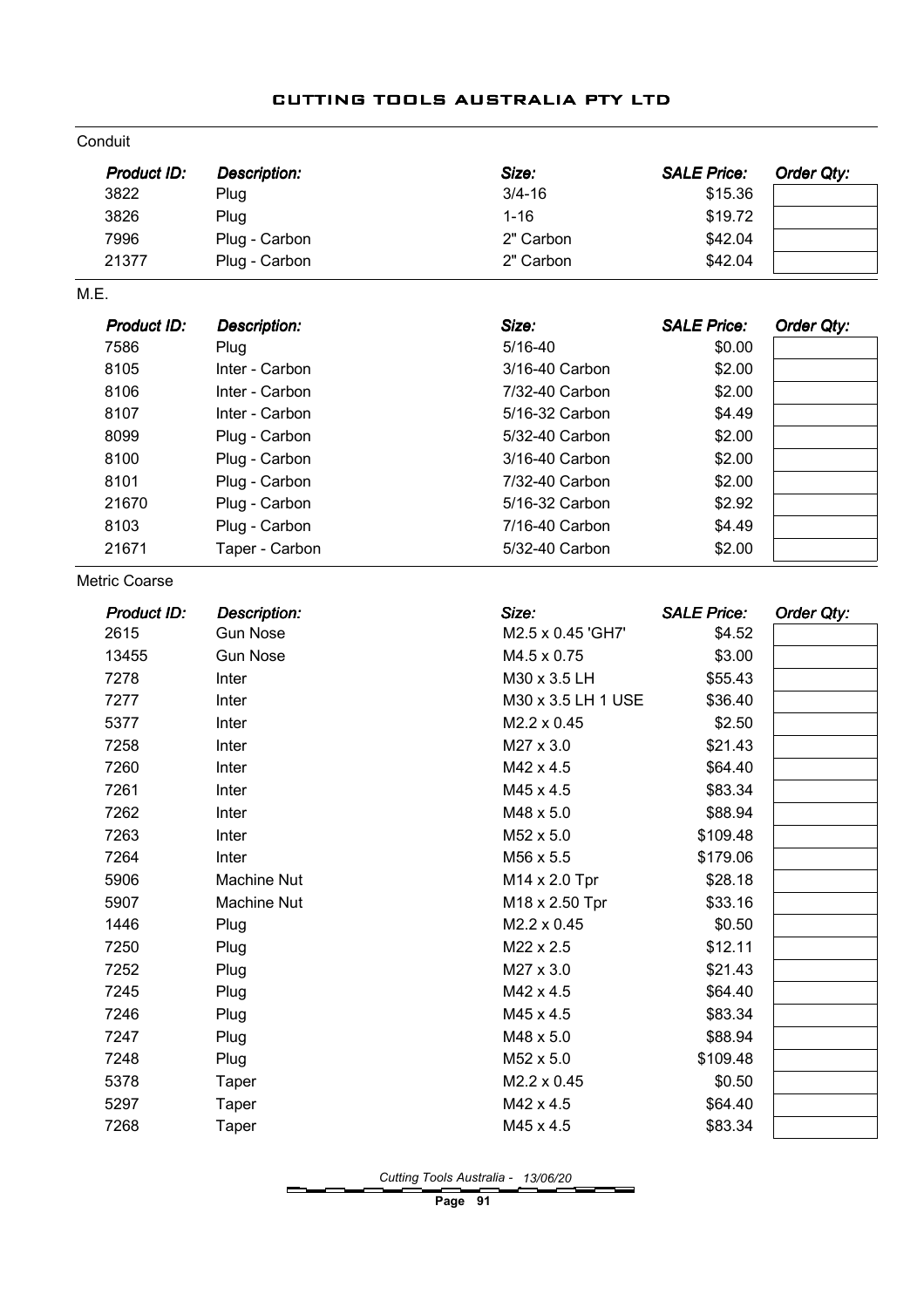# CUTTING TOOLS AUSTRALIA PTY LTD

## Conduit

| Product ID: | Description: | Size: | SALE Price: | Order Qty: |
|---|---|---|---|---|
| 3822 | Plug | 3/4-16 | $15.36 | |
| 3826 | Plug | 1-16 | $19.72 | |
| 7996 | Plug - Carbon | 2" Carbon | $42.04 | |
| 21377 | Plug - Carbon | 2" Carbon | $42.04 | |

## M.E.

| Product ID: | Description: | Size: | SALE Price: | Order Qty: |
|---|---|---|---|---|
| 7586 | Plug | 5/16-40 | $0.00 | |
| 8105 | Inter - Carbon | 3/16-40 Carbon | $2.00 | |
| 8106 | Inter - Carbon | 7/32-40 Carbon | $2.00 | |
| 8107 | Inter - Carbon | 5/16-32 Carbon | $4.49 | |
| 8099 | Plug - Carbon | 5/32-40 Carbon | $2.00 | |
| 8100 | Plug - Carbon | 3/16-40 Carbon | $2.00 | |
| 8101 | Plug - Carbon | 7/32-40 Carbon | $2.00 | |
| 21670 | Plug - Carbon | 5/16-32 Carbon | $2.92 | |
| 8103 | Plug - Carbon | 7/16-40 Carbon | $4.49 | |
| 21671 | Taper - Carbon | 5/32-40 Carbon | $2.00 | |

## Metric Coarse

| Product ID: | Description: | Size: | SALE Price: | Order Qty: |
|---|---|---|---|---|
| 2615 | Gun Nose | M2.5 x 0.45 'GH7' | $4.52 | |
| 13455 | Gun Nose | M4.5 x 0.75 | $3.00 | |
| 7278 | Inter | M30 x 3.5 LH | $55.43 | |
| 7277 | Inter | M30 x 3.5 LH 1 USE | $36.40 | |
| 5377 | Inter | M2.2 x 0.45 | $2.50 | |
| 7258 | Inter | M27 x 3.0 | $21.43 | |
| 7260 | Inter | M42 x 4.5 | $64.40 | |
| 7261 | Inter | M45 x 4.5 | $83.34 | |
| 7262 | Inter | M48 x 5.0 | $88.94 | |
| 7263 | Inter | M52 x 5.0 | $109.48 | |
| 7264 | Inter | M56 x 5.5 | $179.06 | |
| 5906 | Machine Nut | M14 x 2.0 Tpr | $28.18 | |
| 5907 | Machine Nut | M18 x 2.50 Tpr | $33.16 | |
| 1446 | Plug | M2.2 x 0.45 | $0.50 | |
| 7250 | Plug | M22 x 2.5 | $12.11 | |
| 7252 | Plug | M27 x 3.0 | $21.43 | |
| 7245 | Plug | M42 x 4.5 | $64.40 | |
| 7246 | Plug | M45 x 4.5 | $83.34 | |
| 7247 | Plug | M48 x 5.0 | $88.94 | |
| 7248 | Plug | M52 x 5.0 | $109.48 | |
| 5378 | Taper | M2.2 x 0.45 | $0.50 | |
| 5297 | Taper | M42 x 4.5 | $64.40 | |
| 7268 | Taper | M45 x 4.5 | $83.34 | |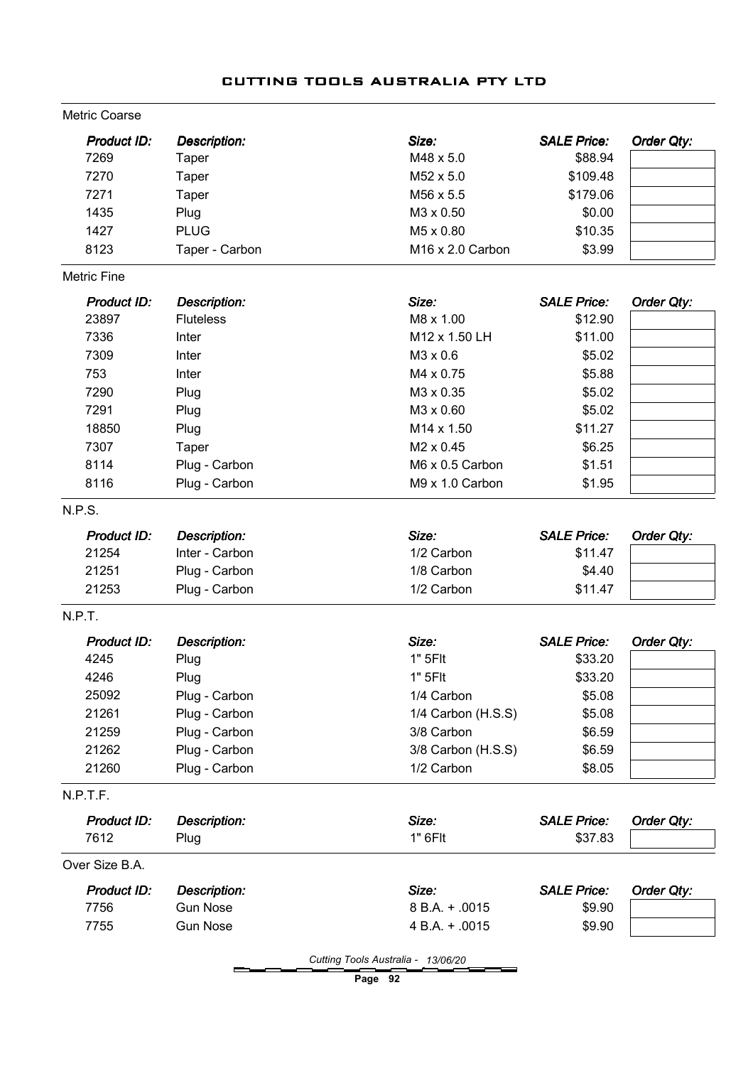# CUTTING TOOLS AUSTRALIA PTY LTD

## Metric Coarse

| Product ID: | Description: | Size: | SALE Price: | Order Qty: |
|---|---|---|---|---|
| 7269 | Taper | M48 x 5.0 | $88.94 | |
| 7270 | Taper | M52 x 5.0 | $109.48 | |
| 7271 | Taper | M56 x 5.5 | $179.06 | |
| 1435 | Plug | M3 x 0.50 | $0.00 | |
| 1427 | PLUG | M5 x 0.80 | $10.35 | |
| 8123 | Taper - Carbon | M16 x 2.0 Carbon | $3.99 | |

## Metric Fine

| Product ID: | Description: | Size: | SALE Price: | Order Qty: |
|---|---|---|---|---|
| 23897 | Fluteless | M8 x 1.00 | $12.90 | |
| 7336 | Inter | M12 x 1.50 LH | $11.00 | |
| 7309 | Inter | M3 x 0.6 | $5.02 | |
| 753 | Inter | M4 x 0.75 | $5.88 | |
| 7290 | Plug | M3 x 0.35 | $5.02 | |
| 7291 | Plug | M3 x 0.60 | $5.02 | |
| 18850 | Plug | M14 x 1.50 | $11.27 | |
| 7307 | Taper | M2 x 0.45 | $6.25 | |
| 8114 | Plug - Carbon | M6 x 0.5 Carbon | $1.51 | |
| 8116 | Plug - Carbon | M9 x 1.0 Carbon | $1.95 | |

## N.P.S.

| Product ID: | Description: | Size: | SALE Price: | Order Qty: |
|---|---|---|---|---|
| 21254 | Inter - Carbon | 1/2 Carbon | $11.47 | |
| 21251 | Plug - Carbon | 1/8 Carbon | $4.40 | |
| 21253 | Plug - Carbon | 1/2 Carbon | $11.47 | |

## N.P.T.

| Product ID: | Description: | Size: | SALE Price: | Order Qty: |
|---|---|---|---|---|
| 4245 | Plug | 1" 5Flt | $33.20 | |
| 4246 | Plug | 1" 5Flt | $33.20 | |
| 25092 | Plug - Carbon | 1/4 Carbon | $5.08 | |
| 21261 | Plug - Carbon | 1/4 Carbon (H.S.S) | $5.08 | |
| 21259 | Plug - Carbon | 3/8 Carbon | $6.59 | |
| 21262 | Plug - Carbon | 3/8 Carbon (H.S.S) | $6.59 | |
| 21260 | Plug - Carbon | 1/2 Carbon | $8.05 | |

## N.P.T.F.

| Product ID: | Description: | Size: | SALE Price: | Order Qty: |
|---|---|---|---|---|
| 7612 | Plug | 1" 6Flt | $37.83 | |

## Over Size B.A.

| Product ID: | Description: | Size: | SALE Price: | Order Qty: |
|---|---|---|---|---|
| 7756 | Gun Nose | 8 B.A. + .0015 | $9.90 | |
| 7755 | Gun Nose | 4 B.A. + .0015 | $9.90 | |

*Cutting Tools Australia - 13/06/20*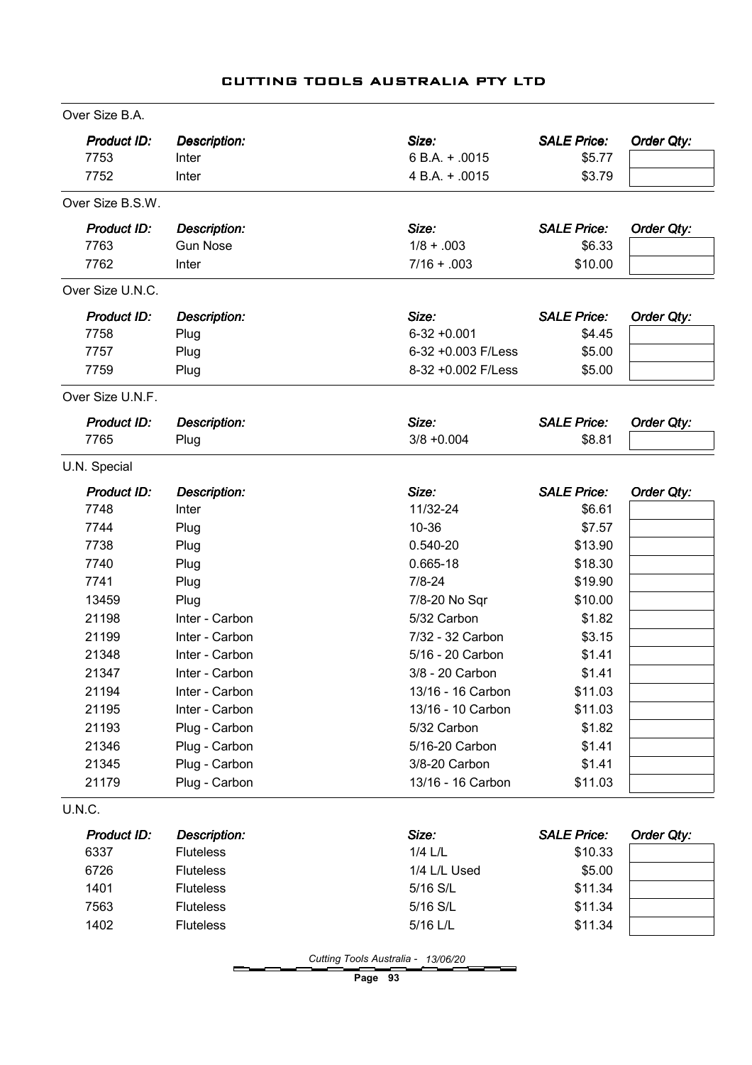## Over Size B.A.

| Product ID: | Description: | Size: | SALE Price: | Order Qty: |
|---|---|---|---|---|
| 7753 | Inter | 6 B.A. + .0015 | $5.77 | |
| 7752 | Inter | 4 B.A. + .0015 | $3.79 | |

## Over Size B.S.W.

| Product ID: | Description: | Size: | SALE Price: | Order Qty: |
|---|---|---|---|---|
| 7763 | Gun Nose | 1/8 + .003 | $6.33 | |
| 7762 | Inter | 7/16 + .003 | $10.00 | |

## Over Size U.N.C.

| Product ID: | Description: | Size: | SALE Price: | Order Qty: |
|---|---|---|---|---|
| 7758 | Plug | 6-32 +0.001 | $4.45 | |
| 7757 | Plug | 6-32 +0.003 F/Less | $5.00 | |
| 7759 | Plug | 8-32 +0.002 F/Less | $5.00 | |

## Over Size U.N.F.

| Product ID: | Description: | Size: | SALE Price: | Order Qty: |
|---|---|---|---|---|
| 7765 | Plug | 3/8 +0.004 | $8.81 | |

## U.N. Special

| Product ID: | Description: | Size: | SALE Price: | Order Qty: |
|---|---|---|---|---|
| 7748 | Inter | 11/32-24 | $6.61 | |
| 7744 | Plug | 10-36 | $7.57 | |
| 7738 | Plug | 0.540-20 | $13.90 | |
| 7740 | Plug | 0.665-18 | $18.30 | |
| 7741 | Plug | 7/8-24 | $19.90 | |
| 13459 | Plug | 7/8-20 No Sqr | $10.00 | |
| 21198 | Inter - Carbon | 5/32 Carbon | $1.82 | |
| 21199 | Inter - Carbon | 7/32 - 32 Carbon | $3.15 | |
| 21348 | Inter - Carbon | 5/16 - 20 Carbon | $1.41 | |
| 21347 | Inter - Carbon | 3/8 - 20 Carbon | $1.41 | |
| 21194 | Inter - Carbon | 13/16 - 16 Carbon | $11.03 | |
| 21195 | Inter - Carbon | 13/16 - 10 Carbon | $11.03 | |
| 21193 | Plug - Carbon | 5/32 Carbon | $1.82 | |
| 21346 | Plug - Carbon | 5/16-20 Carbon | $1.41 | |
| 21345 | Plug - Carbon | 3/8-20 Carbon | $1.41 | |
| 21179 | Plug - Carbon | 13/16 - 16 Carbon | $11.03 | |

## U.N.C.

| Product ID: | Description: | Size: | SALE Price: | Order Qty: |
|---|---|---|---|---|
| 6337 | Fluteless | 1/4 L/L | $10.33 | |
| 6726 | Fluteless | 1/4 L/L Used | $5.00 | |
| 1401 | Fluteless | 5/16 S/L | $11.34 | |
| 7563 | Fluteless | 5/16 S/L | $11.34 | |
| 1402 | Fluteless | 5/16 L/L | $11.34 | |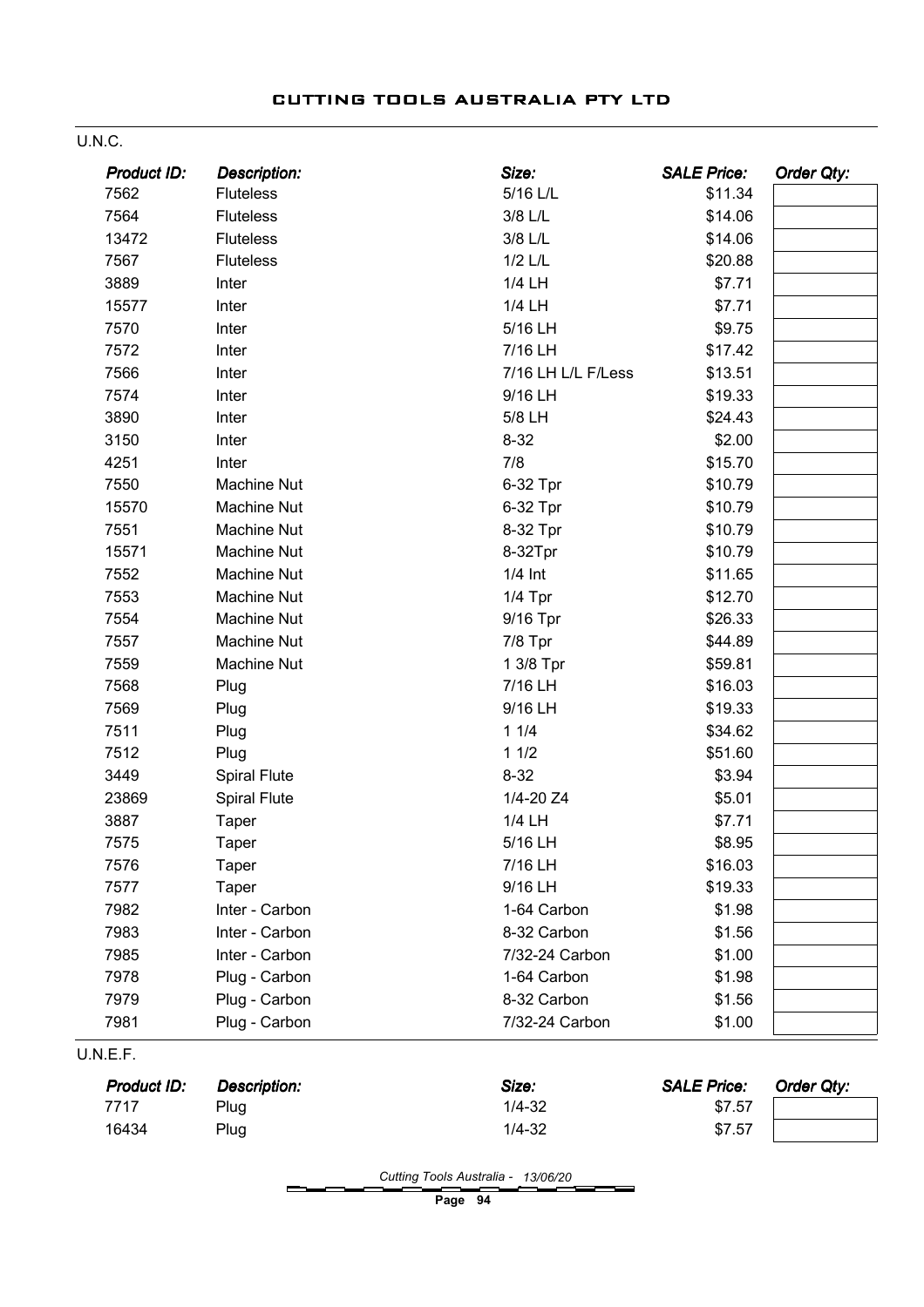## U.N.C.

| Product ID: | Description: | Size: | SALE Price: | Order Qty: |
|---|---|---|---|---|
| 7562 | Fluteless | 5/16 L/L | $11.34 | |
| 7564 | Fluteless | 3/8 L/L | $14.06 | |
| 13472 | Fluteless | 3/8 L/L | $14.06 | |
| 7567 | Fluteless | 1/2 L/L | $20.88 | |
| 3889 | Inter | 1/4 LH | $7.71 | |
| 15577 | Inter | 1/4 LH | $7.71 | |
| 7570 | Inter | 5/16 LH | $9.75 | |
| 7572 | Inter | 7/16 LH | $17.42 | |
| 7566 | Inter | 7/16 LH L/L F/Less | $13.51 | |
| 7574 | Inter | 9/16 LH | $19.33 | |
| 3890 | Inter | 5/8 LH | $24.43 | |
| 3150 | Inter | 8-32 | $2.00 | |
| 4251 | Inter | 7/8 | $15.70 | |
| 7550 | Machine Nut | 6-32 Tpr | $10.79 | |
| 15570 | Machine Nut | 6-32 Tpr | $10.79 | |
| 7551 | Machine Nut | 8-32 Tpr | $10.79 | |
| 15571 | Machine Nut | 8-32Tpr | $10.79 | |
| 7552 | Machine Nut | 1/4 Int | $11.65 | |
| 7553 | Machine Nut | 1/4 Tpr | $12.70 | |
| 7554 | Machine Nut | 9/16 Tpr | $26.33 | |
| 7557 | Machine Nut | 7/8 Tpr | $44.89 | |
| 7559 | Machine Nut | 1 3/8 Tpr | $59.81 | |
| 7568 | Plug | 7/16 LH | $16.03 | |
| 7569 | Plug | 9/16 LH | $19.33 | |
| 7511 | Plug | 1 1/4 | $34.62 | |
| 7512 | Plug | 1 1/2 | $51.60 | |
| 3449 | Spiral Flute | 8-32 | $3.94 | |
| 23869 | Spiral Flute | 1/4-20 Z4 | $5.01 | |
| 3887 | Taper | 1/4 LH | $7.71 | |
| 7575 | Taper | 5/16 LH | $8.95 | |
| 7576 | Taper | 7/16 LH | $16.03 | |
| 7577 | Taper | 9/16 LH | $19.33 | |
| 7982 | Inter - Carbon | 1-64 Carbon | $1.98 | |
| 7983 | Inter - Carbon | 8-32 Carbon | $1.56 | |
| 7985 | Inter - Carbon | 7/32-24 Carbon | $1.00 | |
| 7978 | Plug - Carbon | 1-64 Carbon | $1.98 | |
| 7979 | Plug - Carbon | 8-32 Carbon | $1.56 | |
| 7981 | Plug - Carbon | 7/32-24 Carbon | $1.00 | |

## U.N.E.F.

| Product ID: | Description: | Size: | SALE Price: | Order Qty: |
|---|---|---|---|---|
| 7717 | Plug | 1/4-32 | $7.57 | |
| 16434 | Plug | 1/4-32 | $7.57 | |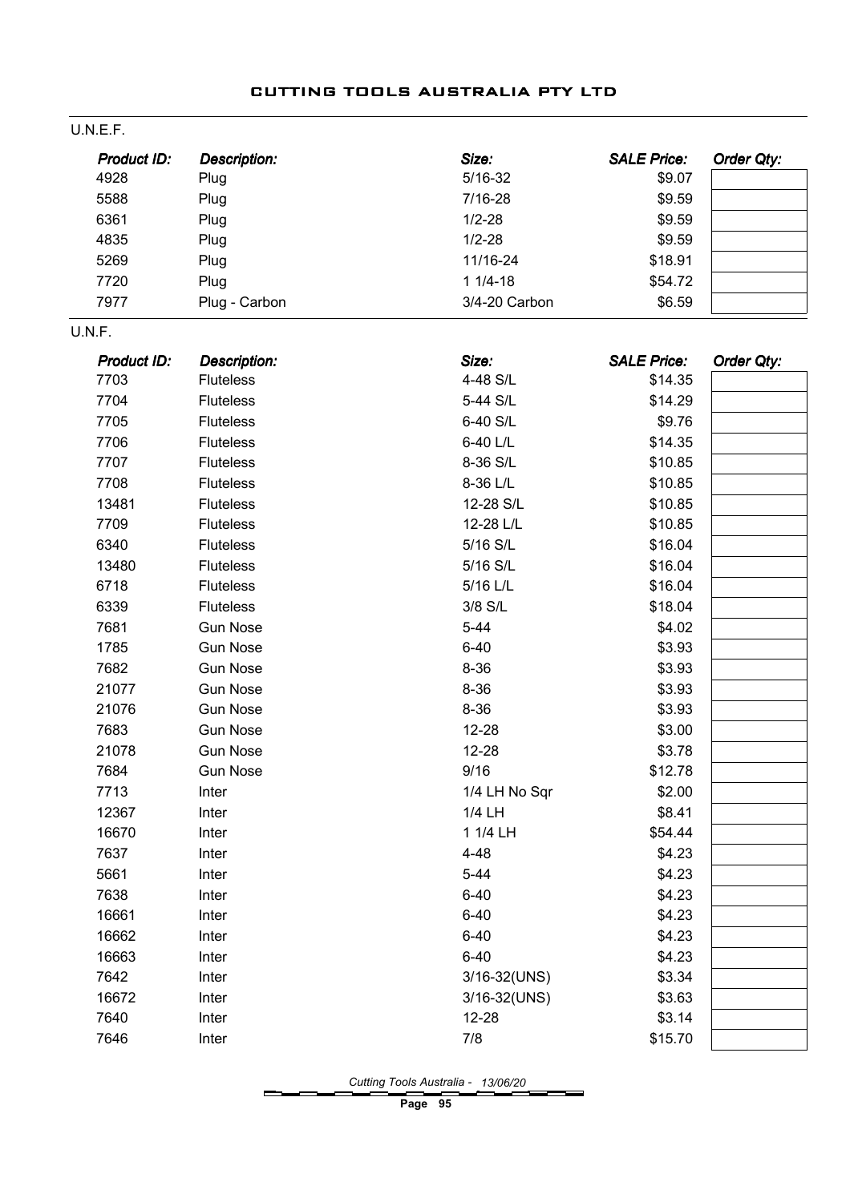# CUTTING TOOLS AUSTRALIA PTY LTD

## U.N.E.F.

| Product ID: | Description: | Size: | SALE Price: | Order Qty: |
|---|---|---|---|---|
| 4928 | Plug | 5/16-32 | $9.07 | |
| 5588 | Plug | 7/16-28 | $9.59 | |
| 6361 | Plug | 1/2-28 | $9.59 | |
| 4835 | Plug | 1/2-28 | $9.59 | |
| 5269 | Plug | 11/16-24 | $18.91 | |
| 7720 | Plug | 1 1/4-18 | $54.72 | |
| 7977 | Plug - Carbon | 3/4-20 Carbon | $6.59 | |

## U.N.F.

| Product ID: | Description: | Size: | SALE Price: | Order Qty: |
|---|---|---|---|---|
| 7703 | Fluteless | 4-48 S/L | $14.35 | |
| 7704 | Fluteless | 5-44 S/L | $14.29 | |
| 7705 | Fluteless | 6-40 S/L | $9.76 | |
| 7706 | Fluteless | 6-40 L/L | $14.35 | |
| 7707 | Fluteless | 8-36 S/L | $10.85 | |
| 7708 | Fluteless | 8-36 L/L | $10.85 | |
| 13481 | Fluteless | 12-28 S/L | $10.85 | |
| 7709 | Fluteless | 12-28 L/L | $10.85 | |
| 6340 | Fluteless | 5/16 S/L | $16.04 | |
| 13480 | Fluteless | 5/16 S/L | $16.04 | |
| 6718 | Fluteless | 5/16 L/L | $16.04 | |
| 6339 | Fluteless | 3/8 S/L | $18.04 | |
| 7681 | Gun Nose | 5-44 | $4.02 | |
| 1785 | Gun Nose | 6-40 | $3.93 | |
| 7682 | Gun Nose | 8-36 | $3.93 | |
| 21077 | Gun Nose | 8-36 | $3.93 | |
| 21076 | Gun Nose | 8-36 | $3.93 | |
| 7683 | Gun Nose | 12-28 | $3.00 | |
| 21078 | Gun Nose | 12-28 | $3.78 | |
| 7684 | Gun Nose | 9/16 | $12.78 | |
| 7713 | Inter | 1/4 LH No Sqr | $2.00 | |
| 12367 | Inter | 1/4 LH | $8.41 | |
| 16670 | Inter | 1 1/4 LH | $54.44 | |
| 7637 | Inter | 4-48 | $4.23 | |
| 5661 | Inter | 5-44 | $4.23 | |
| 7638 | Inter | 6-40 | $4.23 | |
| 16661 | Inter | 6-40 | $4.23 | |
| 16662 | Inter | 6-40 | $4.23 | |
| 16663 | Inter | 6-40 | $4.23 | |
| 7642 | Inter | 3/16-32(UNS) | $3.34 | |
| 16672 | Inter | 3/16-32(UNS) | $3.63 | |
| 7640 | Inter | 12-28 | $3.14 | |
| 7646 | Inter | 7/8 | $15.70 | |

*Cutting Tools Australia - 13/06/20*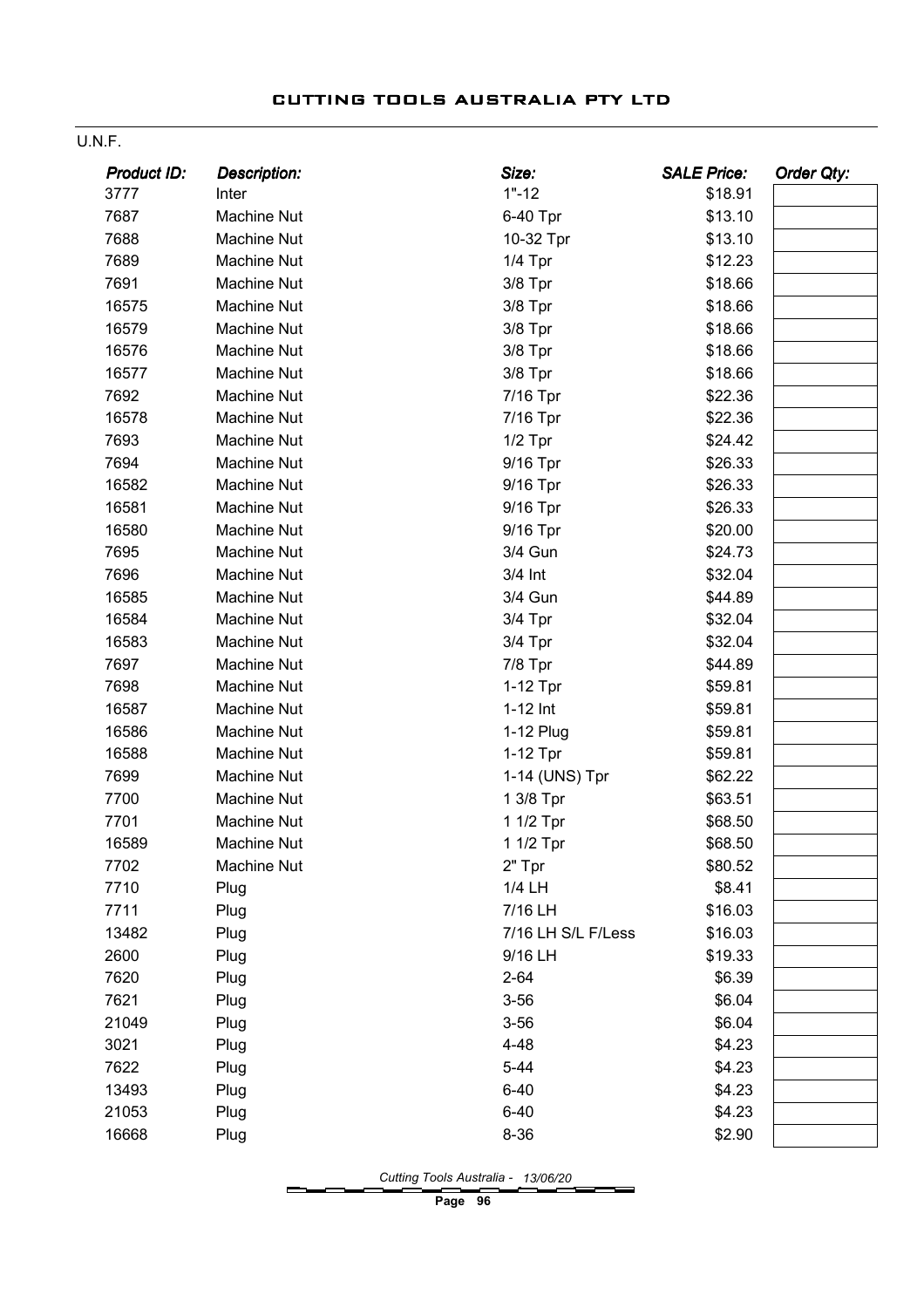U.N.F.

| *Product ID:* | *Description:* | *Size:* | *SALE Price:* | *Order Qty:* |
|---|---|---|---|---|
| 3777 | Inter | 1"-12 | $18.91 | |
| 7687 | Machine Nut | 6-40 Tpr | $13.10 | |
| 7688 | Machine Nut | 10-32 Tpr | $13.10 | |
| 7689 | Machine Nut | 1/4 Tpr | $12.23 | |
| 7691 | Machine Nut | 3/8 Tpr | $18.66 | |
| 16575 | Machine Nut | 3/8 Tpr | $18.66 | |
| 16579 | Machine Nut | 3/8 Tpr | $18.66 | |
| 16576 | Machine Nut | 3/8 Tpr | $18.66 | |
| 16577 | Machine Nut | 3/8 Tpr | $18.66 | |
| 7692 | Machine Nut | 7/16 Tpr | $22.36 | |
| 16578 | Machine Nut | 7/16 Tpr | $22.36 | |
| 7693 | Machine Nut | 1/2 Tpr | $24.42 | |
| 7694 | Machine Nut | 9/16 Tpr | $26.33 | |
| 16582 | Machine Nut | 9/16 Tpr | $26.33 | |
| 16581 | Machine Nut | 9/16 Tpr | $26.33 | |
| 16580 | Machine Nut | 9/16 Tpr | $20.00 | |
| 7695 | Machine Nut | 3/4 Gun | $24.73 | |
| 7696 | Machine Nut | 3/4 Int | $32.04 | |
| 16585 | Machine Nut | 3/4 Gun | $44.89 | |
| 16584 | Machine Nut | 3/4 Tpr | $32.04 | |
| 16583 | Machine Nut | 3/4 Tpr | $32.04 | |
| 7697 | Machine Nut | 7/8 Tpr | $44.89 | |
| 7698 | Machine Nut | 1-12 Tpr | $59.81 | |
| 16587 | Machine Nut | 1-12 Int | $59.81 | |
| 16586 | Machine Nut | 1-12 Plug | $59.81 | |
| 16588 | Machine Nut | 1-12 Tpr | $59.81 | |
| 7699 | Machine Nut | 1-14 (UNS) Tpr | $62.22 | |
| 7700 | Machine Nut | 1 3/8 Tpr | $63.51 | |
| 7701 | Machine Nut | 1 1/2 Tpr | $68.50 | |
| 16589 | Machine Nut | 1 1/2 Tpr | $68.50 | |
| 7702 | Machine Nut | 2" Tpr | $80.52 | |
| 7710 | Plug | 1/4 LH | $8.41 | |
| 7711 | Plug | 7/16 LH | $16.03 | |
| 13482 | Plug | 7/16 LH S/L F/Less | $16.03 | |
| 2600 | Plug | 9/16 LH | $19.33 | |
| 7620 | Plug | 2-64 | $6.39 | |
| 7621 | Plug | 3-56 | $6.04 | |
| 21049 | Plug | 3-56 | $6.04 | |
| 3021 | Plug | 4-48 | $4.23 | |
| 7622 | Plug | 5-44 | $4.23 | |
| 13493 | Plug | 6-40 | $4.23 | |
| 21053 | Plug | 6-40 | $4.23 | |
| 16668 | Plug | 8-36 | $2.90 | |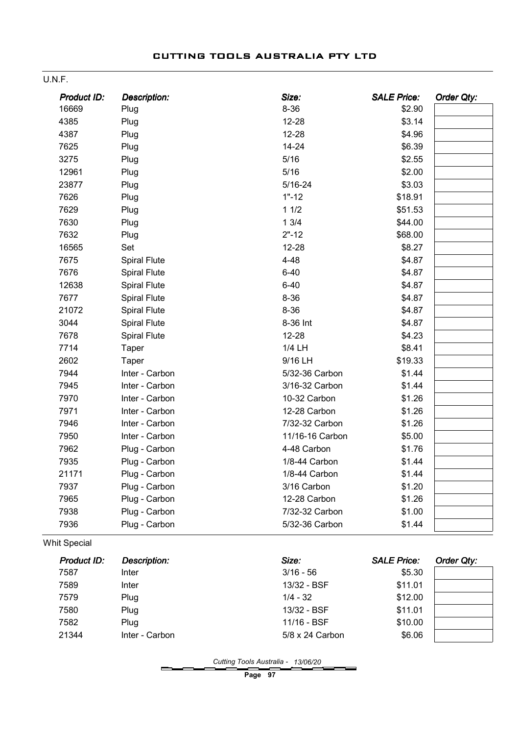## CUTTING TOOLS AUSTRALIA PTY LTD

### U.N.F.

| Product ID: | Description: | Size: | SALE Price: | Order Qty: |
|---|---|---|---|---|
| 16669 | Plug | 8-36 | $2.90 | |
| 4385 | Plug | 12-28 | $3.14 | |
| 4387 | Plug | 12-28 | $4.96 | |
| 7625 | Plug | 14-24 | $6.39 | |
| 3275 | Plug | 5/16 | $2.55 | |
| 12961 | Plug | 5/16 | $2.00 | |
| 23877 | Plug | 5/16-24 | $3.03 | |
| 7626 | Plug | 1"-12 | $18.91 | |
| 7629 | Plug | 1 1/2 | $51.53 | |
| 7630 | Plug | 1 3/4 | $44.00 | |
| 7632 | Plug | 2"-12 | $68.00 | |
| 16565 | Set | 12-28 | $8.27 | |
| 7675 | Spiral Flute | 4-48 | $4.87 | |
| 7676 | Spiral Flute | 6-40 | $4.87 | |
| 12638 | Spiral Flute | 6-40 | $4.87 | |
| 7677 | Spiral Flute | 8-36 | $4.87 | |
| 21072 | Spiral Flute | 8-36 | $4.87 | |
| 3044 | Spiral Flute | 8-36 Int | $4.87 | |
| 7678 | Spiral Flute | 12-28 | $4.23 | |
| 7714 | Taper | 1/4 LH | $8.41 | |
| 2602 | Taper | 9/16 LH | $19.33 | |
| 7944 | Inter - Carbon | 5/32-36 Carbon | $1.44 | |
| 7945 | Inter - Carbon | 3/16-32 Carbon | $1.44 | |
| 7970 | Inter - Carbon | 10-32 Carbon | $1.26 | |
| 7971 | Inter - Carbon | 12-28 Carbon | $1.26 | |
| 7946 | Inter - Carbon | 7/32-32 Carbon | $1.26 | |
| 7950 | Inter - Carbon | 11/16-16 Carbon | $5.00 | |
| 7962 | Plug - Carbon | 4-48 Carbon | $1.76 | |
| 7935 | Plug - Carbon | 1/8-44 Carbon | $1.44 | |
| 21171 | Plug - Carbon | 1/8-44 Carbon | $1.44 | |
| 7937 | Plug - Carbon | 3/16 Carbon | $1.20 | |
| 7965 | Plug - Carbon | 12-28 Carbon | $1.26 | |
| 7938 | Plug - Carbon | 7/32-32 Carbon | $1.00 | |
| 7936 | Plug - Carbon | 5/32-36 Carbon | $1.44 | |

### Whit Special

| Product ID: | Description: | Size: | SALE Price: | Order Qty: |
|---|---|---|---|---|
| 7587 | Inter | 3/16 - 56 | $5.30 | |
| 7589 | Inter | 13/32 - BSF | $11.01 | |
| 7579 | Plug | 1/4 - 32 | $12.00 | |
| 7580 | Plug | 13/32 - BSF | $11.01 | |
| 7582 | Plug | 11/16 - BSF | $10.00 | |
| 21344 | Inter - Carbon | 5/8 x 24 Carbon | $6.06 | |

*Cutting Tools Australia - 13/06/20*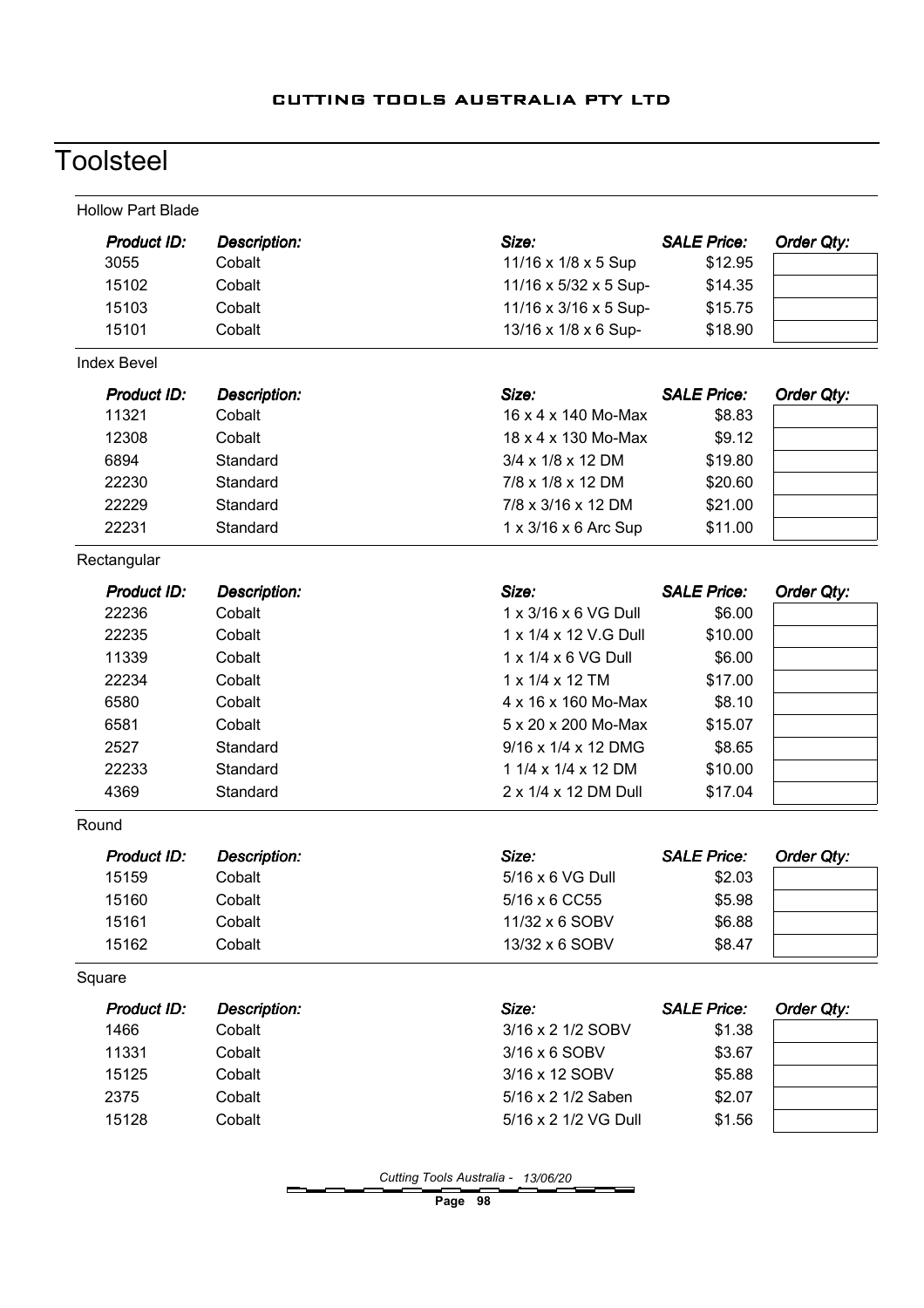# Toolsteel

## Hollow Part Blade

| Product ID: | Description: | Size: | SALE Price: | Order Qty: |
|---|---|---|---|---|
| 3055 | Cobalt | 11/16 x 1/8 x 5 Sup | $12.95 | |
| 15102 | Cobalt | 11/16 x 5/32 x 5 Sup- | $14.35 | |
| 15103 | Cobalt | 11/16 x 3/16 x 5 Sup- | $15.75 | |
| 15101 | Cobalt | 13/16 x 1/8 x 6 Sup- | $18.90 | |

## Index Bevel

| Product ID: | Description: | Size: | SALE Price: | Order Qty: |
|---|---|---|---|---|
| 11321 | Cobalt | 16 x 4 x 140 Mo-Max | $8.83 | |
| 12308 | Cobalt | 18 x 4 x 130 Mo-Max | $9.12 | |
| 6894 | Standard | 3/4 x 1/8 x 12 DM | $19.80 | |
| 22230 | Standard | 7/8 x 1/8 x 12 DM | $20.60 | |
| 22229 | Standard | 7/8 x 3/16 x 12 DM | $21.00 | |
| 22231 | Standard | 1 x 3/16 x 6 Arc Sup | $11.00 | |

## Rectangular

| Product ID: | Description: | Size: | SALE Price: | Order Qty: |
|---|---|---|---|---|
| 22236 | Cobalt | 1 x 3/16 x 6 VG Dull | $6.00 | |
| 22235 | Cobalt | 1 x 1/4 x 12 V.G Dull | $10.00 | |
| 11339 | Cobalt | 1 x 1/4 x 6 VG Dull | $6.00 | |
| 22234 | Cobalt | 1 x 1/4 x 12 TM | $17.00 | |
| 6580 | Cobalt | 4 x 16 x 160 Mo-Max | $8.10 | |
| 6581 | Cobalt | 5 x 20 x 200 Mo-Max | $15.07 | |
| 2527 | Standard | 9/16 x 1/4 x 12 DMG | $8.65 | |
| 22233 | Standard | 1 1/4 x 1/4 x 12 DM | $10.00 | |
| 4369 | Standard | 2 x 1/4 x 12 DM Dull | $17.04 | |

## Round

| Product ID: | Description: | Size: | SALE Price: | Order Qty: |
|---|---|---|---|---|
| 15159 | Cobalt | 5/16 x 6 VG Dull | $2.03 | |
| 15160 | Cobalt | 5/16 x 6 CC55 | $5.98 | |
| 15161 | Cobalt | 11/32 x 6 SOBV | $6.88 | |
| 15162 | Cobalt | 13/32 x 6 SOBV | $8.47 | |

## Square

| Product ID: | Description: | Size: | SALE Price: | Order Qty: |
|---|---|---|---|---|
| 1466 | Cobalt | 3/16 x 2 1/2 SOBV | $1.38 | |
| 11331 | Cobalt | 3/16 x 6 SOBV | $3.67 | |
| 15125 | Cobalt | 3/16 x 12 SOBV | $5.88 | |
| 2375 | Cobalt | 5/16 x 2 1/2 Saben | $2.07 | |
| 15128 | Cobalt | 5/16 x 2 1/2 VG Dull | $1.56 | |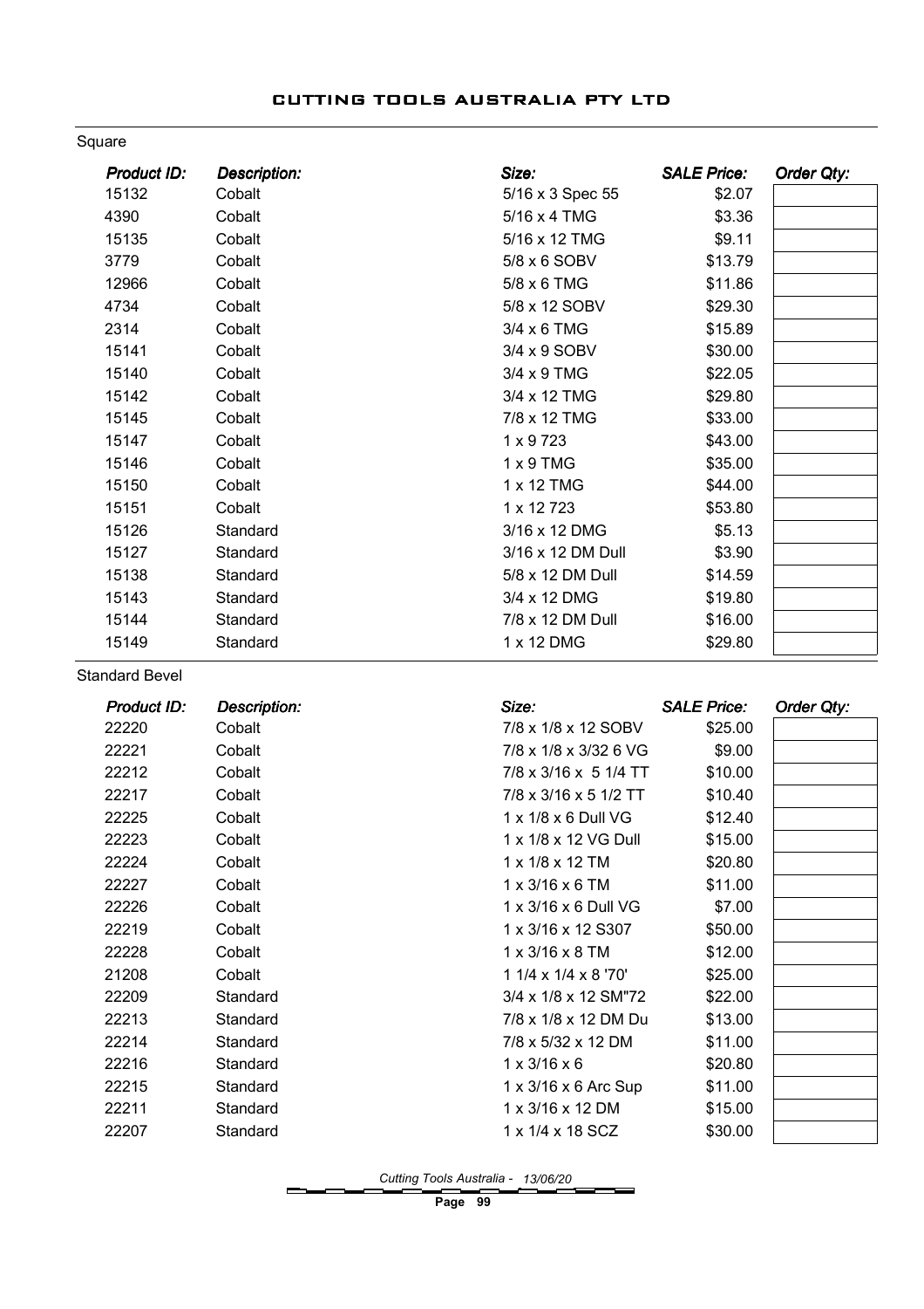# CUTTING TOOLS AUSTRALIA PTY LTD

## Square

| Product ID: | Description: | Size: | SALE Price: | Order Qty: |
|---|---|---|---|---|
| 15132 | Cobalt | 5/16 x 3 Spec 55 | $2.07 | |
| 4390 | Cobalt | 5/16 x 4 TMG | $3.36 | |
| 15135 | Cobalt | 5/16 x 12 TMG | $9.11 | |
| 3779 | Cobalt | 5/8 x 6 SOBV | $13.79 | |
| 12966 | Cobalt | 5/8 x 6 TMG | $11.86 | |
| 4734 | Cobalt | 5/8 x 12 SOBV | $29.30 | |
| 2314 | Cobalt | 3/4 x 6 TMG | $15.89 | |
| 15141 | Cobalt | 3/4 x 9 SOBV | $30.00 | |
| 15140 | Cobalt | 3/4 x 9 TMG | $22.05 | |
| 15142 | Cobalt | 3/4 x 12 TMG | $29.80 | |
| 15145 | Cobalt | 7/8 x 12 TMG | $33.00 | |
| 15147 | Cobalt | 1 x 9 723 | $43.00 | |
| 15146 | Cobalt | 1 x 9 TMG | $35.00 | |
| 15150 | Cobalt | 1 x 12 TMG | $44.00 | |
| 15151 | Cobalt | 1 x 12 723 | $53.80 | |
| 15126 | Standard | 3/16 x 12 DMG | $5.13 | |
| 15127 | Standard | 3/16 x 12 DM Dull | $3.90 | |
| 15138 | Standard | 5/8 x 12 DM Dull | $14.59 | |
| 15143 | Standard | 3/4 x 12 DMG | $19.80 | |
| 15144 | Standard | 7/8 x 12 DM Dull | $16.00 | |
| 15149 | Standard | 1 x 12 DMG | $29.80 | |

## Standard Bevel

| Product ID: | Description: | Size: | SALE Price: | Order Qty: |
|---|---|---|---|---|
| 22220 | Cobalt | 7/8 x 1/8 x 12 SOBV | $25.00 | |
| 22221 | Cobalt | 7/8 x 1/8 x 3/32 6 VG | $9.00 | |
| 22212 | Cobalt | 7/8 x 3/16 x 5 1/4 TT | $10.00 | |
| 22217 | Cobalt | 7/8 x 3/16 x 5 1/2 TT | $10.40 | |
| 22225 | Cobalt | 1 x 1/8 x 6 Dull VG | $12.40 | |
| 22223 | Cobalt | 1 x 1/8 x 12 VG Dull | $15.00 | |
| 22224 | Cobalt | 1 x 1/8 x 12 TM | $20.80 | |
| 22227 | Cobalt | 1 x 3/16 x 6 TM | $11.00 | |
| 22226 | Cobalt | 1 x 3/16 x 6 Dull VG | $7.00 | |
| 22219 | Cobalt | 1 x 3/16 x 12 S307 | $50.00 | |
| 22228 | Cobalt | 1 x 3/16 x 8 TM | $12.00 | |
| 21208 | Cobalt | 1 1/4 x 1/4 x 8 '70' | $25.00 | |
| 22209 | Standard | 3/4 x 1/8 x 12 SM"72 | $22.00 | |
| 22213 | Standard | 7/8 x 1/8 x 12 DM Du | $13.00 | |
| 22214 | Standard | 7/8 x 5/32 x 12 DM | $11.00 | |
| 22216 | Standard | 1 x 3/16 x 6 | $20.80 | |
| 22215 | Standard | 1 x 3/16 x 6 Arc Sup | $11.00 | |
| 22211 | Standard | 1 x 3/16 x 12 DM | $15.00 | |
| 22207 | Standard | 1 x 1/4 x 18 SCZ | $30.00 | |

*Cutting Tools Australia - 13/06/20*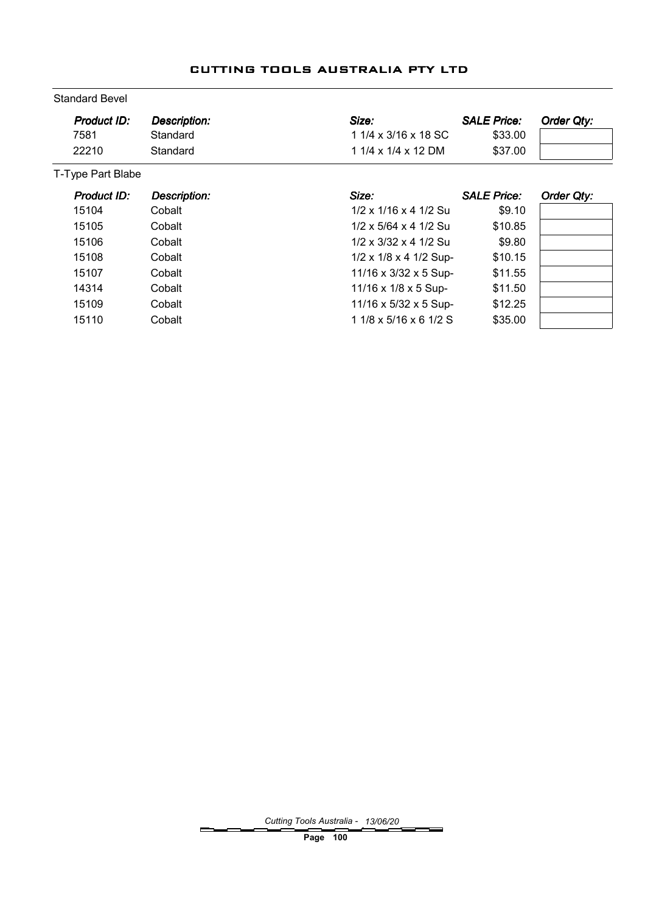## CUTTING TOOLS AUSTRALIA PTY LTD

### Standard Bevel

| *Product ID:* | *Description:* | *Size:* | *SALE Price:* | *Order Qty:* |
|---|---|---|---|---|
| 7581 | Standard | 1 1/4 x 3/16 x 18 SC | $33.00 | |
| 22210 | Standard | 1 1/4 x 1/4 x 12 DM | $37.00 | |

### T-Type Part Blabe

| *Product ID:* | *Description:* | *Size:* | *SALE Price:* | *Order Qty:* |
|---|---|---|---|---|
| 15104 | Cobalt | 1/2 x 1/16 x 4 1/2 Su | $9.10 | |
| 15105 | Cobalt | 1/2 x 5/64 x 4 1/2 Su | $10.85 | |
| 15106 | Cobalt | 1/2 x 3/32 x 4 1/2 Su | $9.80 | |
| 15108 | Cobalt | 1/2 x 1/8 x 4 1/2 Sup- | $10.15 | |
| 15107 | Cobalt | 11/16 x 3/32 x 5 Sup- | $11.55 | |
| 14314 | Cobalt | 11/16 x 1/8 x 5 Sup- | $11.50 | |
| 15109 | Cobalt | 11/16 x 5/32 x 5 Sup- | $12.25 | |
| 15110 | Cobalt | 1 1/8 x 5/16 x 6 1/2 S | $35.00 | |

*Cutting Tools Australia - 13/06/20*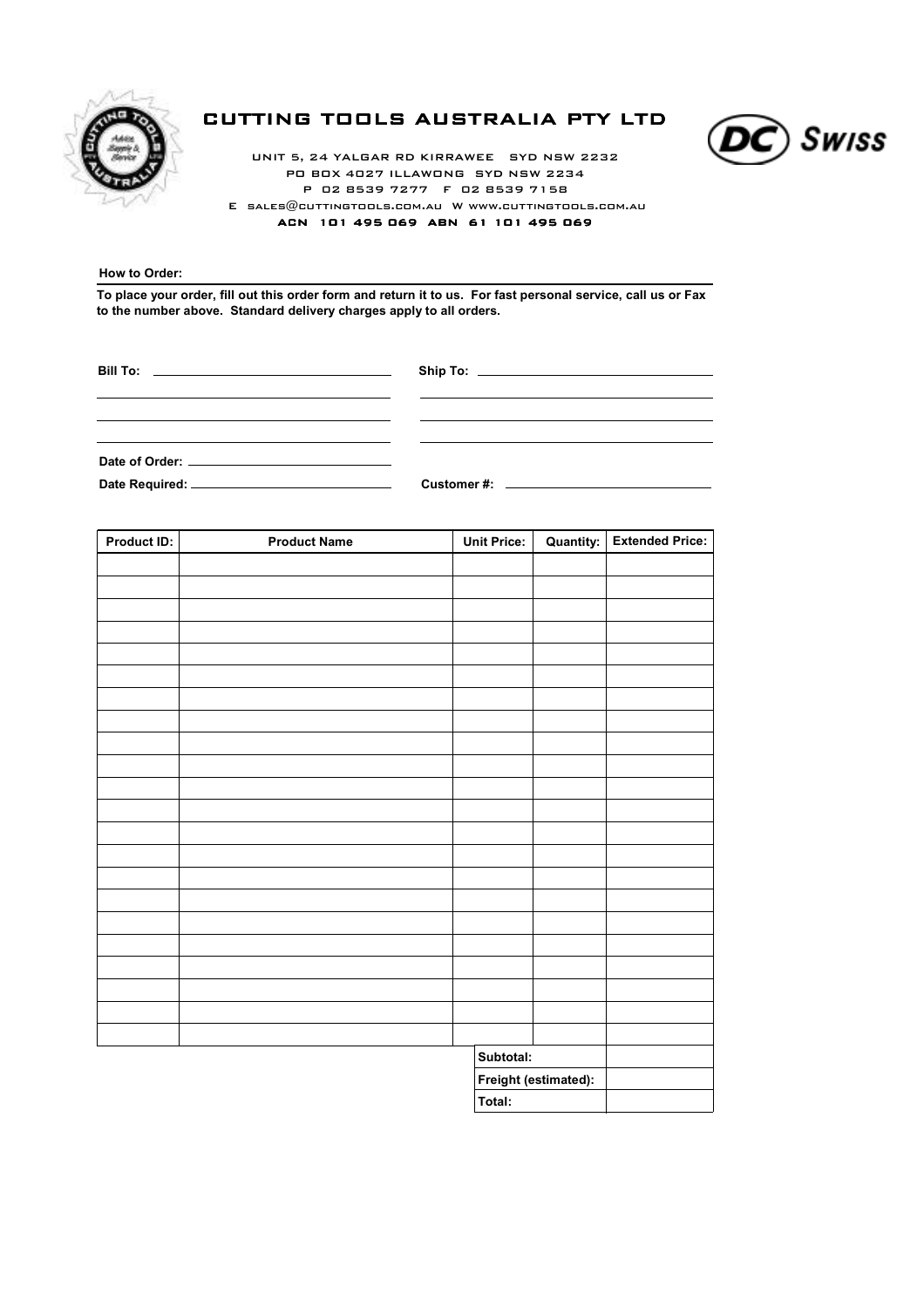# CUTTING TOOLS AUSTRALIA PTY LTD

UNIT 5, 24 YALGAR RD KIRRAWEE SYD NSW 2232
PO BOX 4027 ILLAWONG SYD NSW 2234
P 02 8539 7277 F 02 8539 7158
E sales@cuttingtools.com.au W www.cuttingtools.com.au
**ACN 101 495 069 ABN 61 101 495 069**

**How to Order:**

**To place your order, fill out this order form and return it to us. For fast personal service, call us or Fax to the number above. Standard delivery charges apply to all orders.**

**Bill To:** ______________________________ **Ship To:** ______________________________

______________________________ ______________________________

______________________________ ______________________________

______________________________ ______________________________

**Date of Order:** ______________________________

**Date Required:** ______________________________ **Customer #:** ______________________________

| Product ID: | Product Name | Unit Price: | Quantity: | Extended Price: |
|---|---|---|---|---|
| | | | | |
| | | | | |
| | | | | |
| | | | | |
| | | | | |
| | | | | |
| | | | | |
| | | | | |
| | | | | |
| | | | | |
| | | | | |
| | | | | |
| | | | | |
| | | | | |
| | | | | |
| | | | | |
| | | | | |
| | | | | |
| | | | | |
| | | | | |
| | | | | |
| | | | | |
| | | Subtotal: | | |
| | | Freight (estimated): | | |
| | | Total: | | |